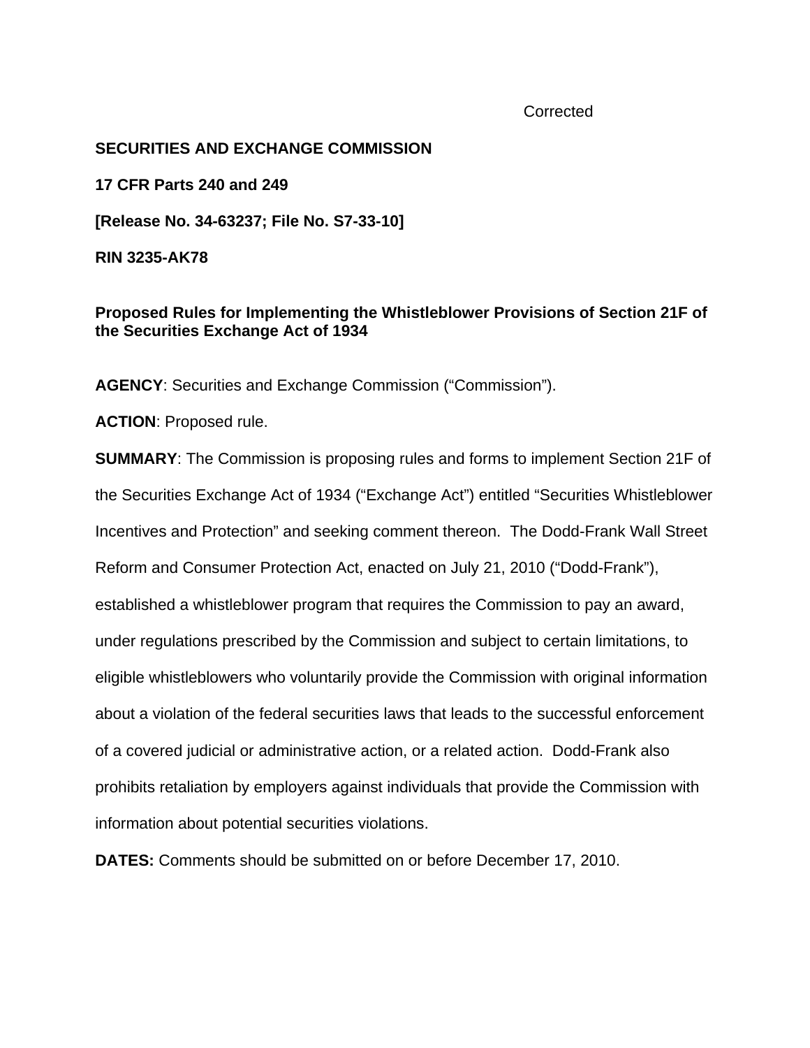Corrected

**SECURITIES AND EXCHANGE COMMISSION**

**17 CFR Parts 240 and 249**

**[Release No. 34-63237; File No. S7-33-10]**

**RIN 3235-AK78**

**Proposed Rules for Implementing the Whistleblower Provisions of Section 21F of the Securities Exchange Act of 1934**

**AGENCY**: Securities and Exchange Commission ("Commission").

**ACTION**: Proposed rule.

**SUMMARY**: The Commission is proposing rules and forms to implement Section 21F of the Securities Exchange Act of 1934 ("Exchange Act") entitled "Securities Whistleblower Incentives and Protection" and seeking comment thereon. The Dodd-Frank Wall Street Reform and Consumer Protection Act, enacted on July 21, 2010 ("Dodd-Frank"), established a whistleblower program that requires the Commission to pay an award, under regulations prescribed by the Commission and subject to certain limitations, to eligible whistleblowers who voluntarily provide the Commission with original information about a violation of the federal securities laws that leads to the successful enforcement of a covered judicial or administrative action, or a related action. Dodd-Frank also prohibits retaliation by employers against individuals that provide the Commission with information about potential securities violations.

**DATES:** Comments should be submitted on or before December 17, 2010.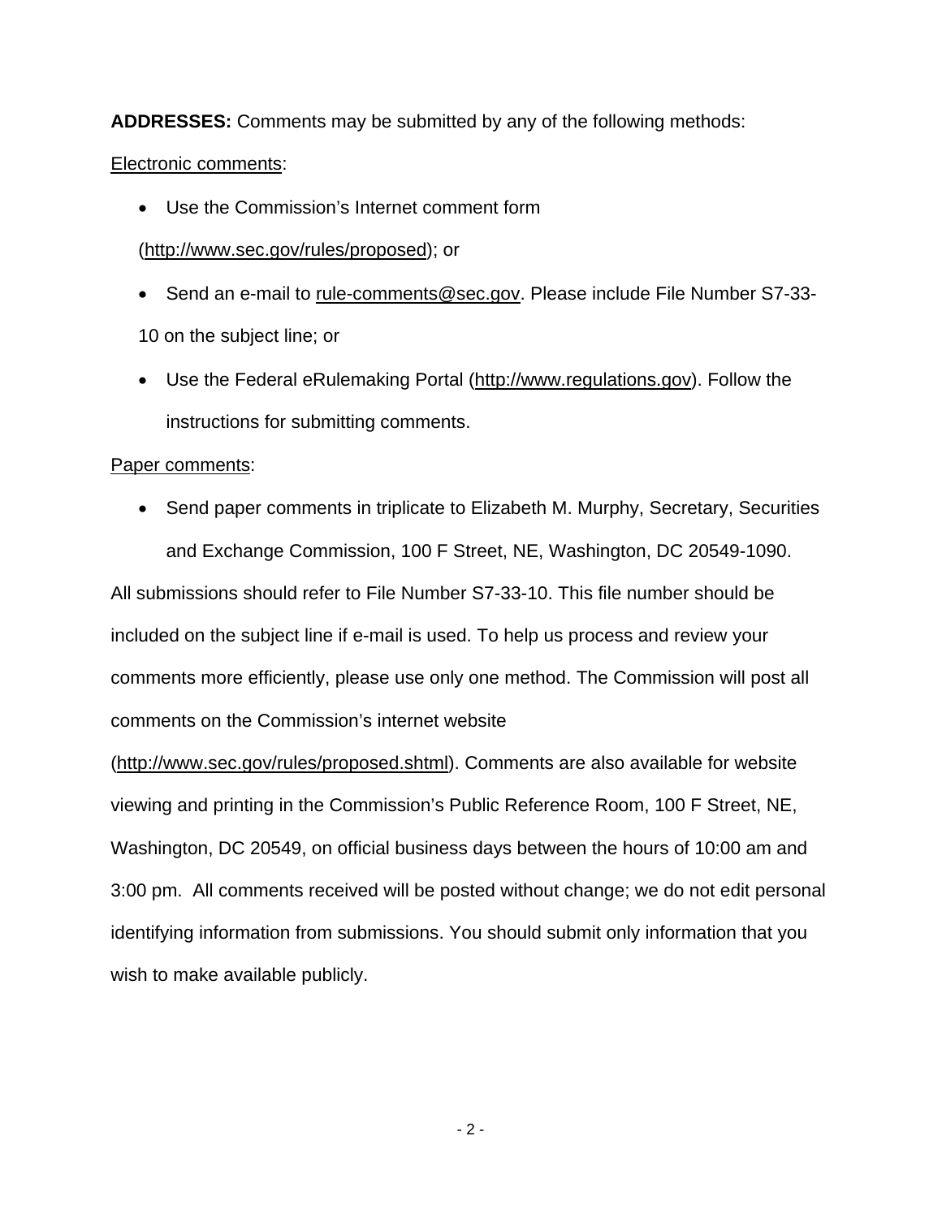**ADDRESSES:** Comments may be submitted by any of the following methods:

Electronic comments:

- Use the Commission's Internet comment form (http://www.sec.gov/rules/proposed); or
- Send an e-mail to rule-comments@sec.gov. Please include File Number S7-33-10 on the subject line; or
- Use the Federal eRulemaking Portal (http://www.regulations.gov). Follow the instructions for submitting comments.

Paper comments:

- Send paper comments in triplicate to Elizabeth M. Murphy, Secretary, Securities and Exchange Commission, 100 F Street, NE, Washington, DC 20549-1090.

All submissions should refer to File Number S7-33-10. This file number should be included on the subject line if e-mail is used. To help us process and review your comments more efficiently, please use only one method. The Commission will post all comments on the Commission's internet website (http://www.sec.gov/rules/proposed.shtml). Comments are also available for website viewing and printing in the Commission's Public Reference Room, 100 F Street, NE, Washington, DC 20549, on official business days between the hours of 10:00 am and 3:00 pm. All comments received will be posted without change; we do not edit personal identifying information from submissions. You should submit only information that you wish to make available publicly.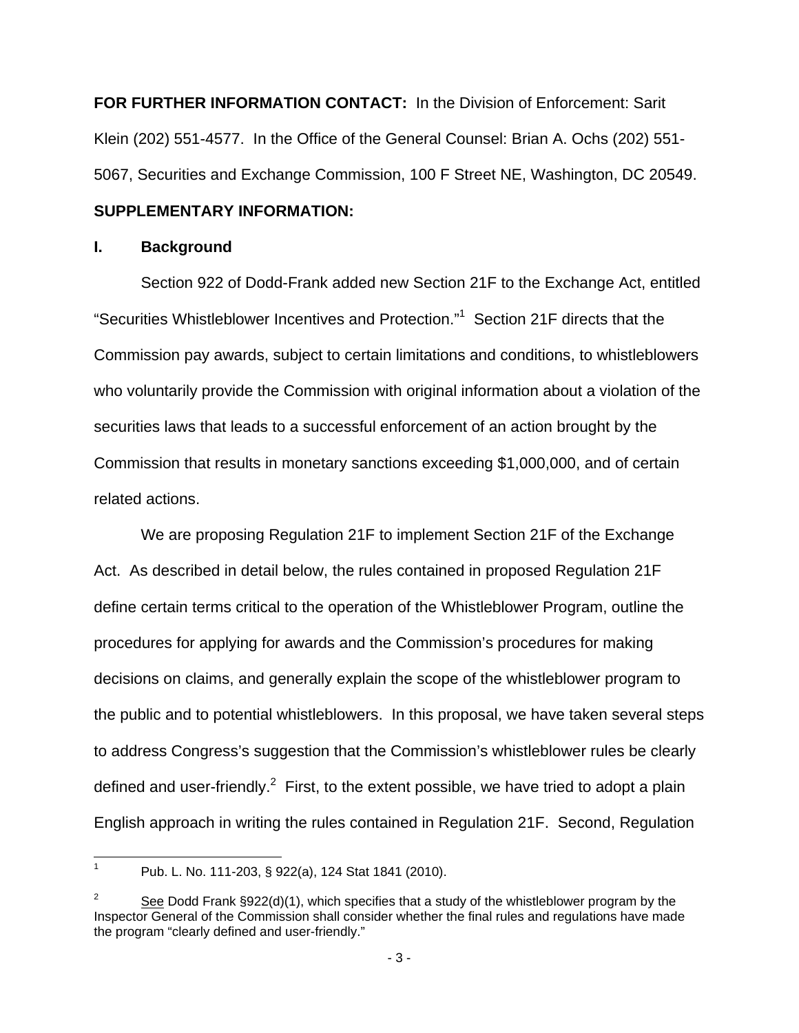**FOR FURTHER INFORMATION CONTACT:** In the Division of Enforcement: Sarit Klein (202) 551-4577. In the Office of the General Counsel: Brian A. Ochs (202) 551-5067, Securities and Exchange Commission, 100 F Street NE, Washington, DC 20549.

**SUPPLEMENTARY INFORMATION:**

**I. Background**

Section 922 of Dodd-Frank added new Section 21F to the Exchange Act, entitled "Securities Whistleblower Incentives and Protection."[1] Section 21F directs that the Commission pay awards, subject to certain limitations and conditions, to whistleblowers who voluntarily provide the Commission with original information about a violation of the securities laws that leads to a successful enforcement of an action brought by the Commission that results in monetary sanctions exceeding $1,000,000, and of certain related actions.

We are proposing Regulation 21F to implement Section 21F of the Exchange Act. As described in detail below, the rules contained in proposed Regulation 21F define certain terms critical to the operation of the Whistleblower Program, outline the procedures for applying for awards and the Commission's procedures for making decisions on claims, and generally explain the scope of the whistleblower program to the public and to potential whistleblowers. In this proposal, we have taken several steps to address Congress's suggestion that the Commission's whistleblower rules be clearly defined and user-friendly.[2] First, to the extent possible, we have tried to adopt a plain English approach in writing the rules contained in Regulation 21F. Second, Regulation

---

[1] Pub. L. No. 111-203, § 922(a), 124 Stat 1841 (2010).

[2] See Dodd Frank §922(d)(1), which specifies that a study of the whistleblower program by the Inspector General of the Commission shall consider whether the final rules and regulations have made the program "clearly defined and user-friendly."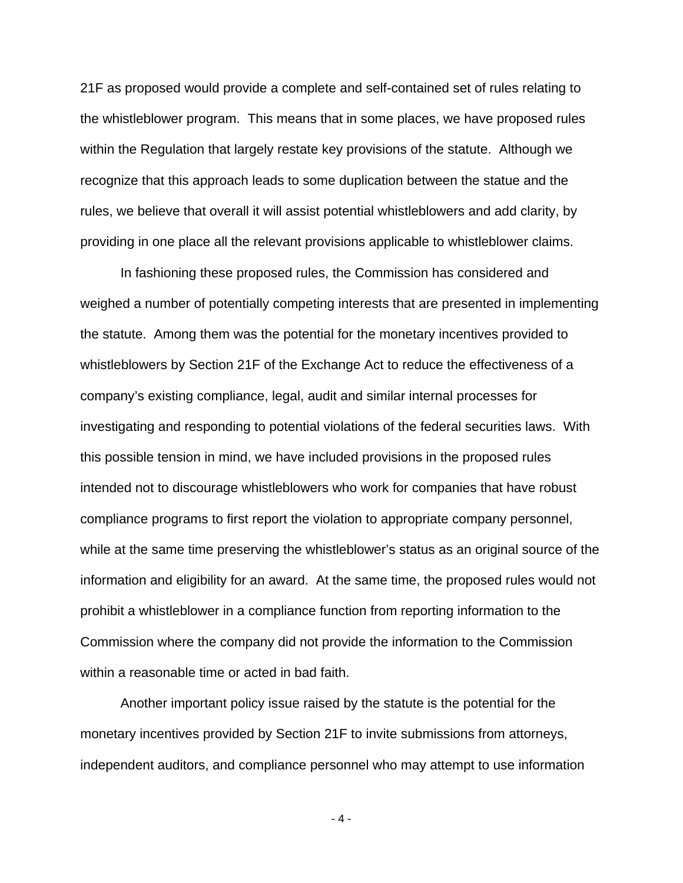21F as proposed would provide a complete and self-contained set of rules relating to the whistleblower program. This means that in some places, we have proposed rules within the Regulation that largely restate key provisions of the statute. Although we recognize that this approach leads to some duplication between the statue and the rules, we believe that overall it will assist potential whistleblowers and add clarity, by providing in one place all the relevant provisions applicable to whistleblower claims.

In fashioning these proposed rules, the Commission has considered and weighed a number of potentially competing interests that are presented in implementing the statute. Among them was the potential for the monetary incentives provided to whistleblowers by Section 21F of the Exchange Act to reduce the effectiveness of a company's existing compliance, legal, audit and similar internal processes for investigating and responding to potential violations of the federal securities laws. With this possible tension in mind, we have included provisions in the proposed rules intended not to discourage whistleblowers who work for companies that have robust compliance programs to first report the violation to appropriate company personnel, while at the same time preserving the whistleblower's status as an original source of the information and eligibility for an award. At the same time, the proposed rules would not prohibit a whistleblower in a compliance function from reporting information to the Commission where the company did not provide the information to the Commission within a reasonable time or acted in bad faith.

Another important policy issue raised by the statute is the potential for the monetary incentives provided by Section 21F to invite submissions from attorneys, independent auditors, and compliance personnel who may attempt to use information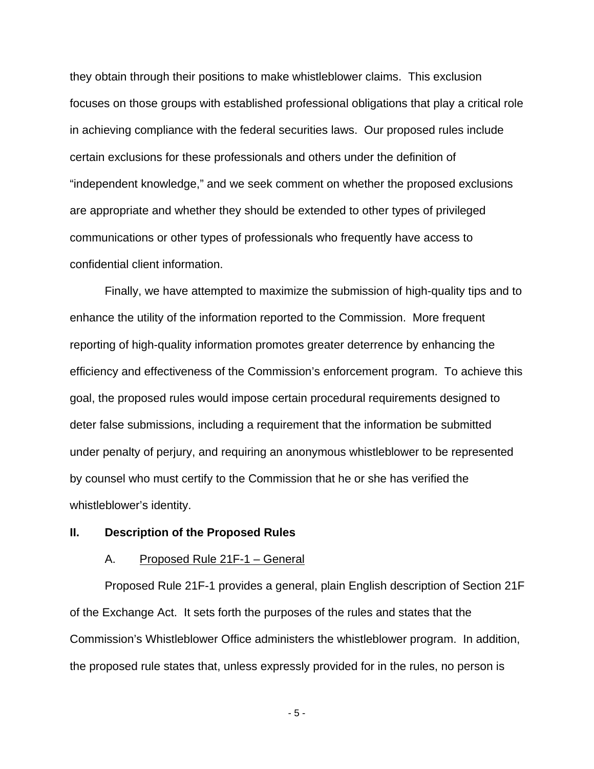they obtain through their positions to make whistleblower claims. This exclusion focuses on those groups with established professional obligations that play a critical role in achieving compliance with the federal securities laws. Our proposed rules include certain exclusions for these professionals and others under the definition of "independent knowledge," and we seek comment on whether the proposed exclusions are appropriate and whether they should be extended to other types of privileged communications or other types of professionals who frequently have access to confidential client information.

Finally, we have attempted to maximize the submission of high-quality tips and to enhance the utility of the information reported to the Commission. More frequent reporting of high-quality information promotes greater deterrence by enhancing the efficiency and effectiveness of the Commission's enforcement program. To achieve this goal, the proposed rules would impose certain procedural requirements designed to deter false submissions, including a requirement that the information be submitted under penalty of perjury, and requiring an anonymous whistleblower to be represented by counsel who must certify to the Commission that he or she has verified the whistleblower's identity.

## II. Description of the Proposed Rules

### A. Proposed Rule 21F-1 – General

Proposed Rule 21F-1 provides a general, plain English description of Section 21F of the Exchange Act. It sets forth the purposes of the rules and states that the Commission's Whistleblower Office administers the whistleblower program. In addition, the proposed rule states that, unless expressly provided for in the rules, no person is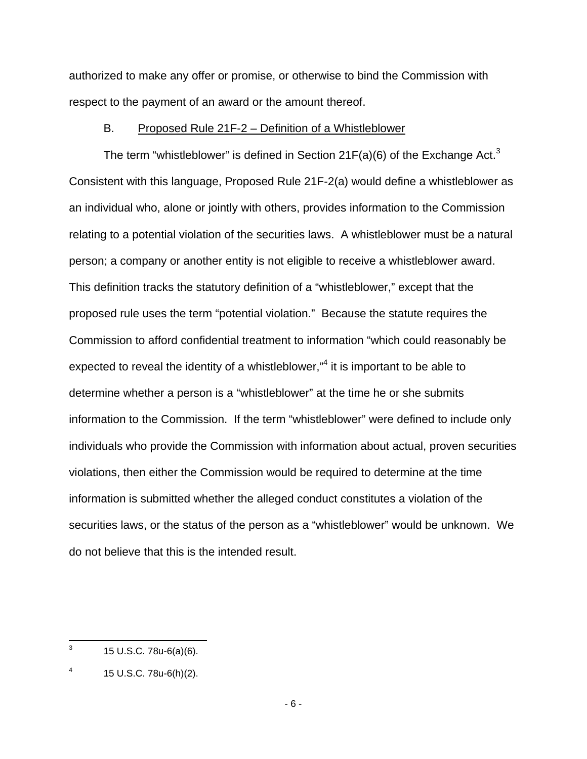authorized to make any offer or promise, or otherwise to bind the Commission with respect to the payment of an award or the amount thereof.

### B. Proposed Rule 21F-2 – Definition of a Whistleblower

The term "whistleblower" is defined in Section 21F(a)(6) of the Exchange Act.[3] Consistent with this language, Proposed Rule 21F-2(a) would define a whistleblower as an individual who, alone or jointly with others, provides information to the Commission relating to a potential violation of the securities laws. A whistleblower must be a natural person; a company or another entity is not eligible to receive a whistleblower award. This definition tracks the statutory definition of a "whistleblower," except that the proposed rule uses the term "potential violation." Because the statute requires the Commission to afford confidential treatment to information "which could reasonably be expected to reveal the identity of a whistleblower,"[4] it is important to be able to determine whether a person is a "whistleblower" at the time he or she submits information to the Commission. If the term "whistleblower" were defined to include only individuals who provide the Commission with information about actual, proven securities violations, then either the Commission would be required to determine at the time information is submitted whether the alleged conduct constitutes a violation of the securities laws, or the status of the person as a "whistleblower" would be unknown. We do not believe that this is the intended result.

---

[3] 15 U.S.C. 78u-6(a)(6).

[4] 15 U.S.C. 78u-6(h)(2).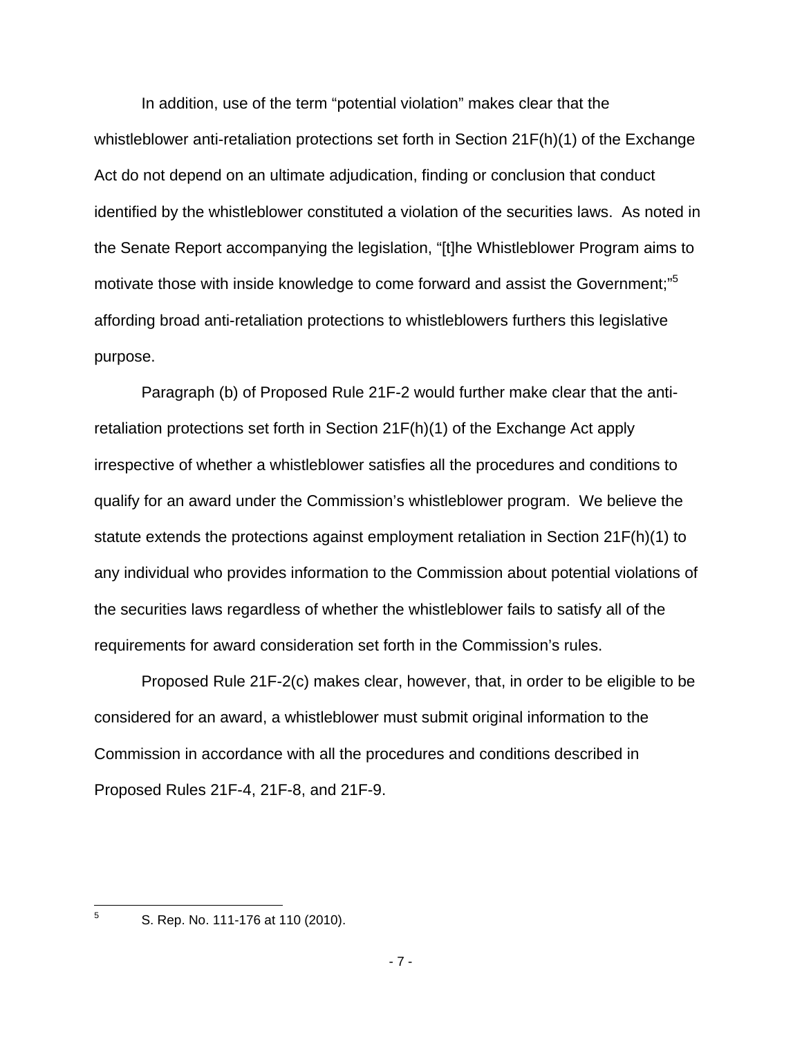In addition, use of the term "potential violation" makes clear that the whistleblower anti-retaliation protections set forth in Section 21F(h)(1) of the Exchange Act do not depend on an ultimate adjudication, finding or conclusion that conduct identified by the whistleblower constituted a violation of the securities laws. As noted in the Senate Report accompanying the legislation, "[t]he Whistleblower Program aims to motivate those with inside knowledge to come forward and assist the Government;"[5] affording broad anti-retaliation protections to whistleblowers furthers this legislative purpose.

Paragraph (b) of Proposed Rule 21F-2 would further make clear that the anti-retaliation protections set forth in Section 21F(h)(1) of the Exchange Act apply irrespective of whether a whistleblower satisfies all the procedures and conditions to qualify for an award under the Commission's whistleblower program. We believe the statute extends the protections against employment retaliation in Section 21F(h)(1) to any individual who provides information to the Commission about potential violations of the securities laws regardless of whether the whistleblower fails to satisfy all of the requirements for award consideration set forth in the Commission's rules.

Proposed Rule 21F-2(c) makes clear, however, that, in order to be eligible to be considered for an award, a whistleblower must submit original information to the Commission in accordance with all the procedures and conditions described in Proposed Rules 21F-4, 21F-8, and 21F-9.

---

[5] S. Rep. No. 111-176 at 110 (2010).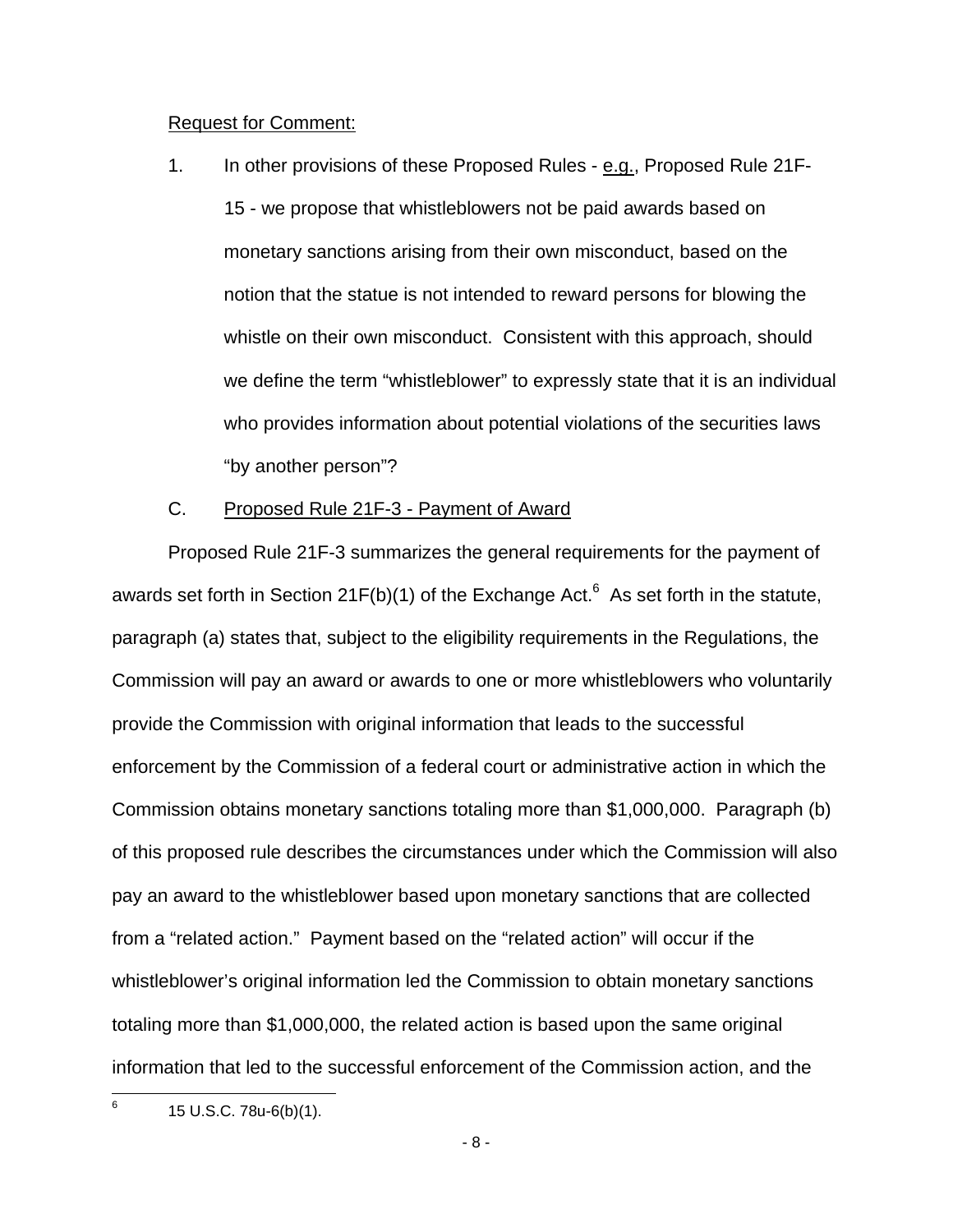Request for Comment:

1. In other provisions of these Proposed Rules - e.g., Proposed Rule 21F-15 - we propose that whistleblowers not be paid awards based on monetary sanctions arising from their own misconduct, based on the notion that the statue is not intended to reward persons for blowing the whistle on their own misconduct. Consistent with this approach, should we define the term "whistleblower" to expressly state that it is an individual who provides information about potential violations of the securities laws "by another person"?

C. Proposed Rule 21F-3 - Payment of Award

Proposed Rule 21F-3 summarizes the general requirements for the payment of awards set forth in Section 21F(b)(1) of the Exchange Act.[6] As set forth in the statute, paragraph (a) states that, subject to the eligibility requirements in the Regulations, the Commission will pay an award or awards to one or more whistleblowers who voluntarily provide the Commission with original information that leads to the successful enforcement by the Commission of a federal court or administrative action in which the Commission obtains monetary sanctions totaling more than $1,000,000. Paragraph (b) of this proposed rule describes the circumstances under which the Commission will also pay an award to the whistleblower based upon monetary sanctions that are collected from a "related action." Payment based on the "related action" will occur if the whistleblower's original information led the Commission to obtain monetary sanctions totaling more than $1,000,000, the related action is based upon the same original information that led to the successful enforcement of the Commission action, and the

[6] 15 U.S.C. 78u-6(b)(1).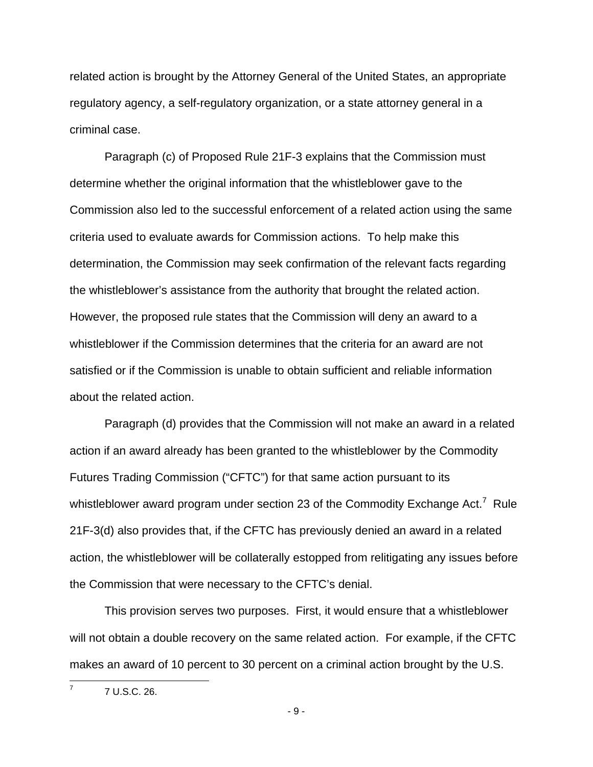related action is brought by the Attorney General of the United States, an appropriate regulatory agency, a self-regulatory organization, or a state attorney general in a criminal case.

Paragraph (c) of Proposed Rule 21F-3 explains that the Commission must determine whether the original information that the whistleblower gave to the Commission also led to the successful enforcement of a related action using the same criteria used to evaluate awards for Commission actions. To help make this determination, the Commission may seek confirmation of the relevant facts regarding the whistleblower's assistance from the authority that brought the related action. However, the proposed rule states that the Commission will deny an award to a whistleblower if the Commission determines that the criteria for an award are not satisfied or if the Commission is unable to obtain sufficient and reliable information about the related action.

Paragraph (d) provides that the Commission will not make an award in a related action if an award already has been granted to the whistleblower by the Commodity Futures Trading Commission ("CFTC") for that same action pursuant to its whistleblower award program under section 23 of the Commodity Exchange Act.[7] Rule 21F-3(d) also provides that, if the CFTC has previously denied an award in a related action, the whistleblower will be collaterally estopped from relitigating any issues before the Commission that were necessary to the CFTC's denial.

This provision serves two purposes. First, it would ensure that a whistleblower will not obtain a double recovery on the same related action. For example, if the CFTC makes an award of 10 percent to 30 percent on a criminal action brought by the U.S.

[7] 7 U.S.C. 26.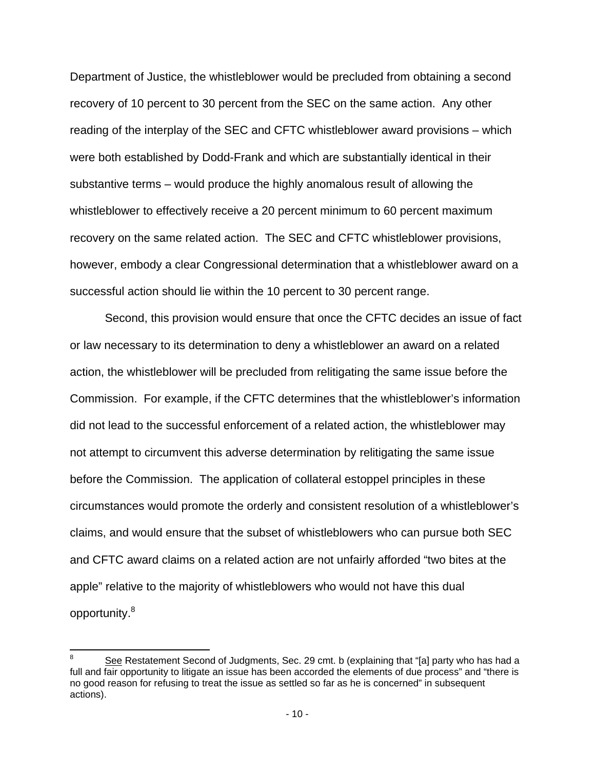Department of Justice, the whistleblower would be precluded from obtaining a second recovery of 10 percent to 30 percent from the SEC on the same action. Any other reading of the interplay of the SEC and CFTC whistleblower award provisions – which were both established by Dodd-Frank and which are substantially identical in their substantive terms – would produce the highly anomalous result of allowing the whistleblower to effectively receive a 20 percent minimum to 60 percent maximum recovery on the same related action. The SEC and CFTC whistleblower provisions, however, embody a clear Congressional determination that a whistleblower award on a successful action should lie within the 10 percent to 30 percent range.

Second, this provision would ensure that once the CFTC decides an issue of fact or law necessary to its determination to deny a whistleblower an award on a related action, the whistleblower will be precluded from relitigating the same issue before the Commission. For example, if the CFTC determines that the whistleblower's information did not lead to the successful enforcement of a related action, the whistleblower may not attempt to circumvent this adverse determination by relitigating the same issue before the Commission. The application of collateral estoppel principles in these circumstances would promote the orderly and consistent resolution of a whistleblower's claims, and would ensure that the subset of whistleblowers who can pursue both SEC and CFTC award claims on a related action are not unfairly afforded "two bites at the apple" relative to the majority of whistleblowers who would not have this dual opportunity.[8]

---

[8] See Restatement Second of Judgments, Sec. 29 cmt. b (explaining that "[a] party who has had a full and fair opportunity to litigate an issue has been accorded the elements of due process" and "there is no good reason for refusing to treat the issue as settled so far as he is concerned" in subsequent actions).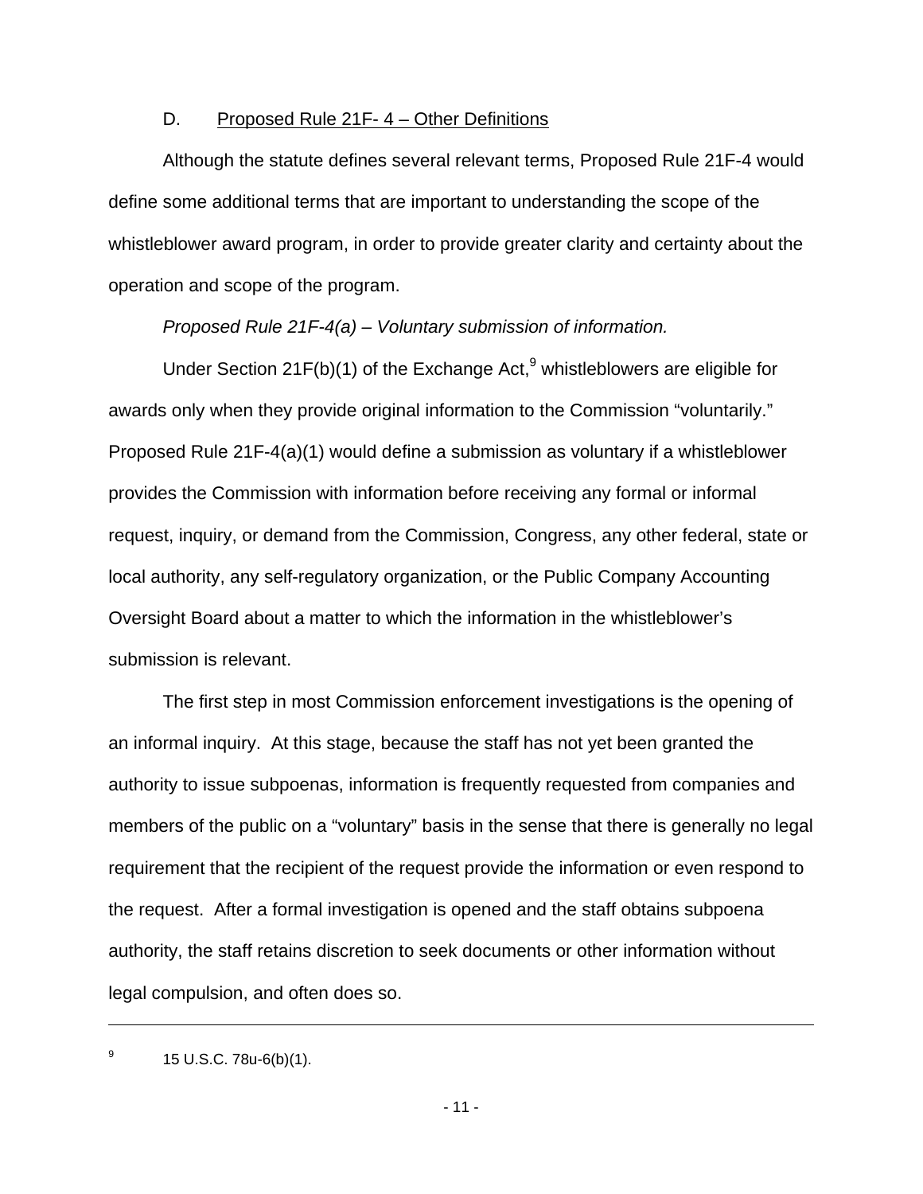### D. Proposed Rule 21F- 4 – Other Definitions

Although the statute defines several relevant terms, Proposed Rule 21F-4 would define some additional terms that are important to understanding the scope of the whistleblower award program, in order to provide greater clarity and certainty about the operation and scope of the program.

*Proposed Rule 21F-4(a) – Voluntary submission of information.*

Under Section 21F(b)(1) of the Exchange Act,[9] whistleblowers are eligible for awards only when they provide original information to the Commission "voluntarily." Proposed Rule 21F-4(a)(1) would define a submission as voluntary if a whistleblower provides the Commission with information before receiving any formal or informal request, inquiry, or demand from the Commission, Congress, any other federal, state or local authority, any self-regulatory organization, or the Public Company Accounting Oversight Board about a matter to which the information in the whistleblower's submission is relevant.

The first step in most Commission enforcement investigations is the opening of an informal inquiry. At this stage, because the staff has not yet been granted the authority to issue subpoenas, information is frequently requested from companies and members of the public on a "voluntary" basis in the sense that there is generally no legal requirement that the recipient of the request provide the information or even respond to the request. After a formal investigation is opened and the staff obtains subpoena authority, the staff retains discretion to seek documents or other information without legal compulsion, and often does so.

---

[9] 15 U.S.C. 78u-6(b)(1).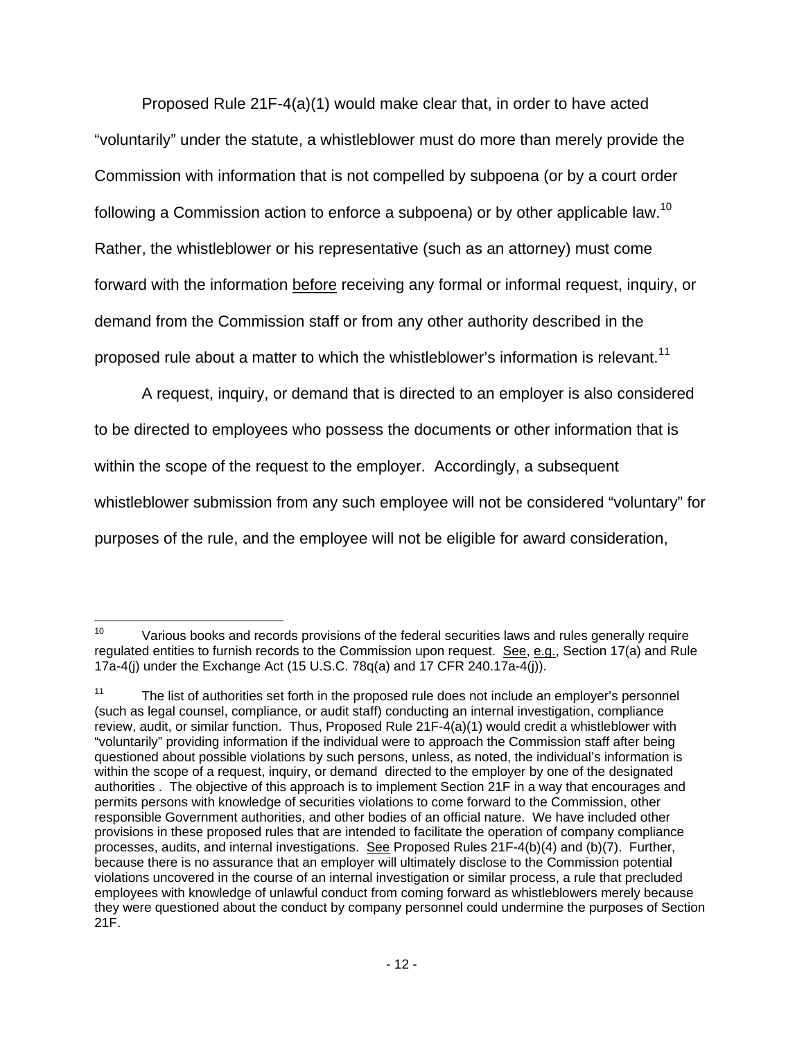Proposed Rule 21F-4(a)(1) would make clear that, in order to have acted "voluntarily" under the statute, a whistleblower must do more than merely provide the Commission with information that is not compelled by subpoena (or by a court order following a Commission action to enforce a subpoena) or by other applicable law.[10] Rather, the whistleblower or his representative (such as an attorney) must come forward with the information before receiving any formal or informal request, inquiry, or demand from the Commission staff or from any other authority described in the proposed rule about a matter to which the whistleblower's information is relevant.[11]

A request, inquiry, or demand that is directed to an employer is also considered to be directed to employees who possess the documents or other information that is within the scope of the request to the employer. Accordingly, a subsequent whistleblower submission from any such employee will not be considered "voluntary" for purposes of the rule, and the employee will not be eligible for award consideration,

---

[10] Various books and records provisions of the federal securities laws and rules generally require regulated entities to furnish records to the Commission upon request. See, e.g., Section 17(a) and Rule 17a-4(j) under the Exchange Act (15 U.S.C. 78q(a) and 17 CFR 240.17a-4(j)).

[11] The list of authorities set forth in the proposed rule does not include an employer's personnel (such as legal counsel, compliance, or audit staff) conducting an internal investigation, compliance review, audit, or similar function. Thus, Proposed Rule 21F-4(a)(1) would credit a whistleblower with "voluntarily" providing information if the individual were to approach the Commission staff after being questioned about possible violations by such persons, unless, as noted, the individual's information is within the scope of a request, inquiry, or demand directed to the employer by one of the designated authorities . The objective of this approach is to implement Section 21F in a way that encourages and permits persons with knowledge of securities violations to come forward to the Commission, other responsible Government authorities, and other bodies of an official nature. We have included other provisions in these proposed rules that are intended to facilitate the operation of company compliance processes, audits, and internal investigations. See Proposed Rules 21F-4(b)(4) and (b)(7). Further, because there is no assurance that an employer will ultimately disclose to the Commission potential violations uncovered in the course of an internal investigation or similar process, a rule that precluded employees with knowledge of unlawful conduct from coming forward as whistleblowers merely because they were questioned about the conduct by company personnel could undermine the purposes of Section 21F.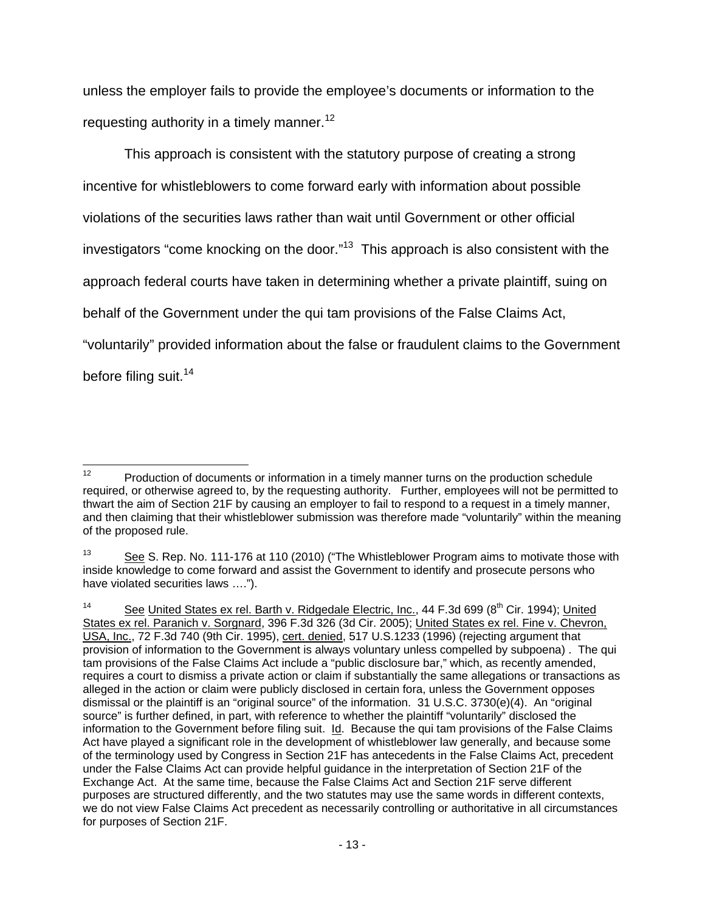unless the employer fails to provide the employee's documents or information to the requesting authority in a timely manner.[12]

This approach is consistent with the statutory purpose of creating a strong incentive for whistleblowers to come forward early with information about possible violations of the securities laws rather than wait until Government or other official investigators "come knocking on the door."[13] This approach is also consistent with the approach federal courts have taken in determining whether a private plaintiff, suing on behalf of the Government under the qui tam provisions of the False Claims Act, "voluntarily" provided information about the false or fraudulent claims to the Government before filing suit.[14]

---

[12] Production of documents or information in a timely manner turns on the production schedule required, or otherwise agreed to, by the requesting authority. Further, employees will not be permitted to thwart the aim of Section 21F by causing an employer to fail to respond to a request in a timely manner, and then claiming that their whistleblower submission was therefore made "voluntarily" within the meaning of the proposed rule.

[13] See S. Rep. No. 111-176 at 110 (2010) ("The Whistleblower Program aims to motivate those with inside knowledge to come forward and assist the Government to identify and prosecute persons who have violated securities laws ….").

[14] See United States ex rel. Barth v. Ridgedale Electric, Inc., 44 F.3d 699 (8th Cir. 1994); United States ex rel. Paranich v. Sorgnard, 396 F.3d 326 (3d Cir. 2005); United States ex rel. Fine v. Chevron, USA, Inc., 72 F.3d 740 (9th Cir. 1995), cert. denied, 517 U.S.1233 (1996) (rejecting argument that provision of information to the Government is always voluntary unless compelled by subpoena) . The qui tam provisions of the False Claims Act include a "public disclosure bar," which, as recently amended, requires a court to dismiss a private action or claim if substantially the same allegations or transactions as alleged in the action or claim were publicly disclosed in certain fora, unless the Government opposes dismissal or the plaintiff is an "original source" of the information. 31 U.S.C. 3730(e)(4). An "original source" is further defined, in part, with reference to whether the plaintiff "voluntarily" disclosed the information to the Government before filing suit. Id. Because the qui tam provisions of the False Claims Act have played a significant role in the development of whistleblower law generally, and because some of the terminology used by Congress in Section 21F has antecedents in the False Claims Act, precedent under the False Claims Act can provide helpful guidance in the interpretation of Section 21F of the Exchange Act. At the same time, because the False Claims Act and Section 21F serve different purposes are structured differently, and the two statutes may use the same words in different contexts, we do not view False Claims Act precedent as necessarily controlling or authoritative in all circumstances for purposes of Section 21F.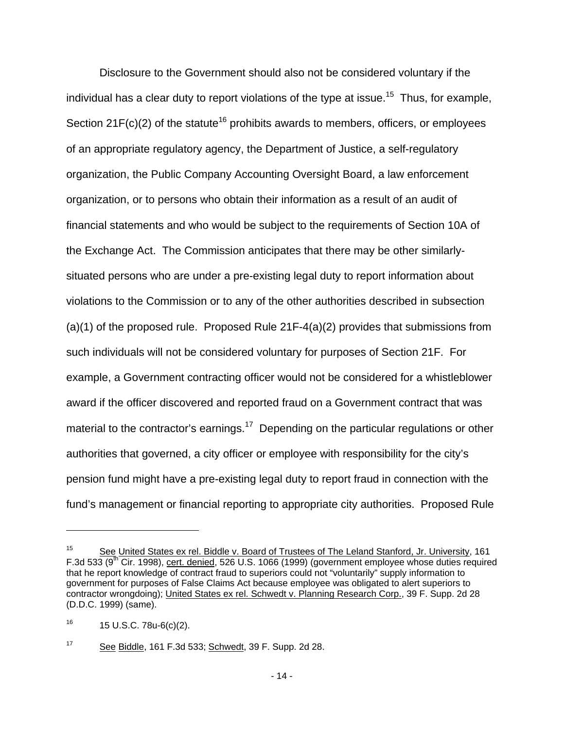Disclosure to the Government should also not be considered voluntary if the individual has a clear duty to report violations of the type at issue.[15] Thus, for example, Section 21F(c)(2) of the statute[16] prohibits awards to members, officers, or employees of an appropriate regulatory agency, the Department of Justice, a self-regulatory organization, the Public Company Accounting Oversight Board, a law enforcement organization, or to persons who obtain their information as a result of an audit of financial statements and who would be subject to the requirements of Section 10A of the Exchange Act. The Commission anticipates that there may be other similarly-situated persons who are under a pre-existing legal duty to report information about violations to the Commission or to any of the other authorities described in subsection (a)(1) of the proposed rule. Proposed Rule 21F-4(a)(2) provides that submissions from such individuals will not be considered voluntary for purposes of Section 21F. For example, a Government contracting officer would not be considered for a whistleblower award if the officer discovered and reported fraud on a Government contract that was material to the contractor's earnings.[17] Depending on the particular regulations or other authorities that governed, a city officer or employee with responsibility for the city's pension fund might have a pre-existing legal duty to report fraud in connection with the fund's management or financial reporting to appropriate city authorities. Proposed Rule

---

[15] See United States ex rel. Biddle v. Board of Trustees of The Leland Stanford, Jr. University, 161 F.3d 533 (9th Cir. 1998), cert. denied, 526 U.S. 1066 (1999) (government employee whose duties required that he report knowledge of contract fraud to superiors could not "voluntarily" supply information to government for purposes of False Claims Act because employee was obligated to alert superiors to contractor wrongdoing); United States ex rel. Schwedt v. Planning Research Corp., 39 F. Supp. 2d 28 (D.D.C. 1999) (same).

[16] 15 U.S.C. 78u-6(c)(2).

[17] See Biddle, 161 F.3d 533; Schwedt, 39 F. Supp. 2d 28.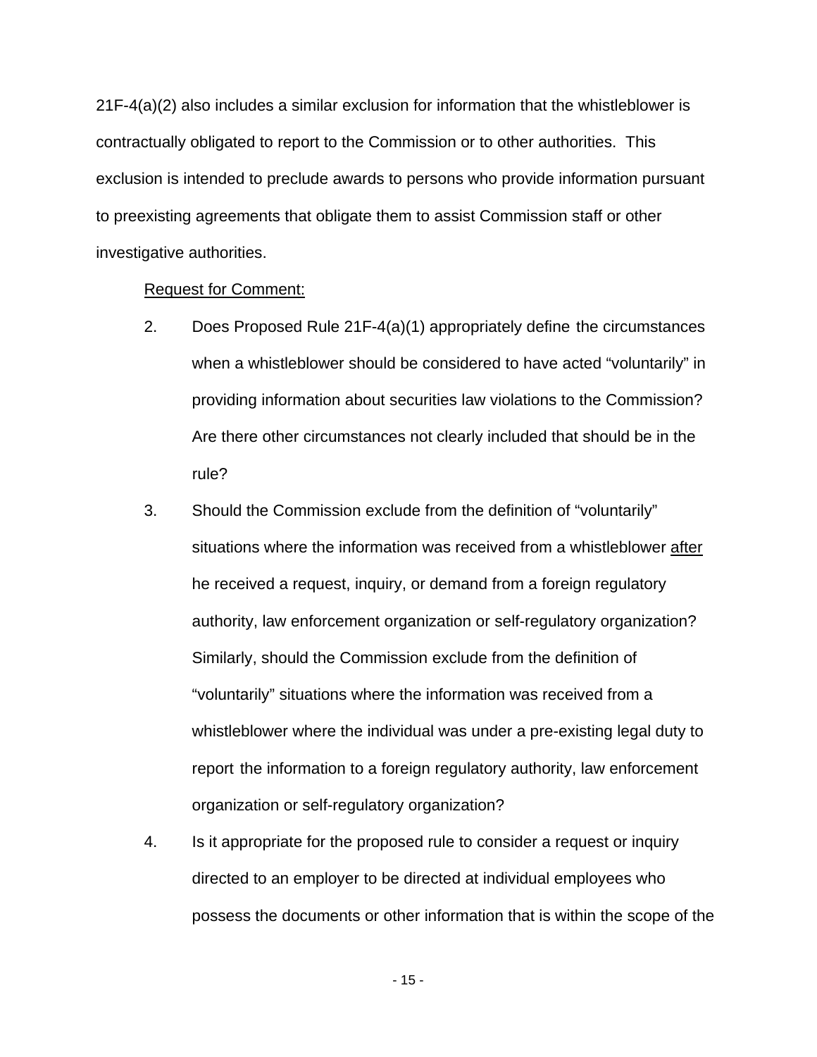21F-4(a)(2) also includes a similar exclusion for information that the whistleblower is contractually obligated to report to the Commission or to other authorities. This exclusion is intended to preclude awards to persons who provide information pursuant to preexisting agreements that obligate them to assist Commission staff or other investigative authorities.

<u>Request for Comment:</u>

2. Does Proposed Rule 21F-4(a)(1) appropriately define the circumstances when a whistleblower should be considered to have acted "voluntarily" in providing information about securities law violations to the Commission? Are there other circumstances not clearly included that should be in the rule?

3. Should the Commission exclude from the definition of "voluntarily" situations where the information was received from a whistleblower <u>after</u> he received a request, inquiry, or demand from a foreign regulatory authority, law enforcement organization or self-regulatory organization? Similarly, should the Commission exclude from the definition of "voluntarily" situations where the information was received from a whistleblower where the individual was under a pre-existing legal duty to report the information to a foreign regulatory authority, law enforcement organization or self-regulatory organization?

4. Is it appropriate for the proposed rule to consider a request or inquiry directed to an employer to be directed at individual employees who possess the documents or other information that is within the scope of the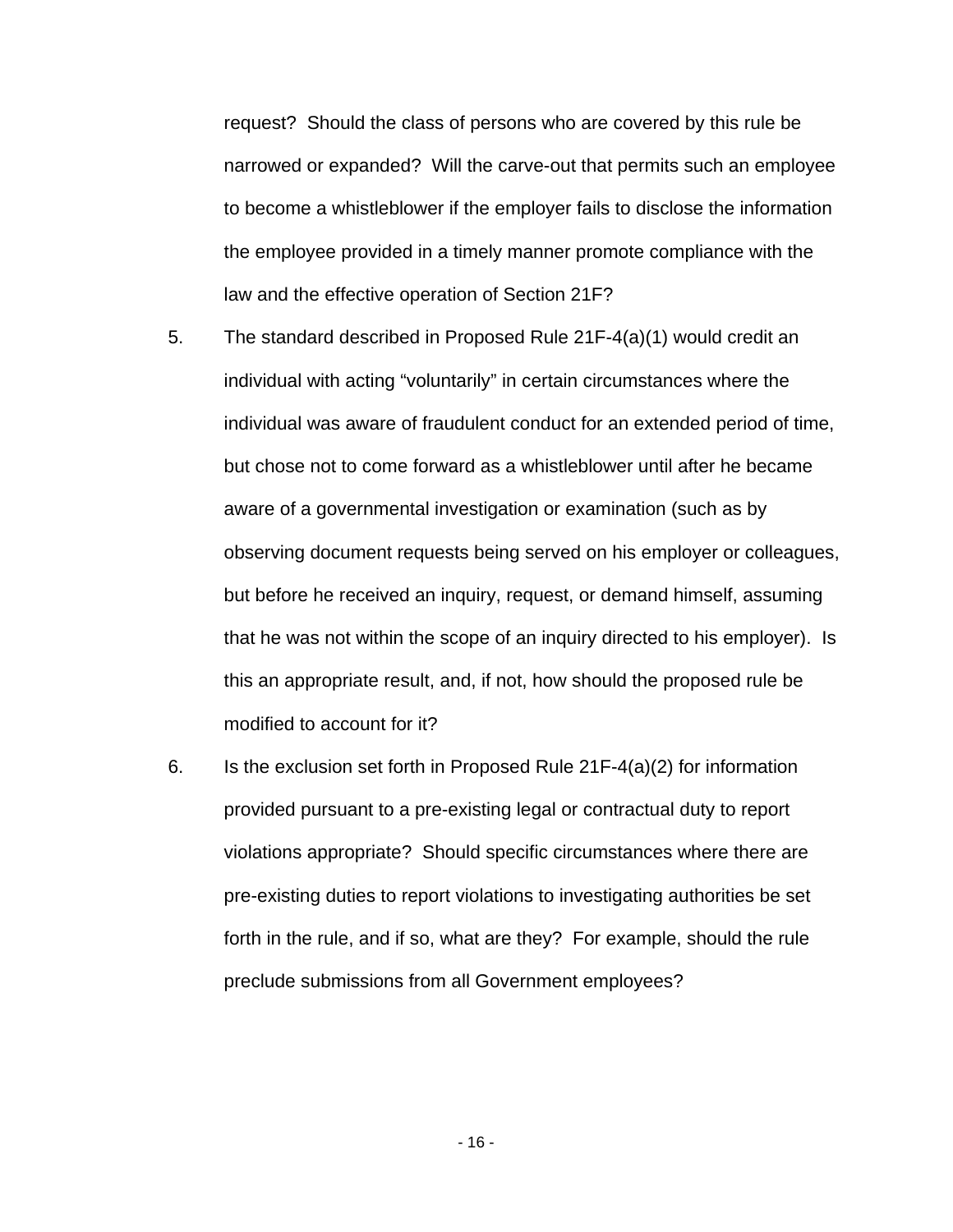request? Should the class of persons who are covered by this rule be narrowed or expanded? Will the carve-out that permits such an employee to become a whistleblower if the employer fails to disclose the information the employee provided in a timely manner promote compliance with the law and the effective operation of Section 21F?

5. The standard described in Proposed Rule 21F-4(a)(1) would credit an individual with acting "voluntarily" in certain circumstances where the individual was aware of fraudulent conduct for an extended period of time, but chose not to come forward as a whistleblower until after he became aware of a governmental investigation or examination (such as by observing document requests being served on his employer or colleagues, but before he received an inquiry, request, or demand himself, assuming that he was not within the scope of an inquiry directed to his employer). Is this an appropriate result, and, if not, how should the proposed rule be modified to account for it?

6. Is the exclusion set forth in Proposed Rule 21F-4(a)(2) for information provided pursuant to a pre-existing legal or contractual duty to report violations appropriate? Should specific circumstances where there are pre-existing duties to report violations to investigating authorities be set forth in the rule, and if so, what are they? For example, should the rule preclude submissions from all Government employees?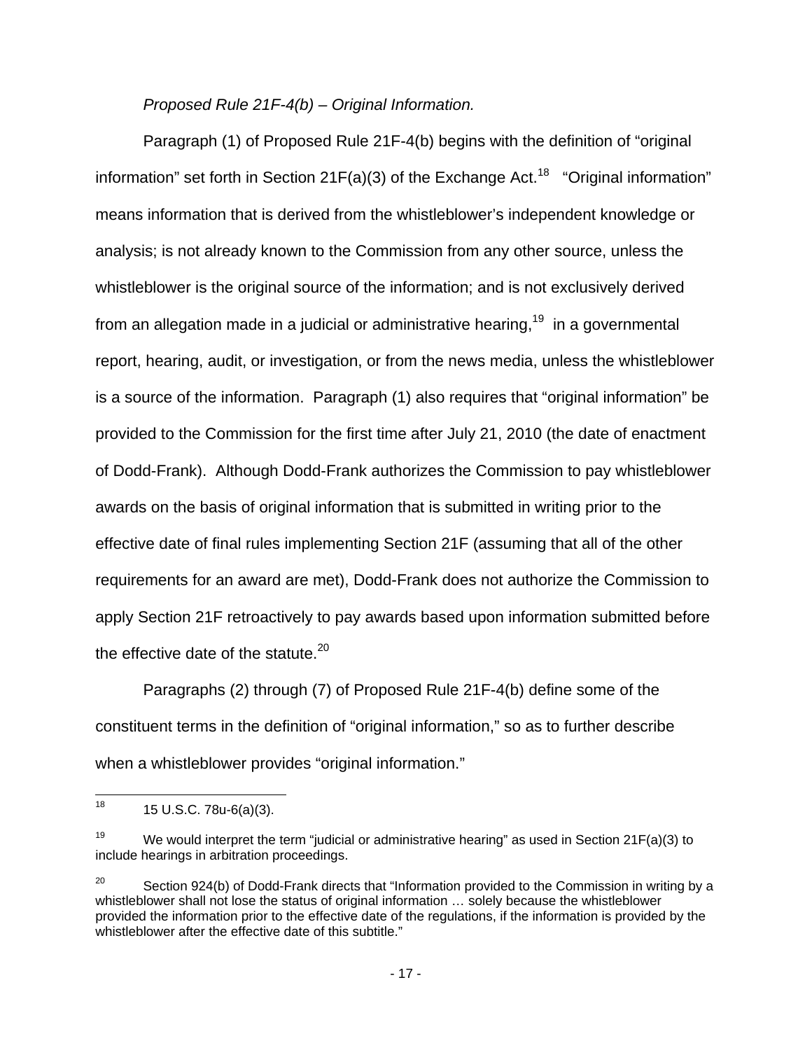*Proposed Rule 21F-4(b) – Original Information.*

Paragraph (1) of Proposed Rule 21F-4(b) begins with the definition of "original information" set forth in Section 21F(a)(3) of the Exchange Act.[18] "Original information" means information that is derived from the whistleblower's independent knowledge or analysis; is not already known to the Commission from any other source, unless the whistleblower is the original source of the information; and is not exclusively derived from an allegation made in a judicial or administrative hearing,[19] in a governmental report, hearing, audit, or investigation, or from the news media, unless the whistleblower is a source of the information. Paragraph (1) also requires that "original information" be provided to the Commission for the first time after July 21, 2010 (the date of enactment of Dodd-Frank). Although Dodd-Frank authorizes the Commission to pay whistleblower awards on the basis of original information that is submitted in writing prior to the effective date of final rules implementing Section 21F (assuming that all of the other requirements for an award are met), Dodd-Frank does not authorize the Commission to apply Section 21F retroactively to pay awards based upon information submitted before the effective date of the statute.[20]

Paragraphs (2) through (7) of Proposed Rule 21F-4(b) define some of the constituent terms in the definition of "original information," so as to further describe when a whistleblower provides "original information."

---

[18] 15 U.S.C. 78u-6(a)(3).

[19] We would interpret the term "judicial or administrative hearing" as used in Section 21F(a)(3) to include hearings in arbitration proceedings.

[20] Section 924(b) of Dodd-Frank directs that "Information provided to the Commission in writing by a whistleblower shall not lose the status of original information … solely because the whistleblower provided the information prior to the effective date of the regulations, if the information is provided by the whistleblower after the effective date of this subtitle."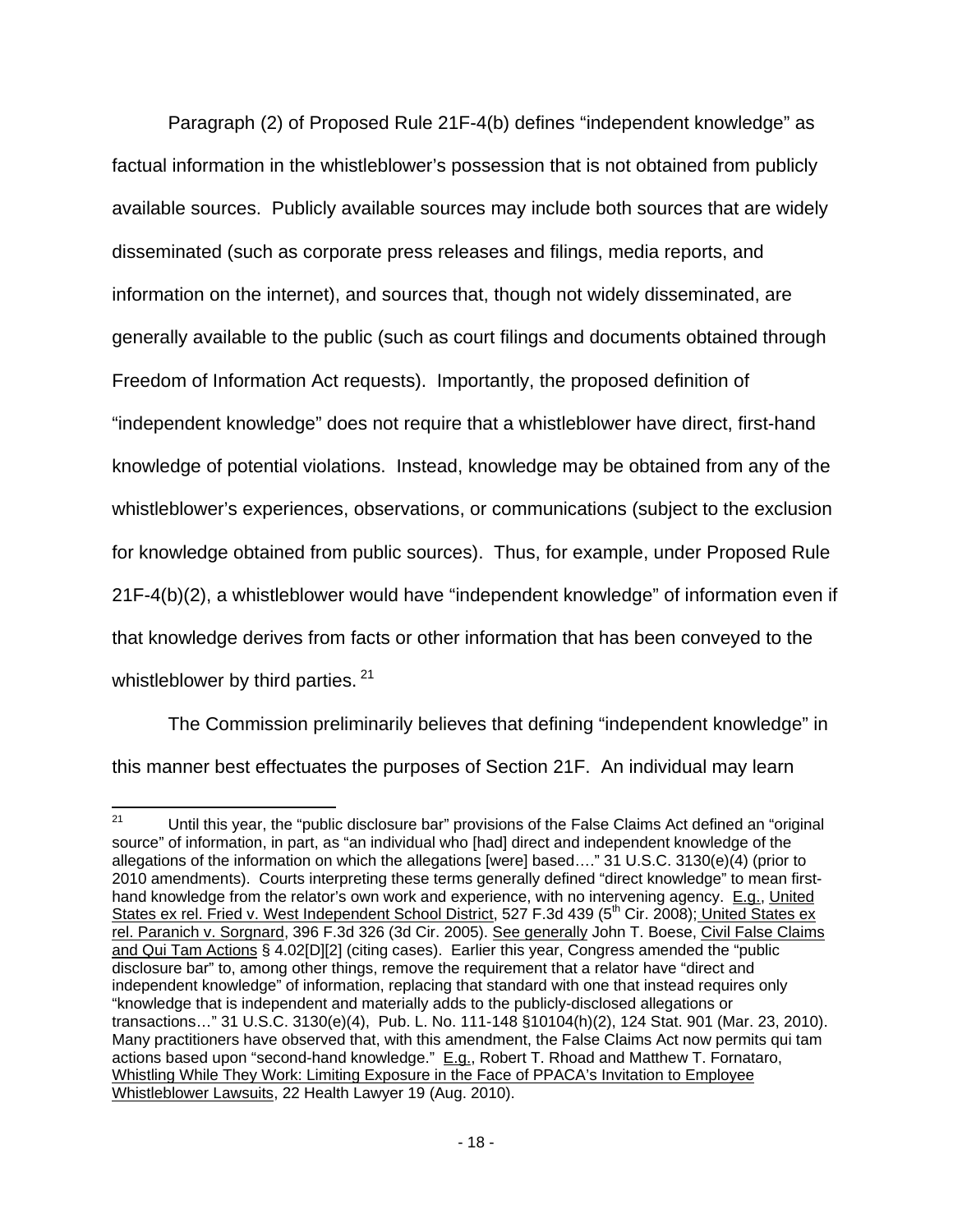Paragraph (2) of Proposed Rule 21F-4(b) defines "independent knowledge" as factual information in the whistleblower's possession that is not obtained from publicly available sources. Publicly available sources may include both sources that are widely disseminated (such as corporate press releases and filings, media reports, and information on the internet), and sources that, though not widely disseminated, are generally available to the public (such as court filings and documents obtained through Freedom of Information Act requests). Importantly, the proposed definition of "independent knowledge" does not require that a whistleblower have direct, first-hand knowledge of potential violations. Instead, knowledge may be obtained from any of the whistleblower's experiences, observations, or communications (subject to the exclusion for knowledge obtained from public sources). Thus, for example, under Proposed Rule 21F-4(b)(2), a whistleblower would have "independent knowledge" of information even if that knowledge derives from facts or other information that has been conveyed to the whistleblower by third parties.[21]

The Commission preliminarily believes that defining "independent knowledge" in this manner best effectuates the purposes of Section 21F. An individual may learn

---

[21] Until this year, the "public disclosure bar" provisions of the False Claims Act defined an "original source" of information, in part, as "an individual who [had] direct and independent knowledge of the allegations of the information on which the allegations [were] based…." 31 U.S.C. 3130(e)(4) (prior to 2010 amendments). Courts interpreting these terms generally defined "direct knowledge" to mean first-hand knowledge from the relator's own work and experience, with no intervening agency. E.g., United States ex rel. Fried v. West Independent School District, 527 F.3d 439 (5th Cir. 2008); United States ex rel. Paranich v. Sorgnard, 396 F.3d 326 (3d Cir. 2005). See generally John T. Boese, Civil False Claims and Qui Tam Actions § 4.02[D][2] (citing cases). Earlier this year, Congress amended the "public disclosure bar" to, among other things, remove the requirement that a relator have "direct and independent knowledge" of information, replacing that standard with one that instead requires only "knowledge that is independent and materially adds to the publicly-disclosed allegations or transactions…" 31 U.S.C. 3130(e)(4), Pub. L. No. 111-148 §10104(h)(2), 124 Stat. 901 (Mar. 23, 2010). Many practitioners have observed that, with this amendment, the False Claims Act now permits qui tam actions based upon "second-hand knowledge." E.g., Robert T. Rhoad and Matthew T. Fornataro, Whistling While They Work: Limiting Exposure in the Face of PPACA's Invitation to Employee Whistleblower Lawsuits, 22 Health Lawyer 19 (Aug. 2010).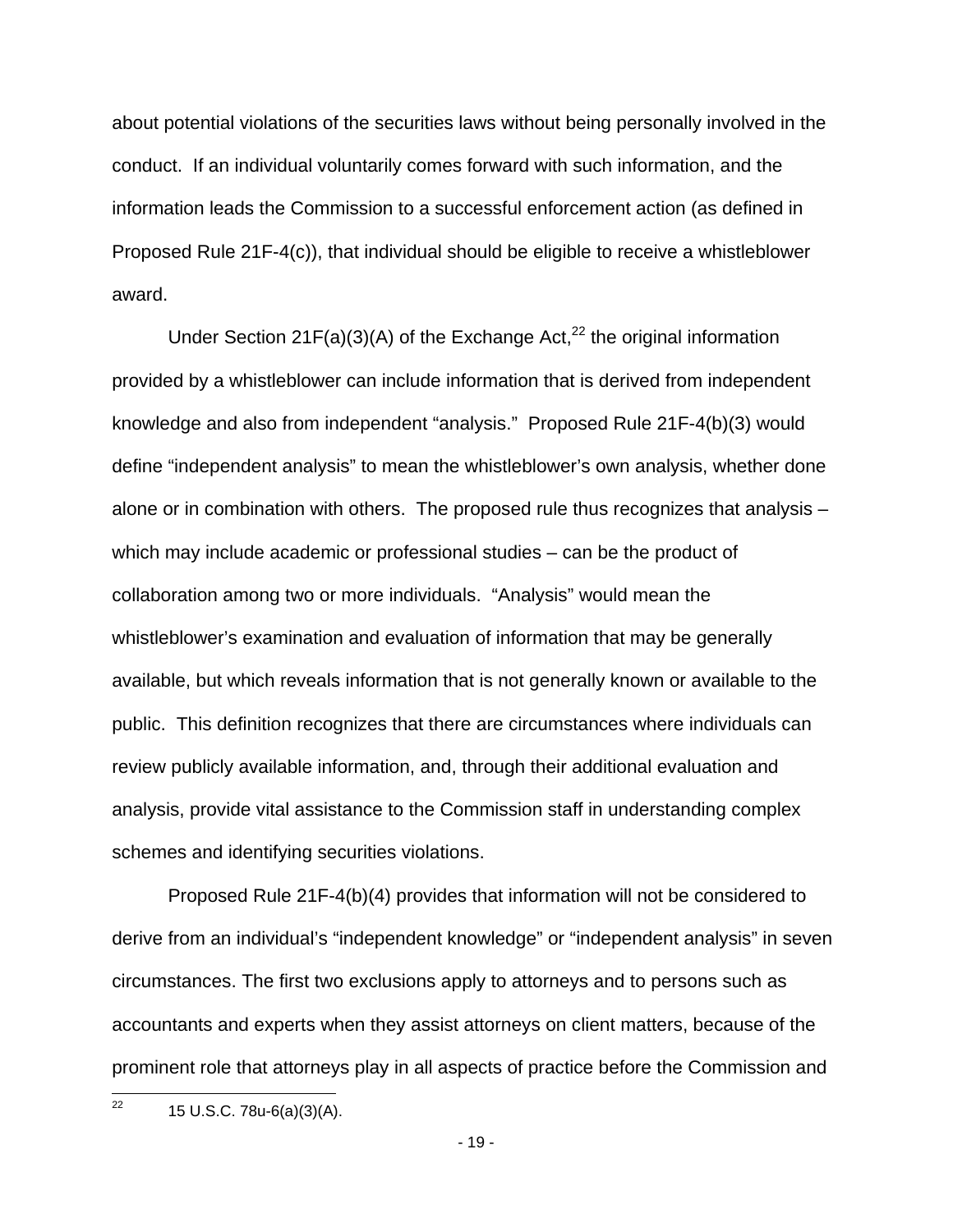about potential violations of the securities laws without being personally involved in the conduct. If an individual voluntarily comes forward with such information, and the information leads the Commission to a successful enforcement action (as defined in Proposed Rule 21F-4(c)), that individual should be eligible to receive a whistleblower award.

Under Section 21F(a)(3)(A) of the Exchange Act,[22] the original information provided by a whistleblower can include information that is derived from independent knowledge and also from independent "analysis." Proposed Rule 21F-4(b)(3) would define "independent analysis" to mean the whistleblower's own analysis, whether done alone or in combination with others. The proposed rule thus recognizes that analysis – which may include academic or professional studies – can be the product of collaboration among two or more individuals. "Analysis" would mean the whistleblower's examination and evaluation of information that may be generally available, but which reveals information that is not generally known or available to the public. This definition recognizes that there are circumstances where individuals can review publicly available information, and, through their additional evaluation and analysis, provide vital assistance to the Commission staff in understanding complex schemes and identifying securities violations.

Proposed Rule 21F-4(b)(4) provides that information will not be considered to derive from an individual's "independent knowledge" or "independent analysis" in seven circumstances. The first two exclusions apply to attorneys and to persons such as accountants and experts when they assist attorneys on client matters, because of the prominent role that attorneys play in all aspects of practice before the Commission and

[22] 15 U.S.C. 78u-6(a)(3)(A).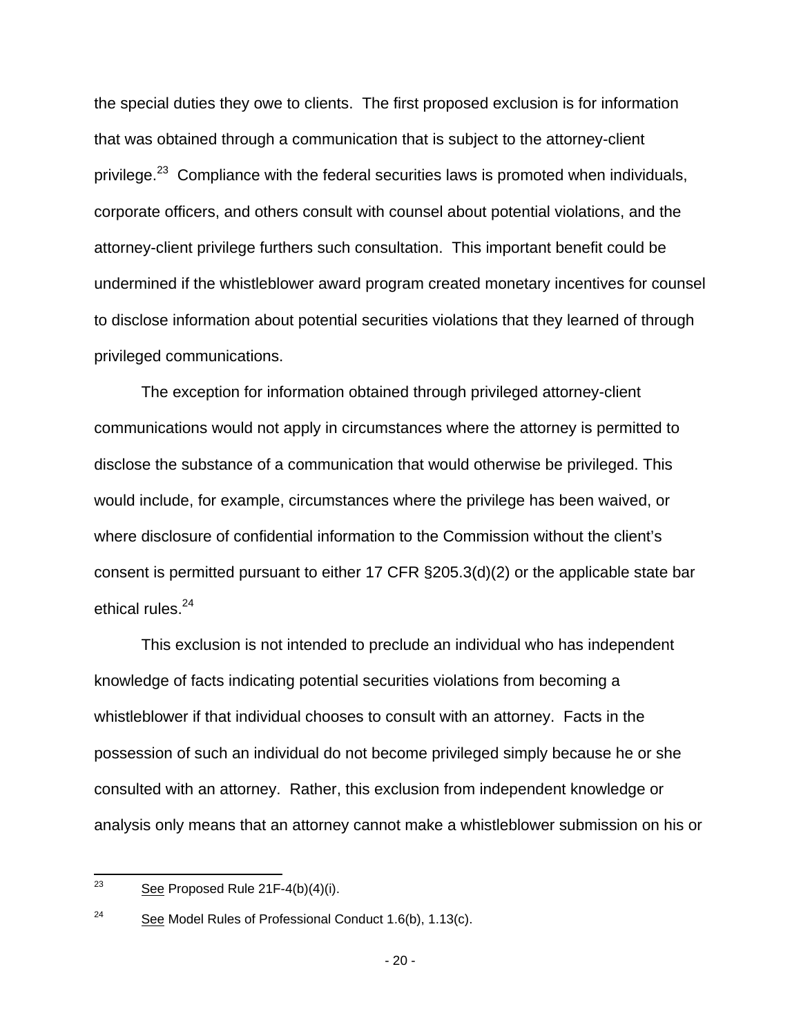the special duties they owe to clients. The first proposed exclusion is for information that was obtained through a communication that is subject to the attorney-client privilege.[23] Compliance with the federal securities laws is promoted when individuals, corporate officers, and others consult with counsel about potential violations, and the attorney-client privilege furthers such consultation. This important benefit could be undermined if the whistleblower award program created monetary incentives for counsel to disclose information about potential securities violations that they learned of through privileged communications.

The exception for information obtained through privileged attorney-client communications would not apply in circumstances where the attorney is permitted to disclose the substance of a communication that would otherwise be privileged. This would include, for example, circumstances where the privilege has been waived, or where disclosure of confidential information to the Commission without the client's consent is permitted pursuant to either 17 CFR §205.3(d)(2) or the applicable state bar ethical rules.[24]

This exclusion is not intended to preclude an individual who has independent knowledge of facts indicating potential securities violations from becoming a whistleblower if that individual chooses to consult with an attorney. Facts in the possession of such an individual do not become privileged simply because he or she consulted with an attorney. Rather, this exclusion from independent knowledge or analysis only means that an attorney cannot make a whistleblower submission on his or

---

[23] See Proposed Rule 21F-4(b)(4)(i).

[24] See Model Rules of Professional Conduct 1.6(b), 1.13(c).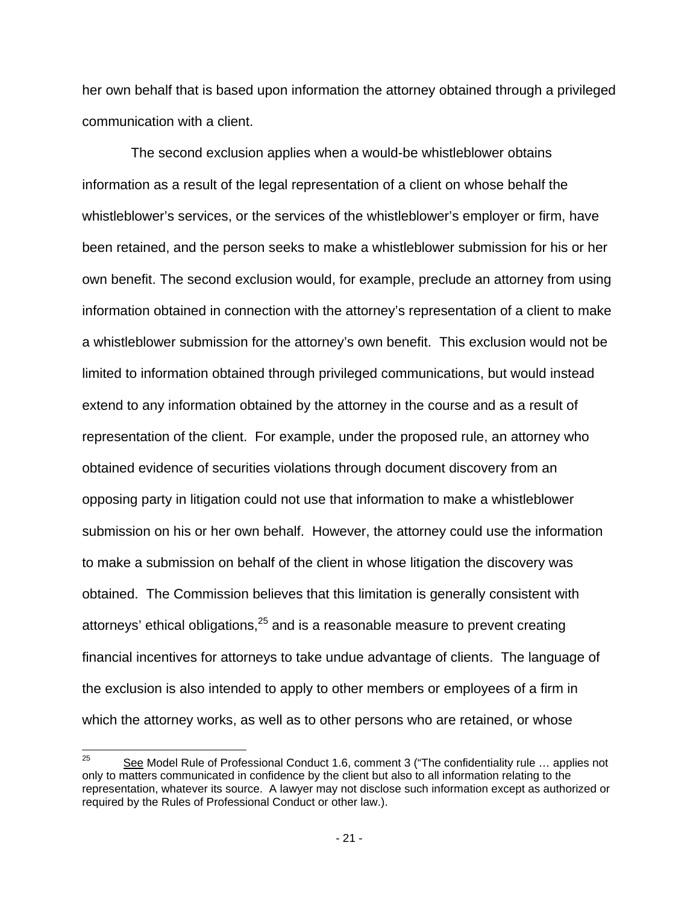her own behalf that is based upon information the attorney obtained through a privileged communication with a client.

The second exclusion applies when a would-be whistleblower obtains information as a result of the legal representation of a client on whose behalf the whistleblower's services, or the services of the whistleblower's employer or firm, have been retained, and the person seeks to make a whistleblower submission for his or her own benefit. The second exclusion would, for example, preclude an attorney from using information obtained in connection with the attorney's representation of a client to make a whistleblower submission for the attorney's own benefit. This exclusion would not be limited to information obtained through privileged communications, but would instead extend to any information obtained by the attorney in the course and as a result of representation of the client. For example, under the proposed rule, an attorney who obtained evidence of securities violations through document discovery from an opposing party in litigation could not use that information to make a whistleblower submission on his or her own behalf. However, the attorney could use the information to make a submission on behalf of the client in whose litigation the discovery was obtained. The Commission believes that this limitation is generally consistent with attorneys' ethical obligations,[25] and is a reasonable measure to prevent creating financial incentives for attorneys to take undue advantage of clients. The language of the exclusion is also intended to apply to other members or employees of a firm in which the attorney works, as well as to other persons who are retained, or whose

[25] See Model Rule of Professional Conduct 1.6, comment 3 ("The confidentiality rule … applies not only to matters communicated in confidence by the client but also to all information relating to the representation, whatever its source. A lawyer may not disclose such information except as authorized or required by the Rules of Professional Conduct or other law.).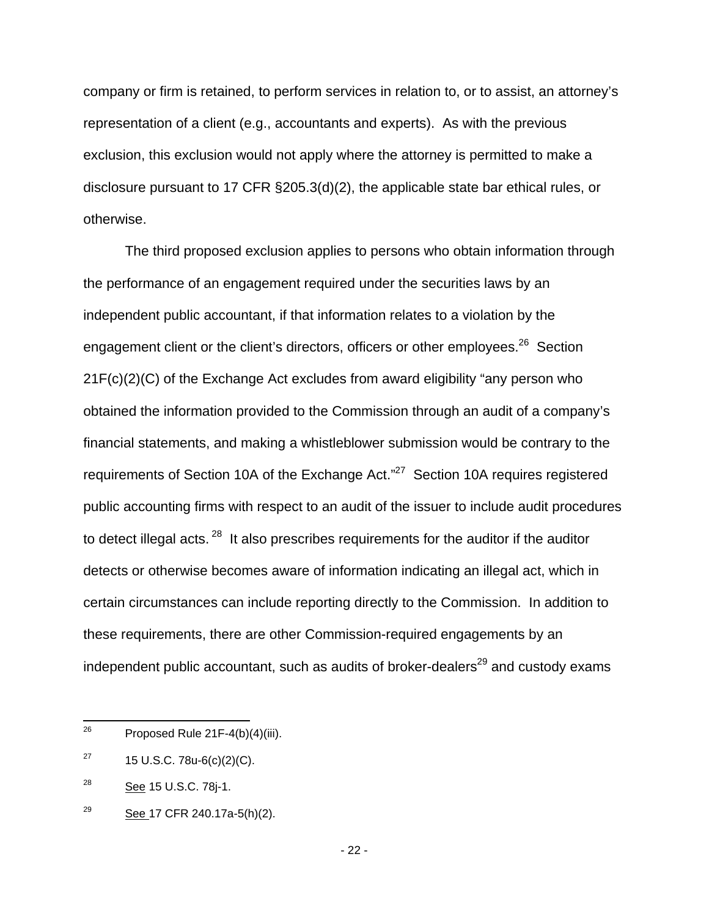company or firm is retained, to perform services in relation to, or to assist, an attorney's representation of a client (e.g., accountants and experts). As with the previous exclusion, this exclusion would not apply where the attorney is permitted to make a disclosure pursuant to 17 CFR §205.3(d)(2), the applicable state bar ethical rules, or otherwise.

The third proposed exclusion applies to persons who obtain information through the performance of an engagement required under the securities laws by an independent public accountant, if that information relates to a violation by the engagement client or the client's directors, officers or other employees.[26] Section 21F(c)(2)(C) of the Exchange Act excludes from award eligibility "any person who obtained the information provided to the Commission through an audit of a company's financial statements, and making a whistleblower submission would be contrary to the requirements of Section 10A of the Exchange Act."[27] Section 10A requires registered public accounting firms with respect to an audit of the issuer to include audit procedures to detect illegal acts.[28] It also prescribes requirements for the auditor if the auditor detects or otherwise becomes aware of information indicating an illegal act, which in certain circumstances can include reporting directly to the Commission. In addition to these requirements, there are other Commission-required engagements by an independent public accountant, such as audits of broker-dealers[29] and custody exams

---

[26] Proposed Rule 21F-4(b)(4)(iii).

[27] 15 U.S.C. 78u-6(c)(2)(C).

[28] See 15 U.S.C. 78j-1.

[29] See 17 CFR 240.17a-5(h)(2).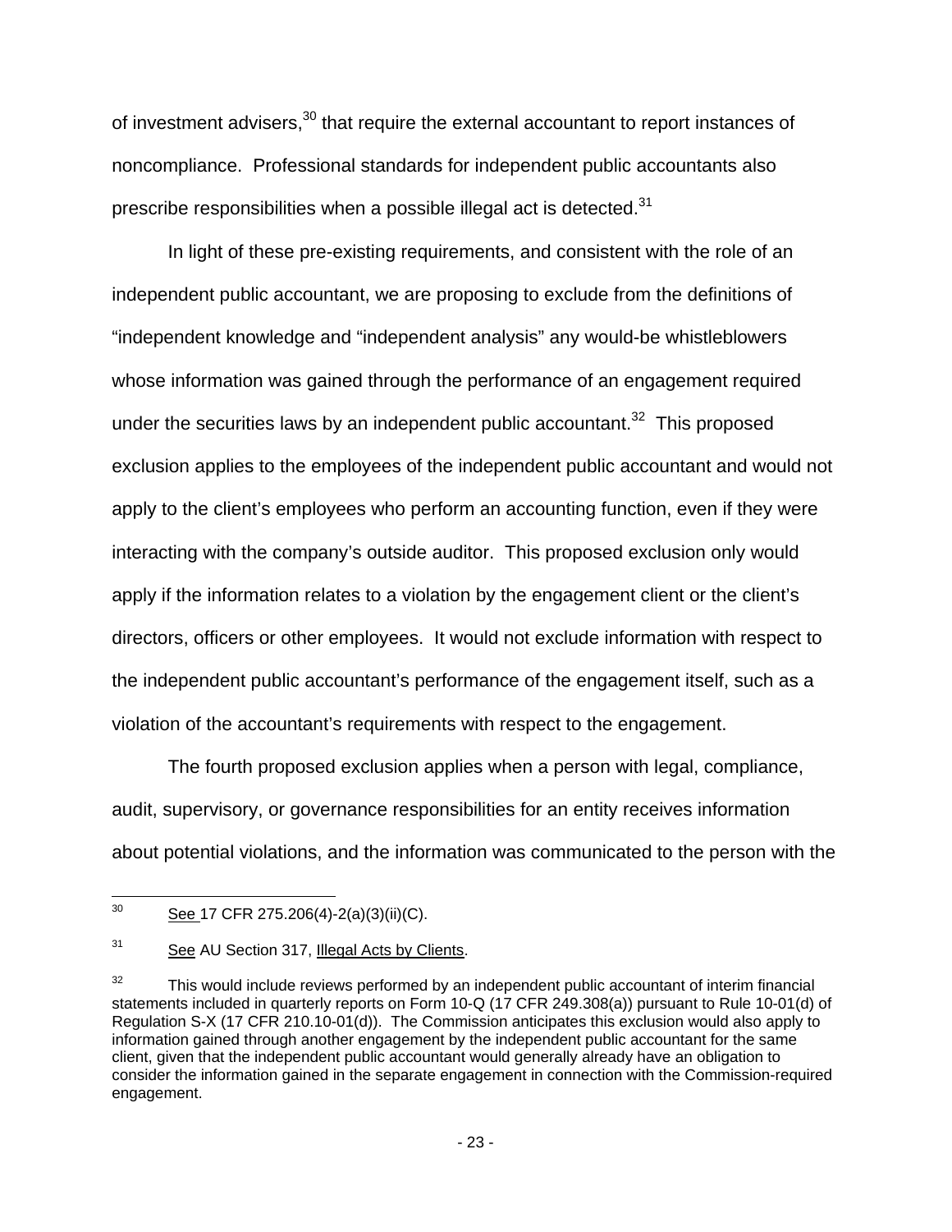of investment advisers,[30] that require the external accountant to report instances of noncompliance. Professional standards for independent public accountants also prescribe responsibilities when a possible illegal act is detected.[31]

In light of these pre-existing requirements, and consistent with the role of an independent public accountant, we are proposing to exclude from the definitions of “independent knowledge and “independent analysis” any would-be whistleblowers whose information was gained through the performance of an engagement required under the securities laws by an independent public accountant.[32] This proposed exclusion applies to the employees of the independent public accountant and would not apply to the client’s employees who perform an accounting function, even if they were interacting with the company’s outside auditor. This proposed exclusion only would apply if the information relates to a violation by the engagement client or the client’s directors, officers or other employees. It would not exclude information with respect to the independent public accountant’s performance of the engagement itself, such as a violation of the accountant’s requirements with respect to the engagement.

The fourth proposed exclusion applies when a person with legal, compliance, audit, supervisory, or governance responsibilities for an entity receives information about potential violations, and the information was communicated to the person with the

---

[30] See 17 CFR 275.206(4)-2(a)(3)(ii)(C).

[31] See AU Section 317, Illegal Acts by Clients.

[32] This would include reviews performed by an independent public accountant of interim financial statements included in quarterly reports on Form 10-Q (17 CFR 249.308(a)) pursuant to Rule 10-01(d) of Regulation S-X (17 CFR 210.10-01(d)). The Commission anticipates this exclusion would also apply to information gained through another engagement by the independent public accountant for the same client, given that the independent public accountant would generally already have an obligation to consider the information gained in the separate engagement in connection with the Commission-required engagement.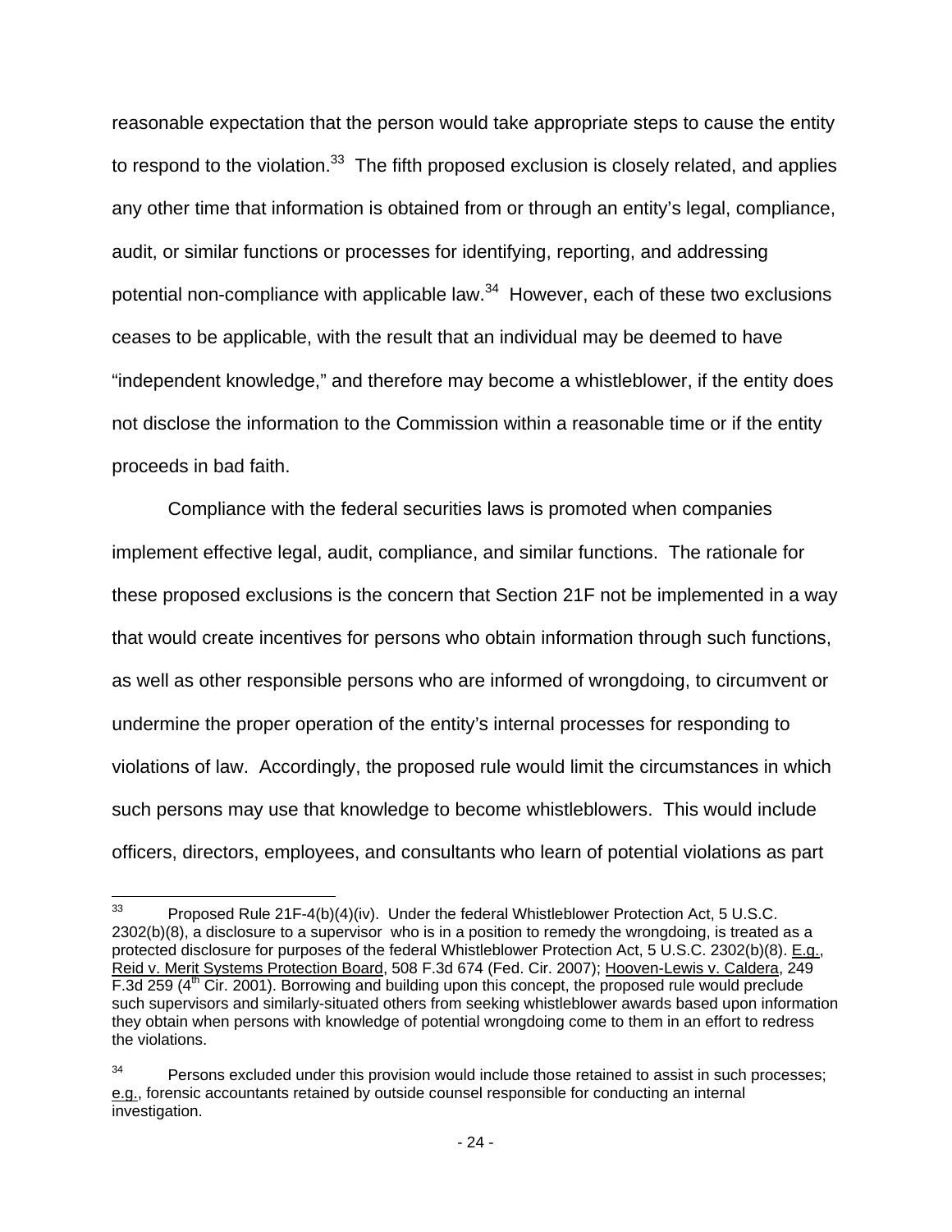reasonable expectation that the person would take appropriate steps to cause the entity to respond to the violation.[33] The fifth proposed exclusion is closely related, and applies any other time that information is obtained from or through an entity's legal, compliance, audit, or similar functions or processes for identifying, reporting, and addressing potential non-compliance with applicable law.[34] However, each of these two exclusions ceases to be applicable, with the result that an individual may be deemed to have "independent knowledge," and therefore may become a whistleblower, if the entity does not disclose the information to the Commission within a reasonable time or if the entity proceeds in bad faith.

Compliance with the federal securities laws is promoted when companies implement effective legal, audit, compliance, and similar functions. The rationale for these proposed exclusions is the concern that Section 21F not be implemented in a way that would create incentives for persons who obtain information through such functions, as well as other responsible persons who are informed of wrongdoing, to circumvent or undermine the proper operation of the entity's internal processes for responding to violations of law. Accordingly, the proposed rule would limit the circumstances in which such persons may use that knowledge to become whistleblowers. This would include officers, directors, employees, and consultants who learn of potential violations as part

---

[33] Proposed Rule 21F-4(b)(4)(iv). Under the federal Whistleblower Protection Act, 5 U.S.C. 2302(b)(8), a disclosure to a supervisor who is in a position to remedy the wrongdoing, is treated as a protected disclosure for purposes of the federal Whistleblower Protection Act, 5 U.S.C. 2302(b)(8). E.g., Reid v. Merit Systems Protection Board, 508 F.3d 674 (Fed. Cir. 2007); Hooven-Lewis v. Caldera, 249 F.3d 259 (4th Cir. 2001). Borrowing and building upon this concept, the proposed rule would preclude such supervisors and similarly-situated others from seeking whistleblower awards based upon information they obtain when persons with knowledge of potential wrongdoing come to them in an effort to redress the violations.

[34] Persons excluded under this provision would include those retained to assist in such processes; e.g., forensic accountants retained by outside counsel responsible for conducting an internal investigation.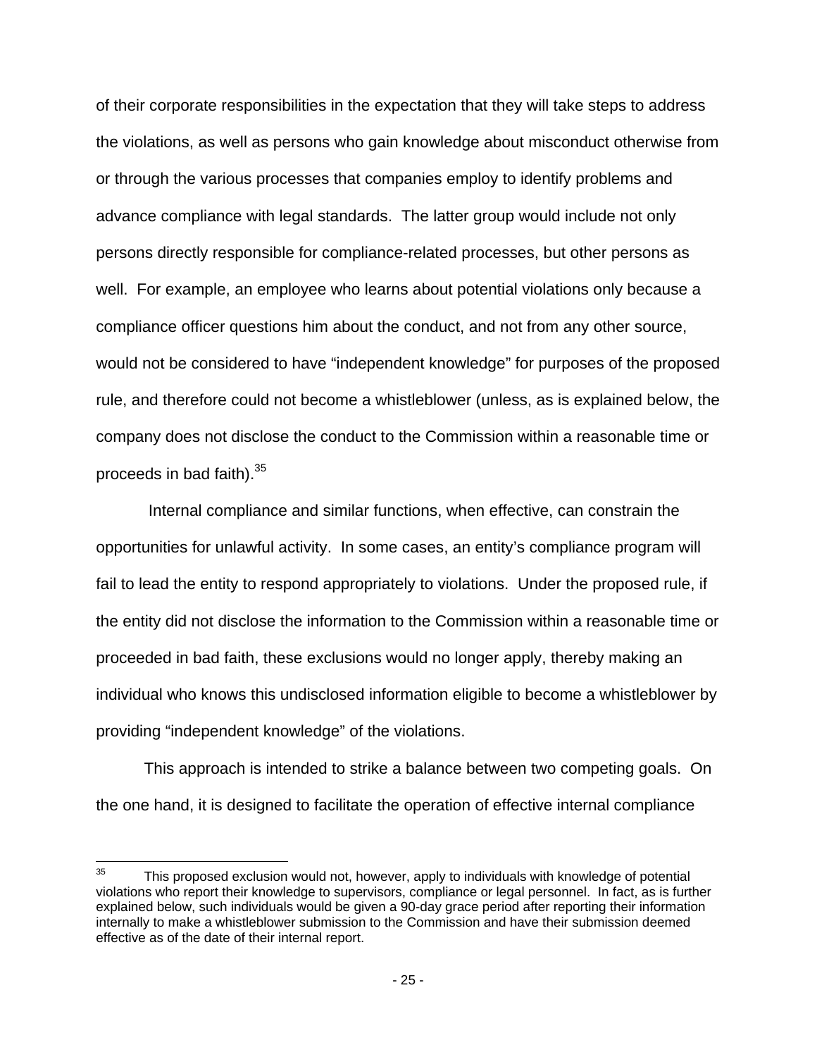of their corporate responsibilities in the expectation that they will take steps to address the violations, as well as persons who gain knowledge about misconduct otherwise from or through the various processes that companies employ to identify problems and advance compliance with legal standards. The latter group would include not only persons directly responsible for compliance-related processes, but other persons as well. For example, an employee who learns about potential violations only because a compliance officer questions him about the conduct, and not from any other source, would not be considered to have "independent knowledge" for purposes of the proposed rule, and therefore could not become a whistleblower (unless, as is explained below, the company does not disclose the conduct to the Commission within a reasonable time or proceeds in bad faith).[35]

Internal compliance and similar functions, when effective, can constrain the opportunities for unlawful activity. In some cases, an entity's compliance program will fail to lead the entity to respond appropriately to violations. Under the proposed rule, if the entity did not disclose the information to the Commission within a reasonable time or proceeded in bad faith, these exclusions would no longer apply, thereby making an individual who knows this undisclosed information eligible to become a whistleblower by providing "independent knowledge" of the violations.

This approach is intended to strike a balance between two competing goals. On the one hand, it is designed to facilitate the operation of effective internal compliance

---

[35] This proposed exclusion would not, however, apply to individuals with knowledge of potential violations who report their knowledge to supervisors, compliance or legal personnel. In fact, as is further explained below, such individuals would be given a 90-day grace period after reporting their information internally to make a whistleblower submission to the Commission and have their submission deemed effective as of the date of their internal report.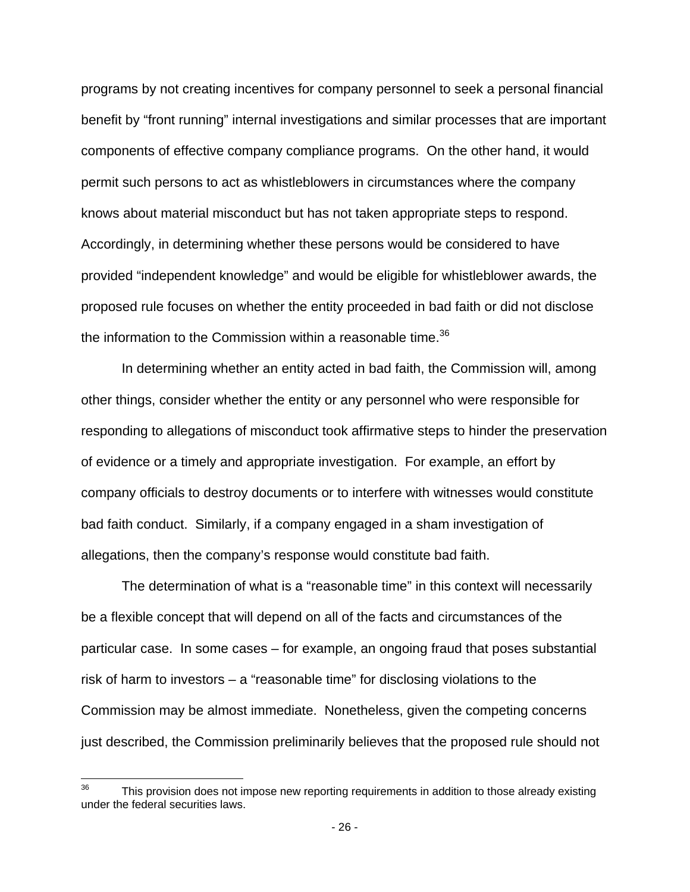programs by not creating incentives for company personnel to seek a personal financial benefit by "front running" internal investigations and similar processes that are important components of effective company compliance programs. On the other hand, it would permit such persons to act as whistleblowers in circumstances where the company knows about material misconduct but has not taken appropriate steps to respond. Accordingly, in determining whether these persons would be considered to have provided "independent knowledge" and would be eligible for whistleblower awards, the proposed rule focuses on whether the entity proceeded in bad faith or did not disclose the information to the Commission within a reasonable time.[36]

In determining whether an entity acted in bad faith, the Commission will, among other things, consider whether the entity or any personnel who were responsible for responding to allegations of misconduct took affirmative steps to hinder the preservation of evidence or a timely and appropriate investigation. For example, an effort by company officials to destroy documents or to interfere with witnesses would constitute bad faith conduct. Similarly, if a company engaged in a sham investigation of allegations, then the company's response would constitute bad faith.

The determination of what is a "reasonable time" in this context will necessarily be a flexible concept that will depend on all of the facts and circumstances of the particular case. In some cases – for example, an ongoing fraud that poses substantial risk of harm to investors – a "reasonable time" for disclosing violations to the Commission may be almost immediate. Nonetheless, given the competing concerns just described, the Commission preliminarily believes that the proposed rule should not

---

[36] This provision does not impose new reporting requirements in addition to those already existing under the federal securities laws.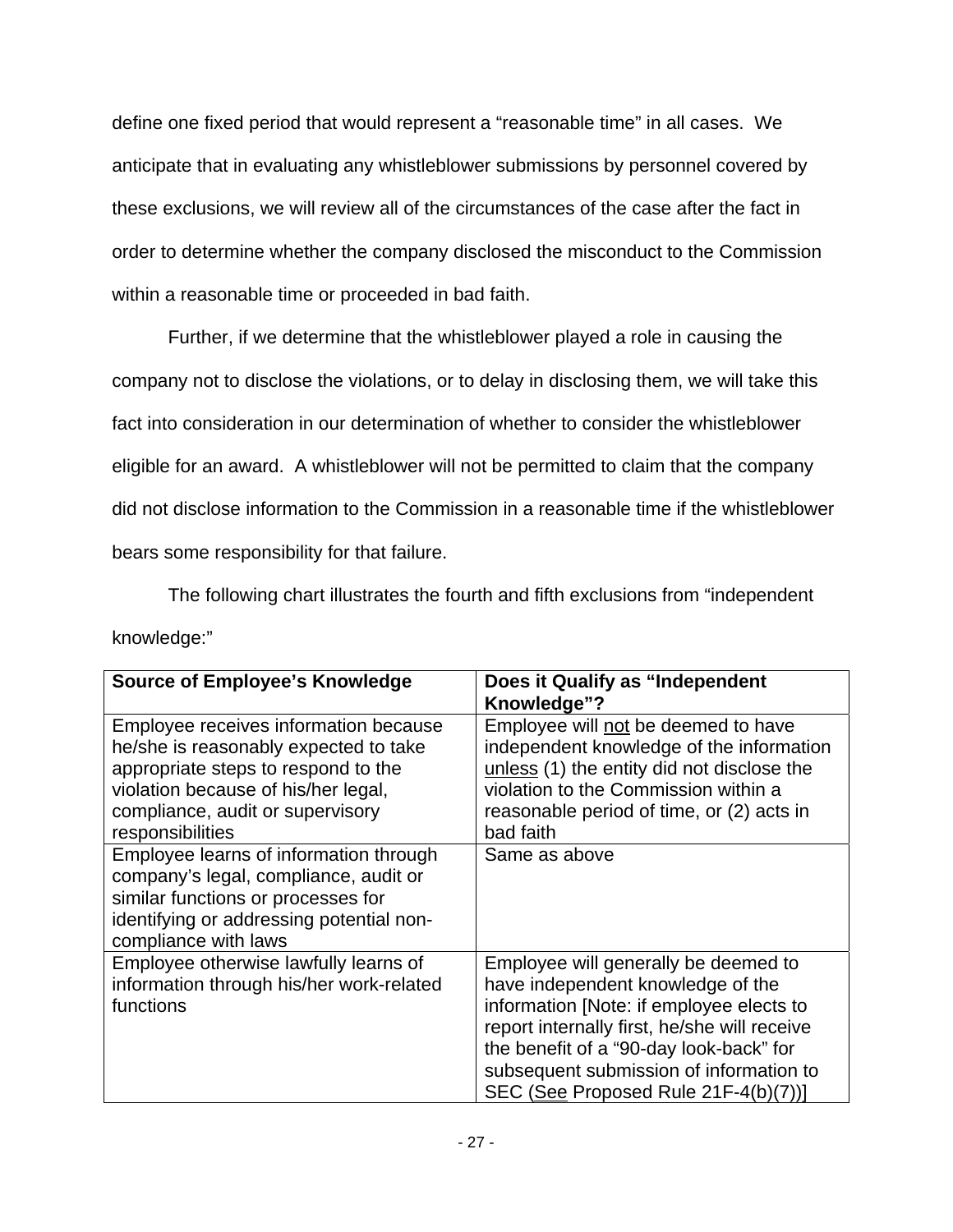define one fixed period that would represent a "reasonable time" in all cases. We anticipate that in evaluating any whistleblower submissions by personnel covered by these exclusions, we will review all of the circumstances of the case after the fact in order to determine whether the company disclosed the misconduct to the Commission within a reasonable time or proceeded in bad faith.

Further, if we determine that the whistleblower played a role in causing the company not to disclose the violations, or to delay in disclosing them, we will take this fact into consideration in our determination of whether to consider the whistleblower eligible for an award. A whistleblower will not be permitted to claim that the company did not disclose information to the Commission in a reasonable time if the whistleblower bears some responsibility for that failure.

The following chart illustrates the fourth and fifth exclusions from "independent knowledge:"

| **Source of Employee's Knowledge** | **Does it Qualify as "Independent Knowledge"?** |
|---|---|
| Employee receives information because he/she is reasonably expected to take appropriate steps to respond to the violation because of his/her legal, compliance, audit or supervisory responsibilities | Employee will <u>not</u> be deemed to have independent knowledge of the information <u>unless</u> (1) the entity did not disclose the violation to the Commission within a reasonable period of time, or (2) acts in bad faith |
| Employee learns of information through company's legal, compliance, audit or similar functions or processes for identifying or addressing potential non-compliance with laws | Same as above |
| Employee otherwise lawfully learns of information through his/her work-related functions | Employee will generally be deemed to have independent knowledge of the information [Note: if employee elects to report internally first, he/she will receive the benefit of a "90-day look-back" for subsequent submission of information to SEC (<u>See</u> Proposed Rule 21F-4(b)(7))] |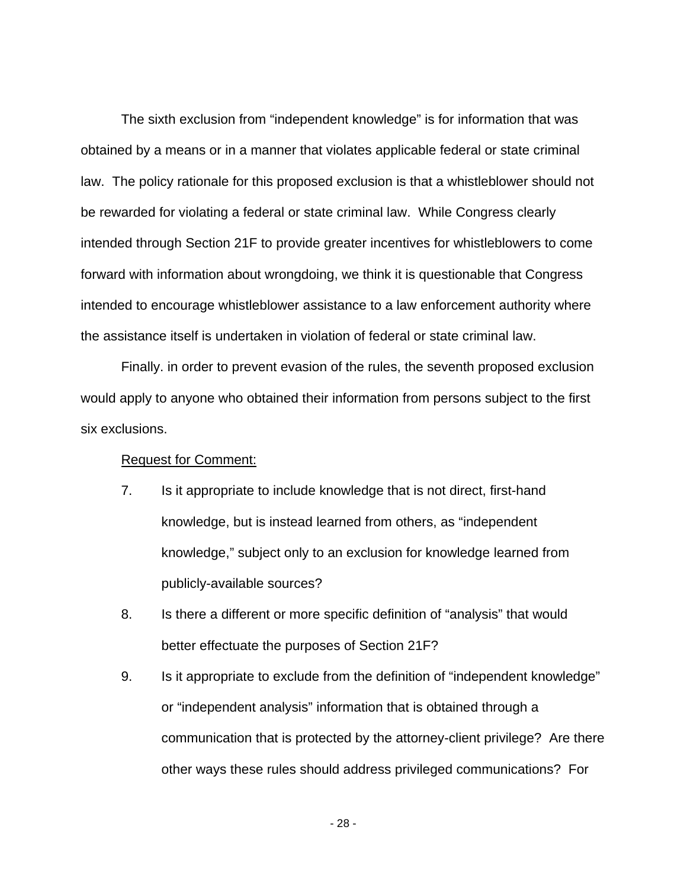The sixth exclusion from "independent knowledge" is for information that was obtained by a means or in a manner that violates applicable federal or state criminal law. The policy rationale for this proposed exclusion is that a whistleblower should not be rewarded for violating a federal or state criminal law. While Congress clearly intended through Section 21F to provide greater incentives for whistleblowers to come forward with information about wrongdoing, we think it is questionable that Congress intended to encourage whistleblower assistance to a law enforcement authority where the assistance itself is undertaken in violation of federal or state criminal law.

Finally. in order to prevent evasion of the rules, the seventh proposed exclusion would apply to anyone who obtained their information from persons subject to the first six exclusions.

<u>Request for Comment:</u>

7. Is it appropriate to include knowledge that is not direct, first-hand knowledge, but is instead learned from others, as "independent knowledge," subject only to an exclusion for knowledge learned from publicly-available sources?

8. Is there a different or more specific definition of "analysis" that would better effectuate the purposes of Section 21F?

9. Is it appropriate to exclude from the definition of "independent knowledge" or "independent analysis" information that is obtained through a communication that is protected by the attorney-client privilege? Are there other ways these rules should address privileged communications? For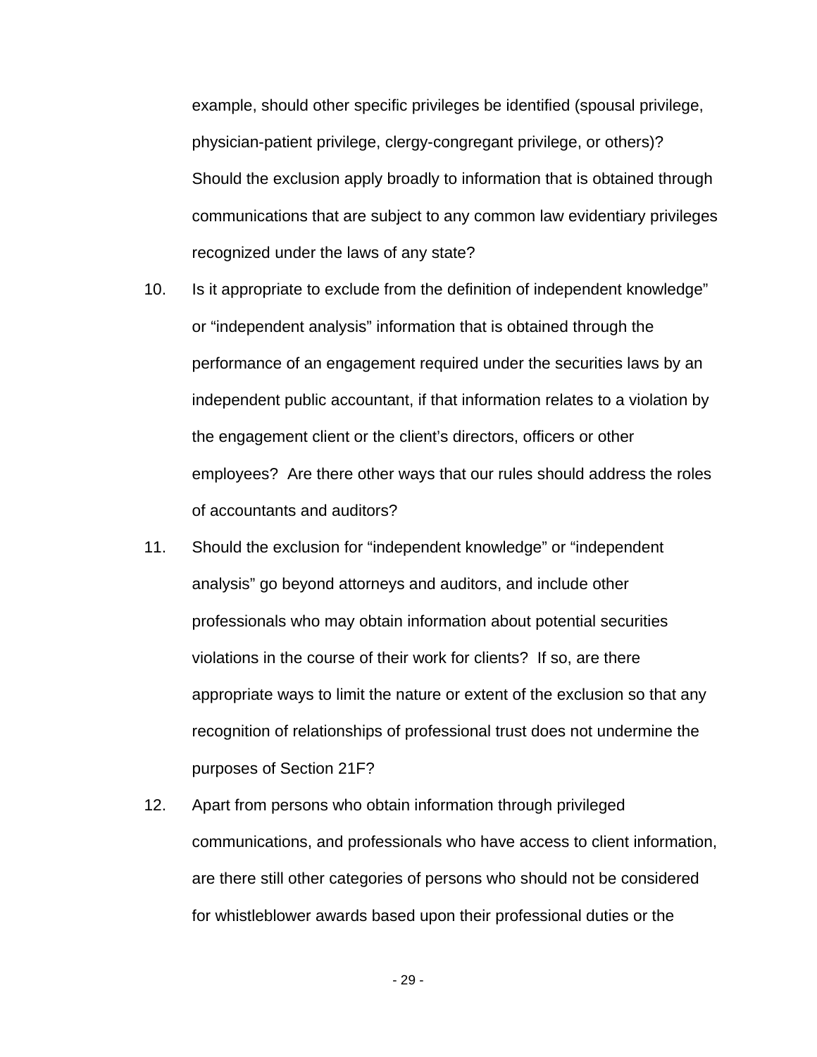example, should other specific privileges be identified (spousal privilege, physician-patient privilege, clergy-congregant privilege, or others)? Should the exclusion apply broadly to information that is obtained through communications that are subject to any common law evidentiary privileges recognized under the laws of any state?

10. Is it appropriate to exclude from the definition of independent knowledge" or "independent analysis" information that is obtained through the performance of an engagement required under the securities laws by an independent public accountant, if that information relates to a violation by the engagement client or the client's directors, officers or other employees? Are there other ways that our rules should address the roles of accountants and auditors?

11. Should the exclusion for "independent knowledge" or "independent analysis" go beyond attorneys and auditors, and include other professionals who may obtain information about potential securities violations in the course of their work for clients? If so, are there appropriate ways to limit the nature or extent of the exclusion so that any recognition of relationships of professional trust does not undermine the purposes of Section 21F?

12. Apart from persons who obtain information through privileged communications, and professionals who have access to client information, are there still other categories of persons who should not be considered for whistleblower awards based upon their professional duties or the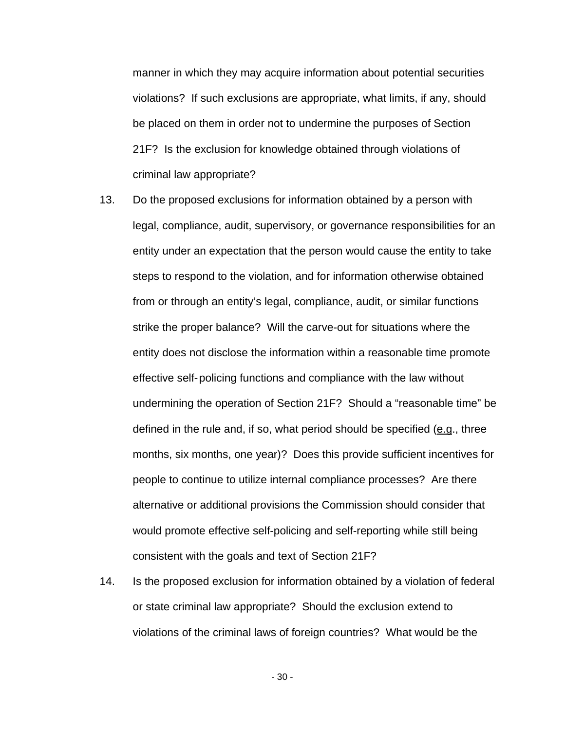manner in which they may acquire information about potential securities violations? If such exclusions are appropriate, what limits, if any, should be placed on them in order not to undermine the purposes of Section 21F? Is the exclusion for knowledge obtained through violations of criminal law appropriate?

13. Do the proposed exclusions for information obtained by a person with legal, compliance, audit, supervisory, or governance responsibilities for an entity under an expectation that the person would cause the entity to take steps to respond to the violation, and for information otherwise obtained from or through an entity's legal, compliance, audit, or similar functions strike the proper balance? Will the carve-out for situations where the entity does not disclose the information within a reasonable time promote effective self-policing functions and compliance with the law without undermining the operation of Section 21F? Should a "reasonable time" be defined in the rule and, if so, what period should be specified (e.g., three months, six months, one year)? Does this provide sufficient incentives for people to continue to utilize internal compliance processes? Are there alternative or additional provisions the Commission should consider that would promote effective self-policing and self-reporting while still being consistent with the goals and text of Section 21F?

14. Is the proposed exclusion for information obtained by a violation of federal or state criminal law appropriate? Should the exclusion extend to violations of the criminal laws of foreign countries? What would be the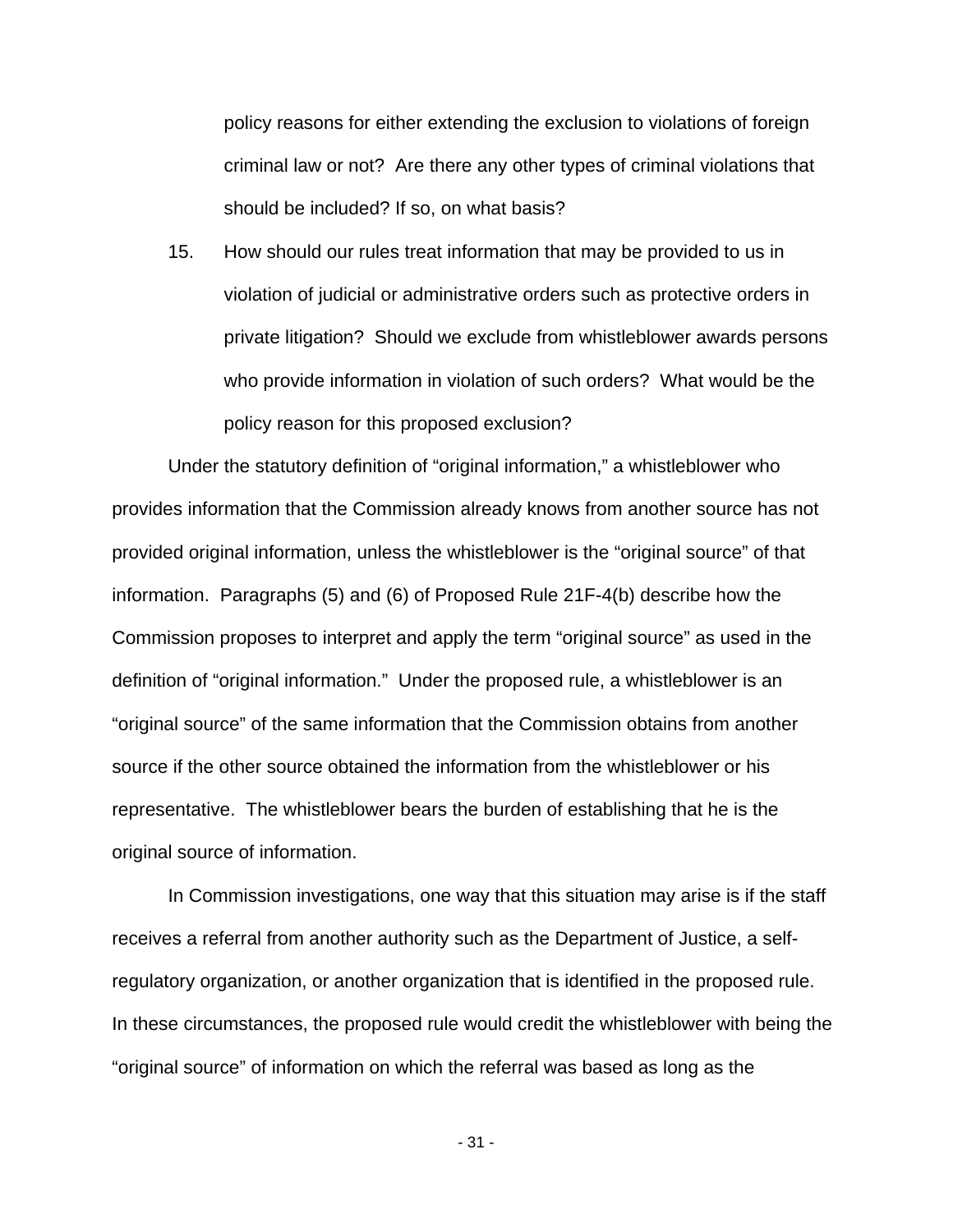policy reasons for either extending the exclusion to violations of foreign criminal law or not? Are there any other types of criminal violations that should be included? If so, on what basis?

15. How should our rules treat information that may be provided to us in violation of judicial or administrative orders such as protective orders in private litigation? Should we exclude from whistleblower awards persons who provide information in violation of such orders? What would be the policy reason for this proposed exclusion?

Under the statutory definition of "original information," a whistleblower who provides information that the Commission already knows from another source has not provided original information, unless the whistleblower is the "original source" of that information. Paragraphs (5) and (6) of Proposed Rule 21F-4(b) describe how the Commission proposes to interpret and apply the term "original source" as used in the definition of "original information." Under the proposed rule, a whistleblower is an "original source" of the same information that the Commission obtains from another source if the other source obtained the information from the whistleblower or his representative. The whistleblower bears the burden of establishing that he is the original source of information.

In Commission investigations, one way that this situation may arise is if the staff receives a referral from another authority such as the Department of Justice, a self-regulatory organization, or another organization that is identified in the proposed rule. In these circumstances, the proposed rule would credit the whistleblower with being the "original source" of information on which the referral was based as long as the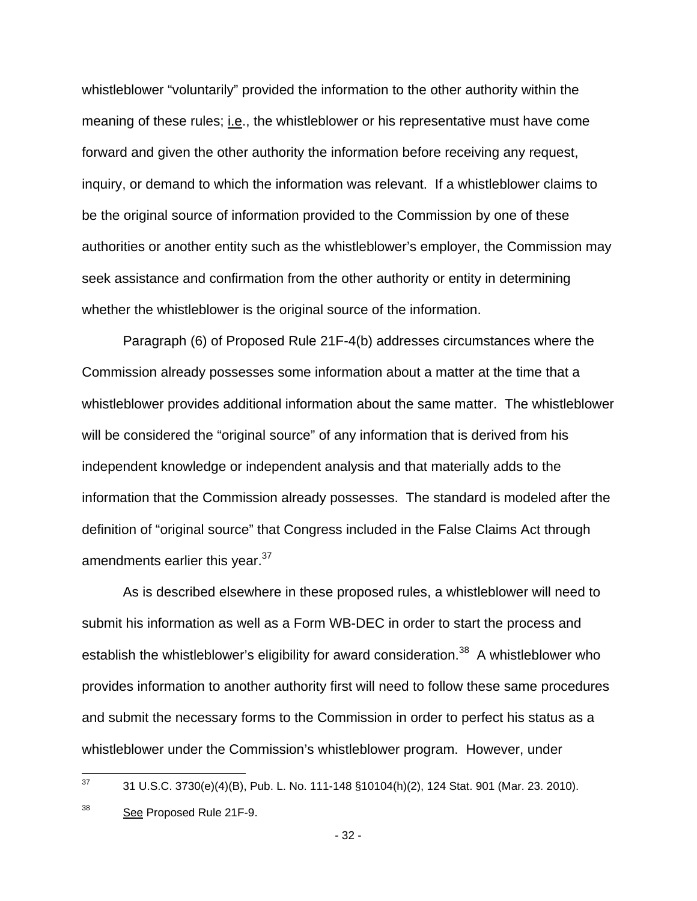whistleblower "voluntarily" provided the information to the other authority within the meaning of these rules; i.e., the whistleblower or his representative must have come forward and given the other authority the information before receiving any request, inquiry, or demand to which the information was relevant. If a whistleblower claims to be the original source of information provided to the Commission by one of these authorities or another entity such as the whistleblower's employer, the Commission may seek assistance and confirmation from the other authority or entity in determining whether the whistleblower is the original source of the information.

Paragraph (6) of Proposed Rule 21F-4(b) addresses circumstances where the Commission already possesses some information about a matter at the time that a whistleblower provides additional information about the same matter. The whistleblower will be considered the "original source" of any information that is derived from his independent knowledge or independent analysis and that materially adds to the information that the Commission already possesses. The standard is modeled after the definition of "original source" that Congress included in the False Claims Act through amendments earlier this year.[37]

As is described elsewhere in these proposed rules, a whistleblower will need to submit his information as well as a Form WB-DEC in order to start the process and establish the whistleblower's eligibility for award consideration.[38] A whistleblower who provides information to another authority first will need to follow these same procedures and submit the necessary forms to the Commission in order to perfect his status as a whistleblower under the Commission's whistleblower program. However, under

---

[37] 31 U.S.C. 3730(e)(4)(B), Pub. L. No. 111-148 §10104(h)(2), 124 Stat. 901 (Mar. 23. 2010).

[38] See Proposed Rule 21F-9.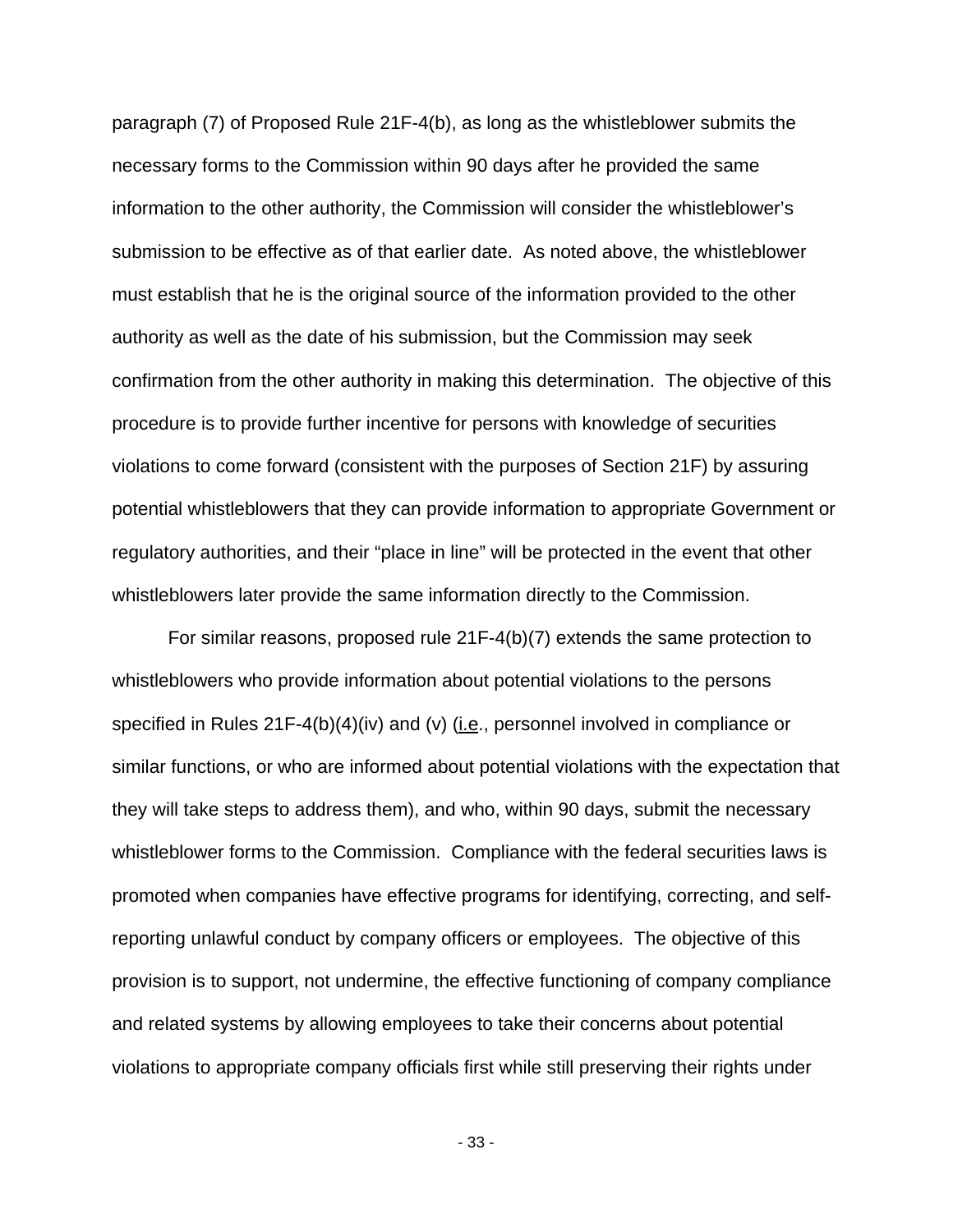paragraph (7) of Proposed Rule 21F-4(b), as long as the whistleblower submits the necessary forms to the Commission within 90 days after he provided the same information to the other authority, the Commission will consider the whistleblower's submission to be effective as of that earlier date. As noted above, the whistleblower must establish that he is the original source of the information provided to the other authority as well as the date of his submission, but the Commission may seek confirmation from the other authority in making this determination. The objective of this procedure is to provide further incentive for persons with knowledge of securities violations to come forward (consistent with the purposes of Section 21F) by assuring potential whistleblowers that they can provide information to appropriate Government or regulatory authorities, and their "place in line" will be protected in the event that other whistleblowers later provide the same information directly to the Commission.

For similar reasons, proposed rule 21F-4(b)(7) extends the same protection to whistleblowers who provide information about potential violations to the persons specified in Rules 21F-4(b)(4)(iv) and (v) (i.e., personnel involved in compliance or similar functions, or who are informed about potential violations with the expectation that they will take steps to address them), and who, within 90 days, submit the necessary whistleblower forms to the Commission. Compliance with the federal securities laws is promoted when companies have effective programs for identifying, correcting, and self-reporting unlawful conduct by company officers or employees. The objective of this provision is to support, not undermine, the effective functioning of company compliance and related systems by allowing employees to take their concerns about potential violations to appropriate company officials first while still preserving their rights under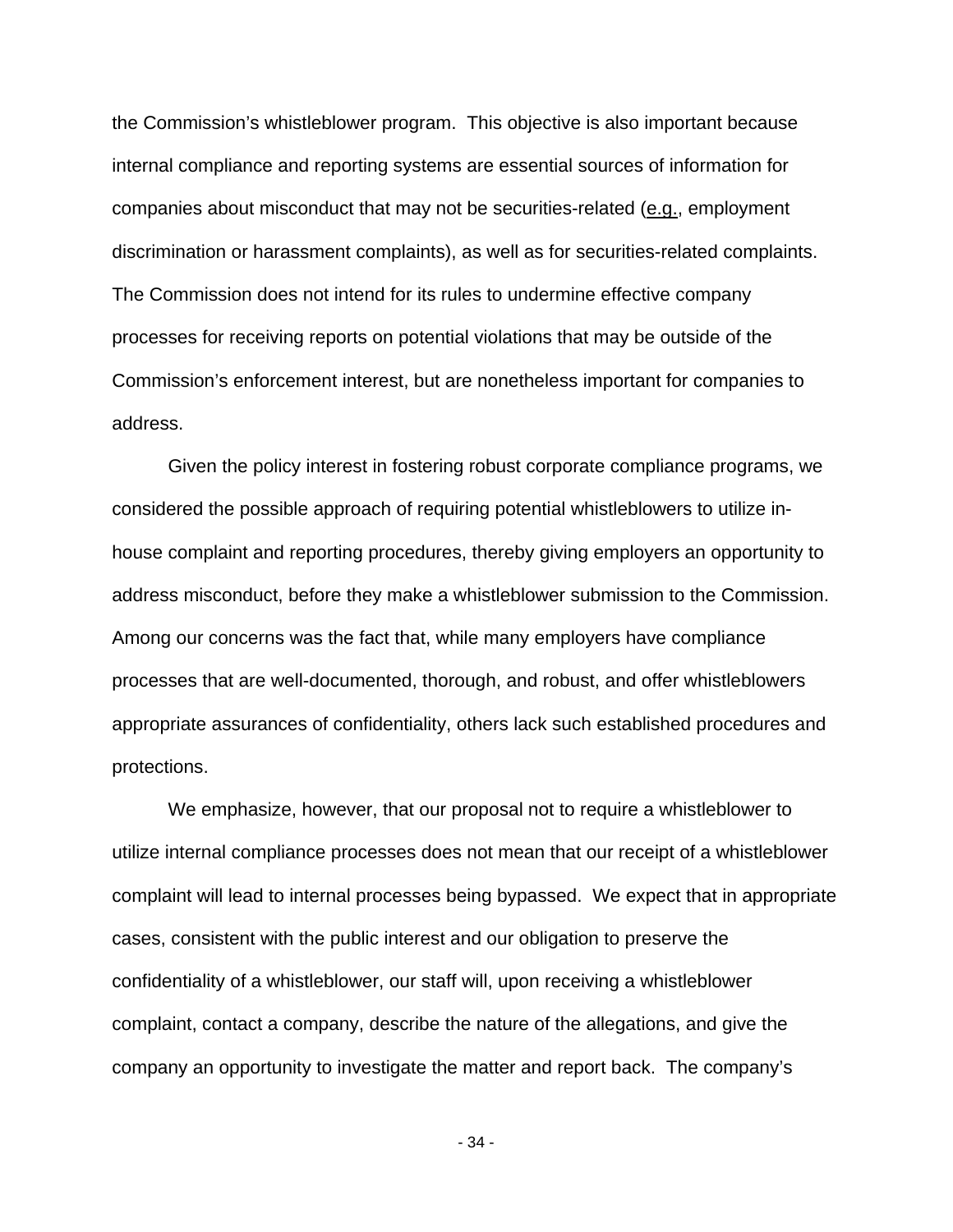the Commission's whistleblower program. This objective is also important because internal compliance and reporting systems are essential sources of information for companies about misconduct that may not be securities-related (e.g., employment discrimination or harassment complaints), as well as for securities-related complaints. The Commission does not intend for its rules to undermine effective company processes for receiving reports on potential violations that may be outside of the Commission's enforcement interest, but are nonetheless important for companies to address.

Given the policy interest in fostering robust corporate compliance programs, we considered the possible approach of requiring potential whistleblowers to utilize in-house complaint and reporting procedures, thereby giving employers an opportunity to address misconduct, before they make a whistleblower submission to the Commission. Among our concerns was the fact that, while many employers have compliance processes that are well-documented, thorough, and robust, and offer whistleblowers appropriate assurances of confidentiality, others lack such established procedures and protections.

We emphasize, however, that our proposal not to require a whistleblower to utilize internal compliance processes does not mean that our receipt of a whistleblower complaint will lead to internal processes being bypassed. We expect that in appropriate cases, consistent with the public interest and our obligation to preserve the confidentiality of a whistleblower, our staff will, upon receiving a whistleblower complaint, contact a company, describe the nature of the allegations, and give the company an opportunity to investigate the matter and report back. The company's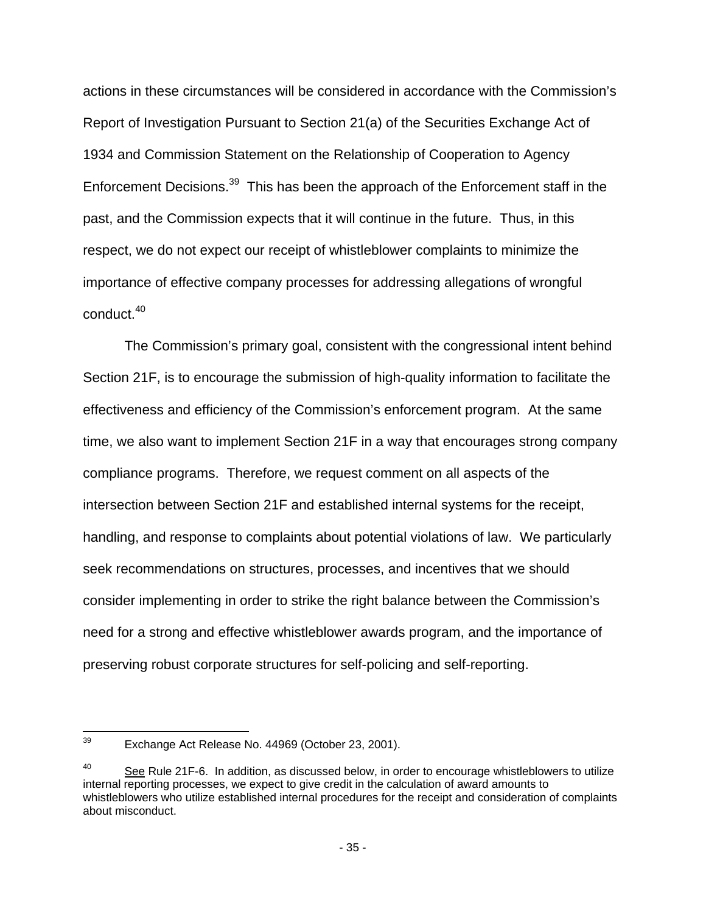actions in these circumstances will be considered in accordance with the Commission's Report of Investigation Pursuant to Section 21(a) of the Securities Exchange Act of 1934 and Commission Statement on the Relationship of Cooperation to Agency Enforcement Decisions.[39] This has been the approach of the Enforcement staff in the past, and the Commission expects that it will continue in the future. Thus, in this respect, we do not expect our receipt of whistleblower complaints to minimize the importance of effective company processes for addressing allegations of wrongful conduct.[40]

The Commission's primary goal, consistent with the congressional intent behind Section 21F, is to encourage the submission of high-quality information to facilitate the effectiveness and efficiency of the Commission's enforcement program. At the same time, we also want to implement Section 21F in a way that encourages strong company compliance programs. Therefore, we request comment on all aspects of the intersection between Section 21F and established internal systems for the receipt, handling, and response to complaints about potential violations of law. We particularly seek recommendations on structures, processes, and incentives that we should consider implementing in order to strike the right balance between the Commission's need for a strong and effective whistleblower awards program, and the importance of preserving robust corporate structures for self-policing and self-reporting.

---

[39] Exchange Act Release No. 44969 (October 23, 2001).

[40] See Rule 21F-6. In addition, as discussed below, in order to encourage whistleblowers to utilize internal reporting processes, we expect to give credit in the calculation of award amounts to whistleblowers who utilize established internal procedures for the receipt and consideration of complaints about misconduct.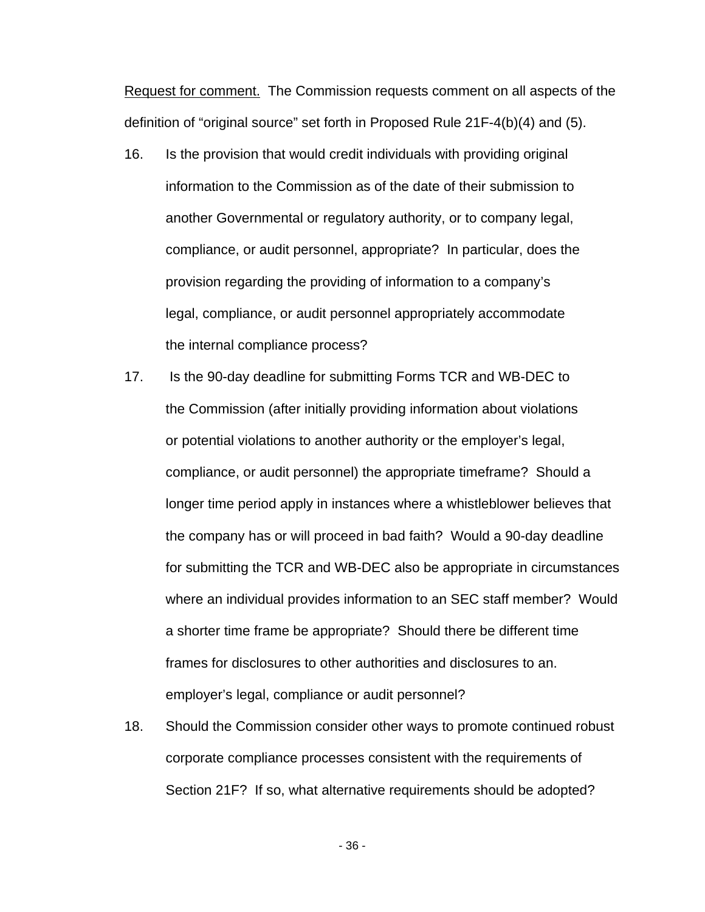Request for comment. The Commission requests comment on all aspects of the definition of "original source" set forth in Proposed Rule 21F-4(b)(4) and (5).

16. Is the provision that would credit individuals with providing original information to the Commission as of the date of their submission to another Governmental or regulatory authority, or to company legal, compliance, or audit personnel, appropriate? In particular, does the provision regarding the providing of information to a company's legal, compliance, or audit personnel appropriately accommodate the internal compliance process?

17. Is the 90-day deadline for submitting Forms TCR and WB-DEC to the Commission (after initially providing information about violations or potential violations to another authority or the employer's legal, compliance, or audit personnel) the appropriate timeframe? Should a longer time period apply in instances where a whistleblower believes that the company has or will proceed in bad faith? Would a 90-day deadline for submitting the TCR and WB-DEC also be appropriate in circumstances where an individual provides information to an SEC staff member? Would a shorter time frame be appropriate? Should there be different time frames for disclosures to other authorities and disclosures to an. employer's legal, compliance or audit personnel?

18. Should the Commission consider other ways to promote continued robust corporate compliance processes consistent with the requirements of Section 21F? If so, what alternative requirements should be adopted?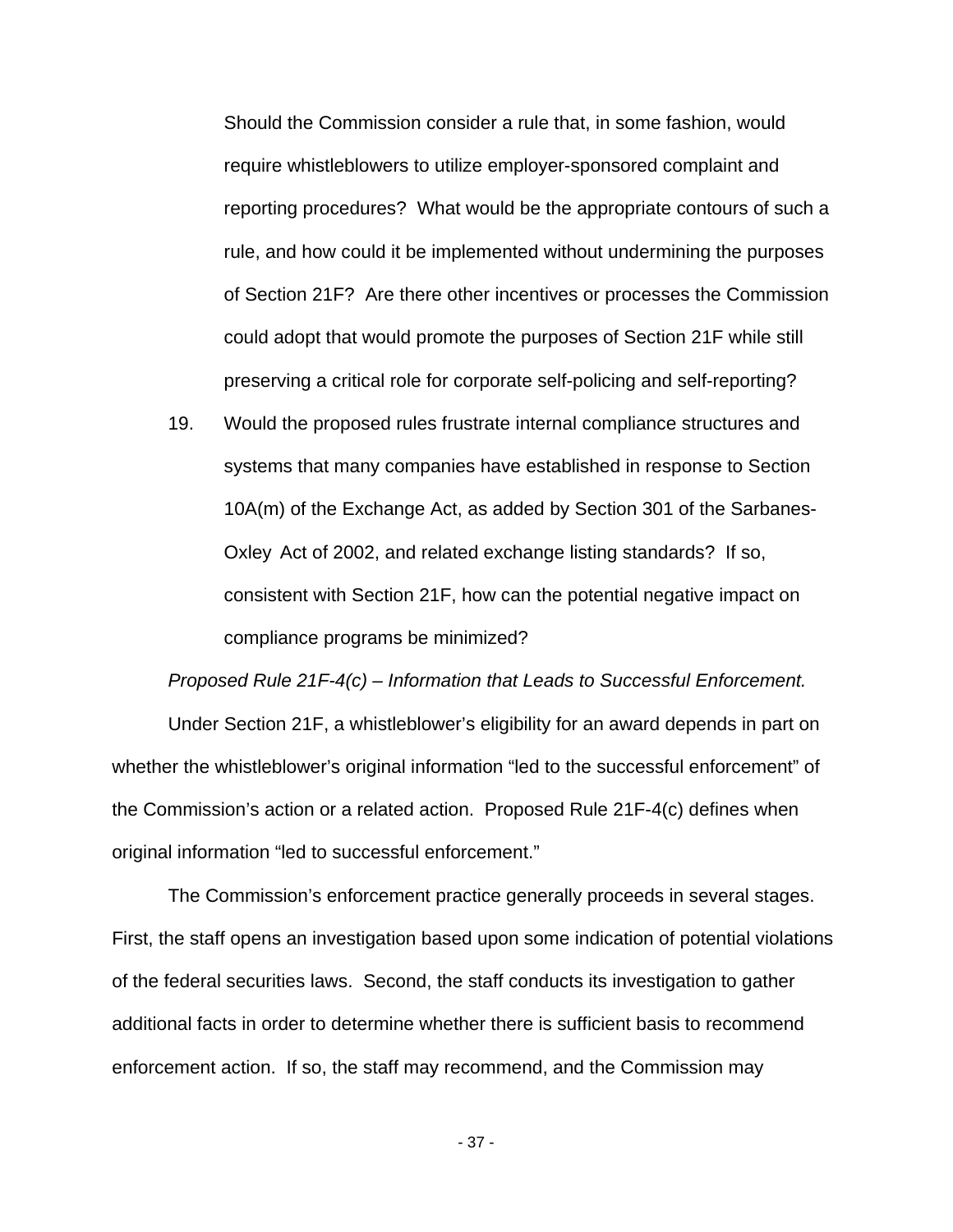Should the Commission consider a rule that, in some fashion, would require whistleblowers to utilize employer-sponsored complaint and reporting procedures? What would be the appropriate contours of such a rule, and how could it be implemented without undermining the purposes of Section 21F? Are there other incentives or processes the Commission could adopt that would promote the purposes of Section 21F while still preserving a critical role for corporate self-policing and self-reporting?

19. Would the proposed rules frustrate internal compliance structures and systems that many companies have established in response to Section 10A(m) of the Exchange Act, as added by Section 301 of the Sarbanes-Oxley Act of 2002, and related exchange listing standards? If so, consistent with Section 21F, how can the potential negative impact on compliance programs be minimized?

*Proposed Rule 21F-4(c) – Information that Leads to Successful Enforcement.*

Under Section 21F, a whistleblower's eligibility for an award depends in part on whether the whistleblower's original information "led to the successful enforcement" of the Commission's action or a related action. Proposed Rule 21F-4(c) defines when original information "led to successful enforcement."

The Commission's enforcement practice generally proceeds in several stages. First, the staff opens an investigation based upon some indication of potential violations of the federal securities laws. Second, the staff conducts its investigation to gather additional facts in order to determine whether there is sufficient basis to recommend enforcement action. If so, the staff may recommend, and the Commission may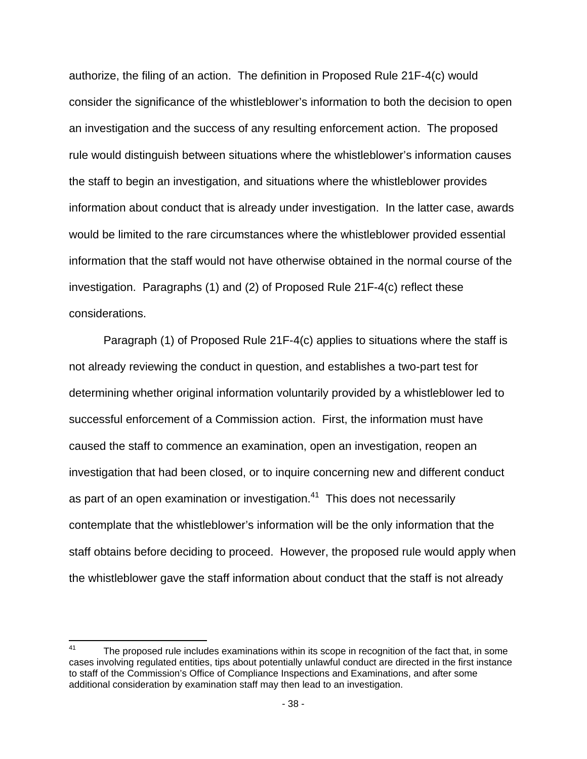authorize, the filing of an action. The definition in Proposed Rule 21F-4(c) would consider the significance of the whistleblower's information to both the decision to open an investigation and the success of any resulting enforcement action. The proposed rule would distinguish between situations where the whistleblower's information causes the staff to begin an investigation, and situations where the whistleblower provides information about conduct that is already under investigation. In the latter case, awards would be limited to the rare circumstances where the whistleblower provided essential information that the staff would not have otherwise obtained in the normal course of the investigation. Paragraphs (1) and (2) of Proposed Rule 21F-4(c) reflect these considerations.

Paragraph (1) of Proposed Rule 21F-4(c) applies to situations where the staff is not already reviewing the conduct in question, and establishes a two-part test for determining whether original information voluntarily provided by a whistleblower led to successful enforcement of a Commission action. First, the information must have caused the staff to commence an examination, open an investigation, reopen an investigation that had been closed, or to inquire concerning new and different conduct as part of an open examination or investigation.[41] This does not necessarily contemplate that the whistleblower's information will be the only information that the staff obtains before deciding to proceed. However, the proposed rule would apply when the whistleblower gave the staff information about conduct that the staff is not already

[41] The proposed rule includes examinations within its scope in recognition of the fact that, in some cases involving regulated entities, tips about potentially unlawful conduct are directed in the first instance to staff of the Commission's Office of Compliance Inspections and Examinations, and after some additional consideration by examination staff may then lead to an investigation.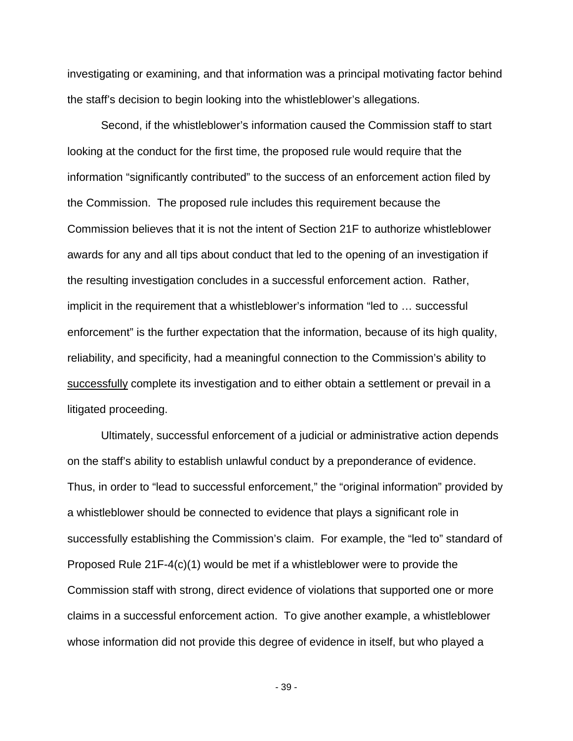investigating or examining, and that information was a principal motivating factor behind the staff's decision to begin looking into the whistleblower's allegations.

Second, if the whistleblower's information caused the Commission staff to start looking at the conduct for the first time, the proposed rule would require that the information "significantly contributed" to the success of an enforcement action filed by the Commission. The proposed rule includes this requirement because the Commission believes that it is not the intent of Section 21F to authorize whistleblower awards for any and all tips about conduct that led to the opening of an investigation if the resulting investigation concludes in a successful enforcement action. Rather, implicit in the requirement that a whistleblower's information "led to … successful enforcement" is the further expectation that the information, because of its high quality, reliability, and specificity, had a meaningful connection to the Commission's ability to <u>successfully</u> complete its investigation and to either obtain a settlement or prevail in a litigated proceeding.

Ultimately, successful enforcement of a judicial or administrative action depends on the staff's ability to establish unlawful conduct by a preponderance of evidence. Thus, in order to "lead to successful enforcement," the "original information" provided by a whistleblower should be connected to evidence that plays a significant role in successfully establishing the Commission's claim. For example, the "led to" standard of Proposed Rule 21F-4(c)(1) would be met if a whistleblower were to provide the Commission staff with strong, direct evidence of violations that supported one or more claims in a successful enforcement action. To give another example, a whistleblower whose information did not provide this degree of evidence in itself, but who played a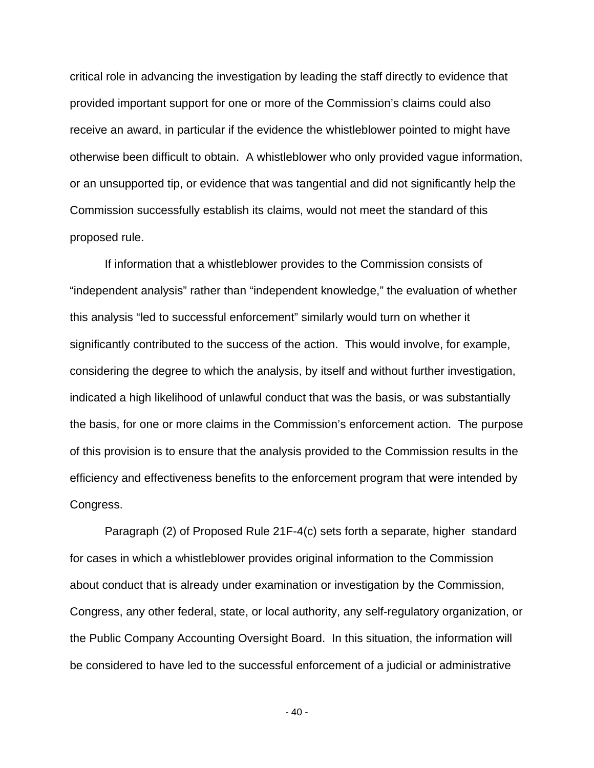critical role in advancing the investigation by leading the staff directly to evidence that provided important support for one or more of the Commission's claims could also receive an award, in particular if the evidence the whistleblower pointed to might have otherwise been difficult to obtain. A whistleblower who only provided vague information, or an unsupported tip, or evidence that was tangential and did not significantly help the Commission successfully establish its claims, would not meet the standard of this proposed rule.

If information that a whistleblower provides to the Commission consists of "independent analysis" rather than "independent knowledge," the evaluation of whether this analysis "led to successful enforcement" similarly would turn on whether it significantly contributed to the success of the action. This would involve, for example, considering the degree to which the analysis, by itself and without further investigation, indicated a high likelihood of unlawful conduct that was the basis, or was substantially the basis, for one or more claims in the Commission's enforcement action. The purpose of this provision is to ensure that the analysis provided to the Commission results in the efficiency and effectiveness benefits to the enforcement program that were intended by Congress.

Paragraph (2) of Proposed Rule 21F-4(c) sets forth a separate, higher standard for cases in which a whistleblower provides original information to the Commission about conduct that is already under examination or investigation by the Commission, Congress, any other federal, state, or local authority, any self-regulatory organization, or the Public Company Accounting Oversight Board. In this situation, the information will be considered to have led to the successful enforcement of a judicial or administrative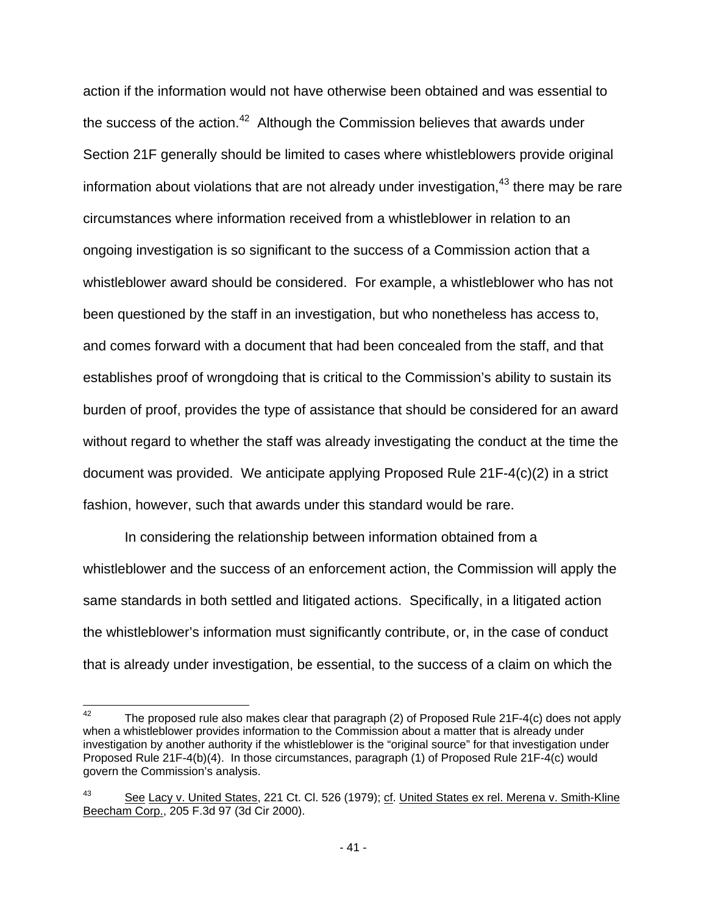action if the information would not have otherwise been obtained and was essential to the success of the action.[42] Although the Commission believes that awards under Section 21F generally should be limited to cases where whistleblowers provide original information about violations that are not already under investigation,[43] there may be rare circumstances where information received from a whistleblower in relation to an ongoing investigation is so significant to the success of a Commission action that a whistleblower award should be considered. For example, a whistleblower who has not been questioned by the staff in an investigation, but who nonetheless has access to, and comes forward with a document that had been concealed from the staff, and that establishes proof of wrongdoing that is critical to the Commission's ability to sustain its burden of proof, provides the type of assistance that should be considered for an award without regard to whether the staff was already investigating the conduct at the time the document was provided. We anticipate applying Proposed Rule 21F-4(c)(2) in a strict fashion, however, such that awards under this standard would be rare.

In considering the relationship between information obtained from a whistleblower and the success of an enforcement action, the Commission will apply the same standards in both settled and litigated actions. Specifically, in a litigated action the whistleblower's information must significantly contribute, or, in the case of conduct that is already under investigation, be essential, to the success of a claim on which the

---

[42] The proposed rule also makes clear that paragraph (2) of Proposed Rule 21F-4(c) does not apply when a whistleblower provides information to the Commission about a matter that is already under investigation by another authority if the whistleblower is the "original source" for that investigation under Proposed Rule 21F-4(b)(4). In those circumstances, paragraph (1) of Proposed Rule 21F-4(c) would govern the Commission's analysis.

[43] See Lacy v. United States, 221 Ct. Cl. 526 (1979); cf. United States ex rel. Merena v. Smith-Kline Beecham Corp., 205 F.3d 97 (3d Cir 2000).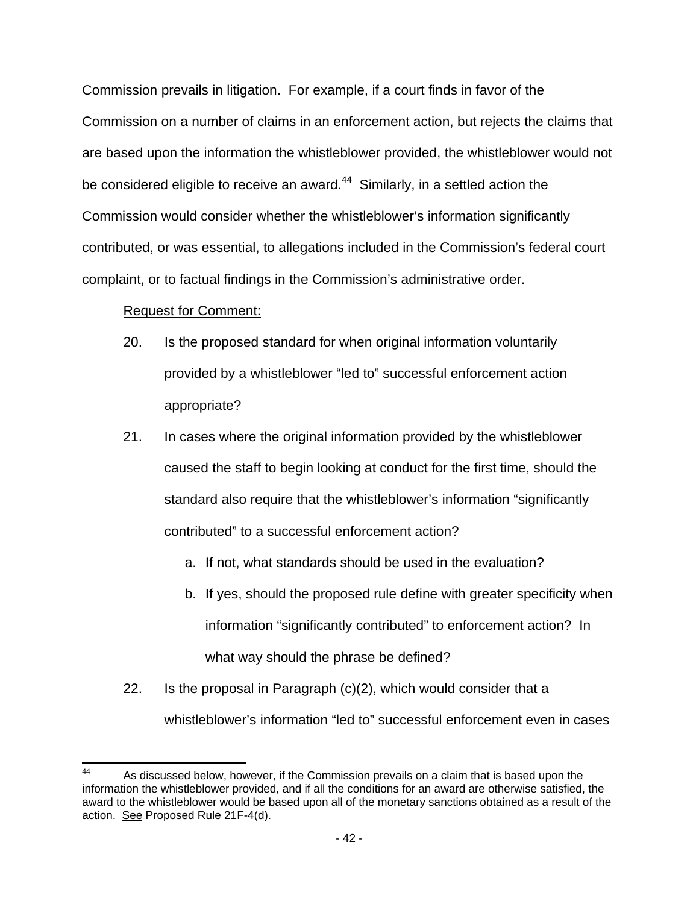Commission prevails in litigation. For example, if a court finds in favor of the Commission on a number of claims in an enforcement action, but rejects the claims that are based upon the information the whistleblower provided, the whistleblower would not be considered eligible to receive an award.[44] Similarly, in a settled action the Commission would consider whether the whistleblower's information significantly contributed, or was essential, to allegations included in the Commission's federal court complaint, or to factual findings in the Commission's administrative order.

<u>Request for Comment:</u>

20. Is the proposed standard for when original information voluntarily provided by a whistleblower "led to" successful enforcement action appropriate?

21. In cases where the original information provided by the whistleblower caused the staff to begin looking at conduct for the first time, should the standard also require that the whistleblower's information "significantly contributed" to a successful enforcement action?

    a. If not, what standards should be used in the evaluation?

    b. If yes, should the proposed rule define with greater specificity when information "significantly contributed" to enforcement action? In what way should the phrase be defined?

22. Is the proposal in Paragraph (c)(2), which would consider that a whistleblower's information "led to" successful enforcement even in cases

---

[44] As discussed below, however, if the Commission prevails on a claim that is based upon the information the whistleblower provided, and if all the conditions for an award are otherwise satisfied, the award to the whistleblower would be based upon all of the monetary sanctions obtained as a result of the action. <u>See</u> Proposed Rule 21F-4(d).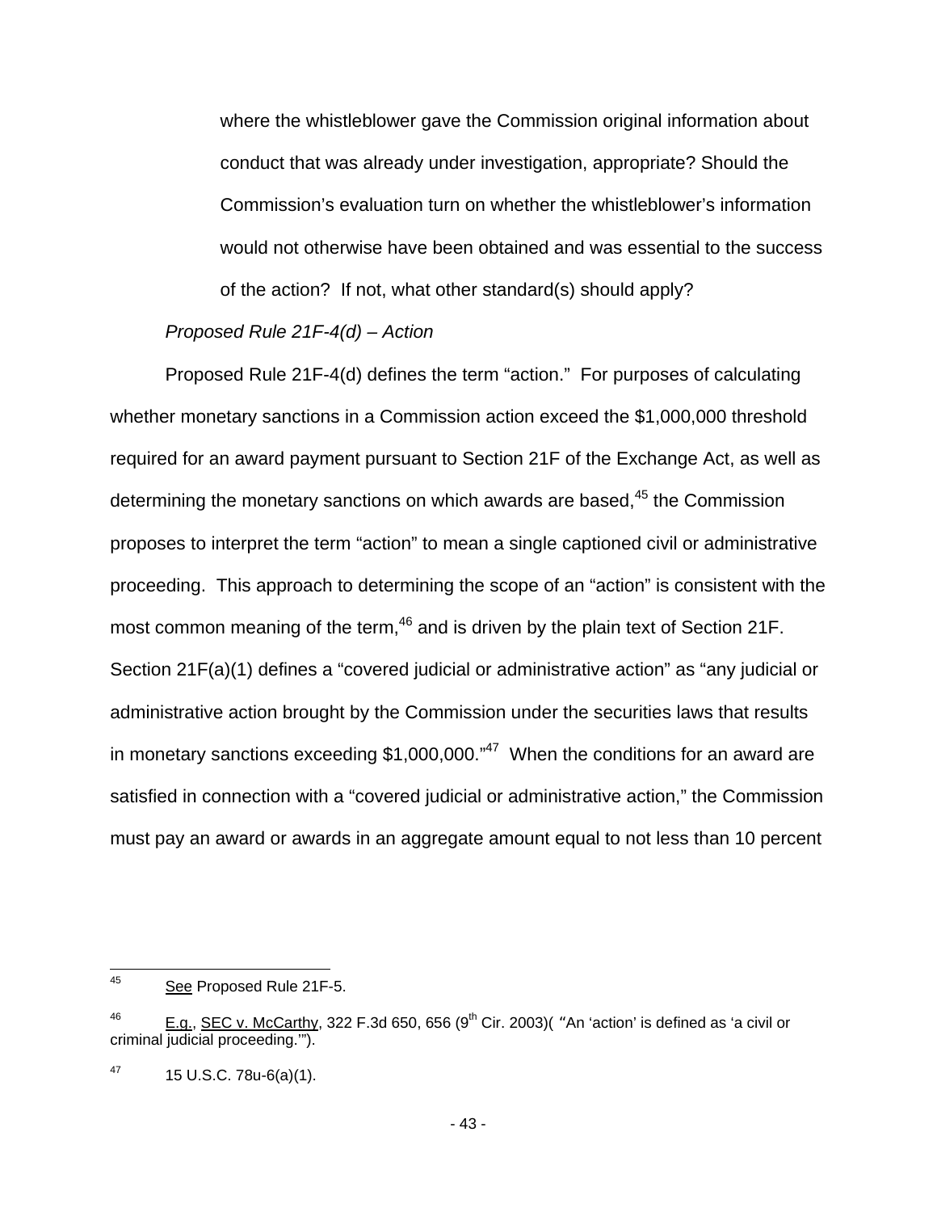where the whistleblower gave the Commission original information about conduct that was already under investigation, appropriate? Should the Commission's evaluation turn on whether the whistleblower's information would not otherwise have been obtained and was essential to the success of the action? If not, what other standard(s) should apply?

*Proposed Rule 21F-4(d) – Action*

Proposed Rule 21F-4(d) defines the term "action." For purposes of calculating whether monetary sanctions in a Commission action exceed the $1,000,000 threshold required for an award payment pursuant to Section 21F of the Exchange Act, as well as determining the monetary sanctions on which awards are based,[45] the Commission proposes to interpret the term "action" to mean a single captioned civil or administrative proceeding. This approach to determining the scope of an "action" is consistent with the most common meaning of the term,[46] and is driven by the plain text of Section 21F. Section 21F(a)(1) defines a "covered judicial or administrative action" as "any judicial or administrative action brought by the Commission under the securities laws that results in monetary sanctions exceeding $1,000,000."[47] When the conditions for an award are satisfied in connection with a "covered judicial or administrative action," the Commission must pay an award or awards in an aggregate amount equal to not less than 10 percent

---

[45] See Proposed Rule 21F-5.

[46] E.g., SEC v. McCarthy, 322 F.3d 650, 656 (9th Cir. 2003)( "An 'action' is defined as 'a civil or criminal judicial proceeding.'").

[47] 15 U.S.C. 78u-6(a)(1).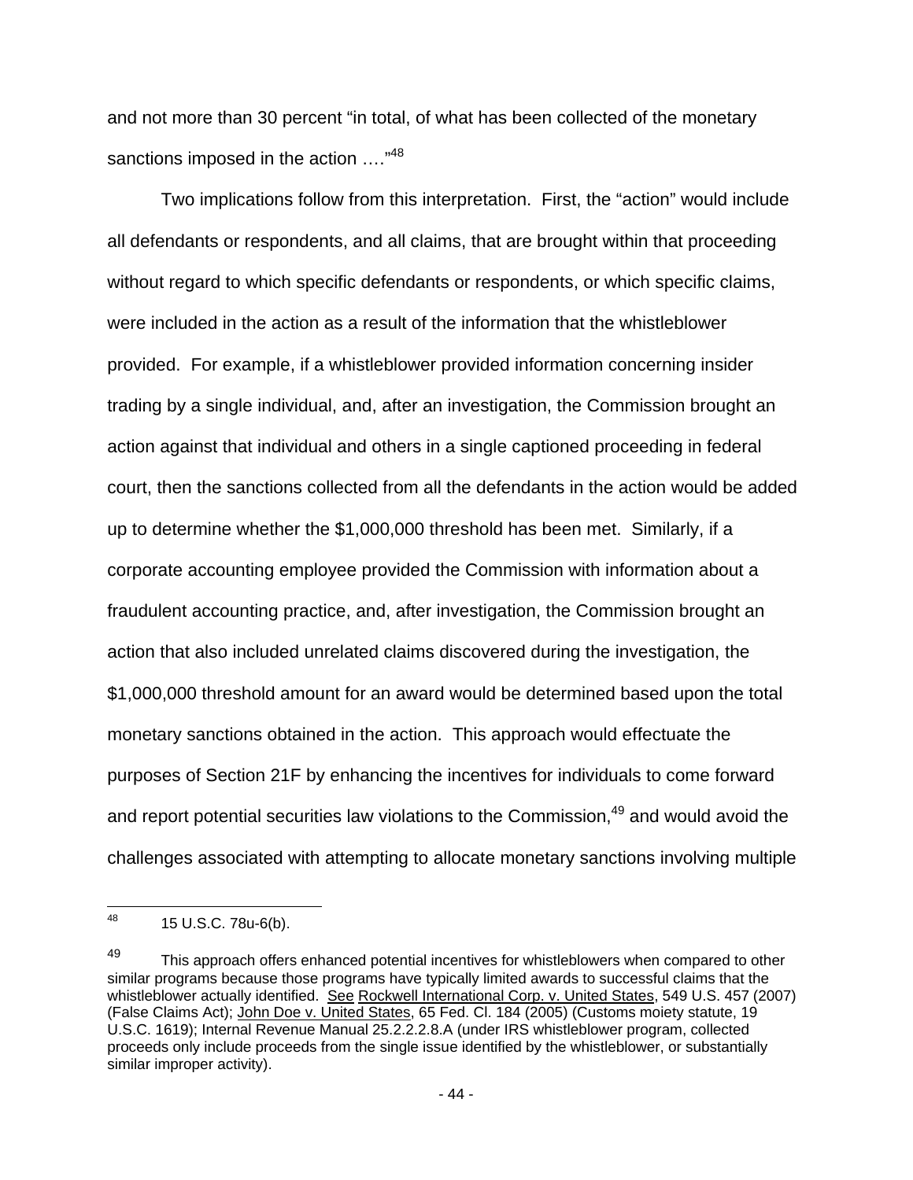and not more than 30 percent "in total, of what has been collected of the monetary sanctions imposed in the action …."[48]

Two implications follow from this interpretation. First, the "action" would include all defendants or respondents, and all claims, that are brought within that proceeding without regard to which specific defendants or respondents, or which specific claims, were included in the action as a result of the information that the whistleblower provided. For example, if a whistleblower provided information concerning insider trading by a single individual, and, after an investigation, the Commission brought an action against that individual and others in a single captioned proceeding in federal court, then the sanctions collected from all the defendants in the action would be added up to determine whether the $1,000,000 threshold has been met. Similarly, if a corporate accounting employee provided the Commission with information about a fraudulent accounting practice, and, after investigation, the Commission brought an action that also included unrelated claims discovered during the investigation, the $1,000,000 threshold amount for an award would be determined based upon the total monetary sanctions obtained in the action. This approach would effectuate the purposes of Section 21F by enhancing the incentives for individuals to come forward and report potential securities law violations to the Commission,[49] and would avoid the challenges associated with attempting to allocate monetary sanctions involving multiple

---

[48] 15 U.S.C. 78u-6(b).

[49] This approach offers enhanced potential incentives for whistleblowers when compared to other similar programs because those programs have typically limited awards to successful claims that the whistleblower actually identified. See Rockwell International Corp. v. United States, 549 U.S. 457 (2007) (False Claims Act); John Doe v. United States, 65 Fed. Cl. 184 (2005) (Customs moiety statute, 19 U.S.C. 1619); Internal Revenue Manual 25.2.2.2.8.A (under IRS whistleblower program, collected proceeds only include proceeds from the single issue identified by the whistleblower, or substantially similar improper activity).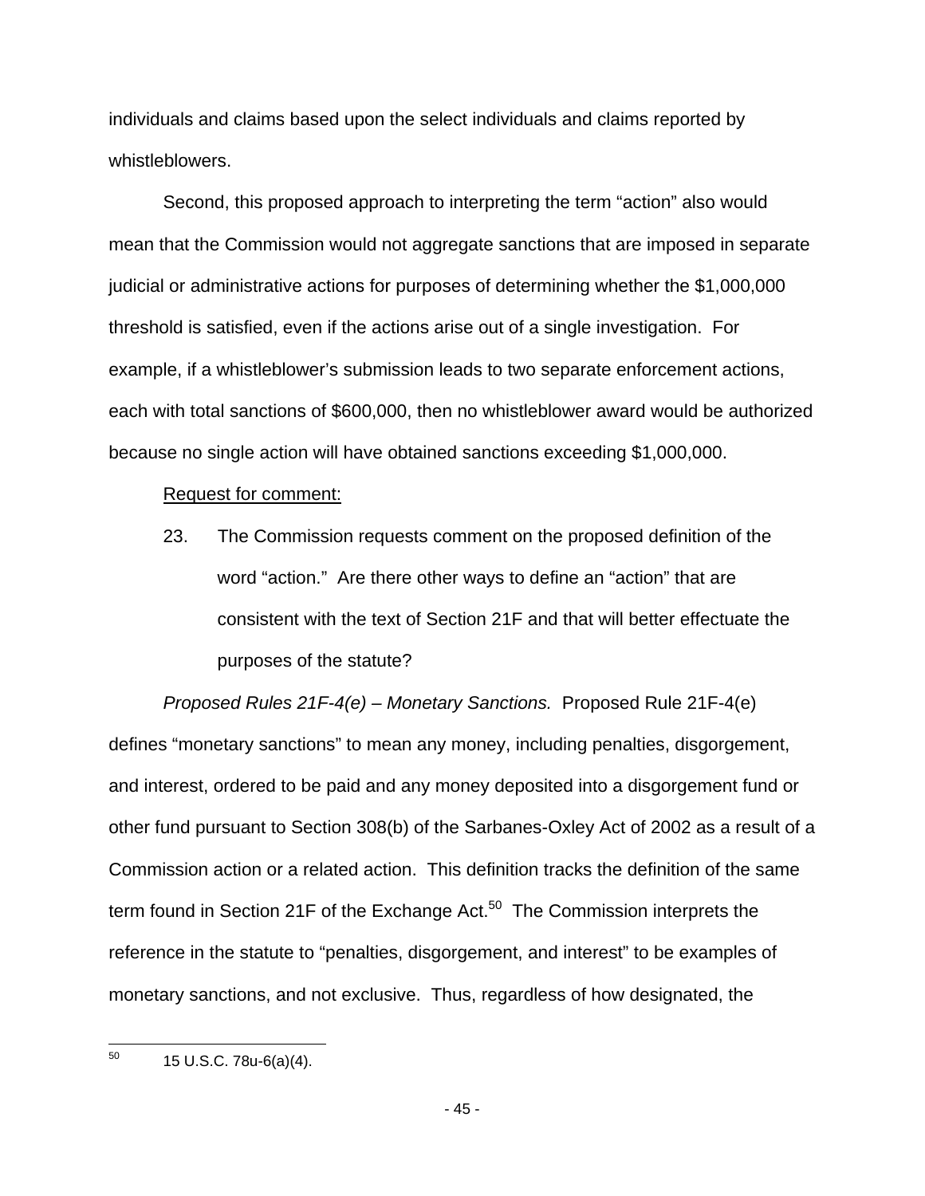individuals and claims based upon the select individuals and claims reported by whistleblowers.

Second, this proposed approach to interpreting the term "action" also would mean that the Commission would not aggregate sanctions that are imposed in separate judicial or administrative actions for purposes of determining whether the $1,000,000 threshold is satisfied, even if the actions arise out of a single investigation. For example, if a whistleblower's submission leads to two separate enforcement actions, each with total sanctions of $600,000, then no whistleblower award would be authorized because no single action will have obtained sanctions exceeding $1,000,000.

Request for comment:

23. The Commission requests comment on the proposed definition of the word "action." Are there other ways to define an "action" that are consistent with the text of Section 21F and that will better effectuate the purposes of the statute?

*Proposed Rules 21F-4(e) – Monetary Sanctions.* Proposed Rule 21F-4(e) defines "monetary sanctions" to mean any money, including penalties, disgorgement, and interest, ordered to be paid and any money deposited into a disgorgement fund or other fund pursuant to Section 308(b) of the Sarbanes-Oxley Act of 2002 as a result of a Commission action or a related action. This definition tracks the definition of the same term found in Section 21F of the Exchange Act.[50] The Commission interprets the reference in the statute to "penalties, disgorgement, and interest" to be examples of monetary sanctions, and not exclusive. Thus, regardless of how designated, the

---

[50] 15 U.S.C. 78u-6(a)(4).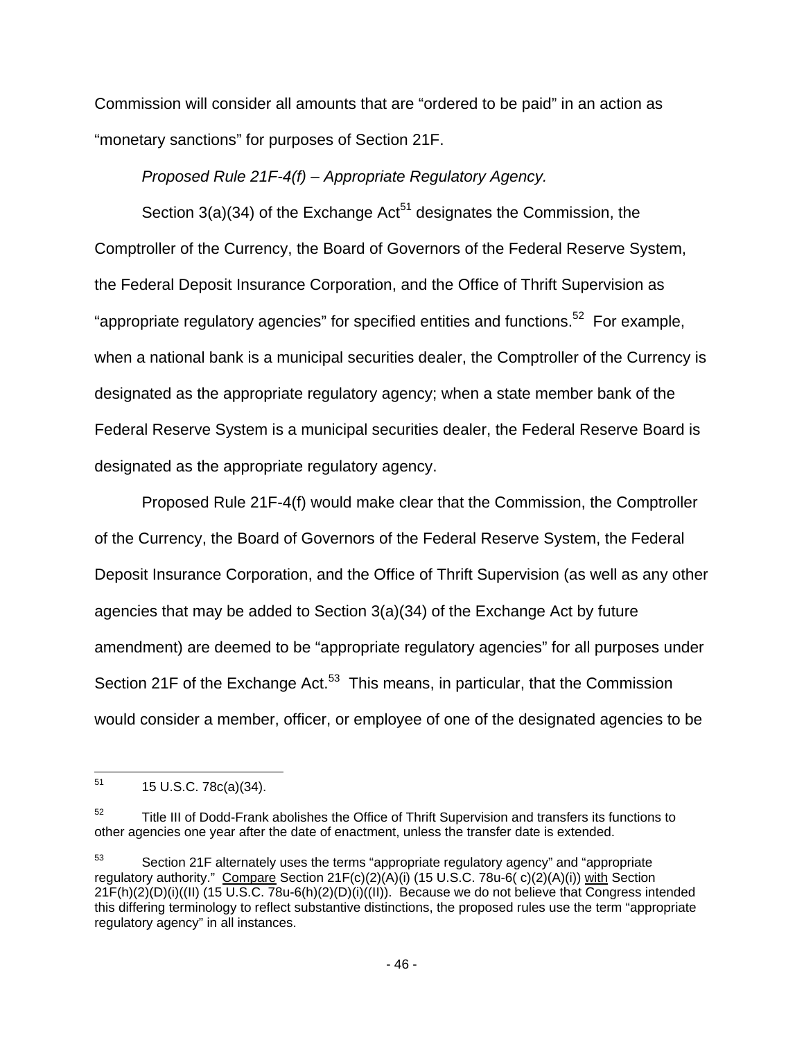Commission will consider all amounts that are "ordered to be paid" in an action as "monetary sanctions" for purposes of Section 21F.

*Proposed Rule 21F-4(f) – Appropriate Regulatory Agency.*

Section 3(a)(34) of the Exchange Act[51] designates the Commission, the Comptroller of the Currency, the Board of Governors of the Federal Reserve System, the Federal Deposit Insurance Corporation, and the Office of Thrift Supervision as "appropriate regulatory agencies" for specified entities and functions.[52] For example, when a national bank is a municipal securities dealer, the Comptroller of the Currency is designated as the appropriate regulatory agency; when a state member bank of the Federal Reserve System is a municipal securities dealer, the Federal Reserve Board is designated as the appropriate regulatory agency.

Proposed Rule 21F-4(f) would make clear that the Commission, the Comptroller of the Currency, the Board of Governors of the Federal Reserve System, the Federal Deposit Insurance Corporation, and the Office of Thrift Supervision (as well as any other agencies that may be added to Section 3(a)(34) of the Exchange Act by future amendment) are deemed to be "appropriate regulatory agencies" for all purposes under Section 21F of the Exchange Act.[53] This means, in particular, that the Commission would consider a member, officer, or employee of one of the designated agencies to be

---

[51] 15 U.S.C. 78c(a)(34).

[52] Title III of Dodd-Frank abolishes the Office of Thrift Supervision and transfers its functions to other agencies one year after the date of enactment, unless the transfer date is extended.

[53] Section 21F alternately uses the terms "appropriate regulatory agency" and "appropriate regulatory authority." Compare Section 21F(c)(2)(A)(i) (15 U.S.C. 78u-6( c)(2)(A)(i)) with Section 21F(h)(2)(D)(i)((II) (15 U.S.C. 78u-6(h)(2)(D)(i)((II)). Because we do not believe that Congress intended this differing terminology to reflect substantive distinctions, the proposed rules use the term "appropriate regulatory agency" in all instances.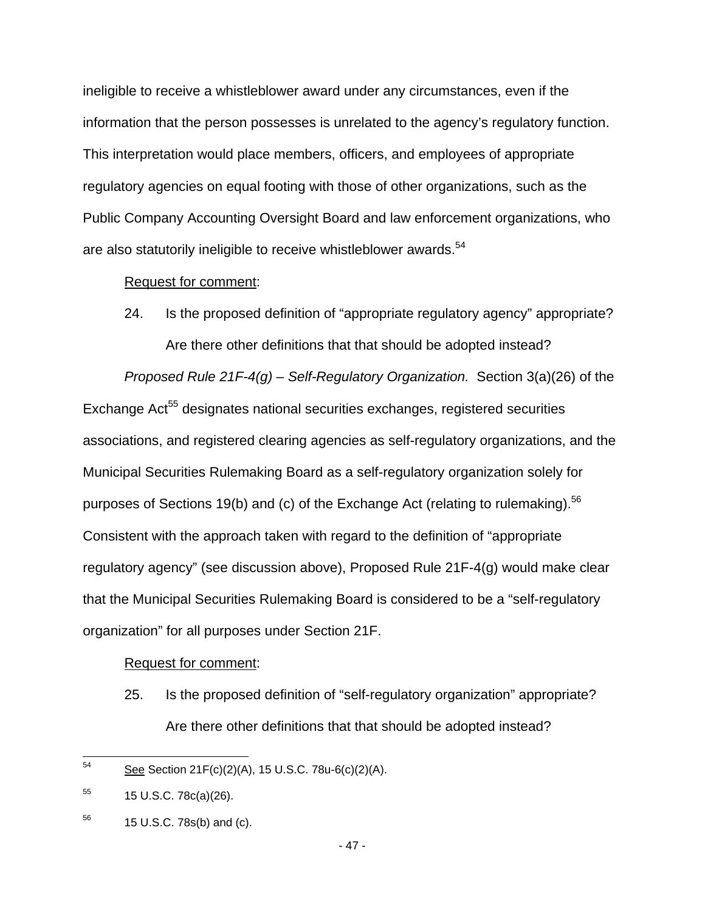ineligible to receive a whistleblower award under any circumstances, even if the information that the person possesses is unrelated to the agency's regulatory function. This interpretation would place members, officers, and employees of appropriate regulatory agencies on equal footing with those of other organizations, such as the Public Company Accounting Oversight Board and law enforcement organizations, who are also statutorily ineligible to receive whistleblower awards.[54]

Request for comment:

24. Is the proposed definition of "appropriate regulatory agency" appropriate? Are there other definitions that that should be adopted instead?

*Proposed Rule 21F-4(g) – Self-Regulatory Organization.* Section 3(a)(26) of the Exchange Act[55] designates national securities exchanges, registered securities associations, and registered clearing agencies as self-regulatory organizations, and the Municipal Securities Rulemaking Board as a self-regulatory organization solely for purposes of Sections 19(b) and (c) of the Exchange Act (relating to rulemaking).[56] Consistent with the approach taken with regard to the definition of "appropriate regulatory agency" (see discussion above), Proposed Rule 21F-4(g) would make clear that the Municipal Securities Rulemaking Board is considered to be a "self-regulatory organization" for all purposes under Section 21F.

Request for comment:

25. Is the proposed definition of "self-regulatory organization" appropriate? Are there other definitions that that should be adopted instead?

---

[54] See Section 21F(c)(2)(A), 15 U.S.C. 78u-6(c)(2)(A).

[55] 15 U.S.C. 78c(a)(26).

[56] 15 U.S.C. 78s(b) and (c).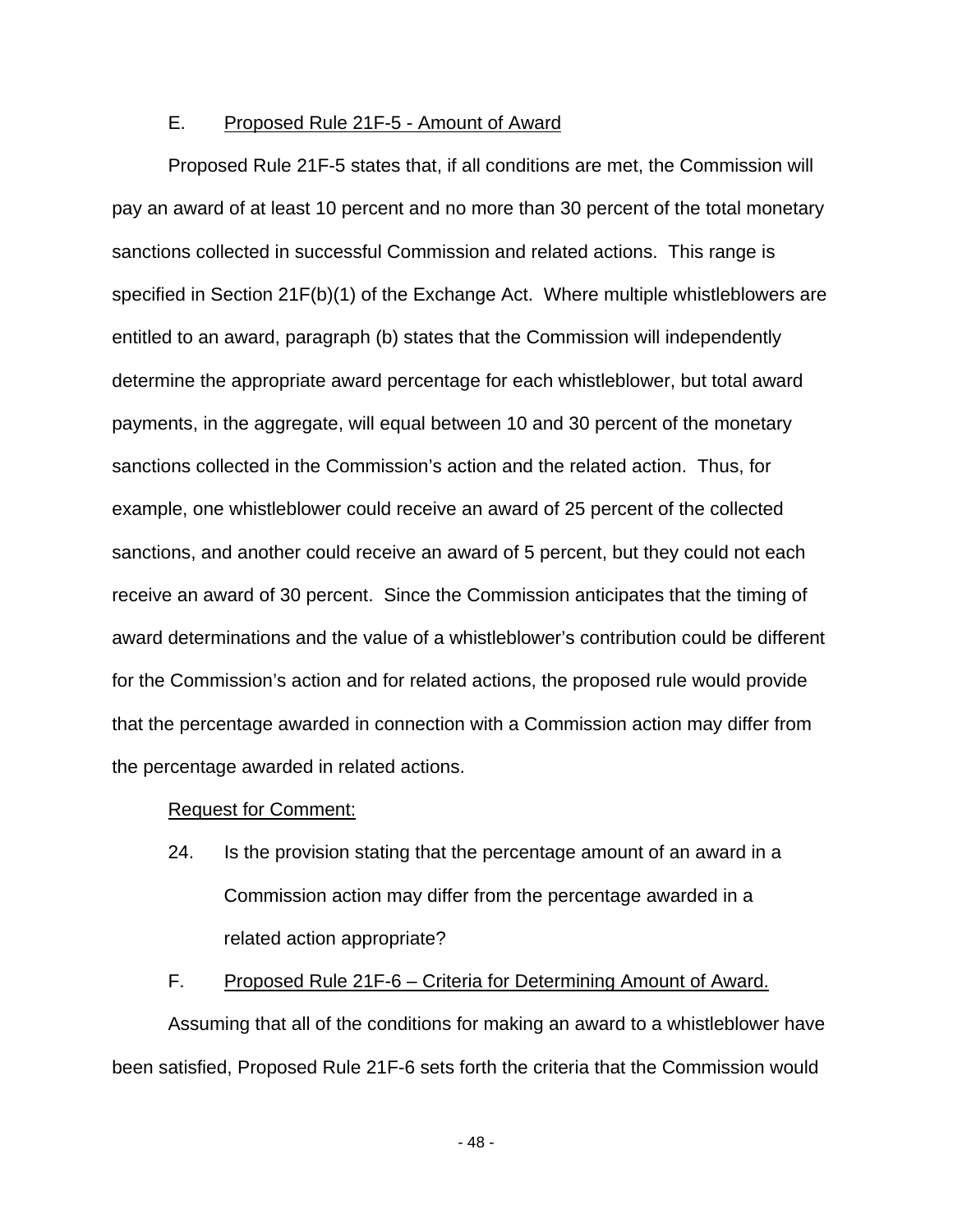### E. Proposed Rule 21F-5 - Amount of Award

Proposed Rule 21F-5 states that, if all conditions are met, the Commission will pay an award of at least 10 percent and no more than 30 percent of the total monetary sanctions collected in successful Commission and related actions. This range is specified in Section 21F(b)(1) of the Exchange Act. Where multiple whistleblowers are entitled to an award, paragraph (b) states that the Commission will independently determine the appropriate award percentage for each whistleblower, but total award payments, in the aggregate, will equal between 10 and 30 percent of the monetary sanctions collected in the Commission's action and the related action. Thus, for example, one whistleblower could receive an award of 25 percent of the collected sanctions, and another could receive an award of 5 percent, but they could not each receive an award of 30 percent. Since the Commission anticipates that the timing of award determinations and the value of a whistleblower's contribution could be different for the Commission's action and for related actions, the proposed rule would provide that the percentage awarded in connection with a Commission action may differ from the percentage awarded in related actions.

Request for Comment:

24. Is the provision stating that the percentage amount of an award in a Commission action may differ from the percentage awarded in a related action appropriate?

### F. Proposed Rule 21F-6 – Criteria for Determining Amount of Award.

Assuming that all of the conditions for making an award to a whistleblower have been satisfied, Proposed Rule 21F-6 sets forth the criteria that the Commission would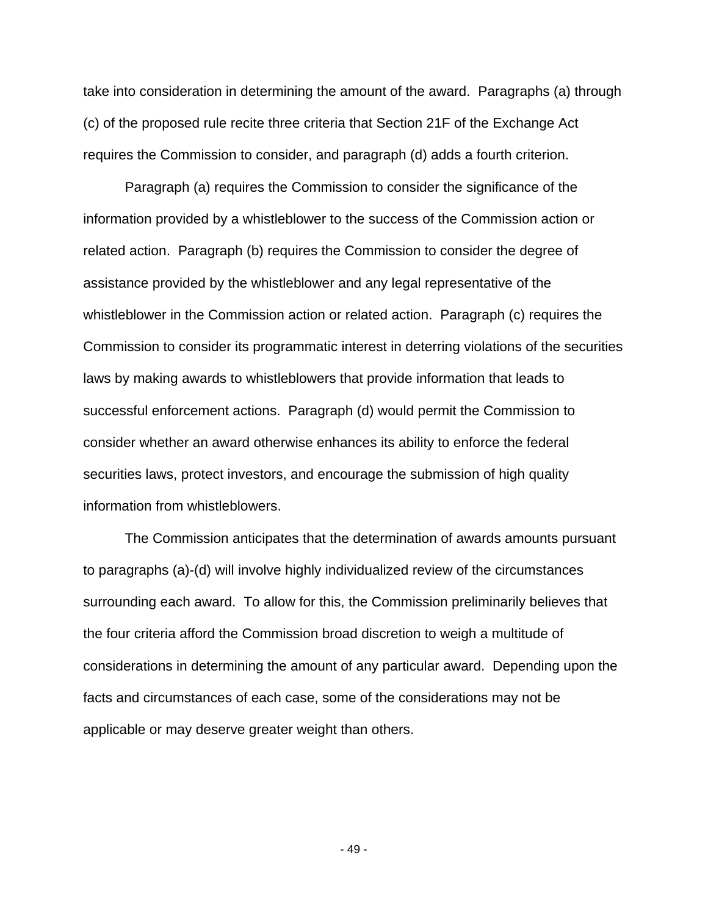take into consideration in determining the amount of the award. Paragraphs (a) through (c) of the proposed rule recite three criteria that Section 21F of the Exchange Act requires the Commission to consider, and paragraph (d) adds a fourth criterion.

Paragraph (a) requires the Commission to consider the significance of the information provided by a whistleblower to the success of the Commission action or related action. Paragraph (b) requires the Commission to consider the degree of assistance provided by the whistleblower and any legal representative of the whistleblower in the Commission action or related action. Paragraph (c) requires the Commission to consider its programmatic interest in deterring violations of the securities laws by making awards to whistleblowers that provide information that leads to successful enforcement actions. Paragraph (d) would permit the Commission to consider whether an award otherwise enhances its ability to enforce the federal securities laws, protect investors, and encourage the submission of high quality information from whistleblowers.

The Commission anticipates that the determination of awards amounts pursuant to paragraphs (a)-(d) will involve highly individualized review of the circumstances surrounding each award. To allow for this, the Commission preliminarily believes that the four criteria afford the Commission broad discretion to weigh a multitude of considerations in determining the amount of any particular award. Depending upon the facts and circumstances of each case, some of the considerations may not be applicable or may deserve greater weight than others.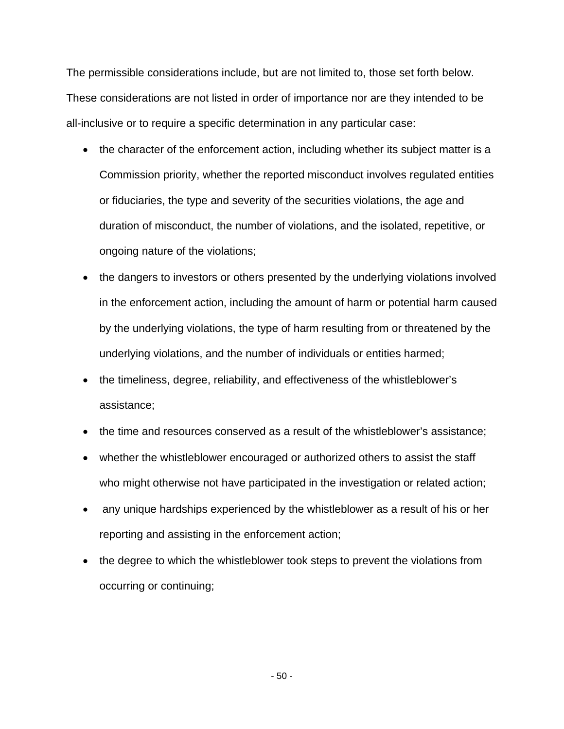The permissible considerations include, but are not limited to, those set forth below. These considerations are not listed in order of importance nor are they intended to be all-inclusive or to require a specific determination in any particular case:

- the character of the enforcement action, including whether its subject matter is a Commission priority, whether the reported misconduct involves regulated entities or fiduciaries, the type and severity of the securities violations, the age and duration of misconduct, the number of violations, and the isolated, repetitive, or ongoing nature of the violations;
- the dangers to investors or others presented by the underlying violations involved in the enforcement action, including the amount of harm or potential harm caused by the underlying violations, the type of harm resulting from or threatened by the underlying violations, and the number of individuals or entities harmed;
- the timeliness, degree, reliability, and effectiveness of the whistleblower's assistance;
- the time and resources conserved as a result of the whistleblower's assistance;
- whether the whistleblower encouraged or authorized others to assist the staff who might otherwise not have participated in the investigation or related action;
- any unique hardships experienced by the whistleblower as a result of his or her reporting and assisting in the enforcement action;
- the degree to which the whistleblower took steps to prevent the violations from occurring or continuing;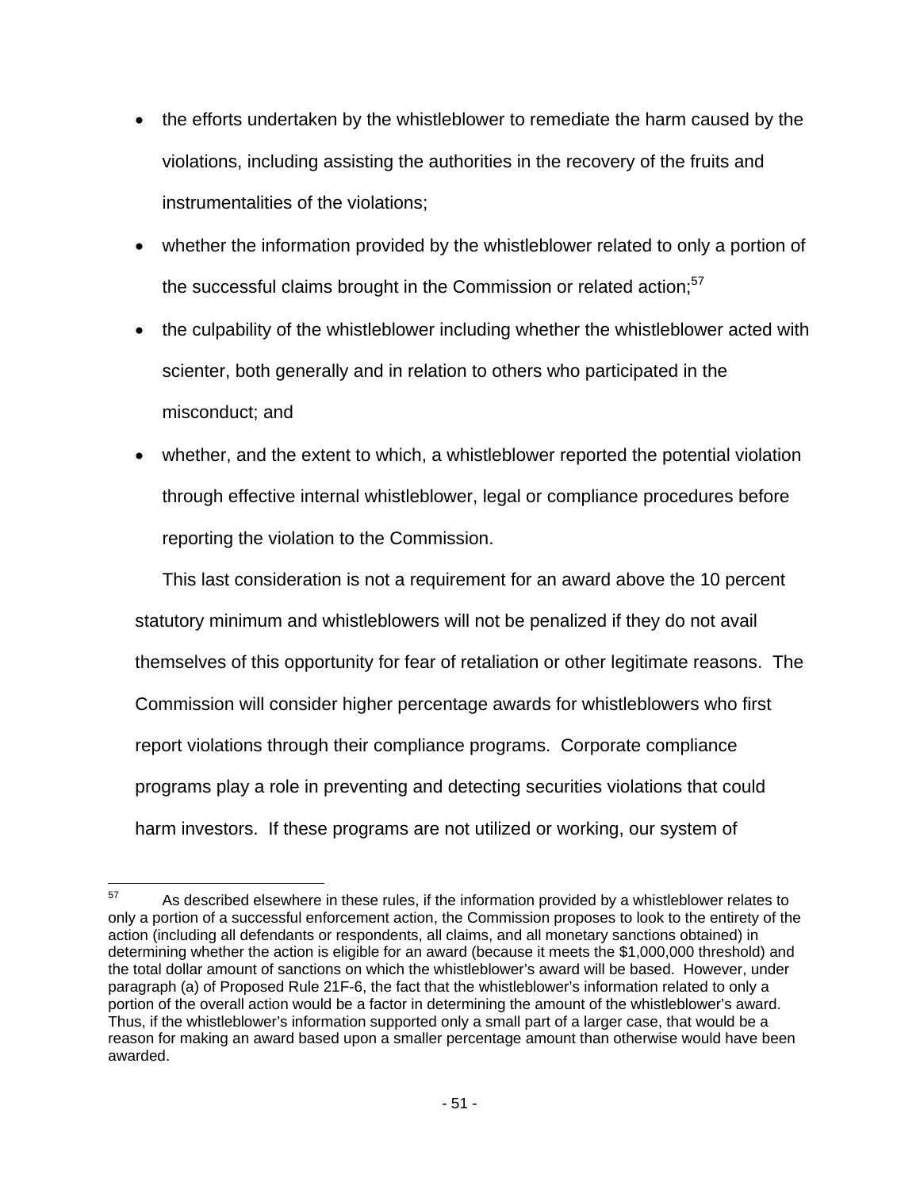- the efforts undertaken by the whistleblower to remediate the harm caused by the violations, including assisting the authorities in the recovery of the fruits and instrumentalities of the violations;
- whether the information provided by the whistleblower related to only a portion of the successful claims brought in the Commission or related action;[57]
- the culpability of the whistleblower including whether the whistleblower acted with scienter, both generally and in relation to others who participated in the misconduct; and
- whether, and the extent to which, a whistleblower reported the potential violation through effective internal whistleblower, legal or compliance procedures before reporting the violation to the Commission.

This last consideration is not a requirement for an award above the 10 percent statutory minimum and whistleblowers will not be penalized if they do not avail themselves of this opportunity for fear of retaliation or other legitimate reasons. The Commission will consider higher percentage awards for whistleblowers who first report violations through their compliance programs. Corporate compliance programs play a role in preventing and detecting securities violations that could harm investors. If these programs are not utilized or working, our system of

---

[57] As described elsewhere in these rules, if the information provided by a whistleblower relates to only a portion of a successful enforcement action, the Commission proposes to look to the entirety of the action (including all defendants or respondents, all claims, and all monetary sanctions obtained) in determining whether the action is eligible for an award (because it meets the $1,000,000 threshold) and the total dollar amount of sanctions on which the whistleblower's award will be based. However, under paragraph (a) of Proposed Rule 21F-6, the fact that the whistleblower's information related to only a portion of the overall action would be a factor in determining the amount of the whistleblower's award. Thus, if the whistleblower's information supported only a small part of a larger case, that would be a reason for making an award based upon a smaller percentage amount than otherwise would have been awarded.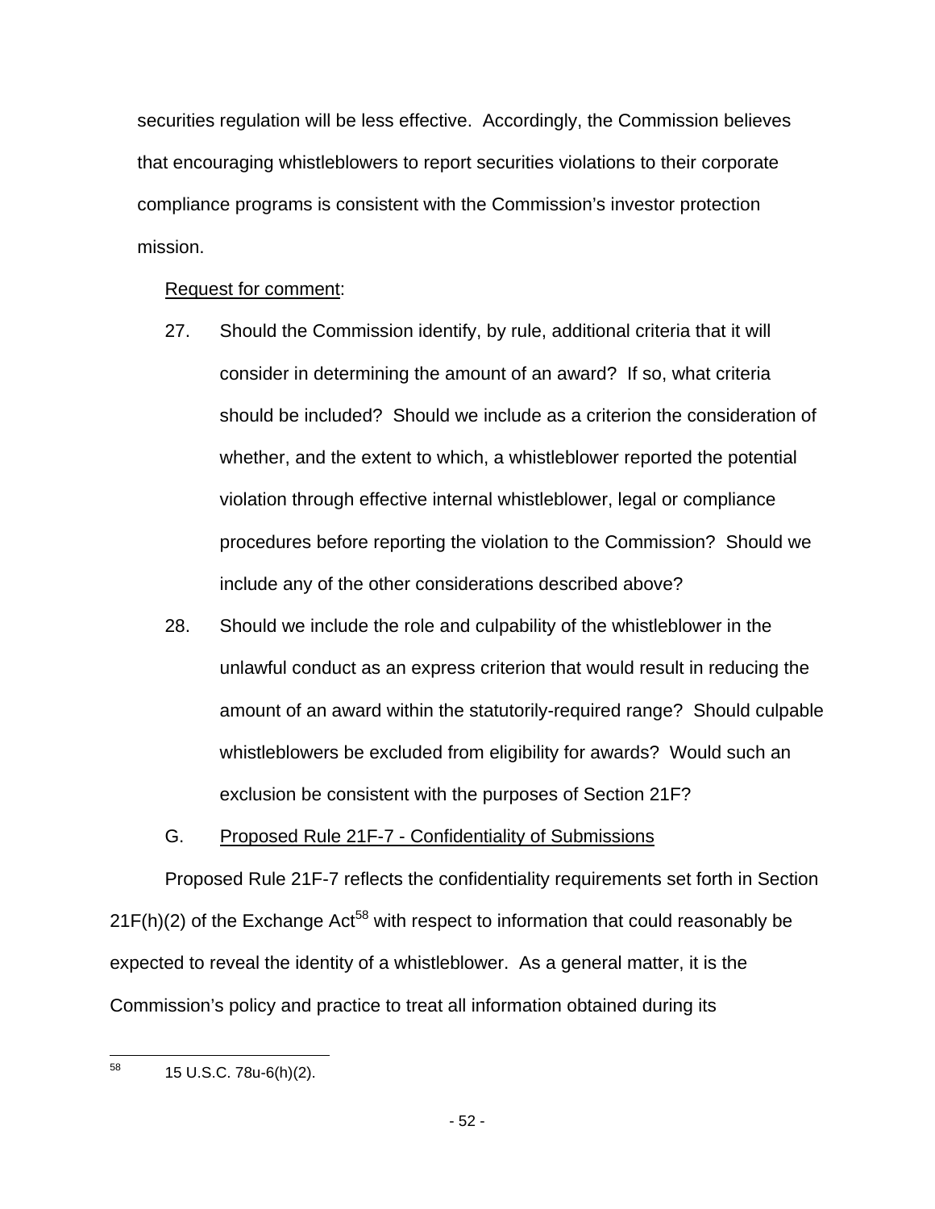securities regulation will be less effective. Accordingly, the Commission believes that encouraging whistleblowers to report securities violations to their corporate compliance programs is consistent with the Commission's investor protection mission.

Request for comment:

27. Should the Commission identify, by rule, additional criteria that it will consider in determining the amount of an award? If so, what criteria should be included? Should we include as a criterion the consideration of whether, and the extent to which, a whistleblower reported the potential violation through effective internal whistleblower, legal or compliance procedures before reporting the violation to the Commission? Should we include any of the other considerations described above?

28. Should we include the role and culpability of the whistleblower in the unlawful conduct as an express criterion that would result in reducing the amount of an award within the statutorily-required range? Should culpable whistleblowers be excluded from eligibility for awards? Would such an exclusion be consistent with the purposes of Section 21F?

### G. Proposed Rule 21F-7 - Confidentiality of Submissions

Proposed Rule 21F-7 reflects the confidentiality requirements set forth in Section 21F(h)(2) of the Exchange Act[58] with respect to information that could reasonably be expected to reveal the identity of a whistleblower. As a general matter, it is the Commission's policy and practice to treat all information obtained during its

---

[58] 15 U.S.C. 78u-6(h)(2).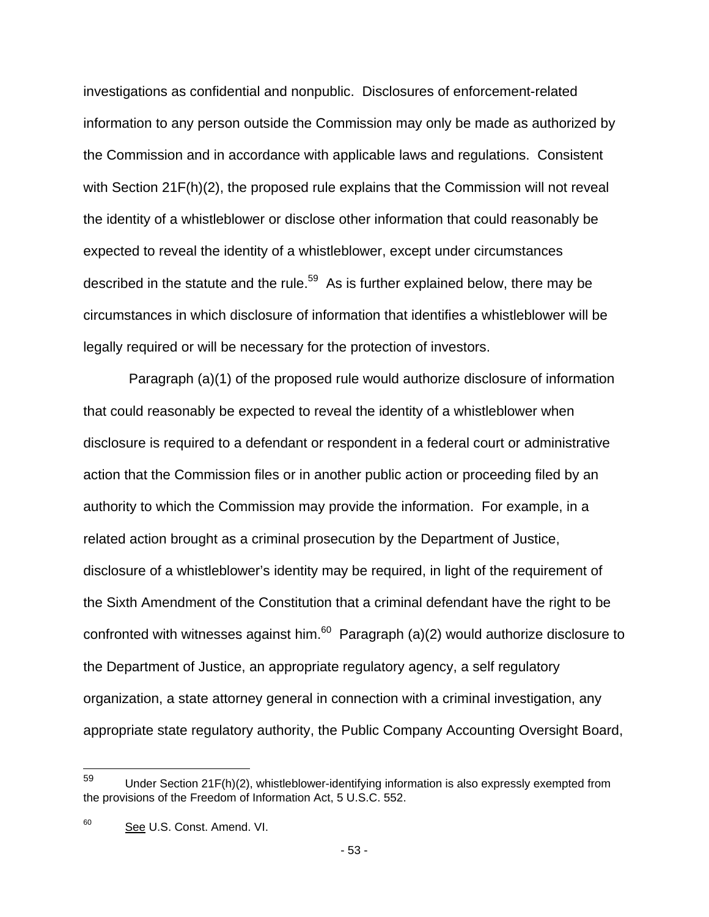investigations as confidential and nonpublic. Disclosures of enforcement-related information to any person outside the Commission may only be made as authorized by the Commission and in accordance with applicable laws and regulations. Consistent with Section 21F(h)(2), the proposed rule explains that the Commission will not reveal the identity of a whistleblower or disclose other information that could reasonably be expected to reveal the identity of a whistleblower, except under circumstances described in the statute and the rule.[59] As is further explained below, there may be circumstances in which disclosure of information that identifies a whistleblower will be legally required or will be necessary for the protection of investors.

Paragraph (a)(1) of the proposed rule would authorize disclosure of information that could reasonably be expected to reveal the identity of a whistleblower when disclosure is required to a defendant or respondent in a federal court or administrative action that the Commission files or in another public action or proceeding filed by an authority to which the Commission may provide the information. For example, in a related action brought as a criminal prosecution by the Department of Justice, disclosure of a whistleblower's identity may be required, in light of the requirement of the Sixth Amendment of the Constitution that a criminal defendant have the right to be confronted with witnesses against him.[60] Paragraph (a)(2) would authorize disclosure to the Department of Justice, an appropriate regulatory agency, a self regulatory organization, a state attorney general in connection with a criminal investigation, any appropriate state regulatory authority, the Public Company Accounting Oversight Board,

---

[59] Under Section 21F(h)(2), whistleblower-identifying information is also expressly exempted from the provisions of the Freedom of Information Act, 5 U.S.C. 552.

[60] See U.S. Const. Amend. VI.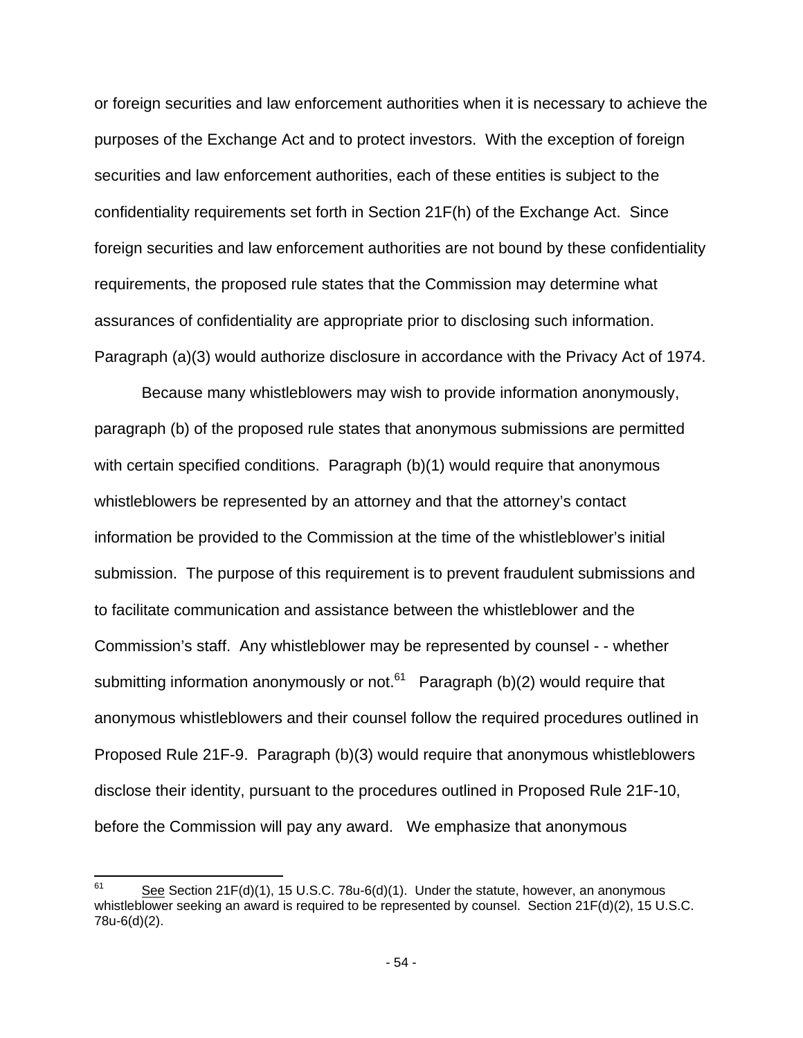or foreign securities and law enforcement authorities when it is necessary to achieve the purposes of the Exchange Act and to protect investors. With the exception of foreign securities and law enforcement authorities, each of these entities is subject to the confidentiality requirements set forth in Section 21F(h) of the Exchange Act. Since foreign securities and law enforcement authorities are not bound by these confidentiality requirements, the proposed rule states that the Commission may determine what assurances of confidentiality are appropriate prior to disclosing such information. Paragraph (a)(3) would authorize disclosure in accordance with the Privacy Act of 1974.

Because many whistleblowers may wish to provide information anonymously, paragraph (b) of the proposed rule states that anonymous submissions are permitted with certain specified conditions. Paragraph (b)(1) would require that anonymous whistleblowers be represented by an attorney and that the attorney's contact information be provided to the Commission at the time of the whistleblower's initial submission. The purpose of this requirement is to prevent fraudulent submissions and to facilitate communication and assistance between the whistleblower and the Commission's staff. Any whistleblower may be represented by counsel - - whether submitting information anonymously or not.[61] Paragraph (b)(2) would require that anonymous whistleblowers and their counsel follow the required procedures outlined in Proposed Rule 21F-9. Paragraph (b)(3) would require that anonymous whistleblowers disclose their identity, pursuant to the procedures outlined in Proposed Rule 21F-10, before the Commission will pay any award. We emphasize that anonymous

---

[61] See Section 21F(d)(1), 15 U.S.C. 78u-6(d)(1). Under the statute, however, an anonymous whistleblower seeking an award is required to be represented by counsel. Section 21F(d)(2), 15 U.S.C. 78u-6(d)(2).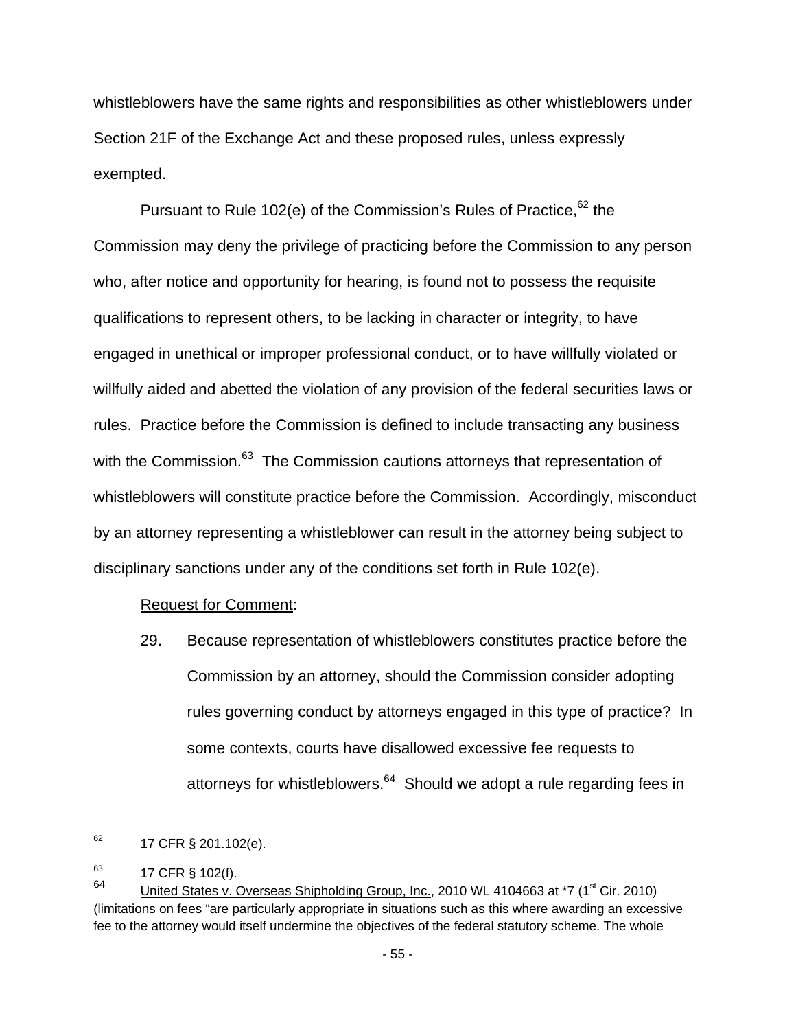whistleblowers have the same rights and responsibilities as other whistleblowers under Section 21F of the Exchange Act and these proposed rules, unless expressly exempted.

Pursuant to Rule 102(e) of the Commission's Rules of Practice,[62] the Commission may deny the privilege of practicing before the Commission to any person who, after notice and opportunity for hearing, is found not to possess the requisite qualifications to represent others, to be lacking in character or integrity, to have engaged in unethical or improper professional conduct, or to have willfully violated or willfully aided and abetted the violation of any provision of the federal securities laws or rules. Practice before the Commission is defined to include transacting any business with the Commission.[63] The Commission cautions attorneys that representation of whistleblowers will constitute practice before the Commission. Accordingly, misconduct by an attorney representing a whistleblower can result in the attorney being subject to disciplinary sanctions under any of the conditions set forth in Rule 102(e).

<u>Request for Comment</u>:

29. Because representation of whistleblowers constitutes practice before the Commission by an attorney, should the Commission consider adopting rules governing conduct by attorneys engaged in this type of practice? In some contexts, courts have disallowed excessive fee requests to attorneys for whistleblowers.[64] Should we adopt a rule regarding fees in

---

[62] 17 CFR § 201.102(e).

[63] 17 CFR § 102(f).

[64] <u>United States v. Overseas Shipholding Group, Inc.</u>, 2010 WL 4104663 at *7 (1st Cir. 2010) (limitations on fees "are particularly appropriate in situations such as this where awarding an excessive fee to the attorney would itself undermine the objectives of the federal statutory scheme. The whole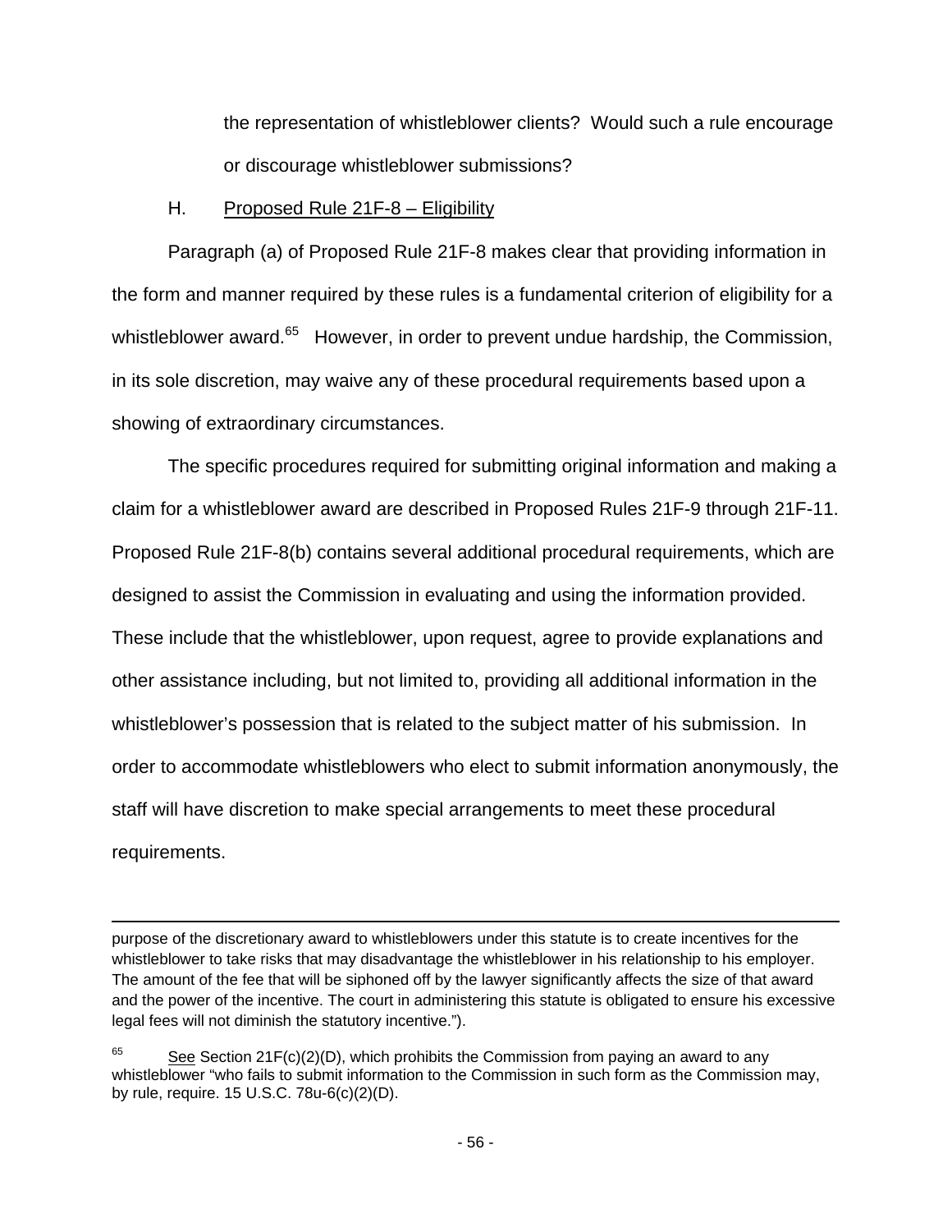the representation of whistleblower clients? Would such a rule encourage or discourage whistleblower submissions?

H. Proposed Rule 21F-8 – Eligibility

Paragraph (a) of Proposed Rule 21F-8 makes clear that providing information in the form and manner required by these rules is a fundamental criterion of eligibility for a whistleblower award.[65] However, in order to prevent undue hardship, the Commission, in its sole discretion, may waive any of these procedural requirements based upon a showing of extraordinary circumstances.

The specific procedures required for submitting original information and making a claim for a whistleblower award are described in Proposed Rules 21F-9 through 21F-11. Proposed Rule 21F-8(b) contains several additional procedural requirements, which are designed to assist the Commission in evaluating and using the information provided. These include that the whistleblower, upon request, agree to provide explanations and other assistance including, but not limited to, providing all additional information in the whistleblower's possession that is related to the subject matter of his submission. In order to accommodate whistleblowers who elect to submit information anonymously, the staff will have discretion to make special arrangements to meet these procedural requirements.

---

purpose of the discretionary award to whistleblowers under this statute is to create incentives for the whistleblower to take risks that may disadvantage the whistleblower in his relationship to his employer. The amount of the fee that will be siphoned off by the lawyer significantly affects the size of that award and the power of the incentive. The court in administering this statute is obligated to ensure his excessive legal fees will not diminish the statutory incentive.").

[65] See Section 21F(c)(2)(D), which prohibits the Commission from paying an award to any whistleblower "who fails to submit information to the Commission in such form as the Commission may, by rule, require. 15 U.S.C. 78u-6(c)(2)(D).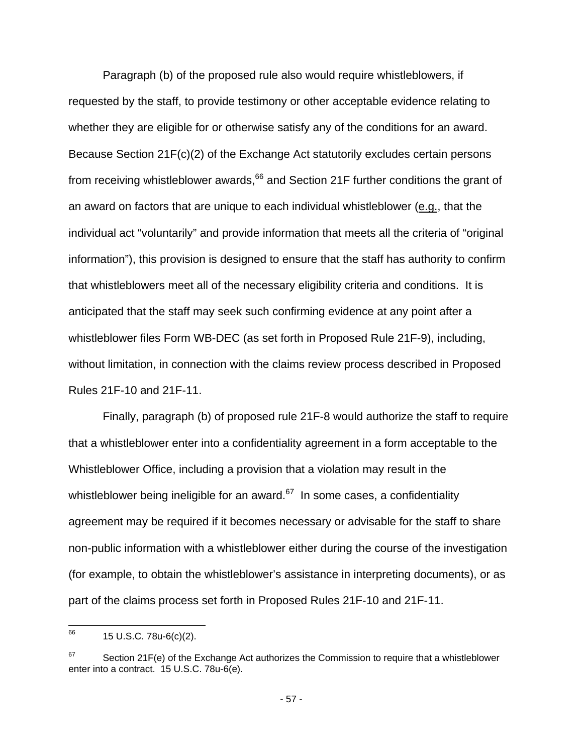Paragraph (b) of the proposed rule also would require whistleblowers, if requested by the staff, to provide testimony or other acceptable evidence relating to whether they are eligible for or otherwise satisfy any of the conditions for an award. Because Section 21F(c)(2) of the Exchange Act statutorily excludes certain persons from receiving whistleblower awards,[66] and Section 21F further conditions the grant of an award on factors that are unique to each individual whistleblower (e.g., that the individual act "voluntarily" and provide information that meets all the criteria of "original information"), this provision is designed to ensure that the staff has authority to confirm that whistleblowers meet all of the necessary eligibility criteria and conditions. It is anticipated that the staff may seek such confirming evidence at any point after a whistleblower files Form WB-DEC (as set forth in Proposed Rule 21F-9), including, without limitation, in connection with the claims review process described in Proposed Rules 21F-10 and 21F-11.

Finally, paragraph (b) of proposed rule 21F-8 would authorize the staff to require that a whistleblower enter into a confidentiality agreement in a form acceptable to the Whistleblower Office, including a provision that a violation may result in the whistleblower being ineligible for an award.[67] In some cases, a confidentiality agreement may be required if it becomes necessary or advisable for the staff to share non-public information with a whistleblower either during the course of the investigation (for example, to obtain the whistleblower's assistance in interpreting documents), or as part of the claims process set forth in Proposed Rules 21F-10 and 21F-11.

---

[66] 15 U.S.C. 78u-6(c)(2).

[67] Section 21F(e) of the Exchange Act authorizes the Commission to require that a whistleblower enter into a contract. 15 U.S.C. 78u-6(e).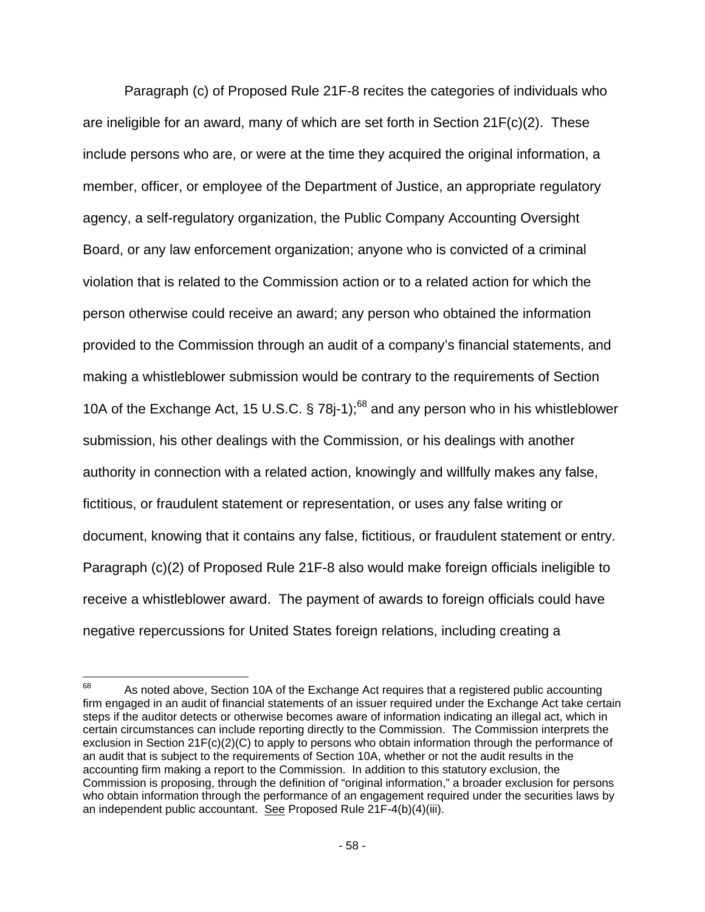Paragraph (c) of Proposed Rule 21F-8 recites the categories of individuals who are ineligible for an award, many of which are set forth in Section 21F(c)(2). These include persons who are, or were at the time they acquired the original information, a member, officer, or employee of the Department of Justice, an appropriate regulatory agency, a self-regulatory organization, the Public Company Accounting Oversight Board, or any law enforcement organization; anyone who is convicted of a criminal violation that is related to the Commission action or to a related action for which the person otherwise could receive an award; any person who obtained the information provided to the Commission through an audit of a company's financial statements, and making a whistleblower submission would be contrary to the requirements of Section 10A of the Exchange Act, 15 U.S.C. § 78j-1);[68] and any person who in his whistleblower submission, his other dealings with the Commission, or his dealings with another authority in connection with a related action, knowingly and willfully makes any false, fictitious, or fraudulent statement or representation, or uses any false writing or document, knowing that it contains any false, fictitious, or fraudulent statement or entry. Paragraph (c)(2) of Proposed Rule 21F-8 also would make foreign officials ineligible to receive a whistleblower award. The payment of awards to foreign officials could have negative repercussions for United States foreign relations, including creating a

---

[68] As noted above, Section 10A of the Exchange Act requires that a registered public accounting firm engaged in an audit of financial statements of an issuer required under the Exchange Act take certain steps if the auditor detects or otherwise becomes aware of information indicating an illegal act, which in certain circumstances can include reporting directly to the Commission. The Commission interprets the exclusion in Section 21F(c)(2)(C) to apply to persons who obtain information through the performance of an audit that is subject to the requirements of Section 10A, whether or not the audit results in the accounting firm making a report to the Commission. In addition to this statutory exclusion, the Commission is proposing, through the definition of "original information," a broader exclusion for persons who obtain information through the performance of an engagement required under the securities laws by an independent public accountant. See Proposed Rule 21F-4(b)(4)(iii).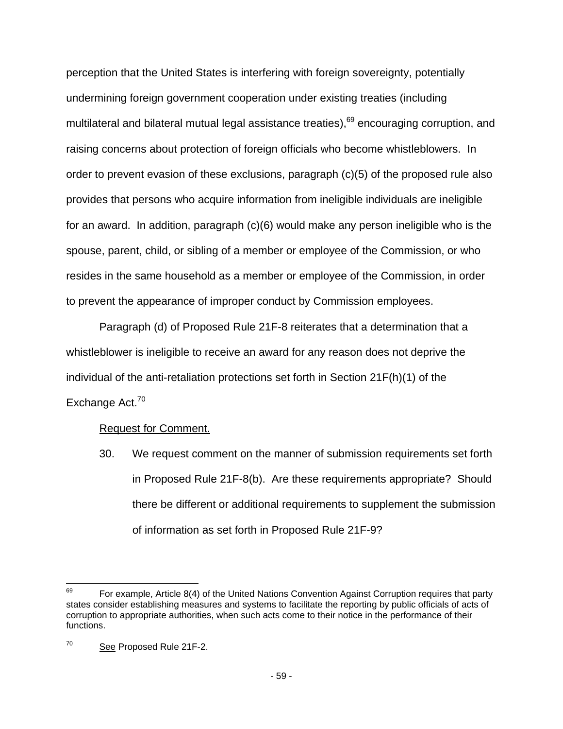perception that the United States is interfering with foreign sovereignty, potentially undermining foreign government cooperation under existing treaties (including multilateral and bilateral mutual legal assistance treaties),[69] encouraging corruption, and raising concerns about protection of foreign officials who become whistleblowers. In order to prevent evasion of these exclusions, paragraph (c)(5) of the proposed rule also provides that persons who acquire information from ineligible individuals are ineligible for an award. In addition, paragraph (c)(6) would make any person ineligible who is the spouse, parent, child, or sibling of a member or employee of the Commission, or who resides in the same household as a member or employee of the Commission, in order to prevent the appearance of improper conduct by Commission employees.

Paragraph (d) of Proposed Rule 21F-8 reiterates that a determination that a whistleblower is ineligible to receive an award for any reason does not deprive the individual of the anti-retaliation protections set forth in Section 21F(h)(1) of the Exchange Act.[70]

Request for Comment.

30. We request comment on the manner of submission requirements set forth in Proposed Rule 21F-8(b). Are these requirements appropriate? Should there be different or additional requirements to supplement the submission of information as set forth in Proposed Rule 21F-9?

---

[69] For example, Article 8(4) of the United Nations Convention Against Corruption requires that party states consider establishing measures and systems to facilitate the reporting by public officials of acts of corruption to appropriate authorities, when such acts come to their notice in the performance of their functions.

[70] See Proposed Rule 21F-2.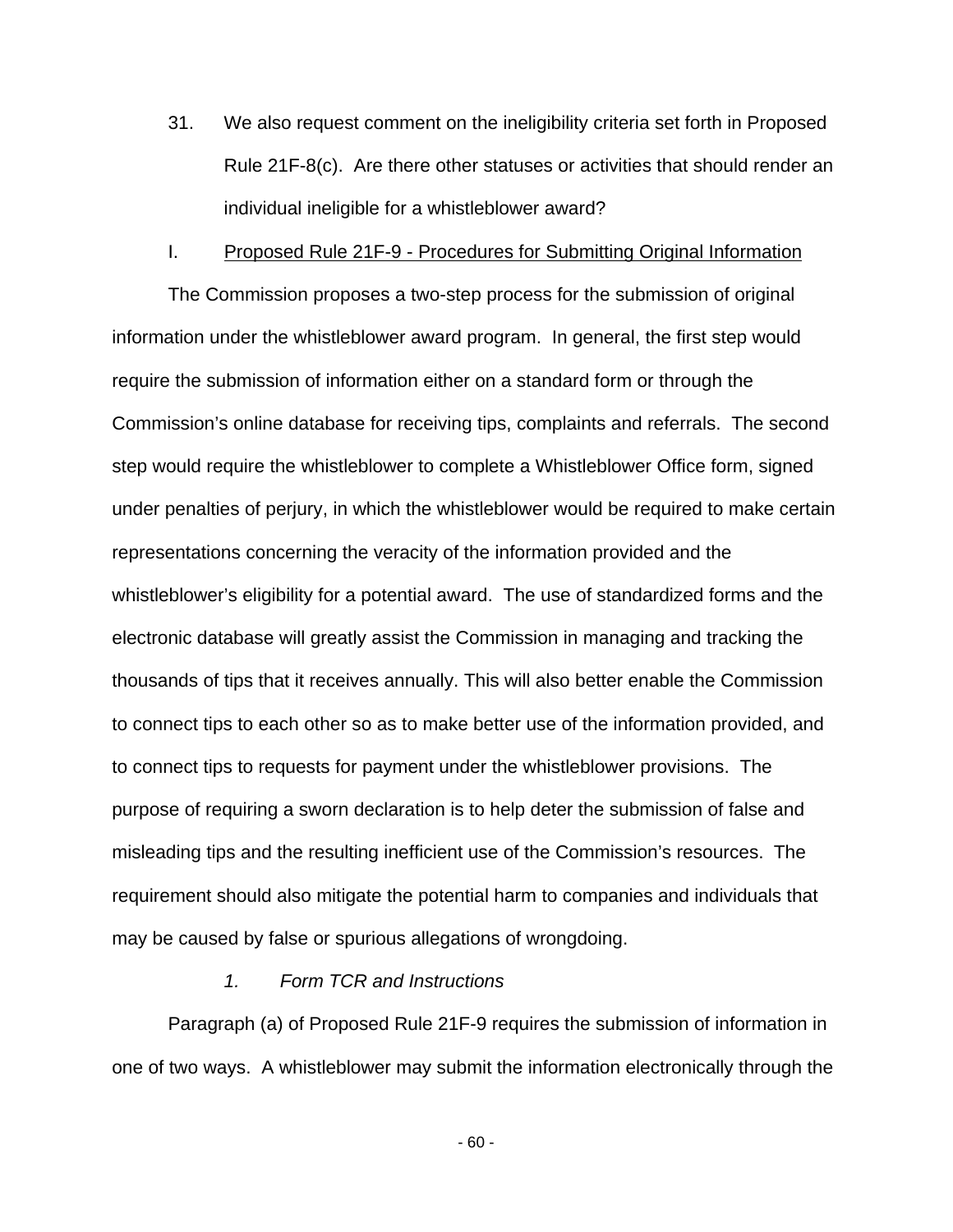31. We also request comment on the ineligibility criteria set forth in Proposed Rule 21F-8(c). Are there other statuses or activities that should render an individual ineligible for a whistleblower award?

## I. Proposed Rule 21F-9 - Procedures for Submitting Original Information

The Commission proposes a two-step process for the submission of original information under the whistleblower award program. In general, the first step would require the submission of information either on a standard form or through the Commission's online database for receiving tips, complaints and referrals. The second step would require the whistleblower to complete a Whistleblower Office form, signed under penalties of perjury, in which the whistleblower would be required to make certain representations concerning the veracity of the information provided and the whistleblower's eligibility for a potential award. The use of standardized forms and the electronic database will greatly assist the Commission in managing and tracking the thousands of tips that it receives annually. This will also better enable the Commission to connect tips to each other so as to make better use of the information provided, and to connect tips to requests for payment under the whistleblower provisions. The purpose of requiring a sworn declaration is to help deter the submission of false and misleading tips and the resulting inefficient use of the Commission's resources. The requirement should also mitigate the potential harm to companies and individuals that may be caused by false or spurious allegations of wrongdoing.

### *1. Form TCR and Instructions*

Paragraph (a) of Proposed Rule 21F-9 requires the submission of information in one of two ways. A whistleblower may submit the information electronically through the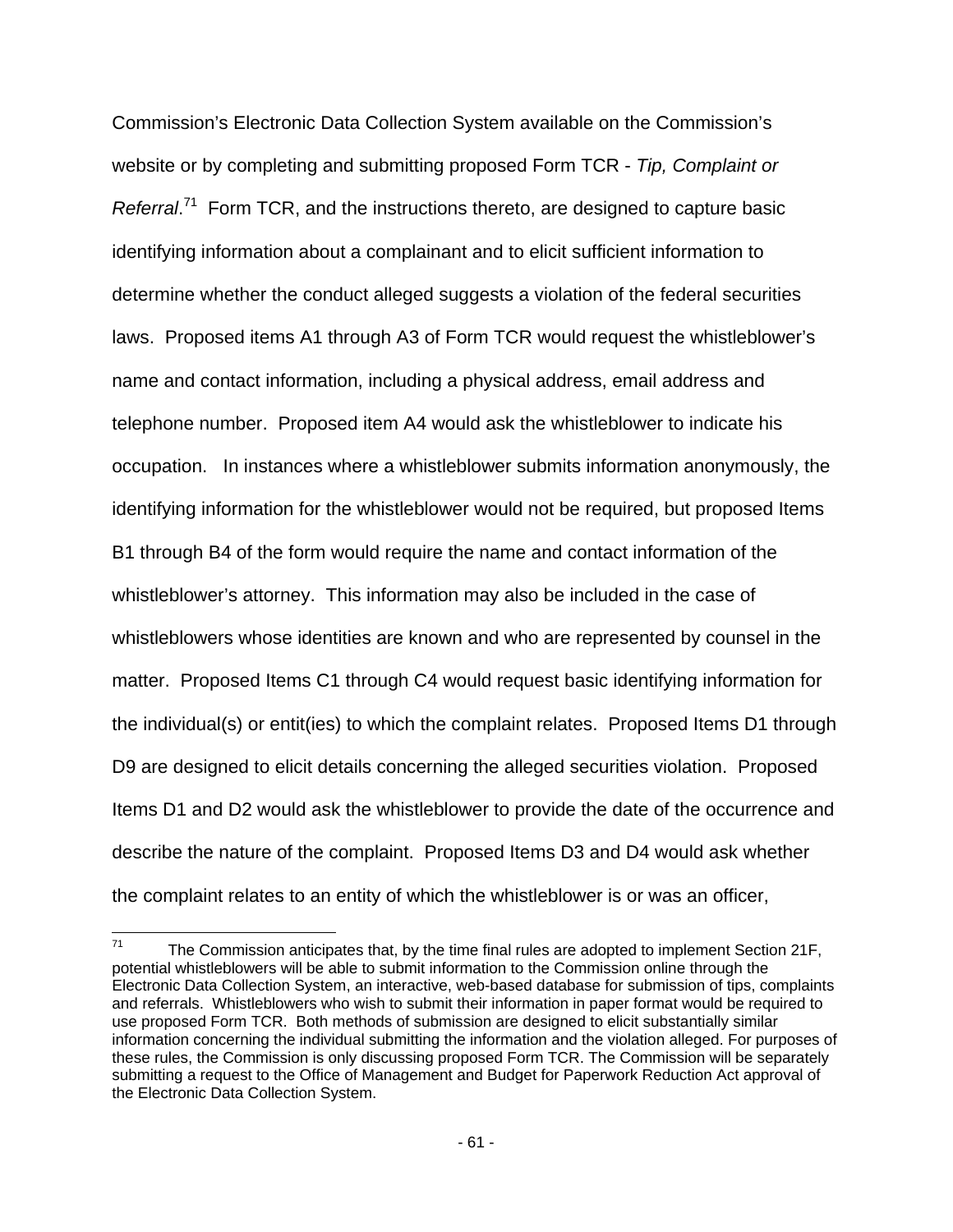Commission's Electronic Data Collection System available on the Commission's website or by completing and submitting proposed Form TCR - *Tip, Complaint or Referral*.[71] Form TCR, and the instructions thereto, are designed to capture basic identifying information about a complainant and to elicit sufficient information to determine whether the conduct alleged suggests a violation of the federal securities laws. Proposed items A1 through A3 of Form TCR would request the whistleblower's name and contact information, including a physical address, email address and telephone number. Proposed item A4 would ask the whistleblower to indicate his occupation. In instances where a whistleblower submits information anonymously, the identifying information for the whistleblower would not be required, but proposed Items B1 through B4 of the form would require the name and contact information of the whistleblower's attorney. This information may also be included in the case of whistleblowers whose identities are known and who are represented by counsel in the matter. Proposed Items C1 through C4 would request basic identifying information for the individual(s) or entit(ies) to which the complaint relates. Proposed Items D1 through D9 are designed to elicit details concerning the alleged securities violation. Proposed Items D1 and D2 would ask the whistleblower to provide the date of the occurrence and describe the nature of the complaint. Proposed Items D3 and D4 would ask whether the complaint relates to an entity of which the whistleblower is or was an officer,

---

[71] The Commission anticipates that, by the time final rules are adopted to implement Section 21F, potential whistleblowers will be able to submit information to the Commission online through the Electronic Data Collection System, an interactive, web-based database for submission of tips, complaints and referrals. Whistleblowers who wish to submit their information in paper format would be required to use proposed Form TCR. Both methods of submission are designed to elicit substantially similar information concerning the individual submitting the information and the violation alleged. For purposes of these rules, the Commission is only discussing proposed Form TCR. The Commission will be separately submitting a request to the Office of Management and Budget for Paperwork Reduction Act approval of the Electronic Data Collection System.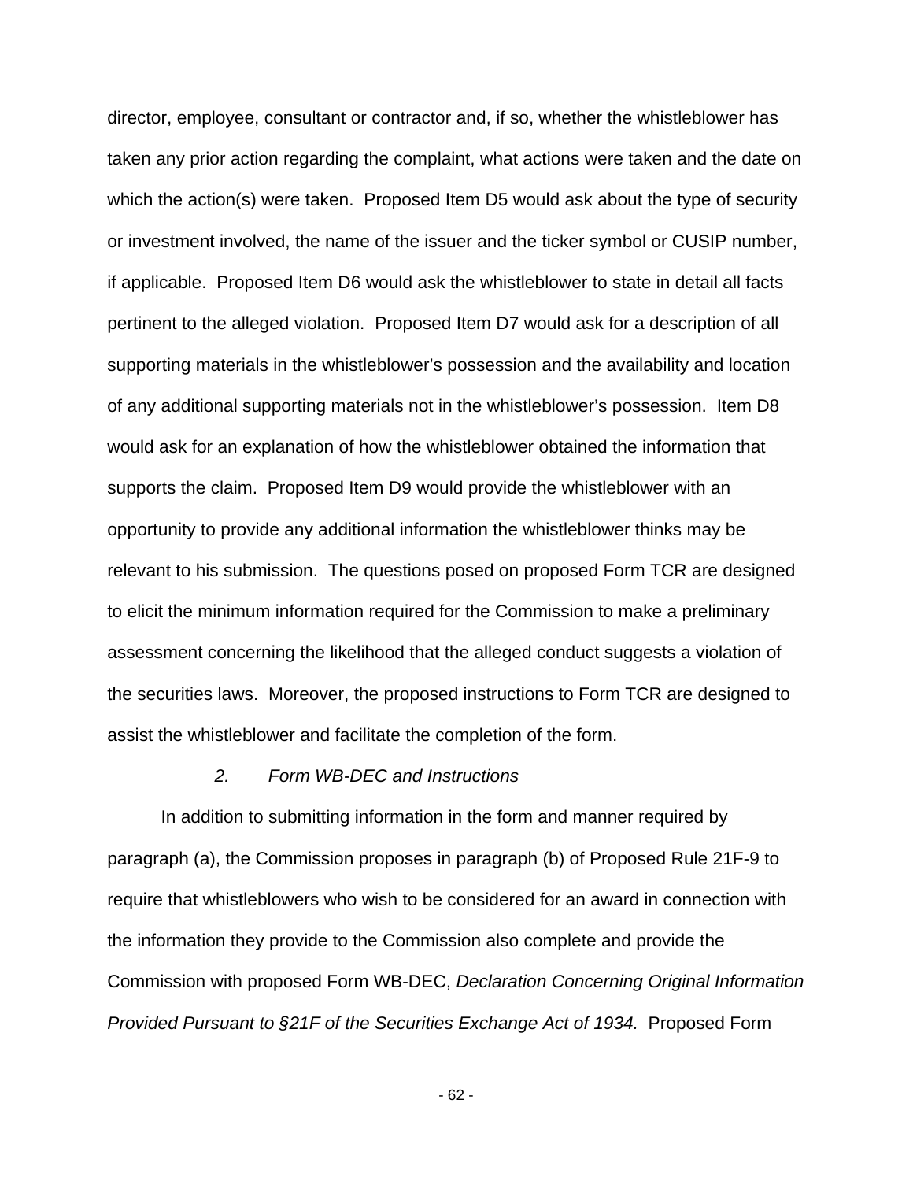director, employee, consultant or contractor and, if so, whether the whistleblower has taken any prior action regarding the complaint, what actions were taken and the date on which the action(s) were taken. Proposed Item D5 would ask about the type of security or investment involved, the name of the issuer and the ticker symbol or CUSIP number, if applicable. Proposed Item D6 would ask the whistleblower to state in detail all facts pertinent to the alleged violation. Proposed Item D7 would ask for a description of all supporting materials in the whistleblower's possession and the availability and location of any additional supporting materials not in the whistleblower's possession. Item D8 would ask for an explanation of how the whistleblower obtained the information that supports the claim. Proposed Item D9 would provide the whistleblower with an opportunity to provide any additional information the whistleblower thinks may be relevant to his submission. The questions posed on proposed Form TCR are designed to elicit the minimum information required for the Commission to make a preliminary assessment concerning the likelihood that the alleged conduct suggests a violation of the securities laws. Moreover, the proposed instructions to Form TCR are designed to assist the whistleblower and facilitate the completion of the form.

### *2. Form WB-DEC and Instructions*

In addition to submitting information in the form and manner required by paragraph (a), the Commission proposes in paragraph (b) of Proposed Rule 21F-9 to require that whistleblowers who wish to be considered for an award in connection with the information they provide to the Commission also complete and provide the Commission with proposed Form WB-DEC, *Declaration Concerning Original Information Provided Pursuant to §21F of the Securities Exchange Act of 1934.* Proposed Form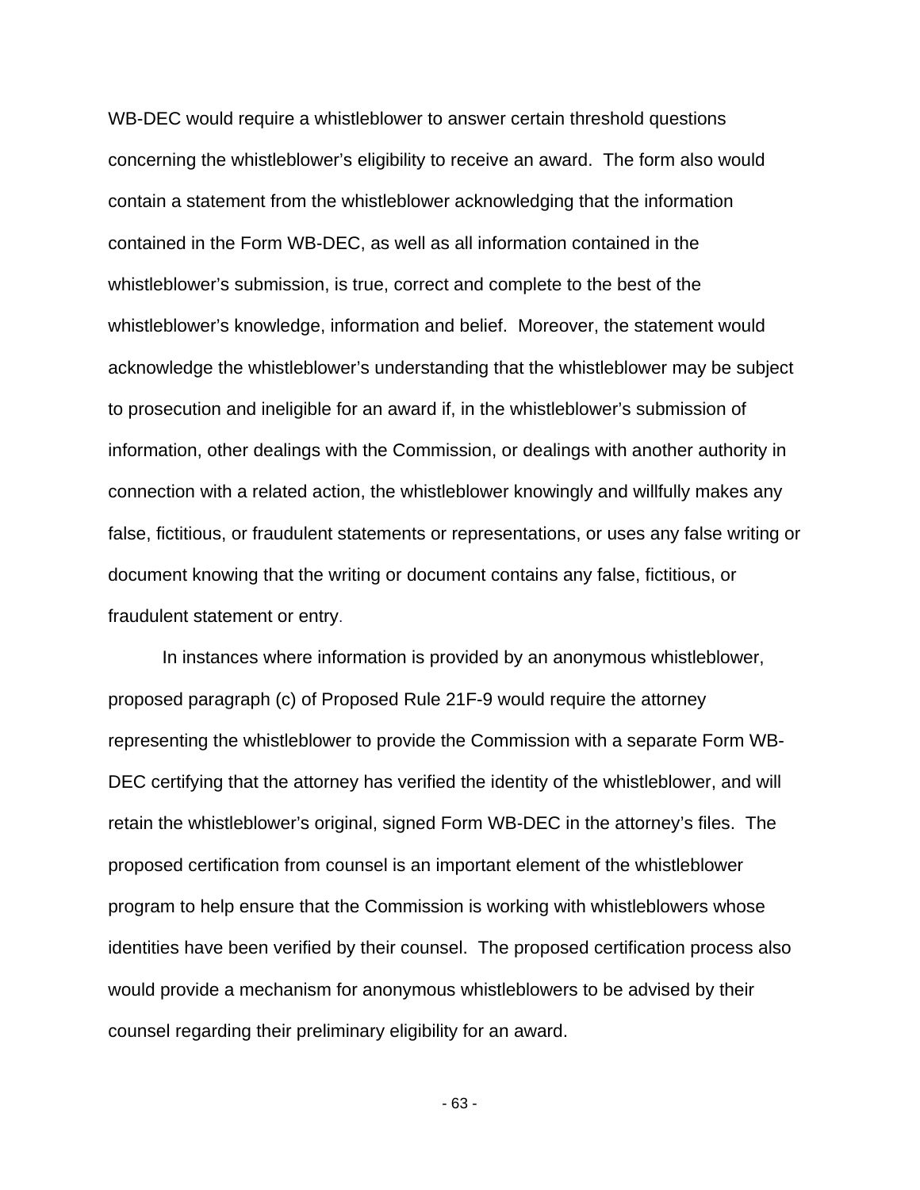WB-DEC would require a whistleblower to answer certain threshold questions concerning the whistleblower's eligibility to receive an award. The form also would contain a statement from the whistleblower acknowledging that the information contained in the Form WB-DEC, as well as all information contained in the whistleblower's submission, is true, correct and complete to the best of the whistleblower's knowledge, information and belief. Moreover, the statement would acknowledge the whistleblower's understanding that the whistleblower may be subject to prosecution and ineligible for an award if, in the whistleblower's submission of information, other dealings with the Commission, or dealings with another authority in connection with a related action, the whistleblower knowingly and willfully makes any false, fictitious, or fraudulent statements or representations, or uses any false writing or document knowing that the writing or document contains any false, fictitious, or fraudulent statement or entry.

In instances where information is provided by an anonymous whistleblower, proposed paragraph (c) of Proposed Rule 21F-9 would require the attorney representing the whistleblower to provide the Commission with a separate Form WB-DEC certifying that the attorney has verified the identity of the whistleblower, and will retain the whistleblower's original, signed Form WB-DEC in the attorney's files. The proposed certification from counsel is an important element of the whistleblower program to help ensure that the Commission is working with whistleblowers whose identities have been verified by their counsel. The proposed certification process also would provide a mechanism for anonymous whistleblowers to be advised by their counsel regarding their preliminary eligibility for an award.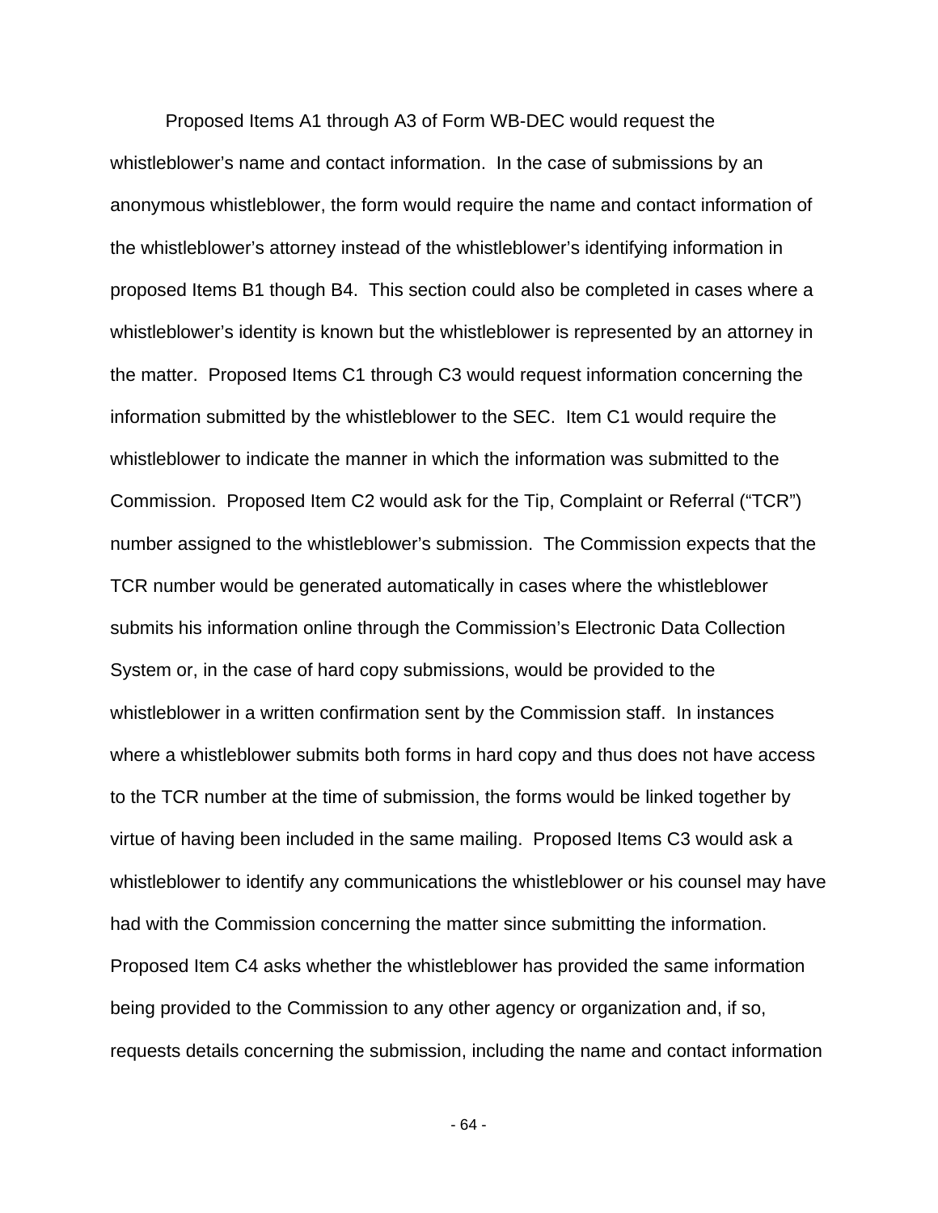Proposed Items A1 through A3 of Form WB-DEC would request the whistleblower's name and contact information. In the case of submissions by an anonymous whistleblower, the form would require the name and contact information of the whistleblower's attorney instead of the whistleblower's identifying information in proposed Items B1 though B4. This section could also be completed in cases where a whistleblower's identity is known but the whistleblower is represented by an attorney in the matter. Proposed Items C1 through C3 would request information concerning the information submitted by the whistleblower to the SEC. Item C1 would require the whistleblower to indicate the manner in which the information was submitted to the Commission. Proposed Item C2 would ask for the Tip, Complaint or Referral ("TCR") number assigned to the whistleblower's submission. The Commission expects that the TCR number would be generated automatically in cases where the whistleblower submits his information online through the Commission's Electronic Data Collection System or, in the case of hard copy submissions, would be provided to the whistleblower in a written confirmation sent by the Commission staff. In instances where a whistleblower submits both forms in hard copy and thus does not have access to the TCR number at the time of submission, the forms would be linked together by virtue of having been included in the same mailing. Proposed Items C3 would ask a whistleblower to identify any communications the whistleblower or his counsel may have had with the Commission concerning the matter since submitting the information. Proposed Item C4 asks whether the whistleblower has provided the same information being provided to the Commission to any other agency or organization and, if so, requests details concerning the submission, including the name and contact information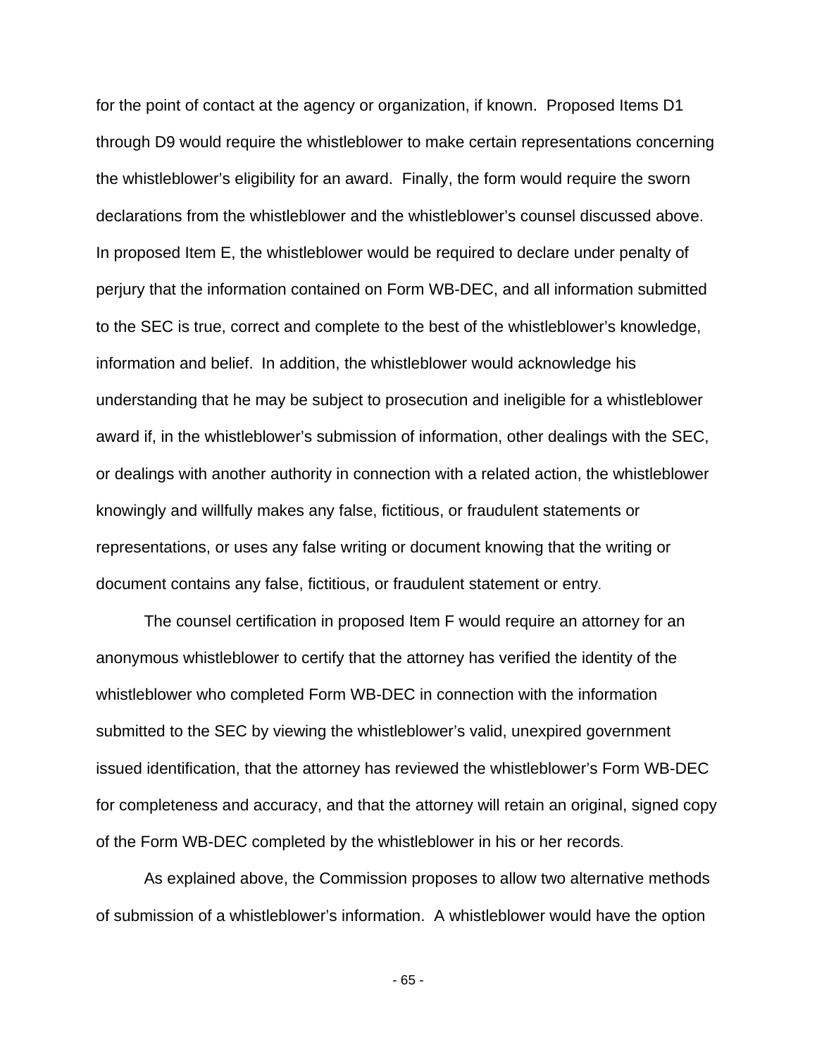for the point of contact at the agency or organization, if known. Proposed Items D1 through D9 would require the whistleblower to make certain representations concerning the whistleblower's eligibility for an award. Finally, the form would require the sworn declarations from the whistleblower and the whistleblower's counsel discussed above. In proposed Item E, the whistleblower would be required to declare under penalty of perjury that the information contained on Form WB-DEC, and all information submitted to the SEC is true, correct and complete to the best of the whistleblower's knowledge, information and belief. In addition, the whistleblower would acknowledge his understanding that he may be subject to prosecution and ineligible for a whistleblower award if, in the whistleblower's submission of information, other dealings with the SEC, or dealings with another authority in connection with a related action, the whistleblower knowingly and willfully makes any false, fictitious, or fraudulent statements or representations, or uses any false writing or document knowing that the writing or document contains any false, fictitious, or fraudulent statement or entry.

The counsel certification in proposed Item F would require an attorney for an anonymous whistleblower to certify that the attorney has verified the identity of the whistleblower who completed Form WB-DEC in connection with the information submitted to the SEC by viewing the whistleblower's valid, unexpired government issued identification, that the attorney has reviewed the whistleblower's Form WB-DEC for completeness and accuracy, and that the attorney will retain an original, signed copy of the Form WB-DEC completed by the whistleblower in his or her records.

As explained above, the Commission proposes to allow two alternative methods of submission of a whistleblower's information. A whistleblower would have the option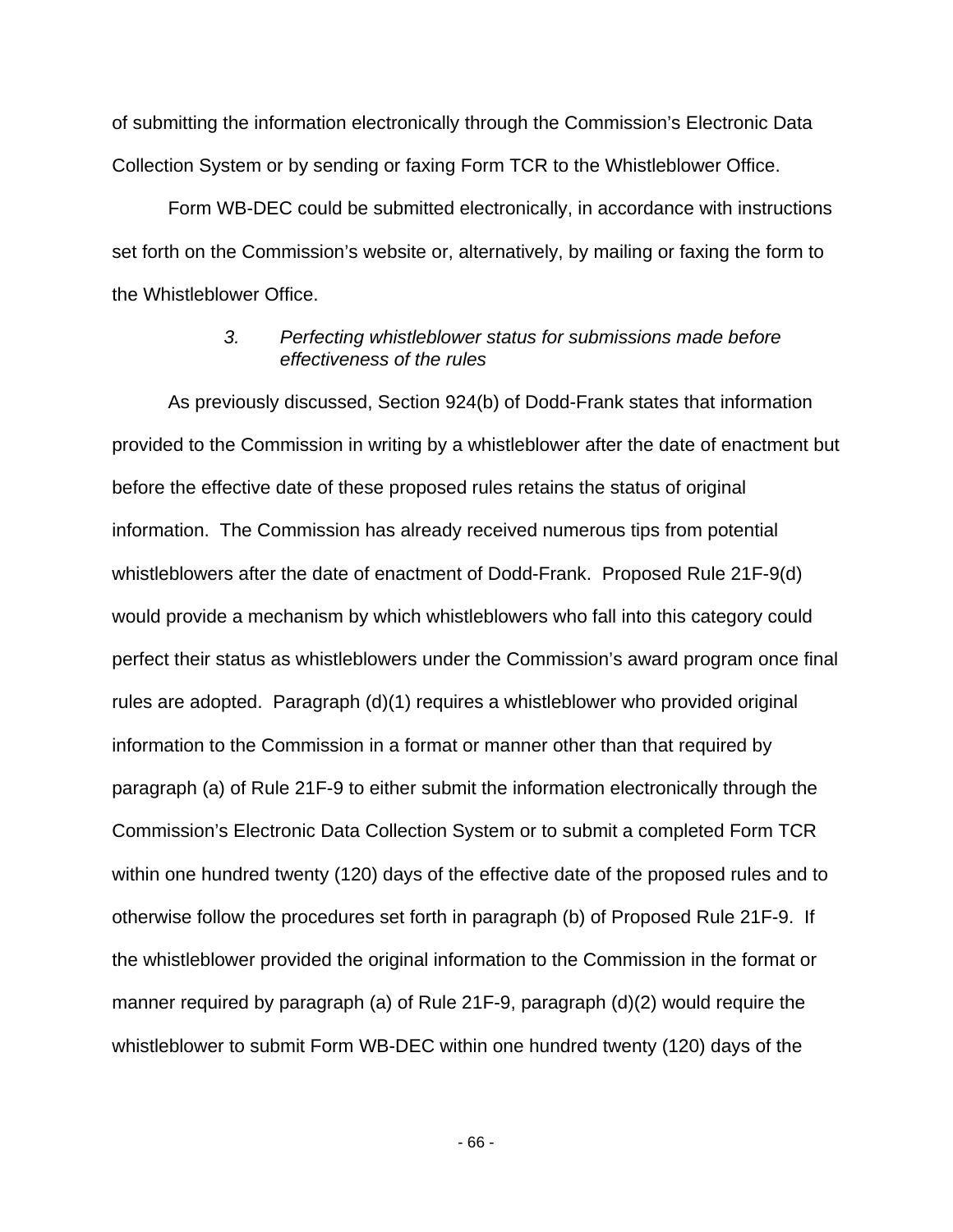of submitting the information electronically through the Commission's Electronic Data Collection System or by sending or faxing Form TCR to the Whistleblower Office.

Form WB-DEC could be submitted electronically, in accordance with instructions set forth on the Commission's website or, alternatively, by mailing or faxing the form to the Whistleblower Office.

### *3. Perfecting whistleblower status for submissions made before effectiveness of the rules*

As previously discussed, Section 924(b) of Dodd-Frank states that information provided to the Commission in writing by a whistleblower after the date of enactment but before the effective date of these proposed rules retains the status of original information. The Commission has already received numerous tips from potential whistleblowers after the date of enactment of Dodd-Frank. Proposed Rule 21F-9(d) would provide a mechanism by which whistleblowers who fall into this category could perfect their status as whistleblowers under the Commission's award program once final rules are adopted. Paragraph (d)(1) requires a whistleblower who provided original information to the Commission in a format or manner other than that required by paragraph (a) of Rule 21F-9 to either submit the information electronically through the Commission's Electronic Data Collection System or to submit a completed Form TCR within one hundred twenty (120) days of the effective date of the proposed rules and to otherwise follow the procedures set forth in paragraph (b) of Proposed Rule 21F-9. If the whistleblower provided the original information to the Commission in the format or manner required by paragraph (a) of Rule 21F-9, paragraph (d)(2) would require the whistleblower to submit Form WB-DEC within one hundred twenty (120) days of the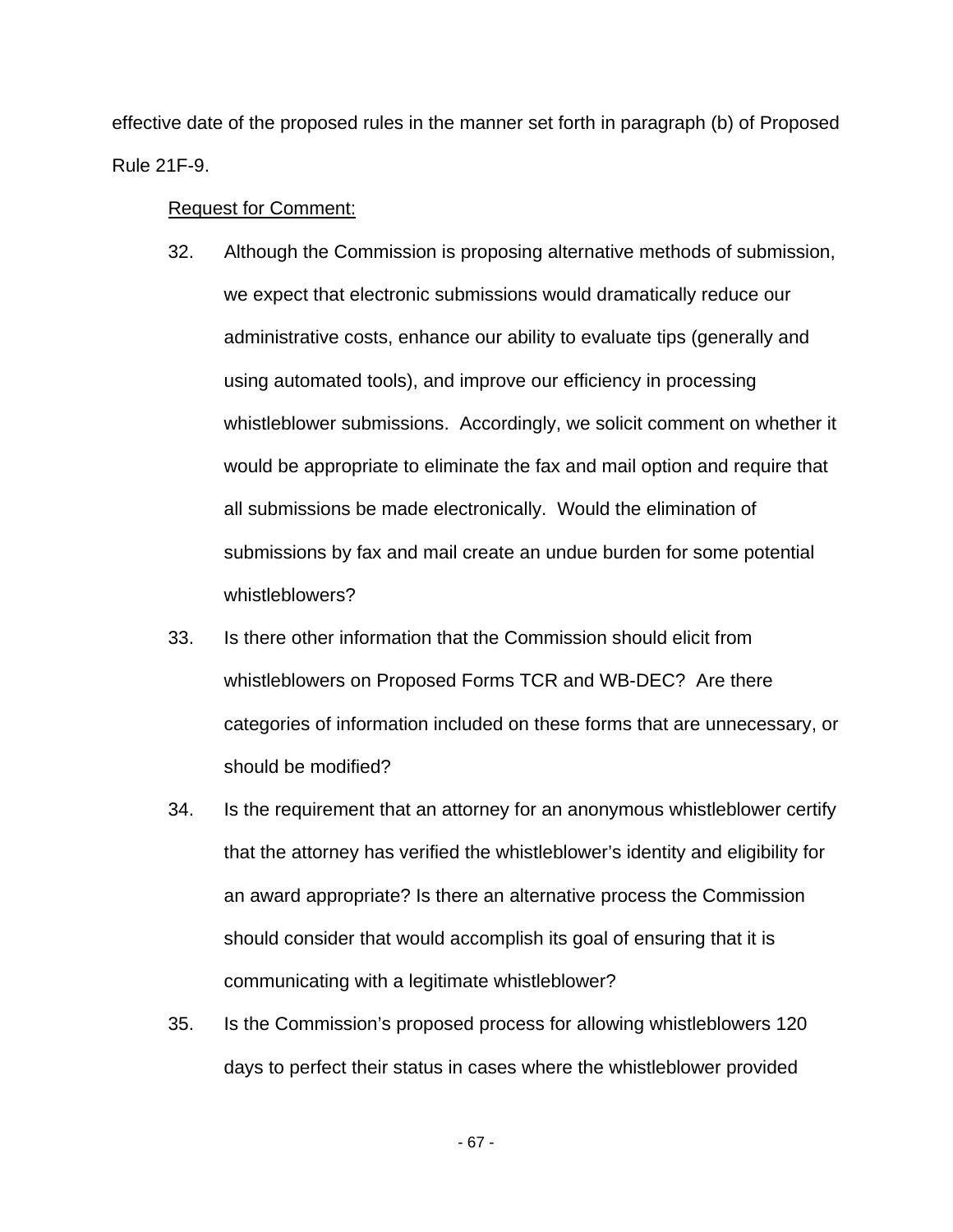effective date of the proposed rules in the manner set forth in paragraph (b) of Proposed Rule 21F-9.

<u>Request for Comment:</u>

32. Although the Commission is proposing alternative methods of submission, we expect that electronic submissions would dramatically reduce our administrative costs, enhance our ability to evaluate tips (generally and using automated tools), and improve our efficiency in processing whistleblower submissions. Accordingly, we solicit comment on whether it would be appropriate to eliminate the fax and mail option and require that all submissions be made electronically. Would the elimination of submissions by fax and mail create an undue burden for some potential whistleblowers?

33. Is there other information that the Commission should elicit from whistleblowers on Proposed Forms TCR and WB-DEC? Are there categories of information included on these forms that are unnecessary, or should be modified?

34. Is the requirement that an attorney for an anonymous whistleblower certify that the attorney has verified the whistleblower's identity and eligibility for an award appropriate? Is there an alternative process the Commission should consider that would accomplish its goal of ensuring that it is communicating with a legitimate whistleblower?

35. Is the Commission's proposed process for allowing whistleblowers 120 days to perfect their status in cases where the whistleblower provided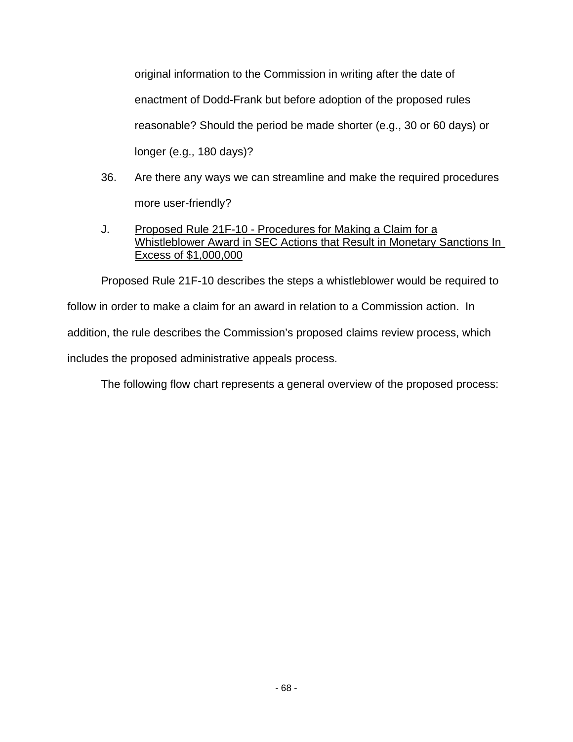original information to the Commission in writing after the date of enactment of Dodd-Frank but before adoption of the proposed rules reasonable? Should the period be made shorter (e.g., 30 or 60 days) or longer (e.g., 180 days)?

36. Are there any ways we can streamline and make the required procedures more user-friendly?

J. Proposed Rule 21F-10 - Procedures for Making a Claim for a Whistleblower Award in SEC Actions that Result in Monetary Sanctions In Excess of $1,000,000

Proposed Rule 21F-10 describes the steps a whistleblower would be required to follow in order to make a claim for an award in relation to a Commission action. In addition, the rule describes the Commission's proposed claims review process, which includes the proposed administrative appeals process.

The following flow chart represents a general overview of the proposed process: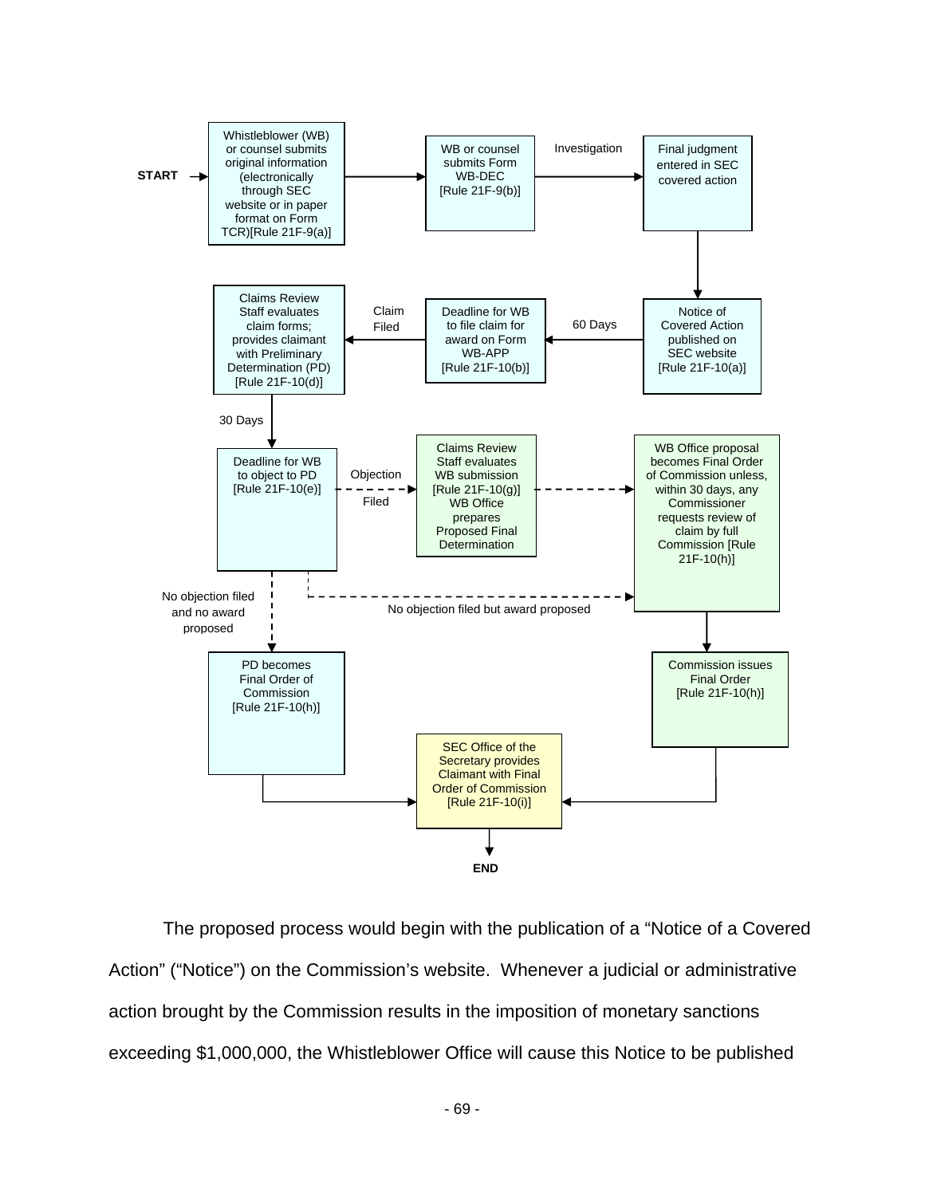START → Whistleblower (WB) or counsel submits original information (electronically through SEC website or in paper format on Form TCR)[Rule 21F-9(a)]

→ WB or counsel submits Form WB-DEC [Rule 21F-9(b)]

→ Investigation → Final judgment entered in SEC covered action

→ Notice of Covered Action published on SEC website [Rule 21F-10(a)]

→ 60 Days → Deadline for WB to file claim for award on Form WB-APP [Rule 21F-10(b)]

→ Claim Filed → Claims Review Staff evaluates claim forms; provides claimant with Preliminary Determination (PD) [Rule 21F-10(d)]

→ 30 Days → Deadline for WB to object to PD [Rule 21F-10(e)]

- Objection Filed → Claims Review Staff evaluates WB submission [Rule 21F-10(g)] WB Office prepares Proposed Final Determination → WB Office proposal becomes Final Order of Commission unless, within 30 days, any Commissioner requests review of claim by full Commission [Rule 21F-10(h)] → Commission issues Final Order [Rule 21F-10(h)]
- No objection filed but award proposed → WB Office proposal becomes Final Order of Commission unless, within 30 days, any Commissioner requests review of claim by full Commission [Rule 21F-10(h)]
- No objection filed and no award proposed → PD becomes Final Order of Commission [Rule 21F-10(h)]

→ SEC Office of the Secretary provides Claimant with Final Order of Commission [Rule 21F-10(i)]

→ END

The proposed process would begin with the publication of a "Notice of a Covered Action" ("Notice") on the Commission's website. Whenever a judicial or administrative action brought by the Commission results in the imposition of monetary sanctions exceeding $1,000,000, the Whistleblower Office will cause this Notice to be published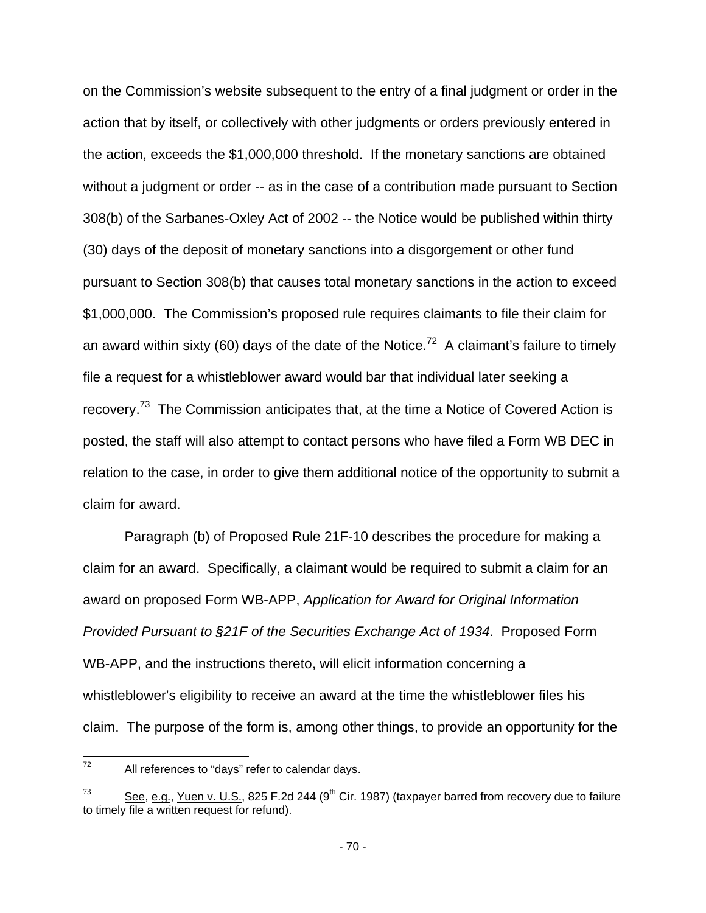on the Commission's website subsequent to the entry of a final judgment or order in the action that by itself, or collectively with other judgments or orders previously entered in the action, exceeds the $1,000,000 threshold. If the monetary sanctions are obtained without a judgment or order -- as in the case of a contribution made pursuant to Section 308(b) of the Sarbanes-Oxley Act of 2002 -- the Notice would be published within thirty (30) days of the deposit of monetary sanctions into a disgorgement or other fund pursuant to Section 308(b) that causes total monetary sanctions in the action to exceed $1,000,000. The Commission's proposed rule requires claimants to file their claim for an award within sixty (60) days of the date of the Notice.[72] A claimant's failure to timely file a request for a whistleblower award would bar that individual later seeking a recovery.[73] The Commission anticipates that, at the time a Notice of Covered Action is posted, the staff will also attempt to contact persons who have filed a Form WB DEC in relation to the case, in order to give them additional notice of the opportunity to submit a claim for award.

Paragraph (b) of Proposed Rule 21F-10 describes the procedure for making a claim for an award. Specifically, a claimant would be required to submit a claim for an award on proposed Form WB-APP, *Application for Award for Original Information Provided Pursuant to §21F of the Securities Exchange Act of 1934*. Proposed Form WB-APP, and the instructions thereto, will elicit information concerning a whistleblower's eligibility to receive an award at the time the whistleblower files his claim. The purpose of the form is, among other things, to provide an opportunity for the

---

[72] All references to "days" refer to calendar days.

[73] See, e.g., Yuen v. U.S., 825 F.2d 244 (9th Cir. 1987) (taxpayer barred from recovery due to failure to timely file a written request for refund).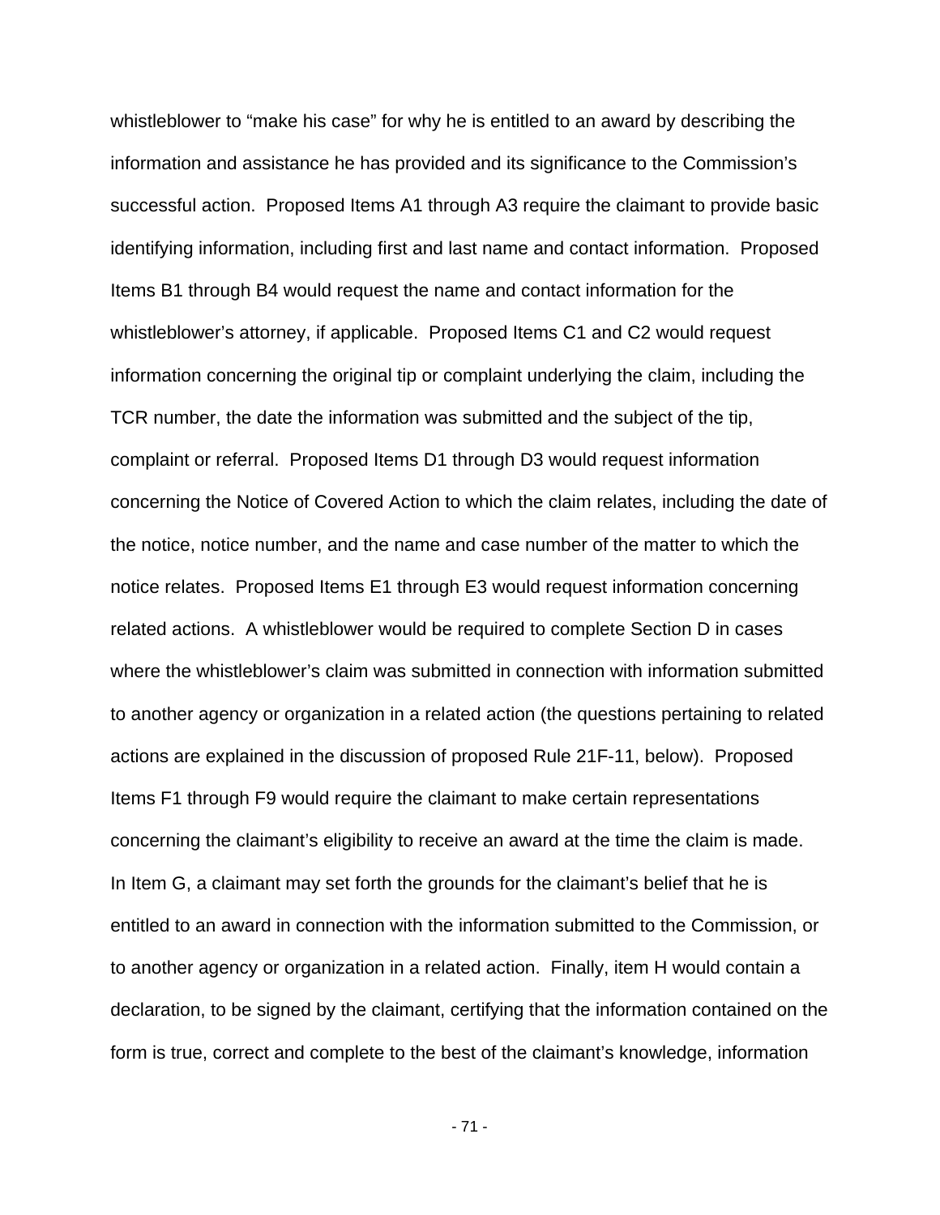whistleblower to "make his case" for why he is entitled to an award by describing the information and assistance he has provided and its significance to the Commission's successful action. Proposed Items A1 through A3 require the claimant to provide basic identifying information, including first and last name and contact information. Proposed Items B1 through B4 would request the name and contact information for the whistleblower's attorney, if applicable. Proposed Items C1 and C2 would request information concerning the original tip or complaint underlying the claim, including the TCR number, the date the information was submitted and the subject of the tip, complaint or referral. Proposed Items D1 through D3 would request information concerning the Notice of Covered Action to which the claim relates, including the date of the notice, notice number, and the name and case number of the matter to which the notice relates. Proposed Items E1 through E3 would request information concerning related actions. A whistleblower would be required to complete Section D in cases where the whistleblower's claim was submitted in connection with information submitted to another agency or organization in a related action (the questions pertaining to related actions are explained in the discussion of proposed Rule 21F-11, below). Proposed Items F1 through F9 would require the claimant to make certain representations concerning the claimant's eligibility to receive an award at the time the claim is made. In Item G, a claimant may set forth the grounds for the claimant's belief that he is entitled to an award in connection with the information submitted to the Commission, or to another agency or organization in a related action. Finally, item H would contain a declaration, to be signed by the claimant, certifying that the information contained on the form is true, correct and complete to the best of the claimant's knowledge, information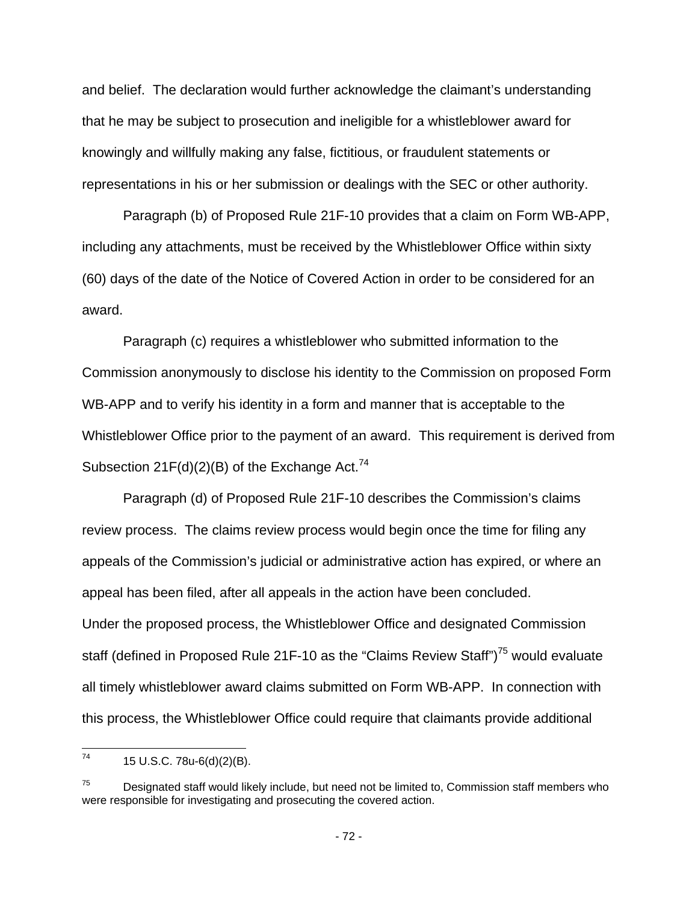and belief. The declaration would further acknowledge the claimant's understanding that he may be subject to prosecution and ineligible for a whistleblower award for knowingly and willfully making any false, fictitious, or fraudulent statements or representations in his or her submission or dealings with the SEC or other authority.

Paragraph (b) of Proposed Rule 21F-10 provides that a claim on Form WB-APP, including any attachments, must be received by the Whistleblower Office within sixty (60) days of the date of the Notice of Covered Action in order to be considered for an award.

Paragraph (c) requires a whistleblower who submitted information to the Commission anonymously to disclose his identity to the Commission on proposed Form WB-APP and to verify his identity in a form and manner that is acceptable to the Whistleblower Office prior to the payment of an award. This requirement is derived from Subsection 21F(d)(2)(B) of the Exchange Act.[74]

Paragraph (d) of Proposed Rule 21F-10 describes the Commission's claims review process. The claims review process would begin once the time for filing any appeals of the Commission's judicial or administrative action has expired, or where an appeal has been filed, after all appeals in the action have been concluded.

Under the proposed process, the Whistleblower Office and designated Commission staff (defined in Proposed Rule 21F-10 as the "Claims Review Staff")[75] would evaluate all timely whistleblower award claims submitted on Form WB-APP. In connection with this process, the Whistleblower Office could require that claimants provide additional

---

[74] 15 U.S.C. 78u-6(d)(2)(B).

[75] Designated staff would likely include, but need not be limited to, Commission staff members who were responsible for investigating and prosecuting the covered action.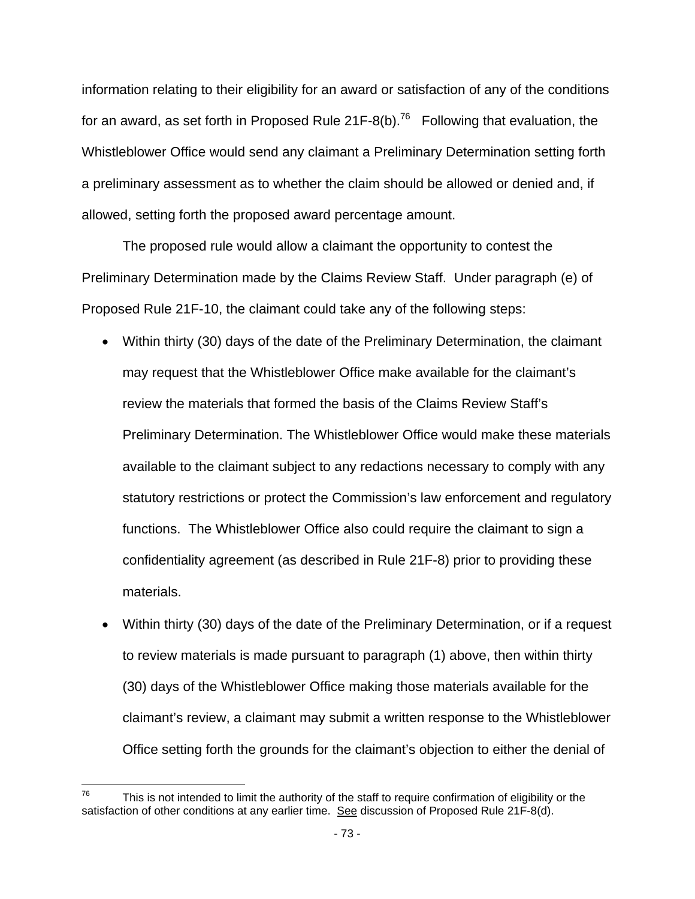information relating to their eligibility for an award or satisfaction of any of the conditions for an award, as set forth in Proposed Rule 21F-8(b).[76] Following that evaluation, the Whistleblower Office would send any claimant a Preliminary Determination setting forth a preliminary assessment as to whether the claim should be allowed or denied and, if allowed, setting forth the proposed award percentage amount.

The proposed rule would allow a claimant the opportunity to contest the Preliminary Determination made by the Claims Review Staff. Under paragraph (e) of Proposed Rule 21F-10, the claimant could take any of the following steps:

- Within thirty (30) days of the date of the Preliminary Determination, the claimant may request that the Whistleblower Office make available for the claimant's review the materials that formed the basis of the Claims Review Staff's Preliminary Determination. The Whistleblower Office would make these materials available to the claimant subject to any redactions necessary to comply with any statutory restrictions or protect the Commission's law enforcement and regulatory functions. The Whistleblower Office also could require the claimant to sign a confidentiality agreement (as described in Rule 21F-8) prior to providing these materials.
- Within thirty (30) days of the date of the Preliminary Determination, or if a request to review materials is made pursuant to paragraph (1) above, then within thirty (30) days of the Whistleblower Office making those materials available for the claimant's review, a claimant may submit a written response to the Whistleblower Office setting forth the grounds for the claimant's objection to either the denial of

---

[76] This is not intended to limit the authority of the staff to require confirmation of eligibility or the satisfaction of other conditions at any earlier time. See discussion of Proposed Rule 21F-8(d).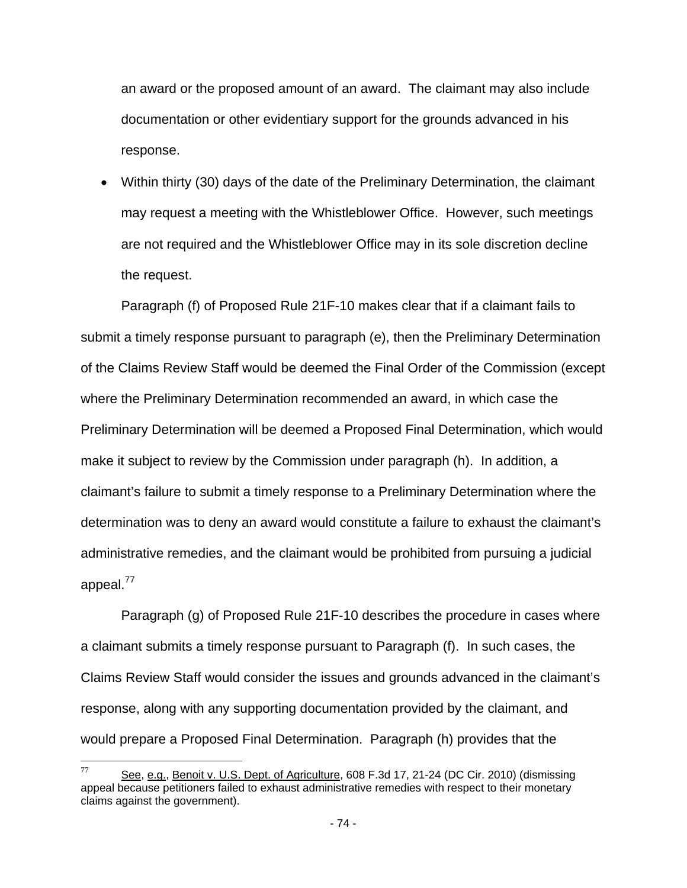an award or the proposed amount of an award. The claimant may also include documentation or other evidentiary support for the grounds advanced in his response.

- Within thirty (30) days of the date of the Preliminary Determination, the claimant may request a meeting with the Whistleblower Office. However, such meetings are not required and the Whistleblower Office may in its sole discretion decline the request.

Paragraph (f) of Proposed Rule 21F-10 makes clear that if a claimant fails to submit a timely response pursuant to paragraph (e), then the Preliminary Determination of the Claims Review Staff would be deemed the Final Order of the Commission (except where the Preliminary Determination recommended an award, in which case the Preliminary Determination will be deemed a Proposed Final Determination, which would make it subject to review by the Commission under paragraph (h). In addition, a claimant's failure to submit a timely response to a Preliminary Determination where the determination was to deny an award would constitute a failure to exhaust the claimant's administrative remedies, and the claimant would be prohibited from pursuing a judicial appeal.[77]

Paragraph (g) of Proposed Rule 21F-10 describes the procedure in cases where a claimant submits a timely response pursuant to Paragraph (f). In such cases, the Claims Review Staff would consider the issues and grounds advanced in the claimant's response, along with any supporting documentation provided by the claimant, and would prepare a Proposed Final Determination. Paragraph (h) provides that the

---

[77] See, e.g., Benoit v. U.S. Dept. of Agriculture, 608 F.3d 17, 21-24 (DC Cir. 2010) (dismissing appeal because petitioners failed to exhaust administrative remedies with respect to their monetary claims against the government).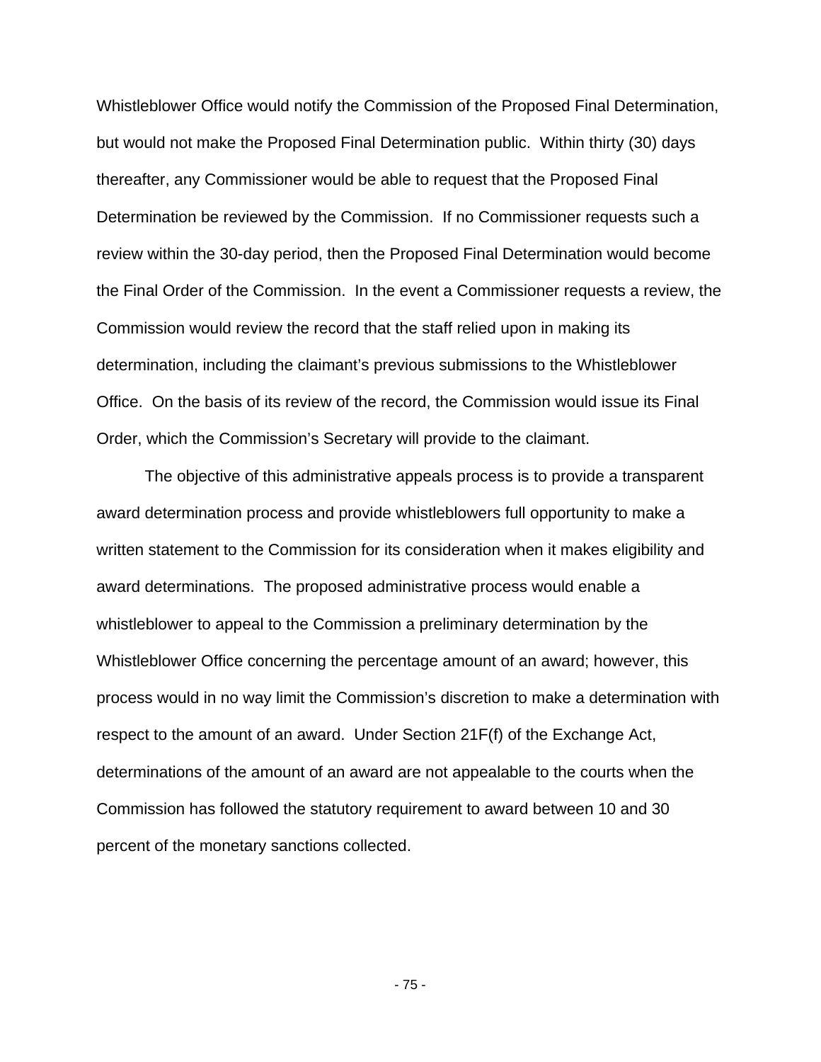Whistleblower Office would notify the Commission of the Proposed Final Determination, but would not make the Proposed Final Determination public. Within thirty (30) days thereafter, any Commissioner would be able to request that the Proposed Final Determination be reviewed by the Commission. If no Commissioner requests such a review within the 30-day period, then the Proposed Final Determination would become the Final Order of the Commission. In the event a Commissioner requests a review, the Commission would review the record that the staff relied upon in making its determination, including the claimant's previous submissions to the Whistleblower Office. On the basis of its review of the record, the Commission would issue its Final Order, which the Commission's Secretary will provide to the claimant.

The objective of this administrative appeals process is to provide a transparent award determination process and provide whistleblowers full opportunity to make a written statement to the Commission for its consideration when it makes eligibility and award determinations. The proposed administrative process would enable a whistleblower to appeal to the Commission a preliminary determination by the Whistleblower Office concerning the percentage amount of an award; however, this process would in no way limit the Commission's discretion to make a determination with respect to the amount of an award. Under Section 21F(f) of the Exchange Act, determinations of the amount of an award are not appealable to the courts when the Commission has followed the statutory requirement to award between 10 and 30 percent of the monetary sanctions collected.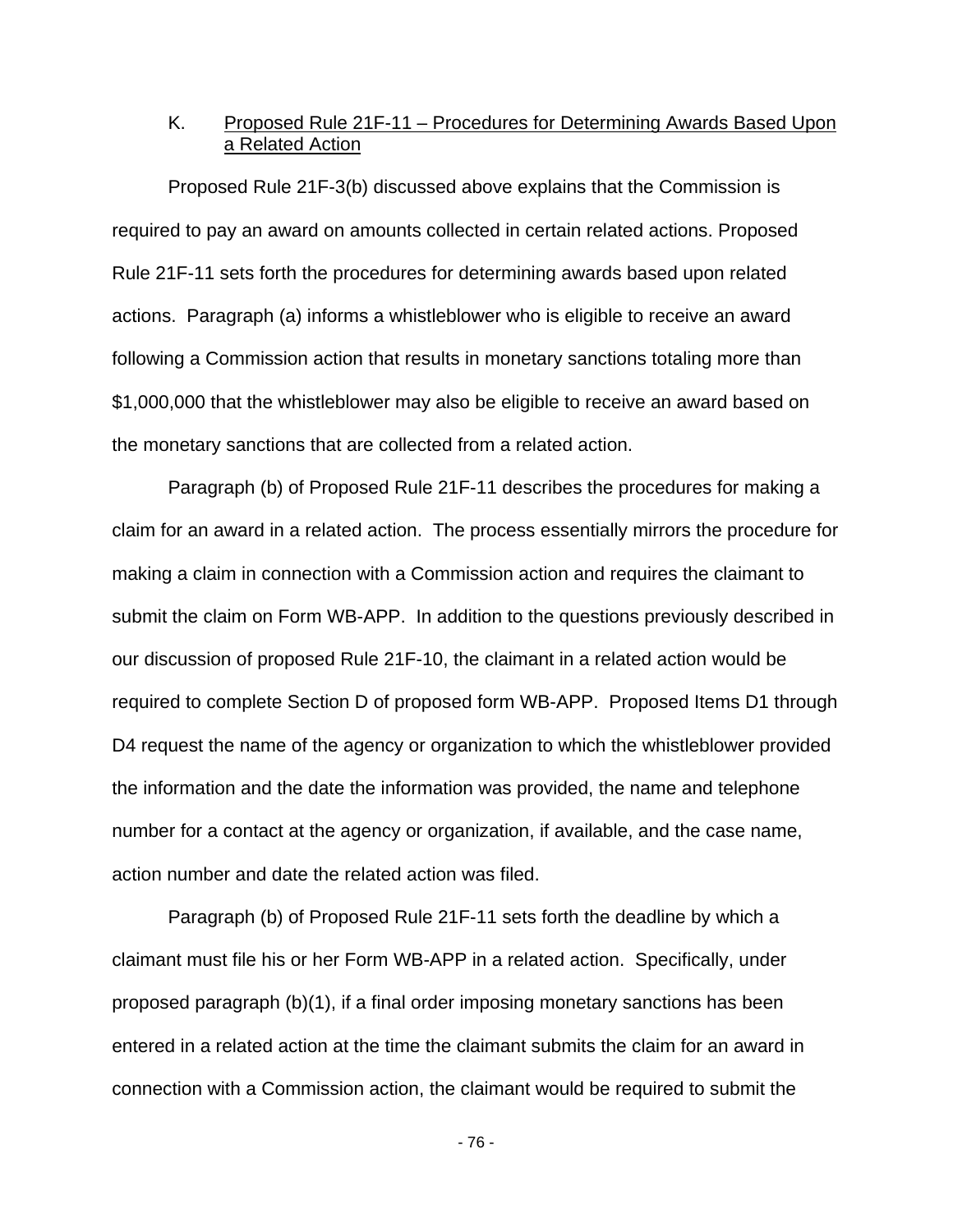### K. Proposed Rule 21F-11 – Procedures for Determining Awards Based Upon a Related Action

Proposed Rule 21F-3(b) discussed above explains that the Commission is required to pay an award on amounts collected in certain related actions. Proposed Rule 21F-11 sets forth the procedures for determining awards based upon related actions. Paragraph (a) informs a whistleblower who is eligible to receive an award following a Commission action that results in monetary sanctions totaling more than $1,000,000 that the whistleblower may also be eligible to receive an award based on the monetary sanctions that are collected from a related action.

Paragraph (b) of Proposed Rule 21F-11 describes the procedures for making a claim for an award in a related action. The process essentially mirrors the procedure for making a claim in connection with a Commission action and requires the claimant to submit the claim on Form WB-APP. In addition to the questions previously described in our discussion of proposed Rule 21F-10, the claimant in a related action would be required to complete Section D of proposed form WB-APP. Proposed Items D1 through D4 request the name of the agency or organization to which the whistleblower provided the information and the date the information was provided, the name and telephone number for a contact at the agency or organization, if available, and the case name, action number and date the related action was filed.

Paragraph (b) of Proposed Rule 21F-11 sets forth the deadline by which a claimant must file his or her Form WB-APP in a related action. Specifically, under proposed paragraph (b)(1), if a final order imposing monetary sanctions has been entered in a related action at the time the claimant submits the claim for an award in connection with a Commission action, the claimant would be required to submit the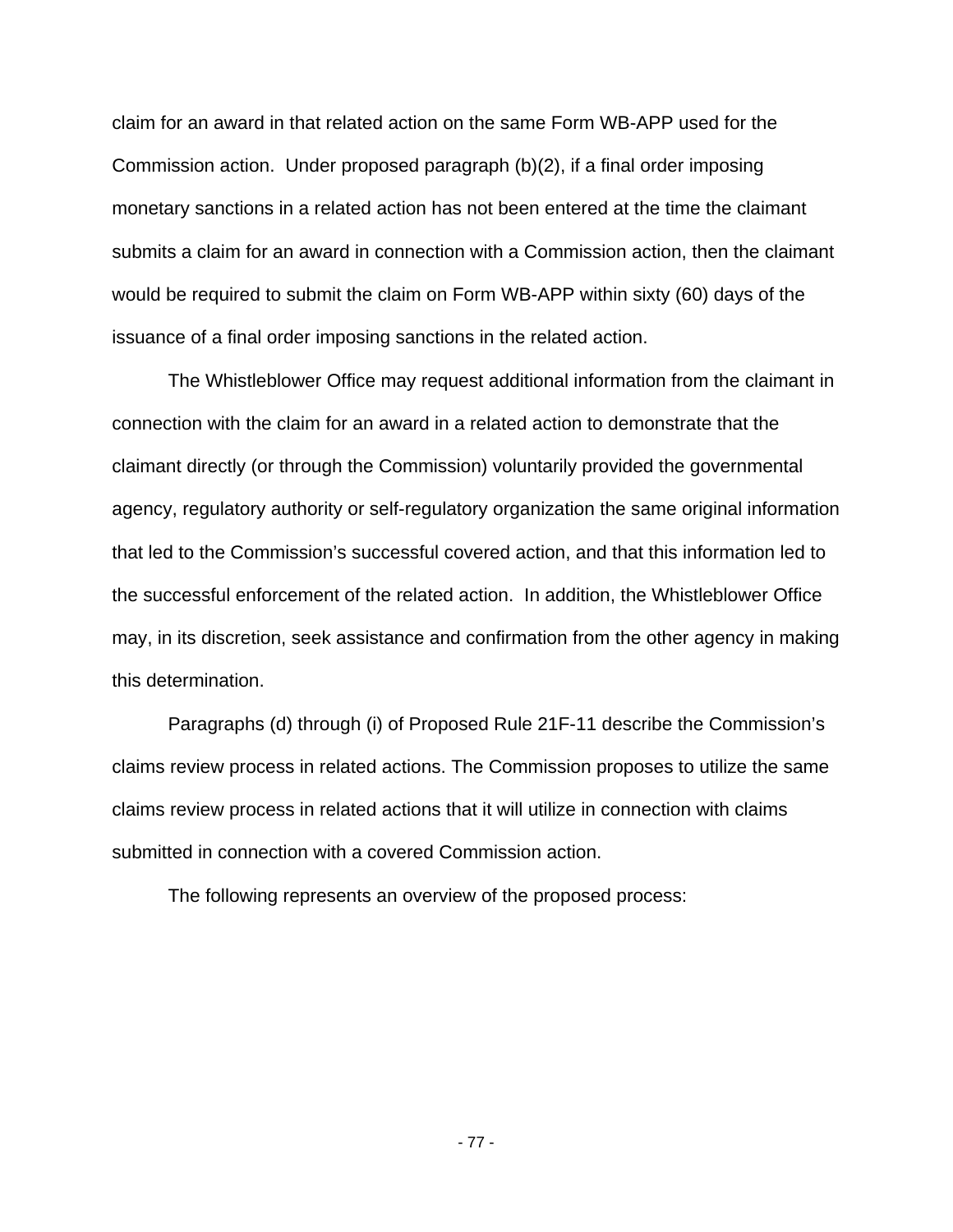claim for an award in that related action on the same Form WB-APP used for the Commission action. Under proposed paragraph (b)(2), if a final order imposing monetary sanctions in a related action has not been entered at the time the claimant submits a claim for an award in connection with a Commission action, then the claimant would be required to submit the claim on Form WB-APP within sixty (60) days of the issuance of a final order imposing sanctions in the related action.

The Whistleblower Office may request additional information from the claimant in connection with the claim for an award in a related action to demonstrate that the claimant directly (or through the Commission) voluntarily provided the governmental agency, regulatory authority or self-regulatory organization the same original information that led to the Commission's successful covered action, and that this information led to the successful enforcement of the related action. In addition, the Whistleblower Office may, in its discretion, seek assistance and confirmation from the other agency in making this determination.

Paragraphs (d) through (i) of Proposed Rule 21F-11 describe the Commission's claims review process in related actions. The Commission proposes to utilize the same claims review process in related actions that it will utilize in connection with claims submitted in connection with a covered Commission action.

The following represents an overview of the proposed process: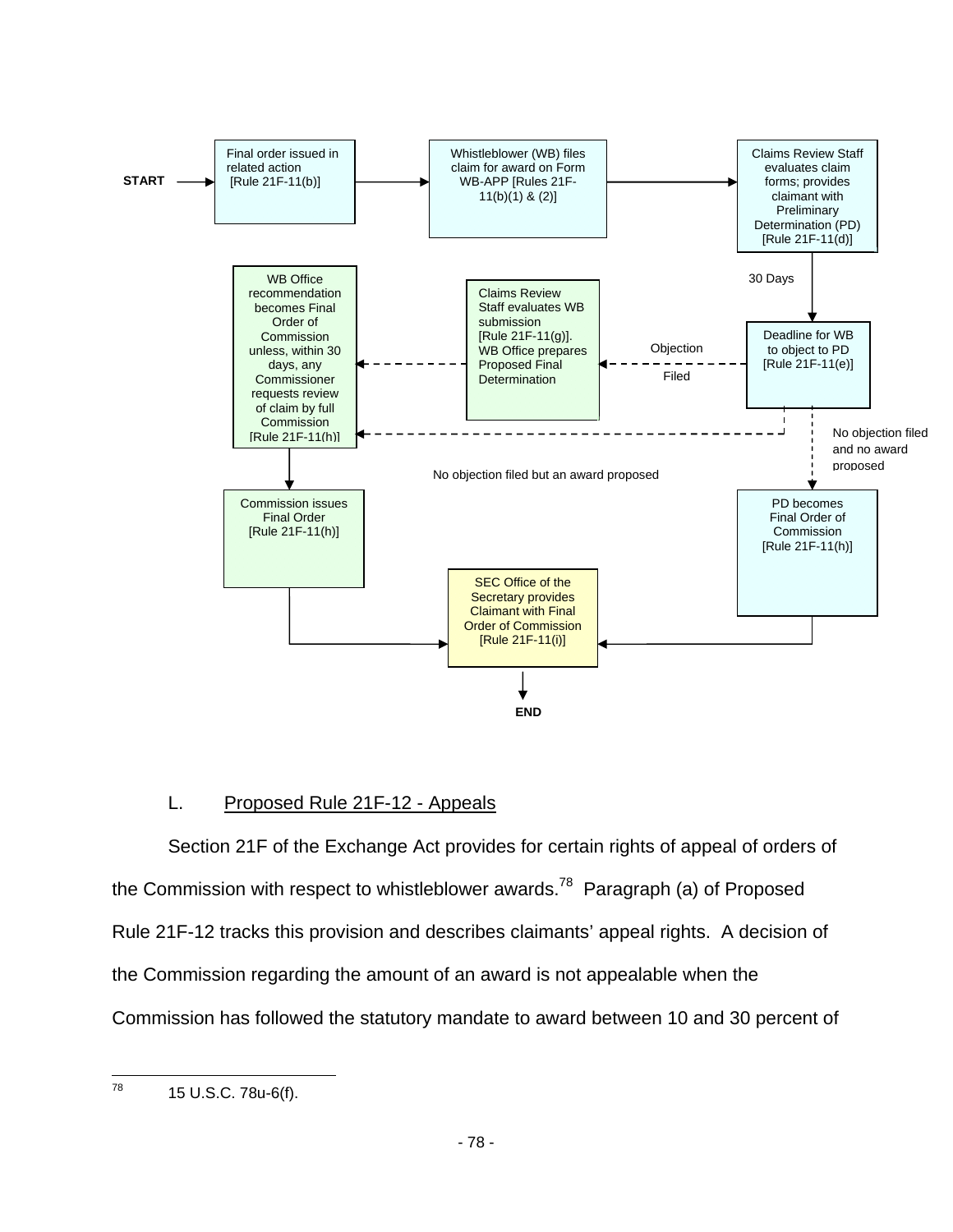START → Final order issued in related action [Rule 21F-11(b)] → Whistleblower (WB) files claim for award on Form WB-APP [Rules 21F-11(b)(1) & (2)] → Claims Review Staff evaluates claim forms; provides claimant with Preliminary Determination (PD) [Rule 21F-11(d)]

30 Days → Deadline for WB to object to PD [Rule 21F-11(e)]

Objection Filed → Claims Review Staff evaluates WB submission [Rule 21F-11(g)]. WB Office prepares Proposed Final Determination → WB Office recommendation becomes Final Order of Commission unless, within 30 days, any Commissioner requests review of claim by full Commission [Rule 21F-11(h)]

No objection filed but an award proposed → WB Office recommendation becomes Final Order of Commission unless, within 30 days, any Commissioner requests review of claim by full Commission [Rule 21F-11(h)]

No objection filed and no award proposed → PD becomes Final Order of Commission [Rule 21F-11(h)]

WB Office recommendation ... → Commission issues Final Order [Rule 21F-11(h)]

Commission issues Final Order [Rule 21F-11(h)] / PD becomes Final Order of Commission [Rule 21F-11(h)] → SEC Office of the Secretary provides Claimant with Final Order of Commission [Rule 21F-11(i)] → END

## L. Proposed Rule 21F-12 - Appeals

Section 21F of the Exchange Act provides for certain rights of appeal of orders of the Commission with respect to whistleblower awards.[78] Paragraph (a) of Proposed Rule 21F-12 tracks this provision and describes claimants' appeal rights. A decision of the Commission regarding the amount of an award is not appealable when the Commission has followed the statutory mandate to award between 10 and 30 percent of

---

[78] 15 U.S.C. 78u-6(f).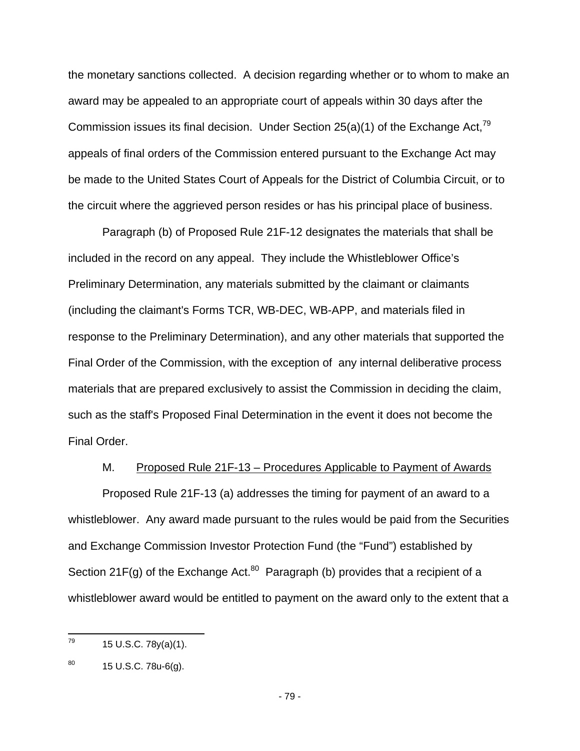the monetary sanctions collected. A decision regarding whether or to whom to make an award may be appealed to an appropriate court of appeals within 30 days after the Commission issues its final decision. Under Section 25(a)(1) of the Exchange Act,[79] appeals of final orders of the Commission entered pursuant to the Exchange Act may be made to the United States Court of Appeals for the District of Columbia Circuit, or to the circuit where the aggrieved person resides or has his principal place of business.

Paragraph (b) of Proposed Rule 21F-12 designates the materials that shall be included in the record on any appeal. They include the Whistleblower Office's Preliminary Determination, any materials submitted by the claimant or claimants (including the claimant's Forms TCR, WB-DEC, WB-APP, and materials filed in response to the Preliminary Determination), and any other materials that supported the Final Order of the Commission, with the exception of any internal deliberative process materials that are prepared exclusively to assist the Commission in deciding the claim, such as the staff's Proposed Final Determination in the event it does not become the Final Order.

M. Proposed Rule 21F-13 – Procedures Applicable to Payment of Awards

Proposed Rule 21F-13 (a) addresses the timing for payment of an award to a whistleblower. Any award made pursuant to the rules would be paid from the Securities and Exchange Commission Investor Protection Fund (the "Fund") established by Section 21F(g) of the Exchange Act.[80] Paragraph (b) provides that a recipient of a whistleblower award would be entitled to payment on the award only to the extent that a

---

[79] 15 U.S.C. 78y(a)(1).

[80] 15 U.S.C. 78u-6(g).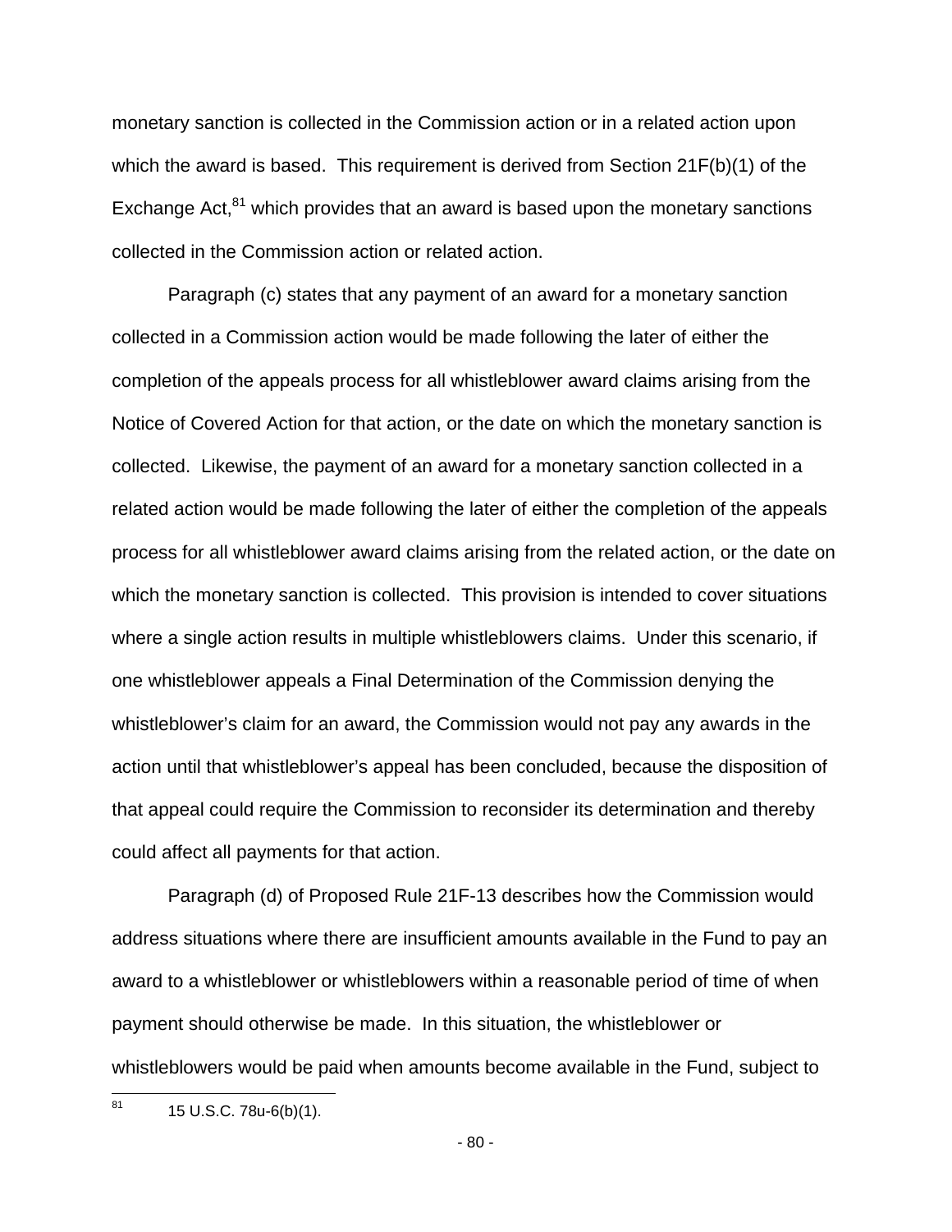monetary sanction is collected in the Commission action or in a related action upon which the award is based. This requirement is derived from Section 21F(b)(1) of the Exchange Act,[81] which provides that an award is based upon the monetary sanctions collected in the Commission action or related action.

Paragraph (c) states that any payment of an award for a monetary sanction collected in a Commission action would be made following the later of either the completion of the appeals process for all whistleblower award claims arising from the Notice of Covered Action for that action, or the date on which the monetary sanction is collected. Likewise, the payment of an award for a monetary sanction collected in a related action would be made following the later of either the completion of the appeals process for all whistleblower award claims arising from the related action, or the date on which the monetary sanction is collected. This provision is intended to cover situations where a single action results in multiple whistleblowers claims. Under this scenario, if one whistleblower appeals a Final Determination of the Commission denying the whistleblower's claim for an award, the Commission would not pay any awards in the action until that whistleblower's appeal has been concluded, because the disposition of that appeal could require the Commission to reconsider its determination and thereby could affect all payments for that action.

Paragraph (d) of Proposed Rule 21F-13 describes how the Commission would address situations where there are insufficient amounts available in the Fund to pay an award to a whistleblower or whistleblowers within a reasonable period of time of when payment should otherwise be made. In this situation, the whistleblower or whistleblowers would be paid when amounts become available in the Fund, subject to

[81] 15 U.S.C. 78u-6(b)(1).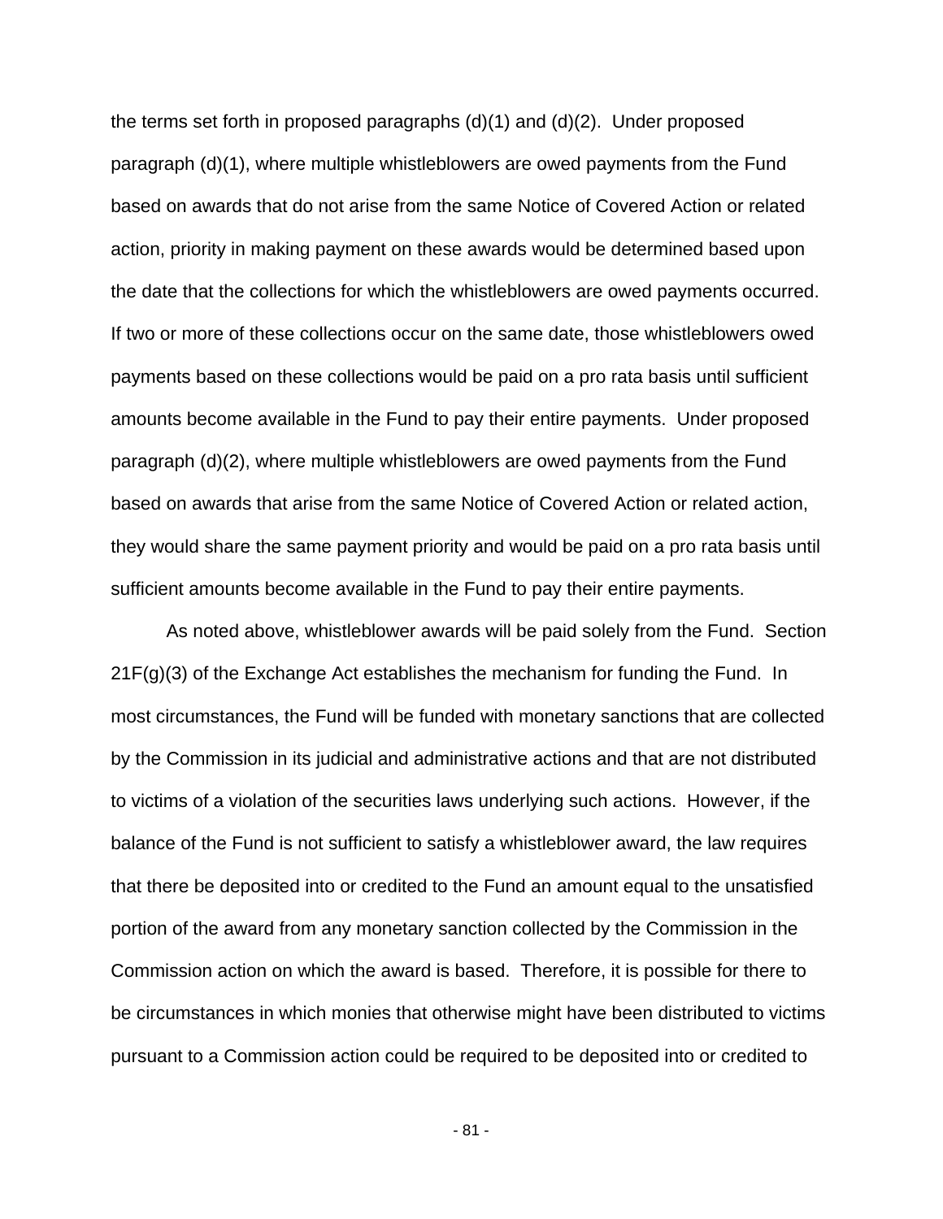the terms set forth in proposed paragraphs (d)(1) and (d)(2). Under proposed paragraph (d)(1), where multiple whistleblowers are owed payments from the Fund based on awards that do not arise from the same Notice of Covered Action or related action, priority in making payment on these awards would be determined based upon the date that the collections for which the whistleblowers are owed payments occurred. If two or more of these collections occur on the same date, those whistleblowers owed payments based on these collections would be paid on a pro rata basis until sufficient amounts become available in the Fund to pay their entire payments. Under proposed paragraph (d)(2), where multiple whistleblowers are owed payments from the Fund based on awards that arise from the same Notice of Covered Action or related action, they would share the same payment priority and would be paid on a pro rata basis until sufficient amounts become available in the Fund to pay their entire payments.

As noted above, whistleblower awards will be paid solely from the Fund. Section 21F(g)(3) of the Exchange Act establishes the mechanism for funding the Fund. In most circumstances, the Fund will be funded with monetary sanctions that are collected by the Commission in its judicial and administrative actions and that are not distributed to victims of a violation of the securities laws underlying such actions. However, if the balance of the Fund is not sufficient to satisfy a whistleblower award, the law requires that there be deposited into or credited to the Fund an amount equal to the unsatisfied portion of the award from any monetary sanction collected by the Commission in the Commission action on which the award is based. Therefore, it is possible for there to be circumstances in which monies that otherwise might have been distributed to victims pursuant to a Commission action could be required to be deposited into or credited to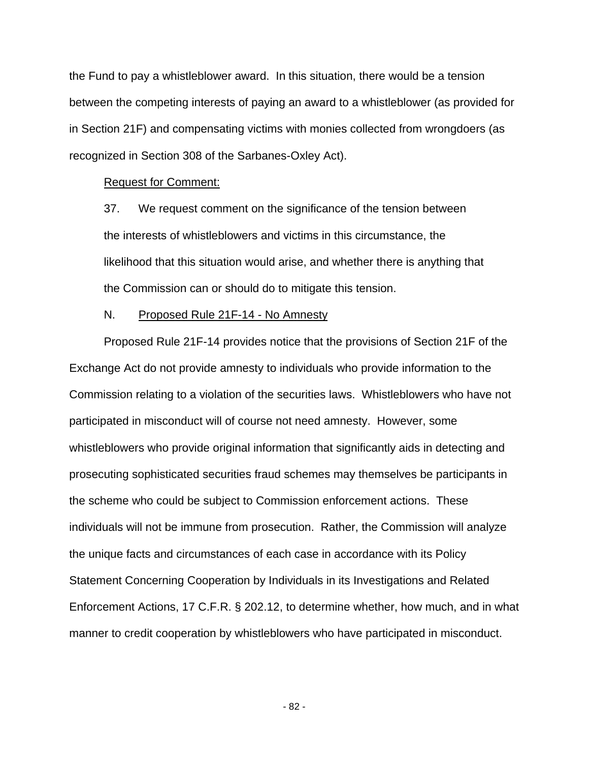the Fund to pay a whistleblower award. In this situation, there would be a tension between the competing interests of paying an award to a whistleblower (as provided for in Section 21F) and compensating victims with monies collected from wrongdoers (as recognized in Section 308 of the Sarbanes-Oxley Act).

Request for Comment:

37. We request comment on the significance of the tension between the interests of whistleblowers and victims in this circumstance, the likelihood that this situation would arise, and whether there is anything that the Commission can or should do to mitigate this tension.

### N. Proposed Rule 21F-14 - No Amnesty

Proposed Rule 21F-14 provides notice that the provisions of Section 21F of the Exchange Act do not provide amnesty to individuals who provide information to the Commission relating to a violation of the securities laws. Whistleblowers who have not participated in misconduct will of course not need amnesty. However, some whistleblowers who provide original information that significantly aids in detecting and prosecuting sophisticated securities fraud schemes may themselves be participants in the scheme who could be subject to Commission enforcement actions. These individuals will not be immune from prosecution. Rather, the Commission will analyze the unique facts and circumstances of each case in accordance with its Policy Statement Concerning Cooperation by Individuals in its Investigations and Related Enforcement Actions, 17 C.F.R. § 202.12, to determine whether, how much, and in what manner to credit cooperation by whistleblowers who have participated in misconduct.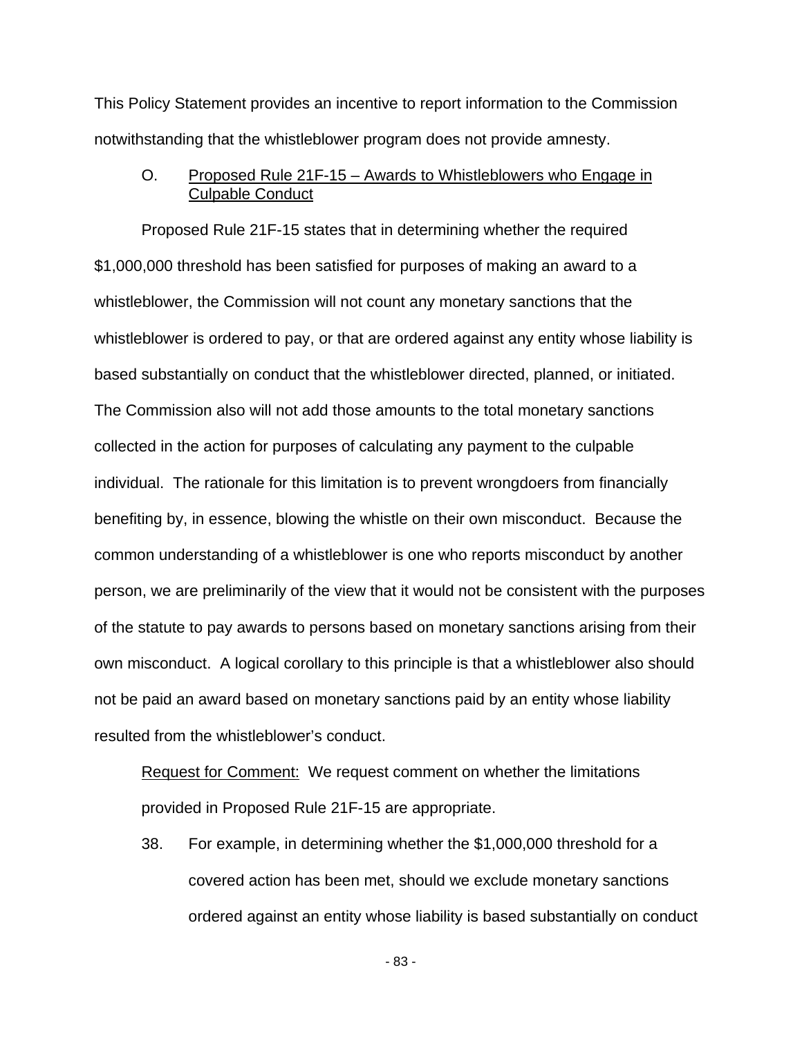This Policy Statement provides an incentive to report information to the Commission notwithstanding that the whistleblower program does not provide amnesty.

### O. Proposed Rule 21F-15 – Awards to Whistleblowers who Engage in Culpable Conduct

Proposed Rule 21F-15 states that in determining whether the required $1,000,000 threshold has been satisfied for purposes of making an award to a whistleblower, the Commission will not count any monetary sanctions that the whistleblower is ordered to pay, or that are ordered against any entity whose liability is based substantially on conduct that the whistleblower directed, planned, or initiated. The Commission also will not add those amounts to the total monetary sanctions collected in the action for purposes of calculating any payment to the culpable individual. The rationale for this limitation is to prevent wrongdoers from financially benefiting by, in essence, blowing the whistle on their own misconduct. Because the common understanding of a whistleblower is one who reports misconduct by another person, we are preliminarily of the view that it would not be consistent with the purposes of the statute to pay awards to persons based on monetary sanctions arising from their own misconduct. A logical corollary to this principle is that a whistleblower also should not be paid an award based on monetary sanctions paid by an entity whose liability resulted from the whistleblower's conduct.

Request for Comment: We request comment on whether the limitations provided in Proposed Rule 21F-15 are appropriate.

38. For example, in determining whether the $1,000,000 threshold for a covered action has been met, should we exclude monetary sanctions ordered against an entity whose liability is based substantially on conduct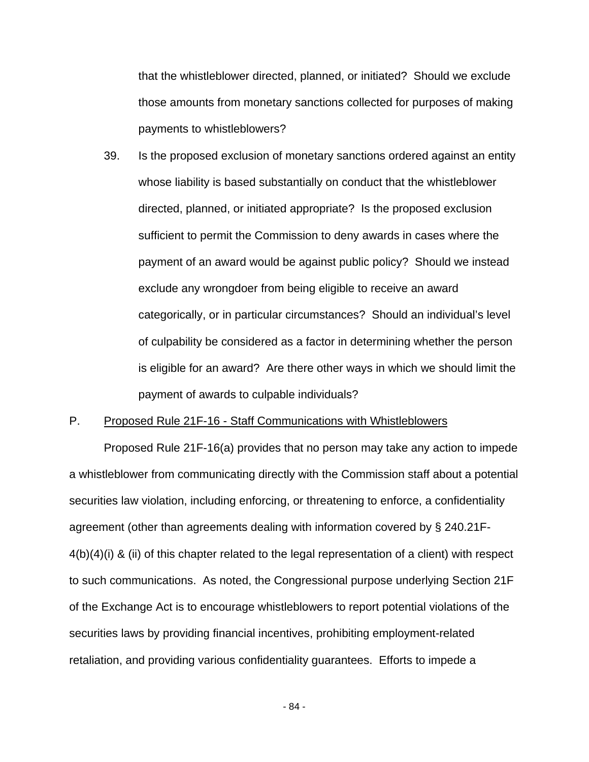that the whistleblower directed, planned, or initiated? Should we exclude those amounts from monetary sanctions collected for purposes of making payments to whistleblowers?

39. Is the proposed exclusion of monetary sanctions ordered against an entity whose liability is based substantially on conduct that the whistleblower directed, planned, or initiated appropriate? Is the proposed exclusion sufficient to permit the Commission to deny awards in cases where the payment of an award would be against public policy? Should we instead exclude any wrongdoer from being eligible to receive an award categorically, or in particular circumstances? Should an individual's level of culpability be considered as a factor in determining whether the person is eligible for an award? Are there other ways in which we should limit the payment of awards to culpable individuals?

## P. Proposed Rule 21F-16 - Staff Communications with Whistleblowers

Proposed Rule 21F-16(a) provides that no person may take any action to impede a whistleblower from communicating directly with the Commission staff about a potential securities law violation, including enforcing, or threatening to enforce, a confidentiality agreement (other than agreements dealing with information covered by § 240.21F-4(b)(4)(i) & (ii) of this chapter related to the legal representation of a client) with respect to such communications. As noted, the Congressional purpose underlying Section 21F of the Exchange Act is to encourage whistleblowers to report potential violations of the securities laws by providing financial incentives, prohibiting employment-related retaliation, and providing various confidentiality guarantees. Efforts to impede a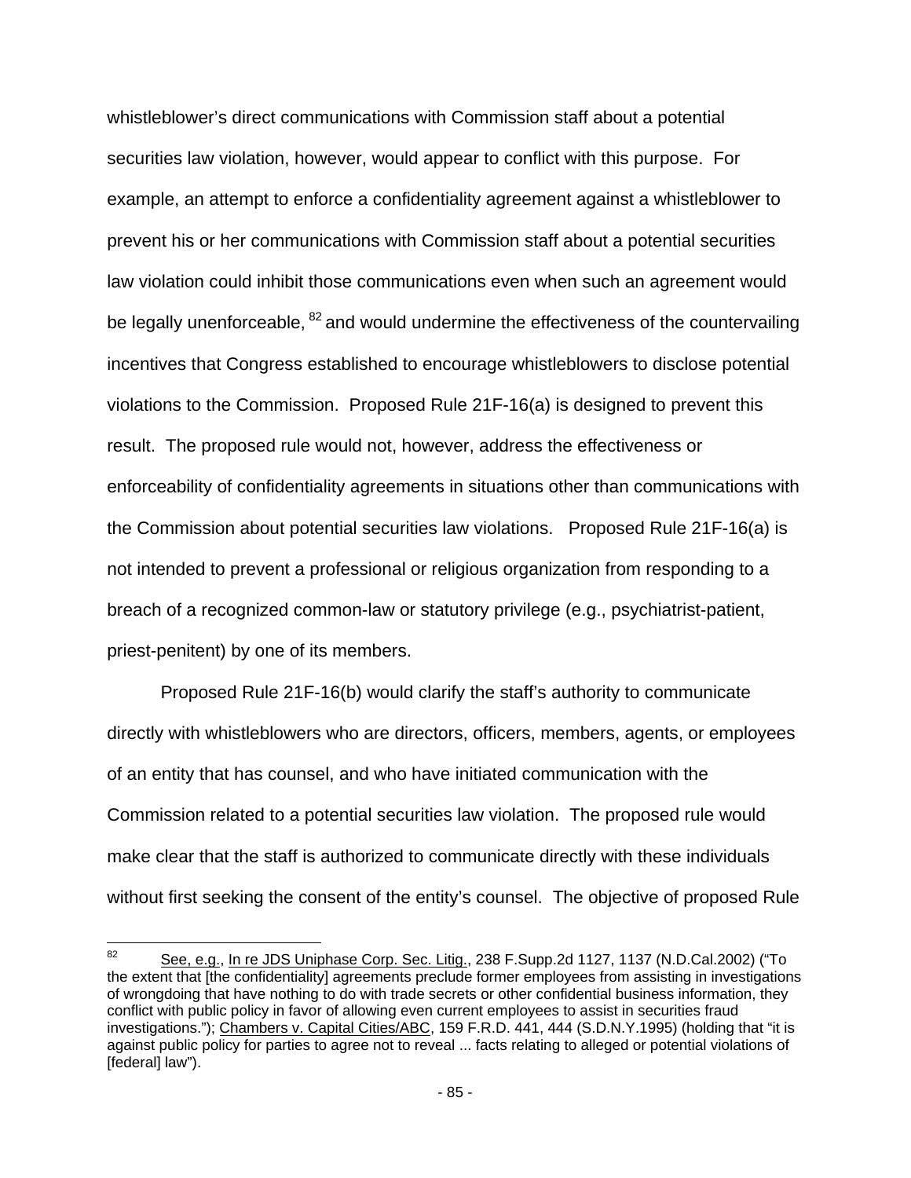whistleblower's direct communications with Commission staff about a potential securities law violation, however, would appear to conflict with this purpose. For example, an attempt to enforce a confidentiality agreement against a whistleblower to prevent his or her communications with Commission staff about a potential securities law violation could inhibit those communications even when such an agreement would be legally unenforceable, [82] and would undermine the effectiveness of the countervailing incentives that Congress established to encourage whistleblowers to disclose potential violations to the Commission. Proposed Rule 21F-16(a) is designed to prevent this result. The proposed rule would not, however, address the effectiveness or enforceability of confidentiality agreements in situations other than communications with the Commission about potential securities law violations. Proposed Rule 21F-16(a) is not intended to prevent a professional or religious organization from responding to a breach of a recognized common-law or statutory privilege (e.g., psychiatrist-patient, priest-penitent) by one of its members.

Proposed Rule 21F-16(b) would clarify the staff's authority to communicate directly with whistleblowers who are directors, officers, members, agents, or employees of an entity that has counsel, and who have initiated communication with the Commission related to a potential securities law violation. The proposed rule would make clear that the staff is authorized to communicate directly with these individuals without first seeking the consent of the entity's counsel. The objective of proposed Rule

---

[82] See, e.g., In re JDS Uniphase Corp. Sec. Litig., 238 F.Supp.2d 1127, 1137 (N.D.Cal.2002) ("To the extent that [the confidentiality] agreements preclude former employees from assisting in investigations of wrongdoing that have nothing to do with trade secrets or other confidential business information, they conflict with public policy in favor of allowing even current employees to assist in securities fraud investigations."); Chambers v. Capital Cities/ABC, 159 F.R.D. 441, 444 (S.D.N.Y.1995) (holding that "it is against public policy for parties to agree not to reveal ... facts relating to alleged or potential violations of [federal] law").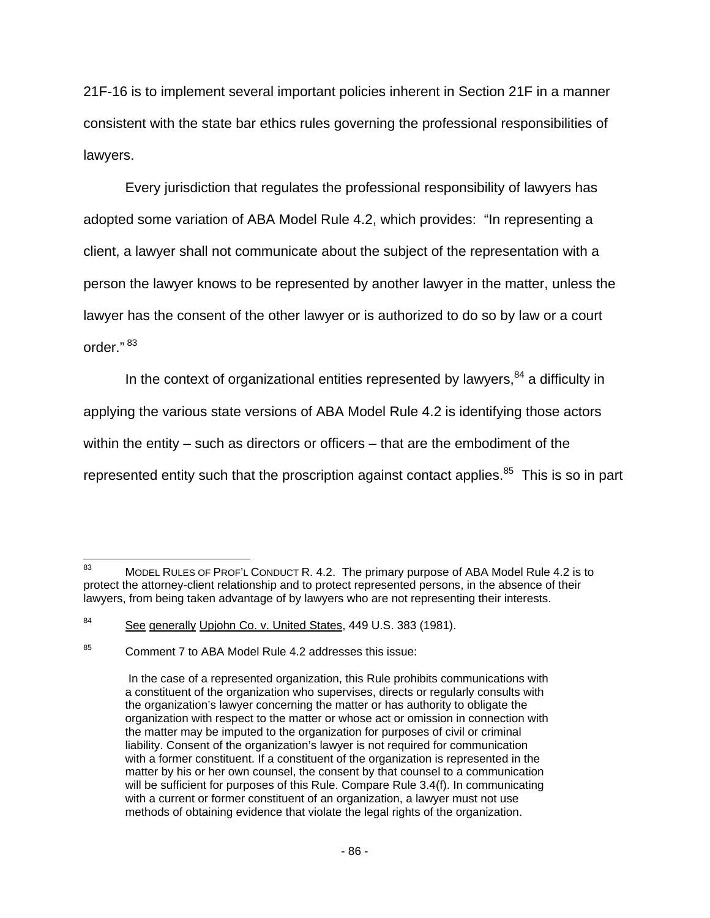21F-16 is to implement several important policies inherent in Section 21F in a manner consistent with the state bar ethics rules governing the professional responsibilities of lawyers.

Every jurisdiction that regulates the professional responsibility of lawyers has adopted some variation of ABA Model Rule 4.2, which provides: "In representing a client, a lawyer shall not communicate about the subject of the representation with a person the lawyer knows to be represented by another lawyer in the matter, unless the lawyer has the consent of the other lawyer or is authorized to do so by law or a court order." [83]

In the context of organizational entities represented by lawyers,[84] a difficulty in applying the various state versions of ABA Model Rule 4.2 is identifying those actors within the entity – such as directors or officers – that are the embodiment of the represented entity such that the proscription against contact applies.[85] This is so in part

---

[83] MODEL RULES OF PROF'L CONDUCT R. 4.2. The primary purpose of ABA Model Rule 4.2 is to protect the attorney-client relationship and to protect represented persons, in the absence of their lawyers, from being taken advantage of by lawyers who are not representing their interests.

[84] See generally Upjohn Co. v. United States, 449 U.S. 383 (1981).

[85] Comment 7 to ABA Model Rule 4.2 addresses this issue:

> In the case of a represented organization, this Rule prohibits communications with a constituent of the organization who supervises, directs or regularly consults with the organization's lawyer concerning the matter or has authority to obligate the organization with respect to the matter or whose act or omission in connection with the matter may be imputed to the organization for purposes of civil or criminal liability. Consent of the organization's lawyer is not required for communication with a former constituent. If a constituent of the organization is represented in the matter by his or her own counsel, the consent by that counsel to a communication will be sufficient for purposes of this Rule. Compare Rule 3.4(f). In communicating with a current or former constituent of an organization, a lawyer must not use methods of obtaining evidence that violate the legal rights of the organization.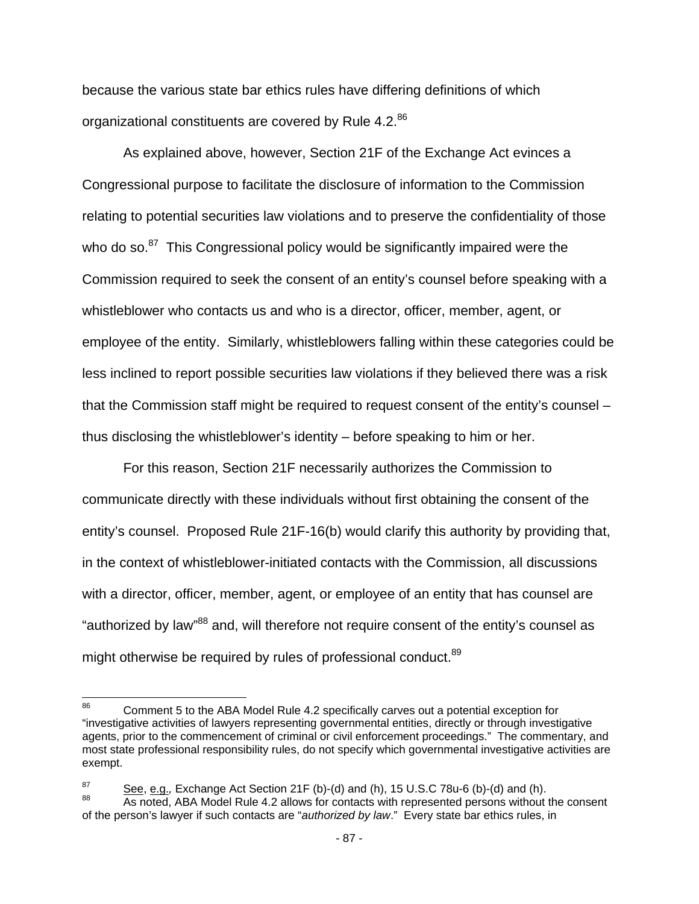because the various state bar ethics rules have differing definitions of which organizational constituents are covered by Rule 4.2.[86]

As explained above, however, Section 21F of the Exchange Act evinces a Congressional purpose to facilitate the disclosure of information to the Commission relating to potential securities law violations and to preserve the confidentiality of those who do so.[87] This Congressional policy would be significantly impaired were the Commission required to seek the consent of an entity's counsel before speaking with a whistleblower who contacts us and who is a director, officer, member, agent, or employee of the entity. Similarly, whistleblowers falling within these categories could be less inclined to report possible securities law violations if they believed there was a risk that the Commission staff might be required to request consent of the entity's counsel – thus disclosing the whistleblower's identity – before speaking to him or her.

For this reason, Section 21F necessarily authorizes the Commission to communicate directly with these individuals without first obtaining the consent of the entity's counsel. Proposed Rule 21F-16(b) would clarify this authority by providing that, in the context of whistleblower-initiated contacts with the Commission, all discussions with a director, officer, member, agent, or employee of an entity that has counsel are "authorized by law"[88] and, will therefore not require consent of the entity's counsel as might otherwise be required by rules of professional conduct.[89]

---

[86] Comment 5 to the ABA Model Rule 4.2 specifically carves out a potential exception for "investigative activities of lawyers representing governmental entities, directly or through investigative agents, prior to the commencement of criminal or civil enforcement proceedings." The commentary, and most state professional responsibility rules, do not specify which governmental investigative activities are exempt.

[87] See, e.g., Exchange Act Section 21F (b)-(d) and (h), 15 U.S.C 78u-6 (b)-(d) and (h).

[88] As noted, ABA Model Rule 4.2 allows for contacts with represented persons without the consent of the person's lawyer if such contacts are "*authorized by law*." Every state bar ethics rules, in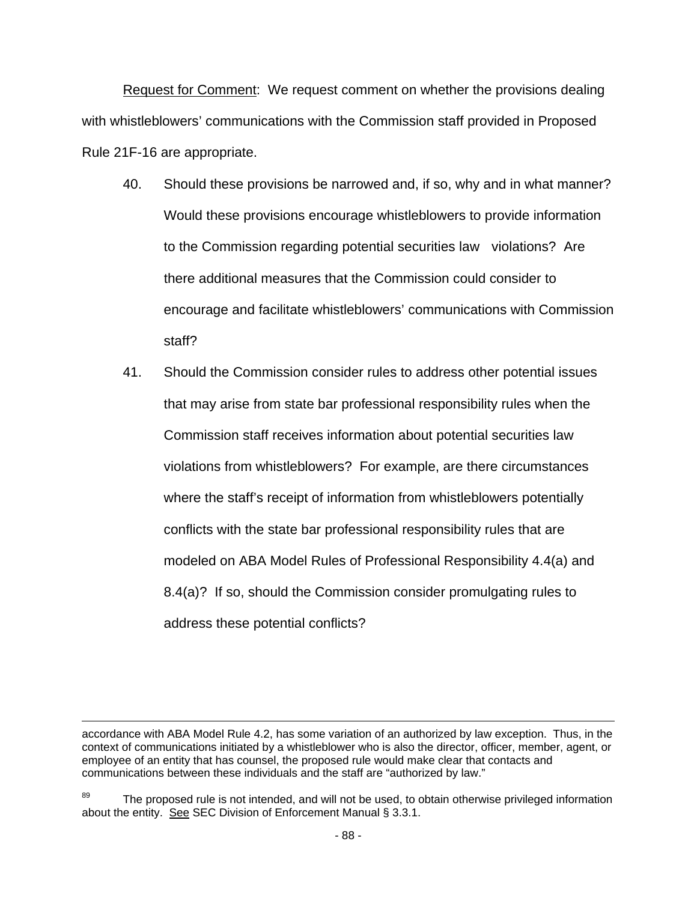Request for Comment: We request comment on whether the provisions dealing with whistleblowers' communications with the Commission staff provided in Proposed Rule 21F-16 are appropriate.

40. Should these provisions be narrowed and, if so, why and in what manner? Would these provisions encourage whistleblowers to provide information to the Commission regarding potential securities law violations? Are there additional measures that the Commission could consider to encourage and facilitate whistleblowers' communications with Commission staff?

41. Should the Commission consider rules to address other potential issues that may arise from state bar professional responsibility rules when the Commission staff receives information about potential securities law violations from whistleblowers? For example, are there circumstances where the staff's receipt of information from whistleblowers potentially conflicts with the state bar professional responsibility rules that are modeled on ABA Model Rules of Professional Responsibility 4.4(a) and 8.4(a)? If so, should the Commission consider promulgating rules to address these potential conflicts?

---

accordance with ABA Model Rule 4.2, has some variation of an authorized by law exception. Thus, in the context of communications initiated by a whistleblower who is also the director, officer, member, agent, or employee of an entity that has counsel, the proposed rule would make clear that contacts and communications between these individuals and the staff are "authorized by law."

[89] The proposed rule is not intended, and will not be used, to obtain otherwise privileged information about the entity. See SEC Division of Enforcement Manual § 3.3.1.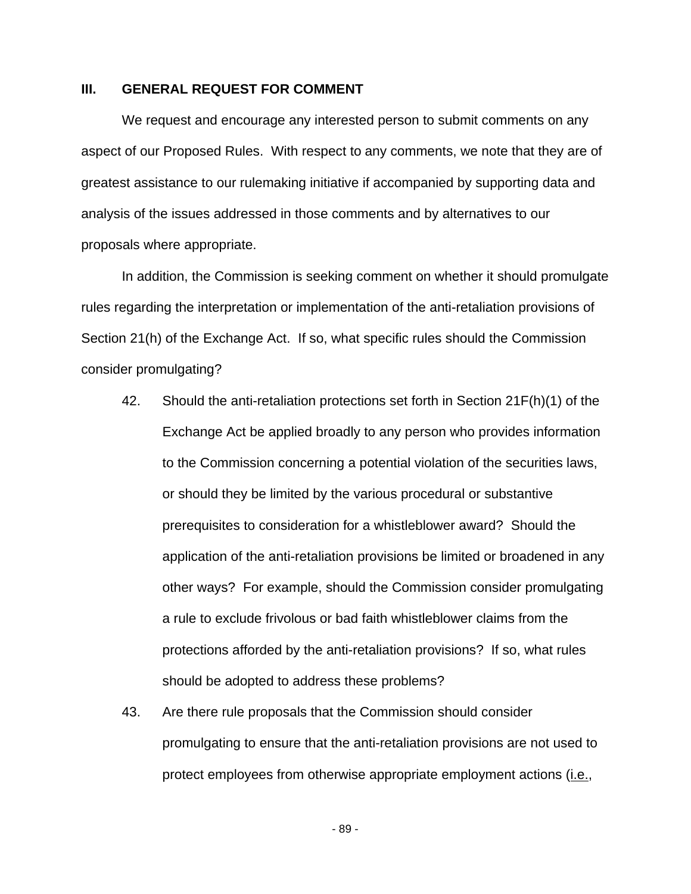## III. GENERAL REQUEST FOR COMMENT

We request and encourage any interested person to submit comments on any aspect of our Proposed Rules. With respect to any comments, we note that they are of greatest assistance to our rulemaking initiative if accompanied by supporting data and analysis of the issues addressed in those comments and by alternatives to our proposals where appropriate.

In addition, the Commission is seeking comment on whether it should promulgate rules regarding the interpretation or implementation of the anti-retaliation provisions of Section 21(h) of the Exchange Act. If so, what specific rules should the Commission consider promulgating?

42. Should the anti-retaliation protections set forth in Section 21F(h)(1) of the Exchange Act be applied broadly to any person who provides information to the Commission concerning a potential violation of the securities laws, or should they be limited by the various procedural or substantive prerequisites to consideration for a whistleblower award? Should the application of the anti-retaliation provisions be limited or broadened in any other ways? For example, should the Commission consider promulgating a rule to exclude frivolous or bad faith whistleblower claims from the protections afforded by the anti-retaliation provisions? If so, what rules should be adopted to address these problems?

43. Are there rule proposals that the Commission should consider promulgating to ensure that the anti-retaliation provisions are not used to protect employees from otherwise appropriate employment actions (i.e.,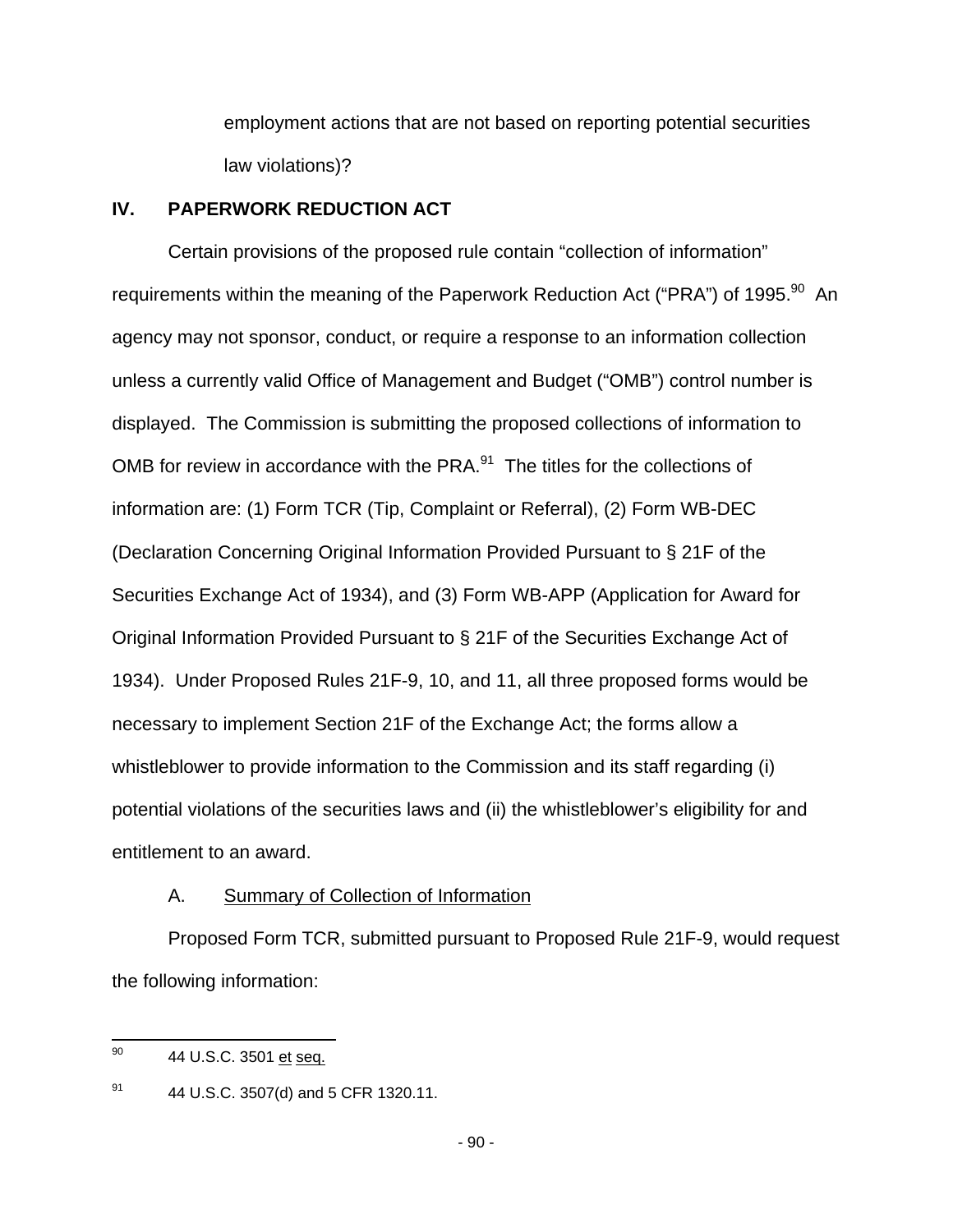employment actions that are not based on reporting potential securities law violations)?

## IV. PAPERWORK REDUCTION ACT

Certain provisions of the proposed rule contain "collection of information" requirements within the meaning of the Paperwork Reduction Act ("PRA") of 1995.[90] An agency may not sponsor, conduct, or require a response to an information collection unless a currently valid Office of Management and Budget ("OMB") control number is displayed. The Commission is submitting the proposed collections of information to OMB for review in accordance with the PRA.[91] The titles for the collections of information are: (1) Form TCR (Tip, Complaint or Referral), (2) Form WB-DEC (Declaration Concerning Original Information Provided Pursuant to § 21F of the Securities Exchange Act of 1934), and (3) Form WB-APP (Application for Award for Original Information Provided Pursuant to § 21F of the Securities Exchange Act of 1934). Under Proposed Rules 21F-9, 10, and 11, all three proposed forms would be necessary to implement Section 21F of the Exchange Act; the forms allow a whistleblower to provide information to the Commission and its staff regarding (i) potential violations of the securities laws and (ii) the whistleblower's eligibility for and entitlement to an award.

### A. Summary of Collection of Information

Proposed Form TCR, submitted pursuant to Proposed Rule 21F-9, would request the following information:

---

[90] 44 U.S.C. 3501 et seq.

[91] 44 U.S.C. 3507(d) and 5 CFR 1320.11.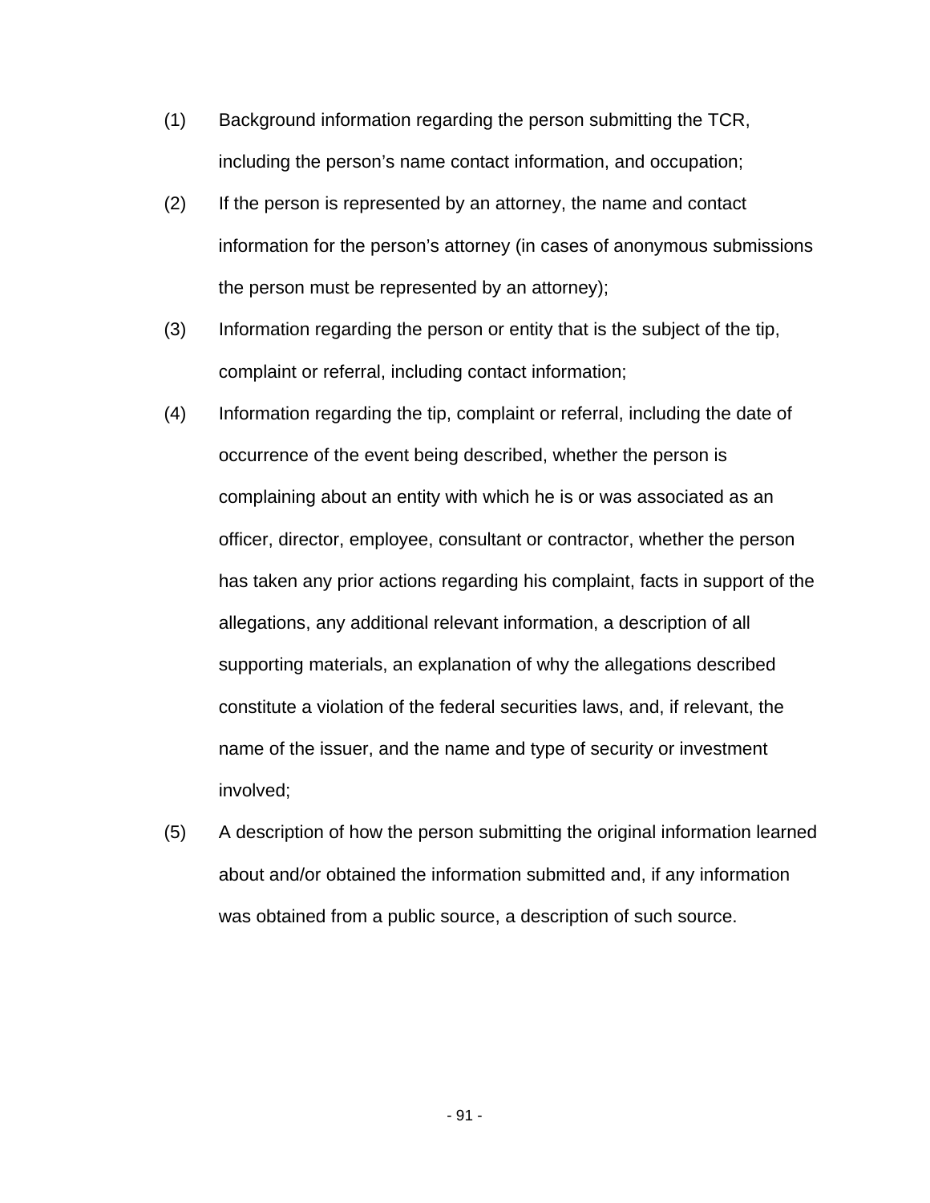(1) Background information regarding the person submitting the TCR, including the person's name contact information, and occupation;

(2) If the person is represented by an attorney, the name and contact information for the person's attorney (in cases of anonymous submissions the person must be represented by an attorney);

(3) Information regarding the person or entity that is the subject of the tip, complaint or referral, including contact information;

(4) Information regarding the tip, complaint or referral, including the date of occurrence of the event being described, whether the person is complaining about an entity with which he is or was associated as an officer, director, employee, consultant or contractor, whether the person has taken any prior actions regarding his complaint, facts in support of the allegations, any additional relevant information, a description of all supporting materials, an explanation of why the allegations described constitute a violation of the federal securities laws, and, if relevant, the name of the issuer, and the name and type of security or investment involved;

(5) A description of how the person submitting the original information learned about and/or obtained the information submitted and, if any information was obtained from a public source, a description of such source.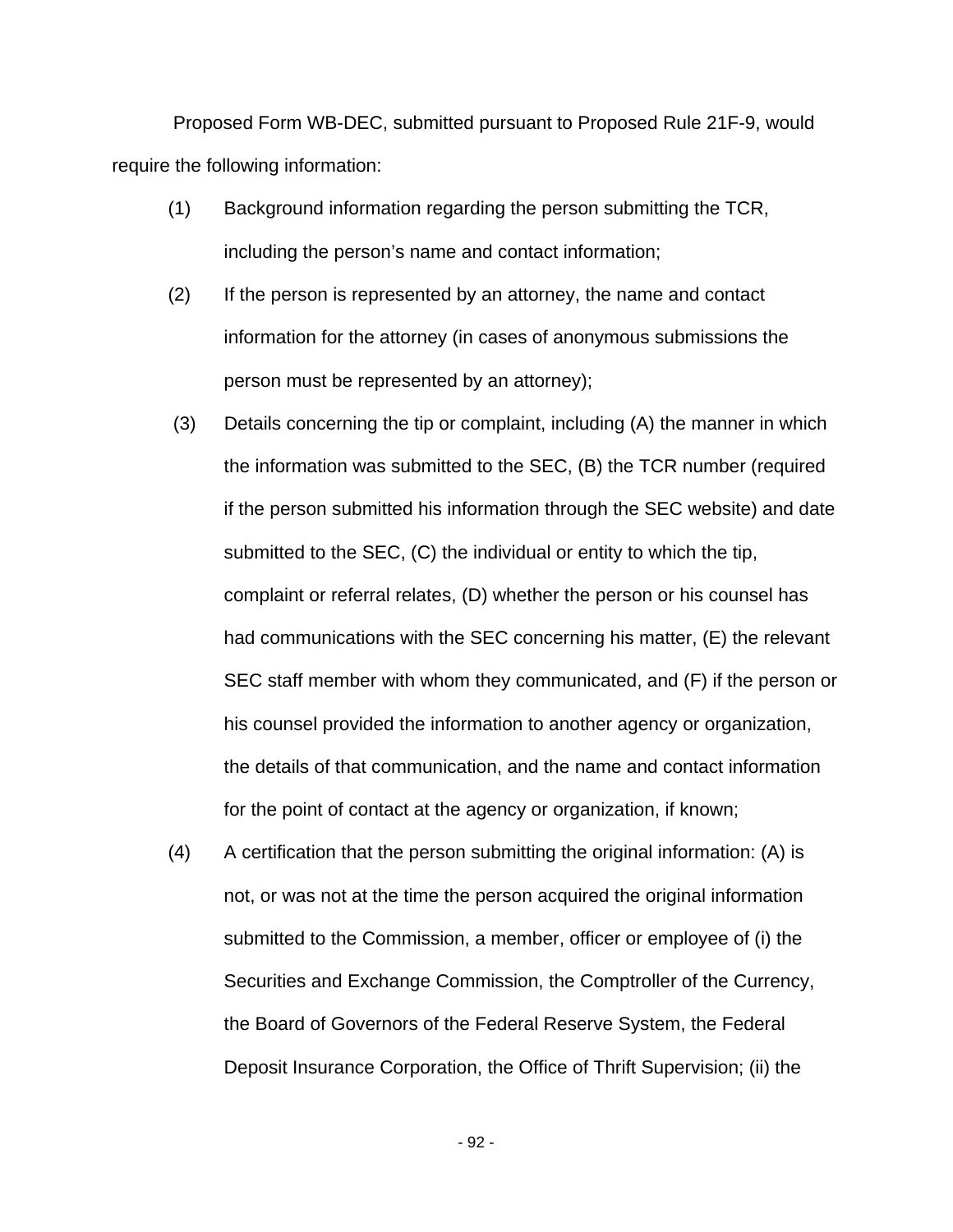Proposed Form WB-DEC, submitted pursuant to Proposed Rule 21F-9, would require the following information:

(1) Background information regarding the person submitting the TCR, including the person's name and contact information;

(2) If the person is represented by an attorney, the name and contact information for the attorney (in cases of anonymous submissions the person must be represented by an attorney);

(3) Details concerning the tip or complaint, including (A) the manner in which the information was submitted to the SEC, (B) the TCR number (required if the person submitted his information through the SEC website) and date submitted to the SEC, (C) the individual or entity to which the tip, complaint or referral relates, (D) whether the person or his counsel has had communications with the SEC concerning his matter, (E) the relevant SEC staff member with whom they communicated, and (F) if the person or his counsel provided the information to another agency or organization, the details of that communication, and the name and contact information for the point of contact at the agency or organization, if known;

(4) A certification that the person submitting the original information: (A) is not, or was not at the time the person acquired the original information submitted to the Commission, a member, officer or employee of (i) the Securities and Exchange Commission, the Comptroller of the Currency, the Board of Governors of the Federal Reserve System, the Federal Deposit Insurance Corporation, the Office of Thrift Supervision; (ii) the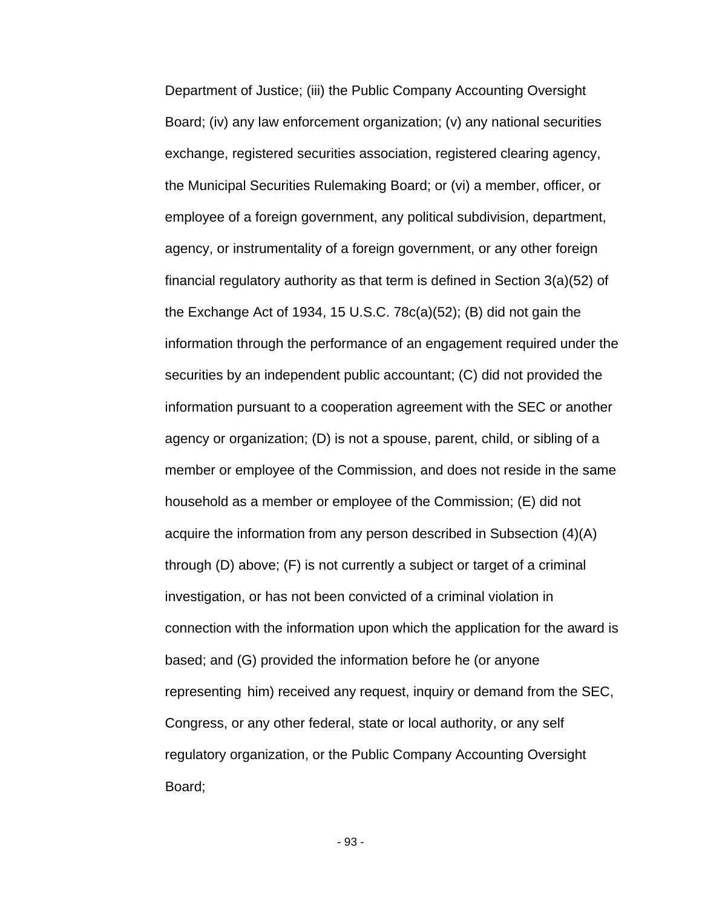Department of Justice; (iii) the Public Company Accounting Oversight Board; (iv) any law enforcement organization; (v) any national securities exchange, registered securities association, registered clearing agency, the Municipal Securities Rulemaking Board; or (vi) a member, officer, or employee of a foreign government, any political subdivision, department, agency, or instrumentality of a foreign government, or any other foreign financial regulatory authority as that term is defined in Section 3(a)(52) of the Exchange Act of 1934, 15 U.S.C. 78c(a)(52); (B) did not gain the information through the performance of an engagement required under the securities by an independent public accountant; (C) did not provided the information pursuant to a cooperation agreement with the SEC or another agency or organization; (D) is not a spouse, parent, child, or sibling of a member or employee of the Commission, and does not reside in the same household as a member or employee of the Commission; (E) did not acquire the information from any person described in Subsection (4)(A) through (D) above; (F) is not currently a subject or target of a criminal investigation, or has not been convicted of a criminal violation in connection with the information upon which the application for the award is based; and (G) provided the information before he (or anyone representing him) received any request, inquiry or demand from the SEC, Congress, or any other federal, state or local authority, or any self regulatory organization, or the Public Company Accounting Oversight Board;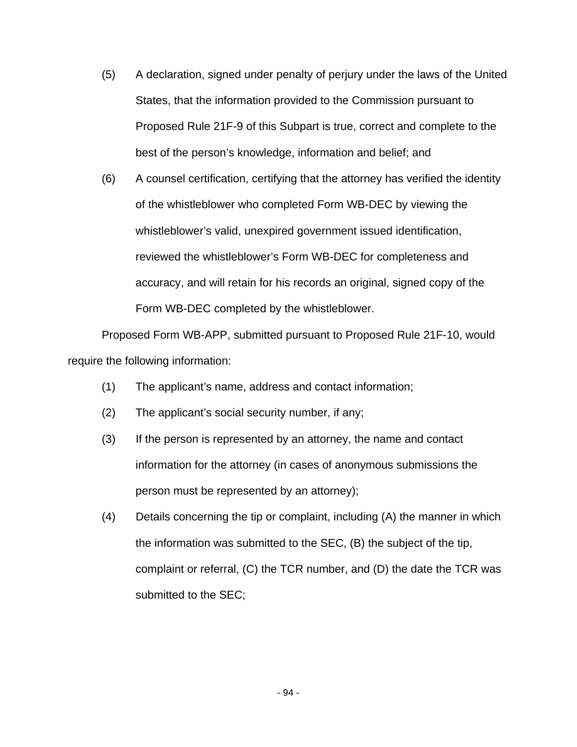(5) A declaration, signed under penalty of perjury under the laws of the United States, that the information provided to the Commission pursuant to Proposed Rule 21F-9 of this Subpart is true, correct and complete to the best of the person's knowledge, information and belief; and

(6) A counsel certification, certifying that the attorney has verified the identity of the whistleblower who completed Form WB-DEC by viewing the whistleblower's valid, unexpired government issued identification, reviewed the whistleblower's Form WB-DEC for completeness and accuracy, and will retain for his records an original, signed copy of the Form WB-DEC completed by the whistleblower.

Proposed Form WB-APP, submitted pursuant to Proposed Rule 21F-10, would require the following information:

(1) The applicant's name, address and contact information;

(2) The applicant's social security number, if any;

(3) If the person is represented by an attorney, the name and contact information for the attorney (in cases of anonymous submissions the person must be represented by an attorney);

(4) Details concerning the tip or complaint, including (A) the manner in which the information was submitted to the SEC, (B) the subject of the tip, complaint or referral, (C) the TCR number, and (D) the date the TCR was submitted to the SEC;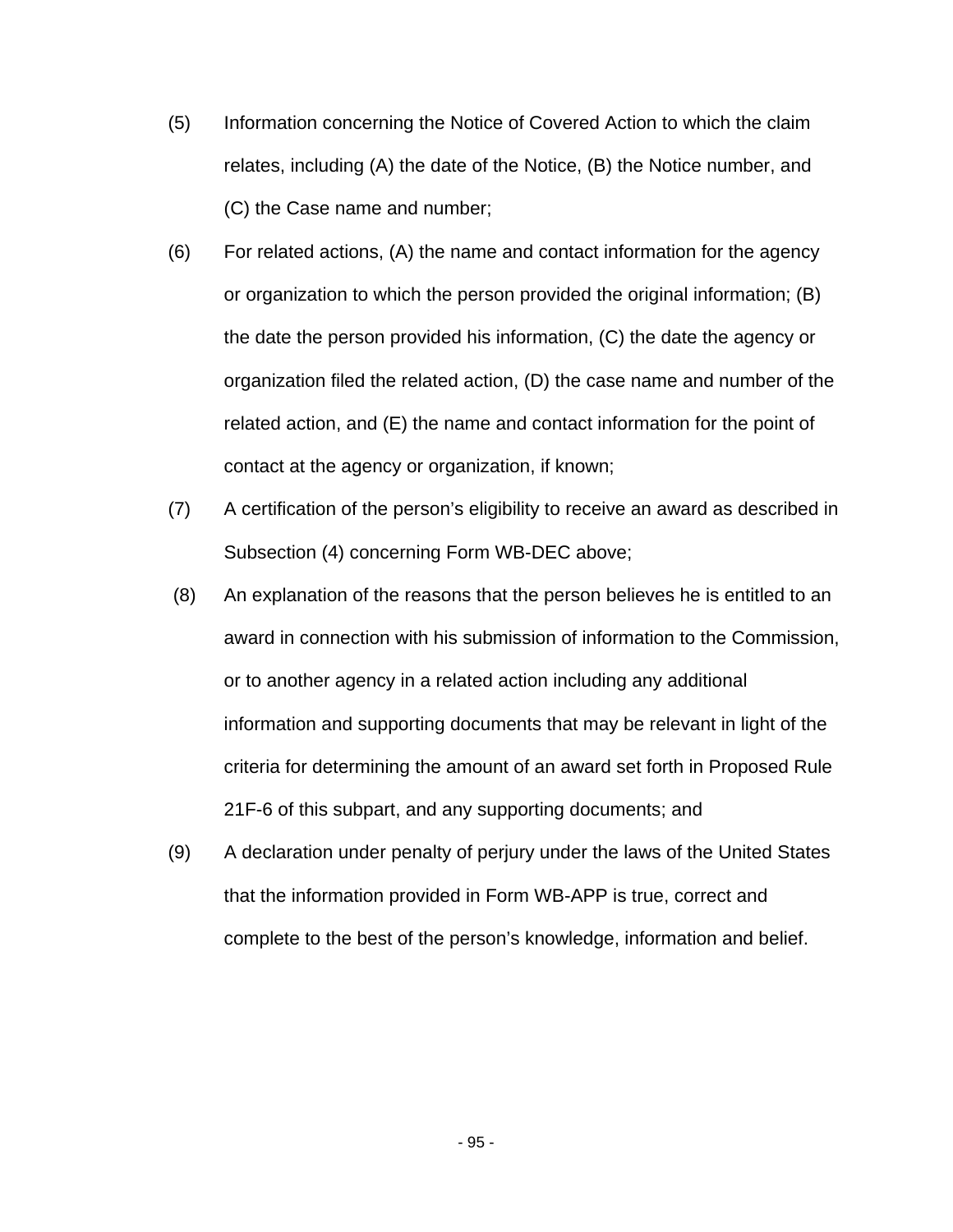(5) Information concerning the Notice of Covered Action to which the claim relates, including (A) the date of the Notice, (B) the Notice number, and (C) the Case name and number;

(6) For related actions, (A) the name and contact information for the agency or organization to which the person provided the original information; (B) the date the person provided his information, (C) the date the agency or organization filed the related action, (D) the case name and number of the related action, and (E) the name and contact information for the point of contact at the agency or organization, if known;

(7) A certification of the person's eligibility to receive an award as described in Subsection (4) concerning Form WB-DEC above;

(8) An explanation of the reasons that the person believes he is entitled to an award in connection with his submission of information to the Commission, or to another agency in a related action including any additional information and supporting documents that may be relevant in light of the criteria for determining the amount of an award set forth in Proposed Rule 21F-6 of this subpart, and any supporting documents; and

(9) A declaration under penalty of perjury under the laws of the United States that the information provided in Form WB-APP is true, correct and complete to the best of the person's knowledge, information and belief.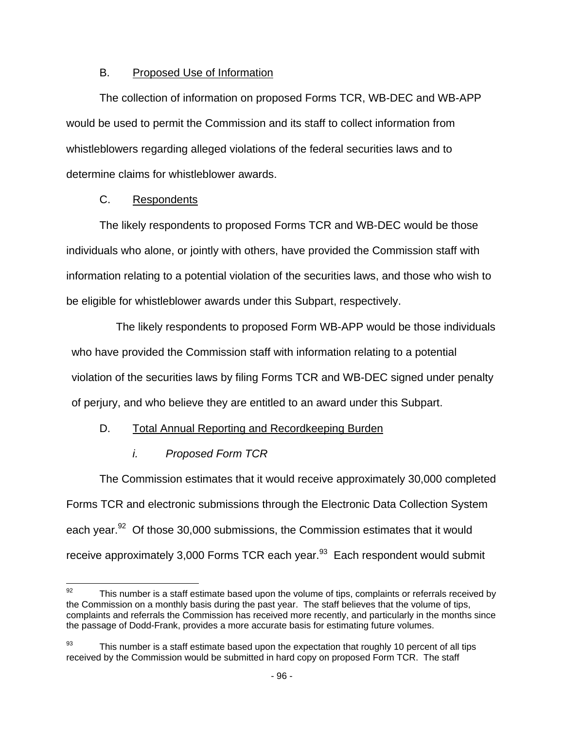B. Proposed Use of Information

The collection of information on proposed Forms TCR, WB-DEC and WB-APP would be used to permit the Commission and its staff to collect information from whistleblowers regarding alleged violations of the federal securities laws and to determine claims for whistleblower awards.

C. Respondents

The likely respondents to proposed Forms TCR and WB-DEC would be those individuals who alone, or jointly with others, have provided the Commission staff with information relating to a potential violation of the securities laws, and those who wish to be eligible for whistleblower awards under this Subpart, respectively.

The likely respondents to proposed Form WB-APP would be those individuals who have provided the Commission staff with information relating to a potential violation of the securities laws by filing Forms TCR and WB-DEC signed under penalty of perjury, and who believe they are entitled to an award under this Subpart.

D. Total Annual Reporting and Recordkeeping Burden

*i. Proposed Form TCR*

The Commission estimates that it would receive approximately 30,000 completed Forms TCR and electronic submissions through the Electronic Data Collection System each year.[92] Of those 30,000 submissions, the Commission estimates that it would receive approximately 3,000 Forms TCR each year.[93] Each respondent would submit

[92] This number is a staff estimate based upon the volume of tips, complaints or referrals received by the Commission on a monthly basis during the past year. The staff believes that the volume of tips, complaints and referrals the Commission has received more recently, and particularly in the months since the passage of Dodd-Frank, provides a more accurate basis for estimating future volumes.

[93] This number is a staff estimate based upon the expectation that roughly 10 percent of all tips received by the Commission would be submitted in hard copy on proposed Form TCR. The staff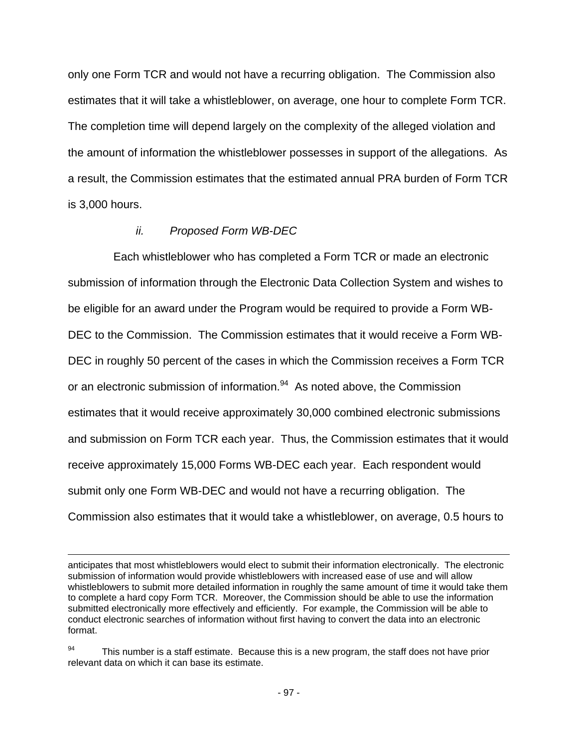only one Form TCR and would not have a recurring obligation. The Commission also estimates that it will take a whistleblower, on average, one hour to complete Form TCR. The completion time will depend largely on the complexity of the alleged violation and the amount of information the whistleblower possesses in support of the allegations. As a result, the Commission estimates that the estimated annual PRA burden of Form TCR is 3,000 hours.

*ii. Proposed Form WB-DEC*

Each whistleblower who has completed a Form TCR or made an electronic submission of information through the Electronic Data Collection System and wishes to be eligible for an award under the Program would be required to provide a Form WB-DEC to the Commission. The Commission estimates that it would receive a Form WB-DEC in roughly 50 percent of the cases in which the Commission receives a Form TCR or an electronic submission of information.[94] As noted above, the Commission estimates that it would receive approximately 30,000 combined electronic submissions and submission on Form TCR each year. Thus, the Commission estimates that it would receive approximately 15,000 Forms WB-DEC each year. Each respondent would submit only one Form WB-DEC and would not have a recurring obligation. The Commission also estimates that it would take a whistleblower, on average, 0.5 hours to

---

anticipates that most whistleblowers would elect to submit their information electronically. The electronic submission of information would provide whistleblowers with increased ease of use and will allow whistleblowers to submit more detailed information in roughly the same amount of time it would take them to complete a hard copy Form TCR. Moreover, the Commission should be able to use the information submitted electronically more effectively and efficiently. For example, the Commission will be able to conduct electronic searches of information without first having to convert the data into an electronic format.

[94] This number is a staff estimate. Because this is a new program, the staff does not have prior relevant data on which it can base its estimate.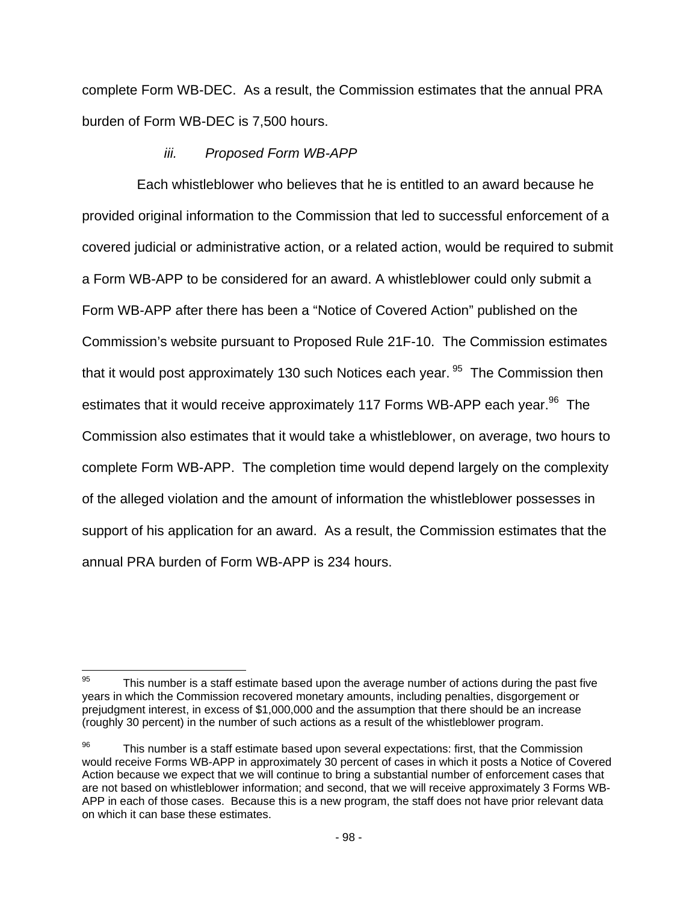complete Form WB-DEC. As a result, the Commission estimates that the annual PRA burden of Form WB-DEC is 7,500 hours.

*iii. Proposed Form WB-APP*

Each whistleblower who believes that he is entitled to an award because he provided original information to the Commission that led to successful enforcement of a covered judicial or administrative action, or a related action, would be required to submit a Form WB-APP to be considered for an award. A whistleblower could only submit a Form WB-APP after there has been a "Notice of Covered Action" published on the Commission's website pursuant to Proposed Rule 21F-10. The Commission estimates that it would post approximately 130 such Notices each year.[95] The Commission then estimates that it would receive approximately 117 Forms WB-APP each year.[96] The Commission also estimates that it would take a whistleblower, on average, two hours to complete Form WB-APP. The completion time would depend largely on the complexity of the alleged violation and the amount of information the whistleblower possesses in support of his application for an award. As a result, the Commission estimates that the annual PRA burden of Form WB-APP is 234 hours.

---

[95] This number is a staff estimate based upon the average number of actions during the past five years in which the Commission recovered monetary amounts, including penalties, disgorgement or prejudgment interest, in excess of $1,000,000 and the assumption that there should be an increase (roughly 30 percent) in the number of such actions as a result of the whistleblower program.

[96] This number is a staff estimate based upon several expectations: first, that the Commission would receive Forms WB-APP in approximately 30 percent of cases in which it posts a Notice of Covered Action because we expect that we will continue to bring a substantial number of enforcement cases that are not based on whistleblower information; and second, that we will receive approximately 3 Forms WB-APP in each of those cases. Because this is a new program, the staff does not have prior relevant data on which it can base these estimates.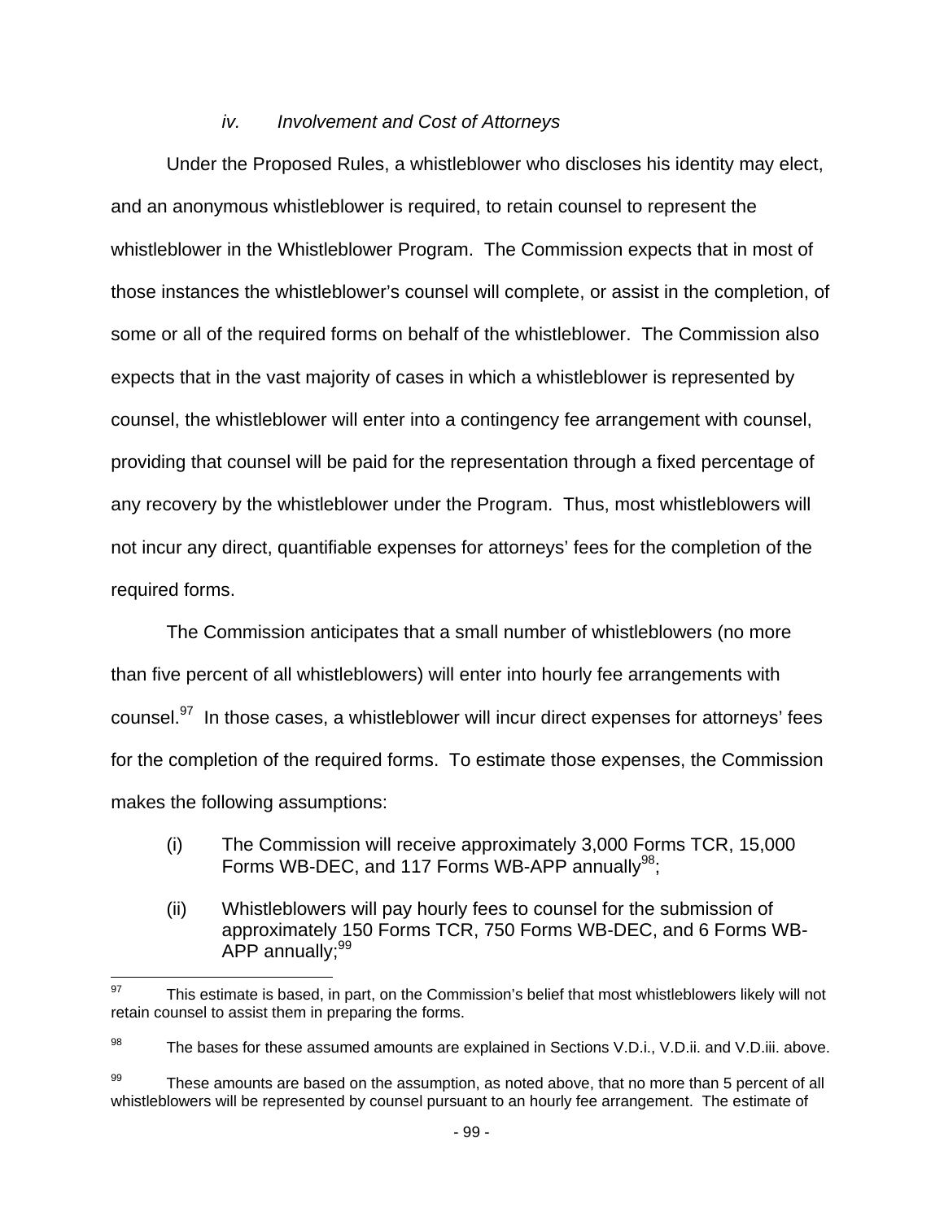### *iv. Involvement and Cost of Attorneys*

Under the Proposed Rules, a whistleblower who discloses his identity may elect, and an anonymous whistleblower is required, to retain counsel to represent the whistleblower in the Whistleblower Program. The Commission expects that in most of those instances the whistleblower's counsel will complete, or assist in the completion, of some or all of the required forms on behalf of the whistleblower. The Commission also expects that in the vast majority of cases in which a whistleblower is represented by counsel, the whistleblower will enter into a contingency fee arrangement with counsel, providing that counsel will be paid for the representation through a fixed percentage of any recovery by the whistleblower under the Program. Thus, most whistleblowers will not incur any direct, quantifiable expenses for attorneys' fees for the completion of the required forms.

The Commission anticipates that a small number of whistleblowers (no more than five percent of all whistleblowers) will enter into hourly fee arrangements with counsel.[97] In those cases, a whistleblower will incur direct expenses for attorneys' fees for the completion of the required forms. To estimate those expenses, the Commission makes the following assumptions:

(i) The Commission will receive approximately 3,000 Forms TCR, 15,000 Forms WB-DEC, and 117 Forms WB-APP annually[98];

(ii) Whistleblowers will pay hourly fees to counsel for the submission of approximately 150 Forms TCR, 750 Forms WB-DEC, and 6 Forms WB-APP annually;[99]

---

[97] This estimate is based, in part, on the Commission's belief that most whistleblowers likely will not retain counsel to assist them in preparing the forms.

[98] The bases for these assumed amounts are explained in Sections V.D.i., V.D.ii. and V.D.iii. above.

[99] These amounts are based on the assumption, as noted above, that no more than 5 percent of all whistleblowers will be represented by counsel pursuant to an hourly fee arrangement. The estimate of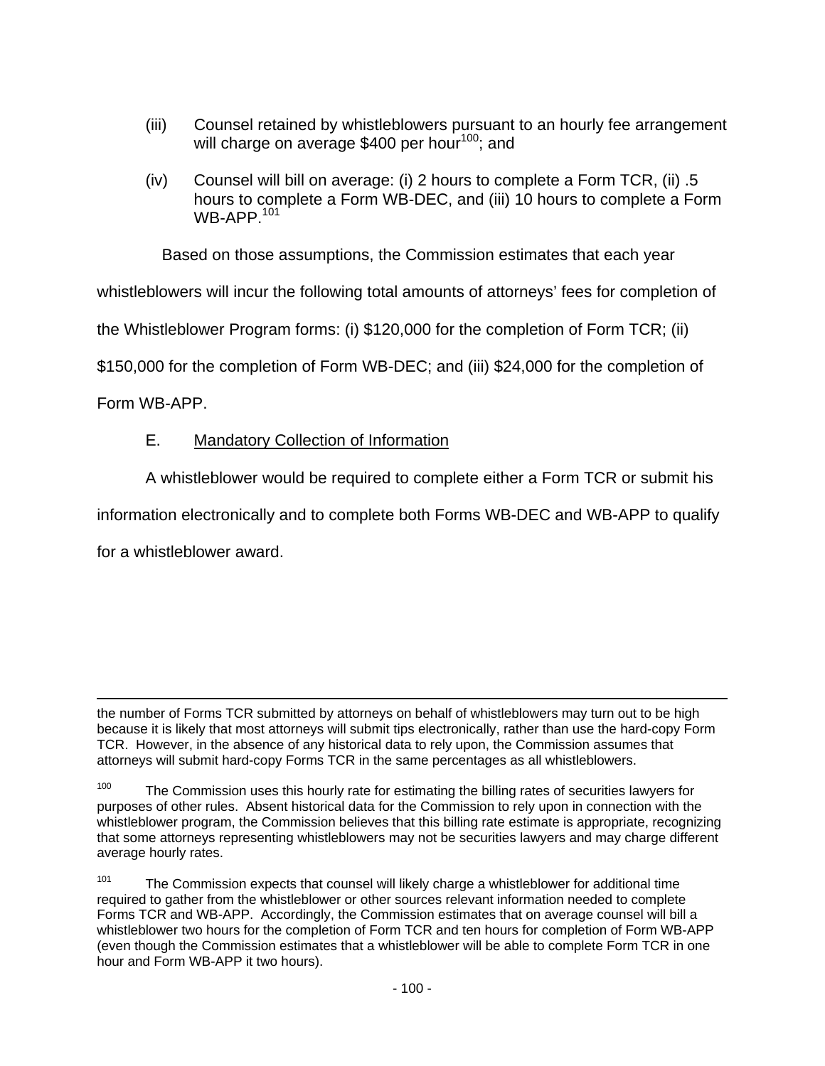(iii) Counsel retained by whistleblowers pursuant to an hourly fee arrangement will charge on average $400 per hour[100]; and

(iv) Counsel will bill on average: (i) 2 hours to complete a Form TCR, (ii) .5 hours to complete a Form WB-DEC, and (iii) 10 hours to complete a Form WB-APP.[101]

Based on those assumptions, the Commission estimates that each year whistleblowers will incur the following total amounts of attorneys' fees for completion of the Whistleblower Program forms: (i) $120,000 for the completion of Form TCR; (ii) $150,000 for the completion of Form WB-DEC; and (iii) $24,000 for the completion of Form WB-APP.

E. Mandatory Collection of Information

A whistleblower would be required to complete either a Form TCR or submit his information electronically and to complete both Forms WB-DEC and WB-APP to qualify for a whistleblower award.

---

the number of Forms TCR submitted by attorneys on behalf of whistleblowers may turn out to be high because it is likely that most attorneys will submit tips electronically, rather than use the hard-copy Form TCR. However, in the absence of any historical data to rely upon, the Commission assumes that attorneys will submit hard-copy Forms TCR in the same percentages as all whistleblowers.

[100] The Commission uses this hourly rate for estimating the billing rates of securities lawyers for purposes of other rules. Absent historical data for the Commission to rely upon in connection with the whistleblower program, the Commission believes that this billing rate estimate is appropriate, recognizing that some attorneys representing whistleblowers may not be securities lawyers and may charge different average hourly rates.

[101] The Commission expects that counsel will likely charge a whistleblower for additional time required to gather from the whistleblower or other sources relevant information needed to complete Forms TCR and WB-APP. Accordingly, the Commission estimates that on average counsel will bill a whistleblower two hours for the completion of Form TCR and ten hours for completion of Form WB-APP (even though the Commission estimates that a whistleblower will be able to complete Form TCR in one hour and Form WB-APP it two hours).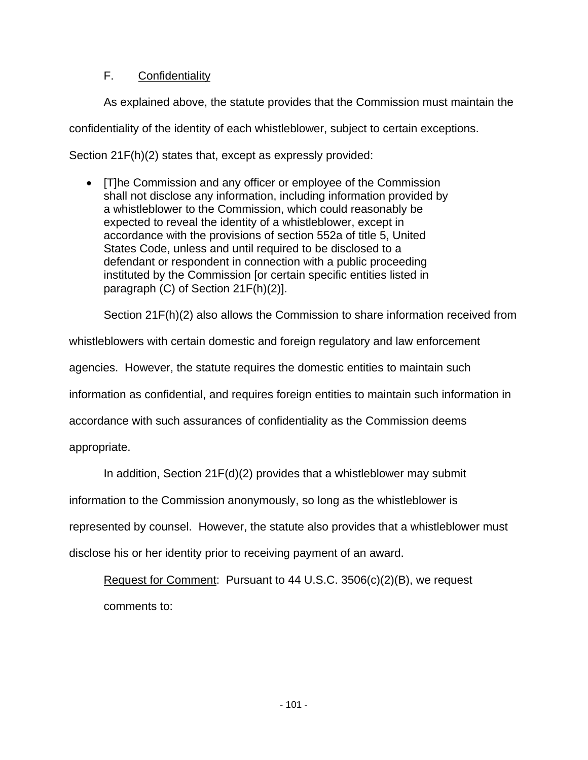### F. Confidentiality

As explained above, the statute provides that the Commission must maintain the confidentiality of the identity of each whistleblower, subject to certain exceptions. Section 21F(h)(2) states that, except as expressly provided:

- [T]he Commission and any officer or employee of the Commission shall not disclose any information, including information provided by a whistleblower to the Commission, which could reasonably be expected to reveal the identity of a whistleblower, except in accordance with the provisions of section 552a of title 5, United States Code, unless and until required to be disclosed to a defendant or respondent in connection with a public proceeding instituted by the Commission [or certain specific entities listed in paragraph (C) of Section 21F(h)(2)].

Section 21F(h)(2) also allows the Commission to share information received from whistleblowers with certain domestic and foreign regulatory and law enforcement agencies. However, the statute requires the domestic entities to maintain such information as confidential, and requires foreign entities to maintain such information in accordance with such assurances of confidentiality as the Commission deems appropriate.

In addition, Section 21F(d)(2) provides that a whistleblower may submit information to the Commission anonymously, so long as the whistleblower is represented by counsel. However, the statute also provides that a whistleblower must disclose his or her identity prior to receiving payment of an award.

Request for Comment: Pursuant to 44 U.S.C. 3506(c)(2)(B), we request comments to: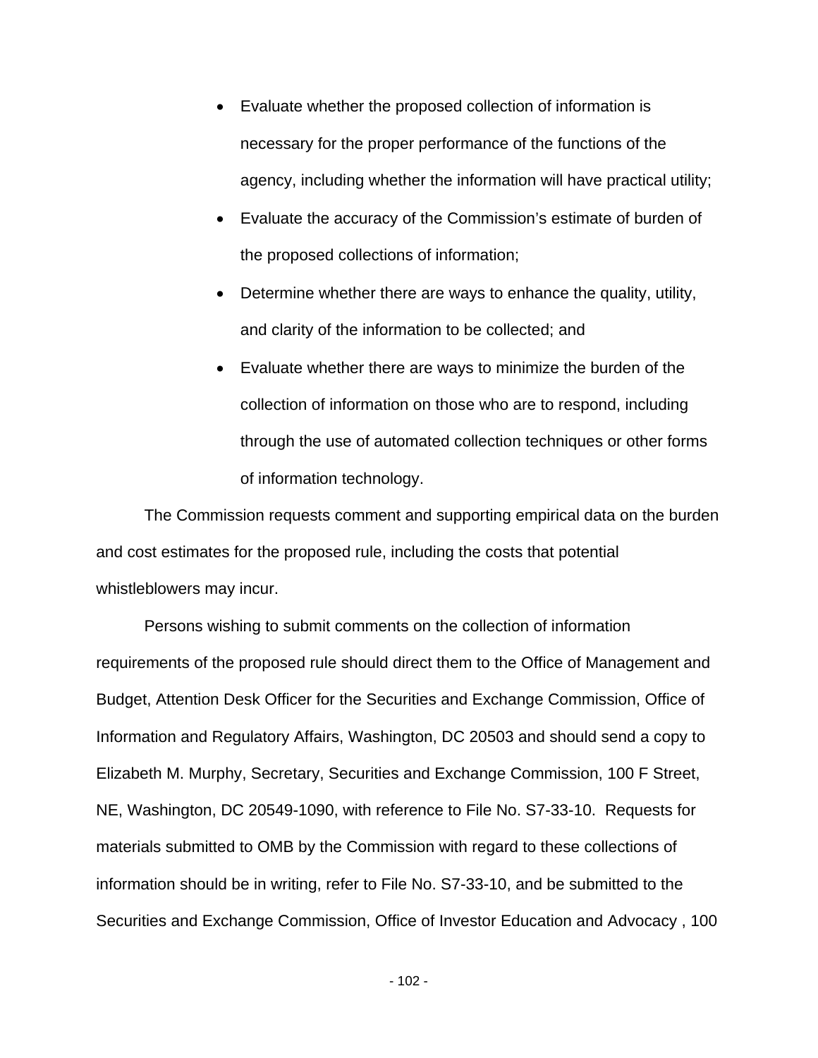- Evaluate whether the proposed collection of information is necessary for the proper performance of the functions of the agency, including whether the information will have practical utility;
- Evaluate the accuracy of the Commission's estimate of burden of the proposed collections of information;
- Determine whether there are ways to enhance the quality, utility, and clarity of the information to be collected; and
- Evaluate whether there are ways to minimize the burden of the collection of information on those who are to respond, including through the use of automated collection techniques or other forms of information technology.

The Commission requests comment and supporting empirical data on the burden and cost estimates for the proposed rule, including the costs that potential whistleblowers may incur.

Persons wishing to submit comments on the collection of information requirements of the proposed rule should direct them to the Office of Management and Budget, Attention Desk Officer for the Securities and Exchange Commission, Office of Information and Regulatory Affairs, Washington, DC 20503 and should send a copy to Elizabeth M. Murphy, Secretary, Securities and Exchange Commission, 100 F Street, NE, Washington, DC 20549-1090, with reference to File No. S7-33-10. Requests for materials submitted to OMB by the Commission with regard to these collections of information should be in writing, refer to File No. S7-33-10, and be submitted to the Securities and Exchange Commission, Office of Investor Education and Advocacy , 100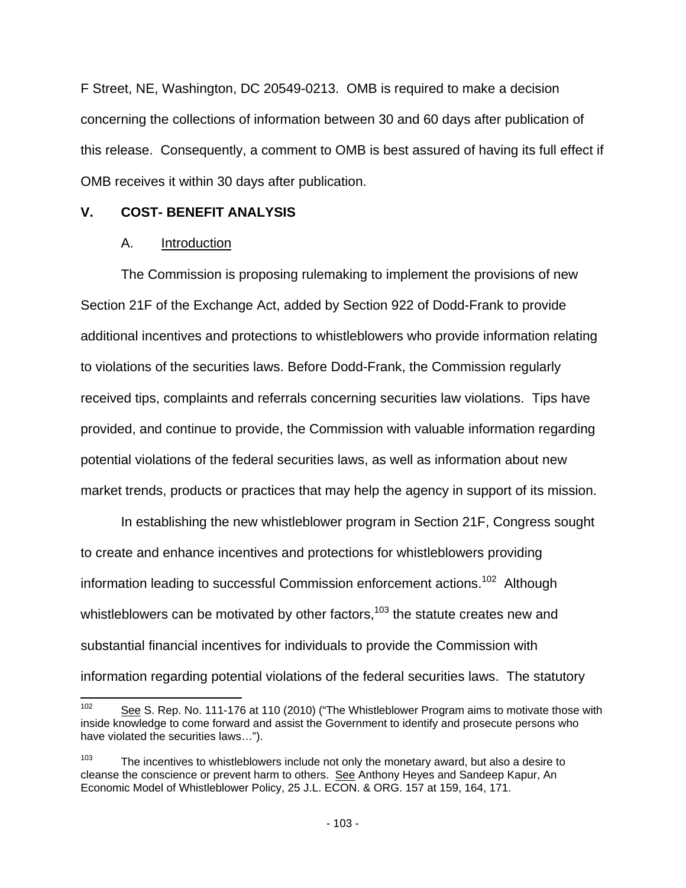F Street, NE, Washington, DC 20549-0213. OMB is required to make a decision concerning the collections of information between 30 and 60 days after publication of this release. Consequently, a comment to OMB is best assured of having its full effect if OMB receives it within 30 days after publication.

## V. COST- BENEFIT ANALYSIS

### A. Introduction

The Commission is proposing rulemaking to implement the provisions of new Section 21F of the Exchange Act, added by Section 922 of Dodd-Frank to provide additional incentives and protections to whistleblowers who provide information relating to violations of the securities laws. Before Dodd-Frank, the Commission regularly received tips, complaints and referrals concerning securities law violations. Tips have provided, and continue to provide, the Commission with valuable information regarding potential violations of the federal securities laws, as well as information about new market trends, products or practices that may help the agency in support of its mission.

In establishing the new whistleblower program in Section 21F, Congress sought to create and enhance incentives and protections for whistleblowers providing information leading to successful Commission enforcement actions.[102] Although whistleblowers can be motivated by other factors,[103] the statute creates new and substantial financial incentives for individuals to provide the Commission with information regarding potential violations of the federal securities laws. The statutory

---

[102] See S. Rep. No. 111-176 at 110 (2010) ("The Whistleblower Program aims to motivate those with inside knowledge to come forward and assist the Government to identify and prosecute persons who have violated the securities laws…").

[103] The incentives to whistleblowers include not only the monetary award, but also a desire to cleanse the conscience or prevent harm to others. See Anthony Heyes and Sandeep Kapur, An Economic Model of Whistleblower Policy, 25 J.L. ECON. & ORG. 157 at 159, 164, 171.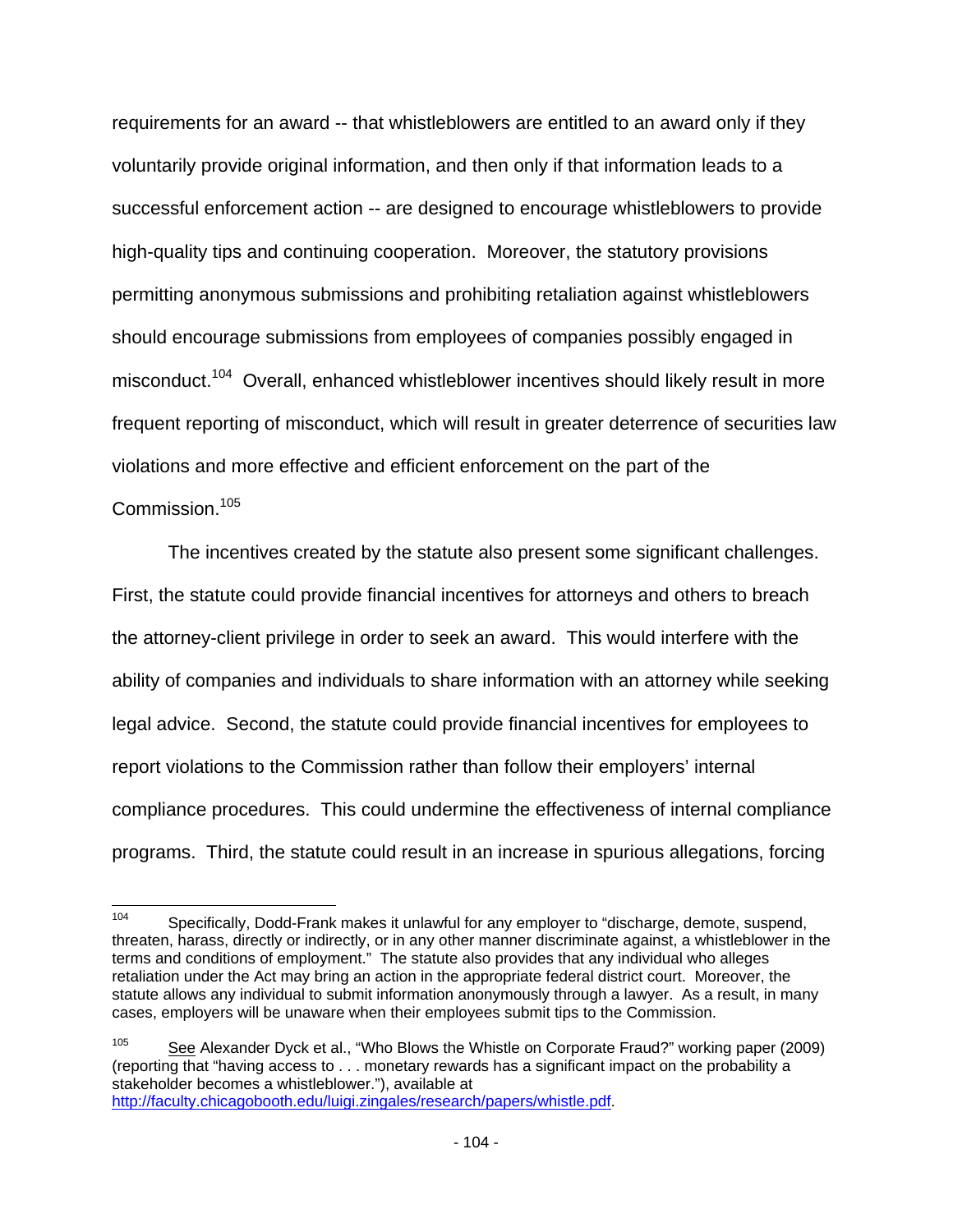requirements for an award -- that whistleblowers are entitled to an award only if they voluntarily provide original information, and then only if that information leads to a successful enforcement action -- are designed to encourage whistleblowers to provide high-quality tips and continuing cooperation. Moreover, the statutory provisions permitting anonymous submissions and prohibiting retaliation against whistleblowers should encourage submissions from employees of companies possibly engaged in misconduct.[104] Overall, enhanced whistleblower incentives should likely result in more frequent reporting of misconduct, which will result in greater deterrence of securities law violations and more effective and efficient enforcement on the part of the Commission.[105]

The incentives created by the statute also present some significant challenges. First, the statute could provide financial incentives for attorneys and others to breach the attorney-client privilege in order to seek an award. This would interfere with the ability of companies and individuals to share information with an attorney while seeking legal advice. Second, the statute could provide financial incentives for employees to report violations to the Commission rather than follow their employers' internal compliance procedures. This could undermine the effectiveness of internal compliance programs. Third, the statute could result in an increase in spurious allegations, forcing

---

[104] Specifically, Dodd-Frank makes it unlawful for any employer to "discharge, demote, suspend, threaten, harass, directly or indirectly, or in any other manner discriminate against, a whistleblower in the terms and conditions of employment." The statute also provides that any individual who alleges retaliation under the Act may bring an action in the appropriate federal district court. Moreover, the statute allows any individual to submit information anonymously through a lawyer. As a result, in many cases, employers will be unaware when their employees submit tips to the Commission.

[105] See Alexander Dyck et al., "Who Blows the Whistle on Corporate Fraud?" working paper (2009) (reporting that "having access to . . . monetary rewards has a significant impact on the probability a stakeholder becomes a whistleblower."), available at http://faculty.chicagobooth.edu/luigi.zingales/research/papers/whistle.pdf.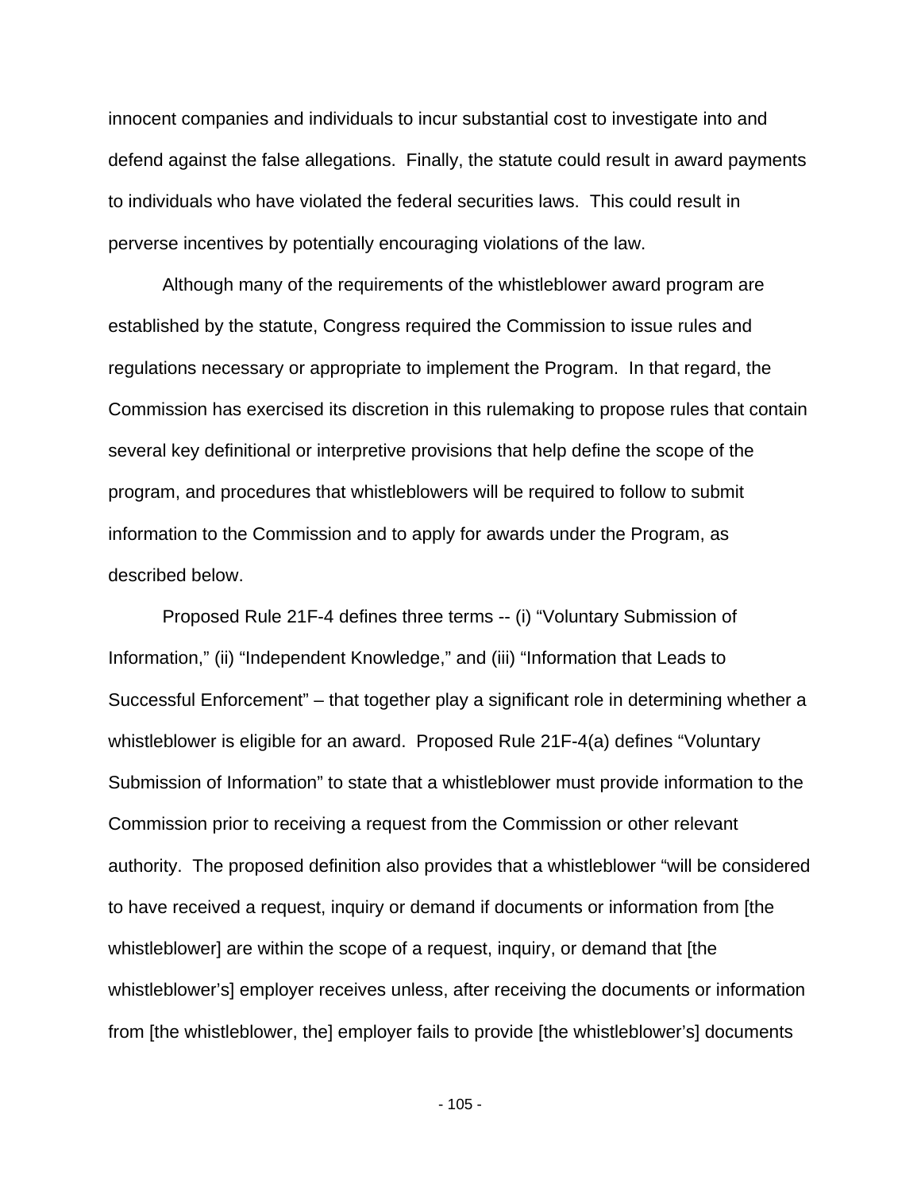innocent companies and individuals to incur substantial cost to investigate into and defend against the false allegations. Finally, the statute could result in award payments to individuals who have violated the federal securities laws. This could result in perverse incentives by potentially encouraging violations of the law.

Although many of the requirements of the whistleblower award program are established by the statute, Congress required the Commission to issue rules and regulations necessary or appropriate to implement the Program. In that regard, the Commission has exercised its discretion in this rulemaking to propose rules that contain several key definitional or interpretive provisions that help define the scope of the program, and procedures that whistleblowers will be required to follow to submit information to the Commission and to apply for awards under the Program, as described below.

Proposed Rule 21F-4 defines three terms -- (i) "Voluntary Submission of Information," (ii) "Independent Knowledge," and (iii) "Information that Leads to Successful Enforcement" – that together play a significant role in determining whether a whistleblower is eligible for an award. Proposed Rule 21F-4(a) defines "Voluntary Submission of Information" to state that a whistleblower must provide information to the Commission prior to receiving a request from the Commission or other relevant authority. The proposed definition also provides that a whistleblower "will be considered to have received a request, inquiry or demand if documents or information from [the whistleblower] are within the scope of a request, inquiry, or demand that [the whistleblower's] employer receives unless, after receiving the documents or information from [the whistleblower, the] employer fails to provide [the whistleblower's] documents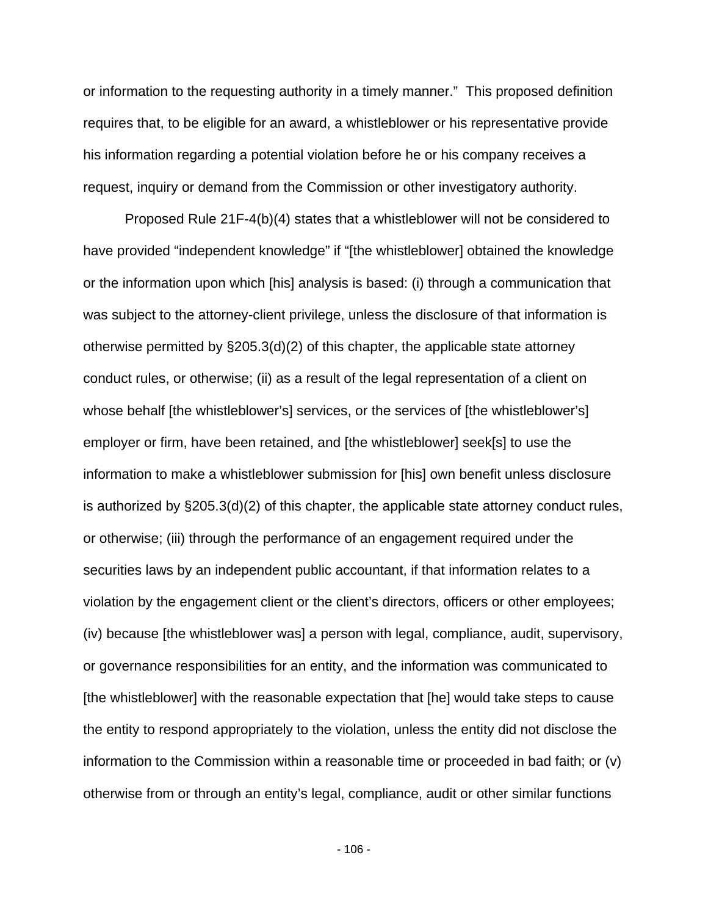or information to the requesting authority in a timely manner." This proposed definition requires that, to be eligible for an award, a whistleblower or his representative provide his information regarding a potential violation before he or his company receives a request, inquiry or demand from the Commission or other investigatory authority.

Proposed Rule 21F-4(b)(4) states that a whistleblower will not be considered to have provided "independent knowledge" if "[the whistleblower] obtained the knowledge or the information upon which [his] analysis is based: (i) through a communication that was subject to the attorney-client privilege, unless the disclosure of that information is otherwise permitted by §205.3(d)(2) of this chapter, the applicable state attorney conduct rules, or otherwise; (ii) as a result of the legal representation of a client on whose behalf [the whistleblower's] services, or the services of [the whistleblower's] employer or firm, have been retained, and [the whistleblower] seek[s] to use the information to make a whistleblower submission for [his] own benefit unless disclosure is authorized by §205.3(d)(2) of this chapter, the applicable state attorney conduct rules, or otherwise; (iii) through the performance of an engagement required under the securities laws by an independent public accountant, if that information relates to a violation by the engagement client or the client's directors, officers or other employees; (iv) because [the whistleblower was] a person with legal, compliance, audit, supervisory, or governance responsibilities for an entity, and the information was communicated to [the whistleblower] with the reasonable expectation that [he] would take steps to cause the entity to respond appropriately to the violation, unless the entity did not disclose the information to the Commission within a reasonable time or proceeded in bad faith; or (v) otherwise from or through an entity's legal, compliance, audit or other similar functions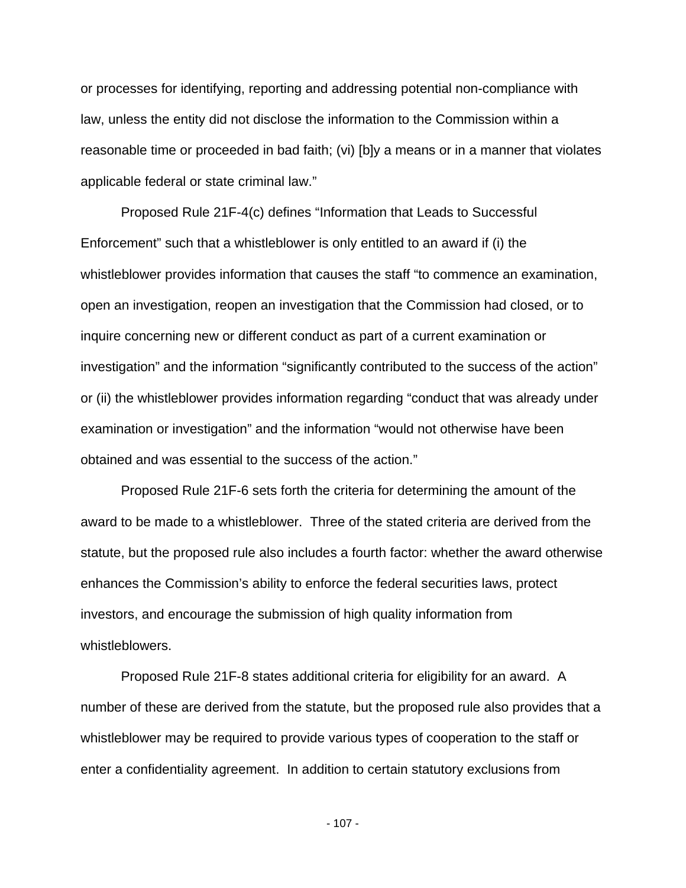or processes for identifying, reporting and addressing potential non-compliance with law, unless the entity did not disclose the information to the Commission within a reasonable time or proceeded in bad faith; (vi) [b]y a means or in a manner that violates applicable federal or state criminal law."

Proposed Rule 21F-4(c) defines "Information that Leads to Successful Enforcement" such that a whistleblower is only entitled to an award if (i) the whistleblower provides information that causes the staff "to commence an examination, open an investigation, reopen an investigation that the Commission had closed, or to inquire concerning new or different conduct as part of a current examination or investigation" and the information "significantly contributed to the success of the action" or (ii) the whistleblower provides information regarding "conduct that was already under examination or investigation" and the information "would not otherwise have been obtained and was essential to the success of the action."

Proposed Rule 21F-6 sets forth the criteria for determining the amount of the award to be made to a whistleblower. Three of the stated criteria are derived from the statute, but the proposed rule also includes a fourth factor: whether the award otherwise enhances the Commission's ability to enforce the federal securities laws, protect investors, and encourage the submission of high quality information from whistleblowers.

Proposed Rule 21F-8 states additional criteria for eligibility for an award. A number of these are derived from the statute, but the proposed rule also provides that a whistleblower may be required to provide various types of cooperation to the staff or enter a confidentiality agreement. In addition to certain statutory exclusions from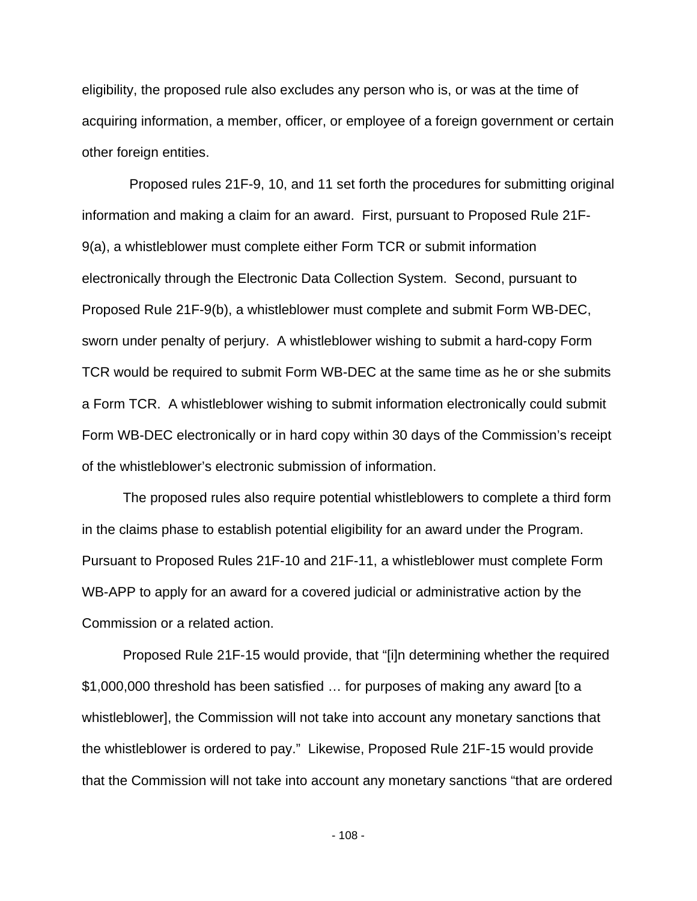eligibility, the proposed rule also excludes any person who is, or was at the time of acquiring information, a member, officer, or employee of a foreign government or certain other foreign entities.

Proposed rules 21F-9, 10, and 11 set forth the procedures for submitting original information and making a claim for an award. First, pursuant to Proposed Rule 21F-9(a), a whistleblower must complete either Form TCR or submit information electronically through the Electronic Data Collection System. Second, pursuant to Proposed Rule 21F-9(b), a whistleblower must complete and submit Form WB-DEC, sworn under penalty of perjury. A whistleblower wishing to submit a hard-copy Form TCR would be required to submit Form WB-DEC at the same time as he or she submits a Form TCR. A whistleblower wishing to submit information electronically could submit Form WB-DEC electronically or in hard copy within 30 days of the Commission's receipt of the whistleblower's electronic submission of information.

The proposed rules also require potential whistleblowers to complete a third form in the claims phase to establish potential eligibility for an award under the Program. Pursuant to Proposed Rules 21F-10 and 21F-11, a whistleblower must complete Form WB-APP to apply for an award for a covered judicial or administrative action by the Commission or a related action.

Proposed Rule 21F-15 would provide, that "[i]n determining whether the required $1,000,000 threshold has been satisfied … for purposes of making any award [to a whistleblower], the Commission will not take into account any monetary sanctions that the whistleblower is ordered to pay." Likewise, Proposed Rule 21F-15 would provide that the Commission will not take into account any monetary sanctions "that are ordered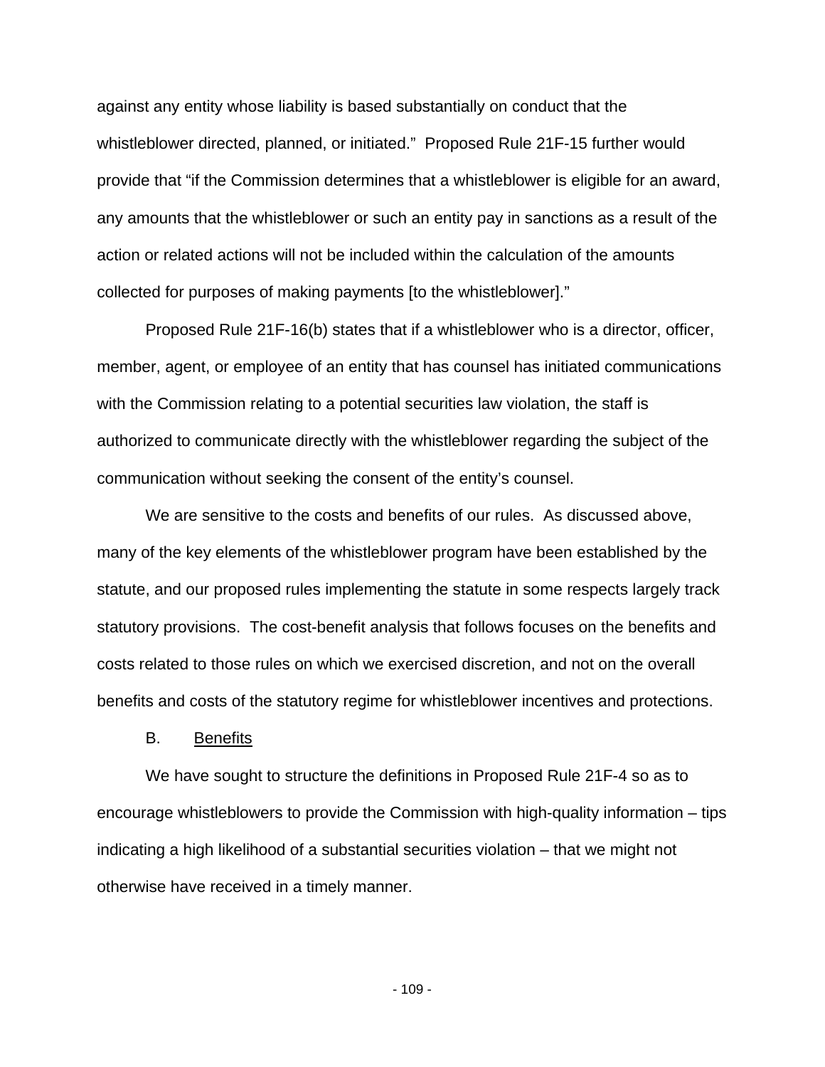against any entity whose liability is based substantially on conduct that the whistleblower directed, planned, or initiated." Proposed Rule 21F-15 further would provide that "if the Commission determines that a whistleblower is eligible for an award, any amounts that the whistleblower or such an entity pay in sanctions as a result of the action or related actions will not be included within the calculation of the amounts collected for purposes of making payments [to the whistleblower]."

Proposed Rule 21F-16(b) states that if a whistleblower who is a director, officer, member, agent, or employee of an entity that has counsel has initiated communications with the Commission relating to a potential securities law violation, the staff is authorized to communicate directly with the whistleblower regarding the subject of the communication without seeking the consent of the entity's counsel.

We are sensitive to the costs and benefits of our rules. As discussed above, many of the key elements of the whistleblower program have been established by the statute, and our proposed rules implementing the statute in some respects largely track statutory provisions. The cost-benefit analysis that follows focuses on the benefits and costs related to those rules on which we exercised discretion, and not on the overall benefits and costs of the statutory regime for whistleblower incentives and protections.

### B. Benefits

We have sought to structure the definitions in Proposed Rule 21F-4 so as to encourage whistleblowers to provide the Commission with high-quality information – tips indicating a high likelihood of a substantial securities violation – that we might not otherwise have received in a timely manner.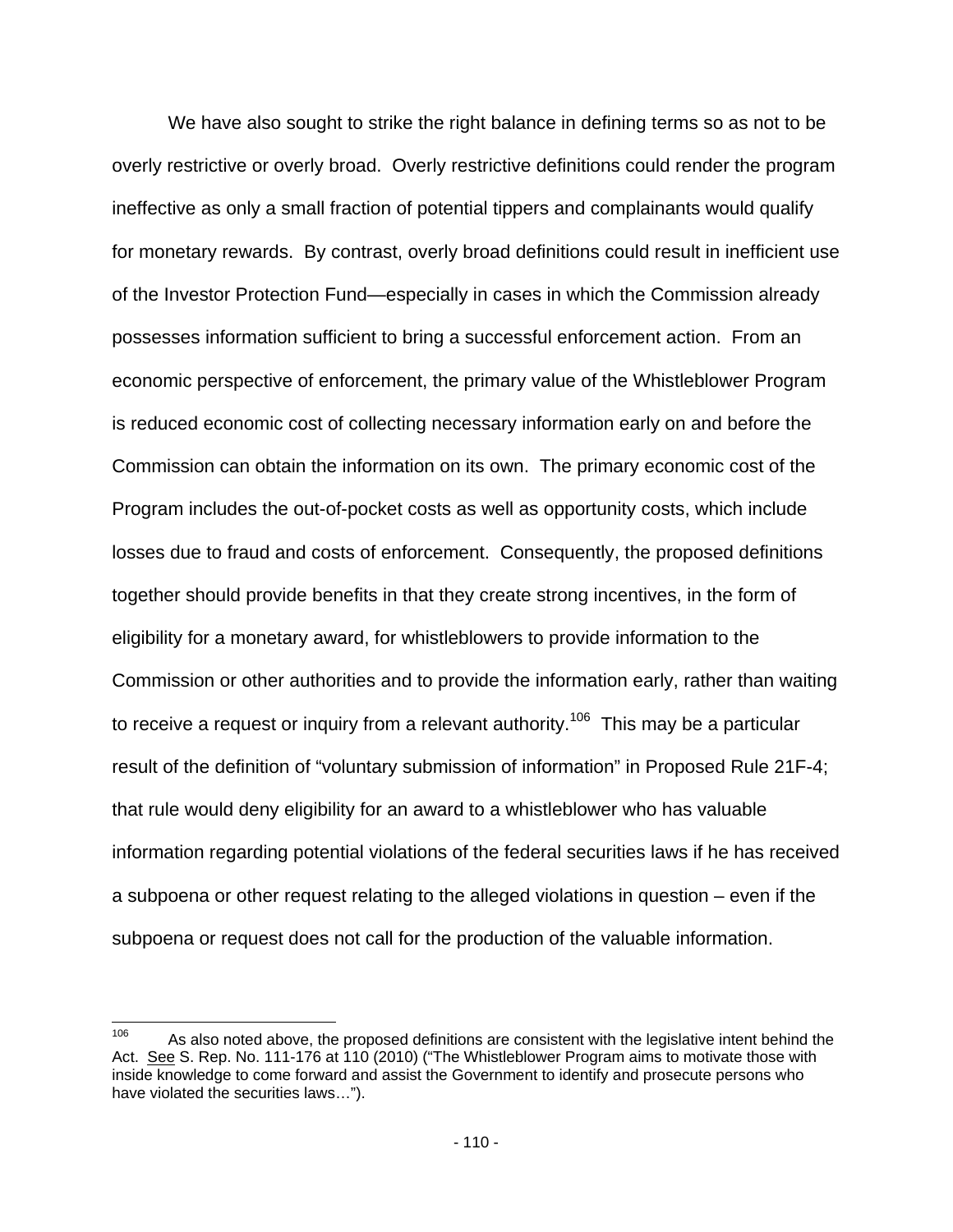We have also sought to strike the right balance in defining terms so as not to be overly restrictive or overly broad. Overly restrictive definitions could render the program ineffective as only a small fraction of potential tippers and complainants would qualify for monetary rewards. By contrast, overly broad definitions could result in inefficient use of the Investor Protection Fund—especially in cases in which the Commission already possesses information sufficient to bring a successful enforcement action. From an economic perspective of enforcement, the primary value of the Whistleblower Program is reduced economic cost of collecting necessary information early on and before the Commission can obtain the information on its own. The primary economic cost of the Program includes the out-of-pocket costs as well as opportunity costs, which include losses due to fraud and costs of enforcement. Consequently, the proposed definitions together should provide benefits in that they create strong incentives, in the form of eligibility for a monetary award, for whistleblowers to provide information to the Commission or other authorities and to provide the information early, rather than waiting to receive a request or inquiry from a relevant authority.[106] This may be a particular result of the definition of "voluntary submission of information" in Proposed Rule 21F-4; that rule would deny eligibility for an award to a whistleblower who has valuable information regarding potential violations of the federal securities laws if he has received a subpoena or other request relating to the alleged violations in question – even if the subpoena or request does not call for the production of the valuable information.

---

[106] As also noted above, the proposed definitions are consistent with the legislative intent behind the Act. See S. Rep. No. 111-176 at 110 (2010) ("The Whistleblower Program aims to motivate those with inside knowledge to come forward and assist the Government to identify and prosecute persons who have violated the securities laws…").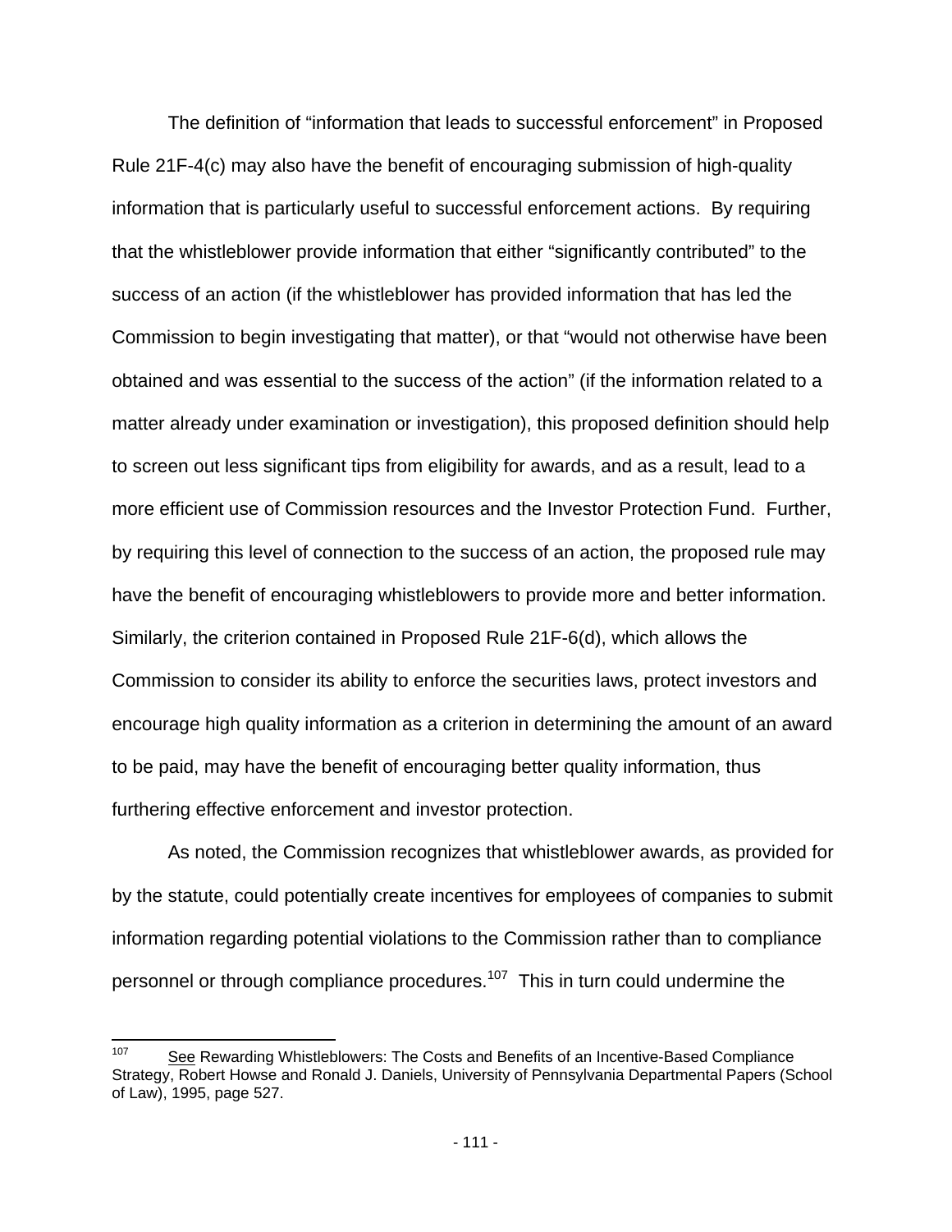The definition of "information that leads to successful enforcement" in Proposed Rule 21F-4(c) may also have the benefit of encouraging submission of high-quality information that is particularly useful to successful enforcement actions. By requiring that the whistleblower provide information that either "significantly contributed" to the success of an action (if the whistleblower has provided information that has led the Commission to begin investigating that matter), or that "would not otherwise have been obtained and was essential to the success of the action" (if the information related to a matter already under examination or investigation), this proposed definition should help to screen out less significant tips from eligibility for awards, and as a result, lead to a more efficient use of Commission resources and the Investor Protection Fund. Further, by requiring this level of connection to the success of an action, the proposed rule may have the benefit of encouraging whistleblowers to provide more and better information. Similarly, the criterion contained in Proposed Rule 21F-6(d), which allows the Commission to consider its ability to enforce the securities laws, protect investors and encourage high quality information as a criterion in determining the amount of an award to be paid, may have the benefit of encouraging better quality information, thus furthering effective enforcement and investor protection.

As noted, the Commission recognizes that whistleblower awards, as provided for by the statute, could potentially create incentives for employees of companies to submit information regarding potential violations to the Commission rather than to compliance personnel or through compliance procedures.[107] This in turn could undermine the

[107] See Rewarding Whistleblowers: The Costs and Benefits of an Incentive-Based Compliance Strategy, Robert Howse and Ronald J. Daniels, University of Pennsylvania Departmental Papers (School of Law), 1995, page 527.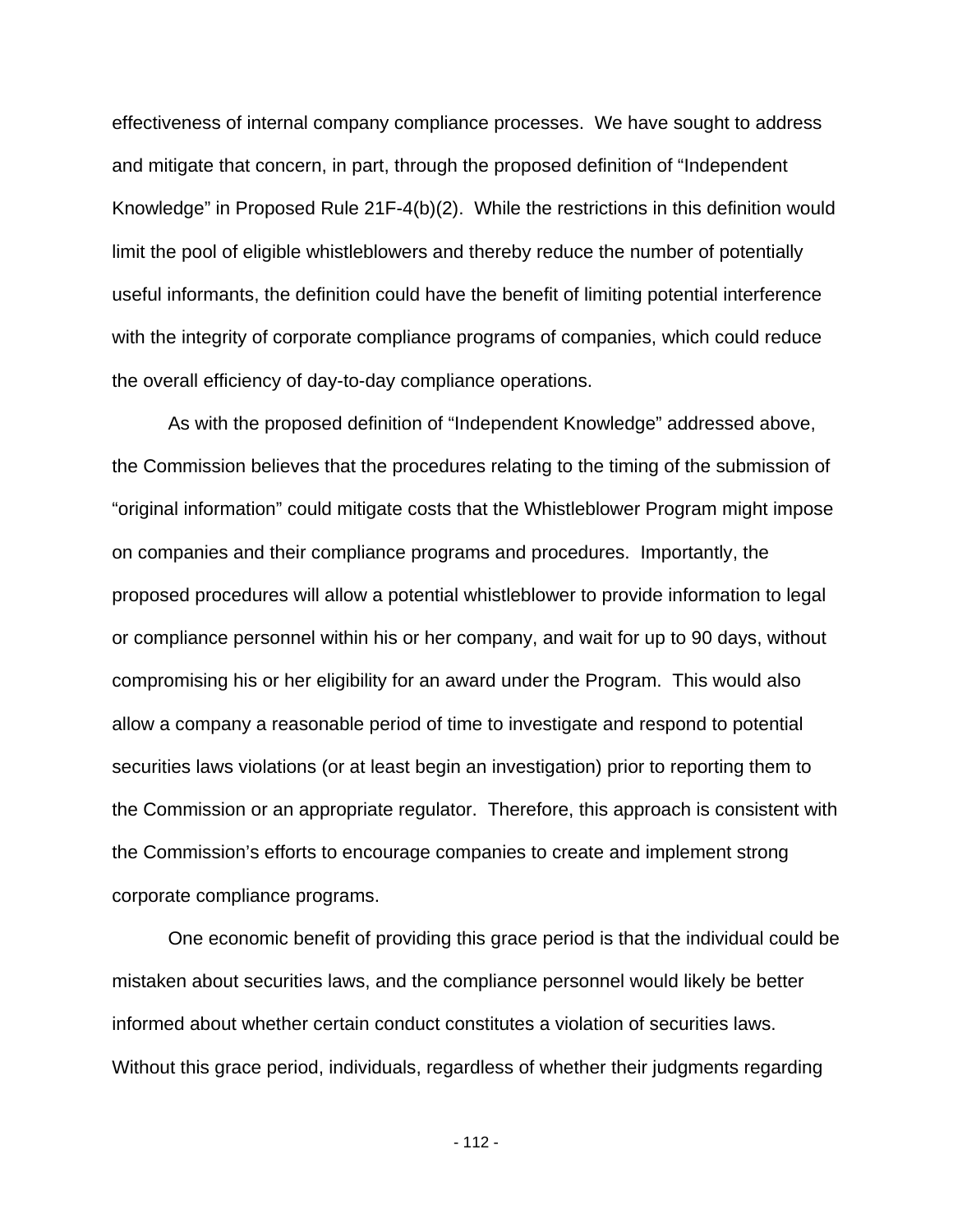effectiveness of internal company compliance processes. We have sought to address and mitigate that concern, in part, through the proposed definition of "Independent Knowledge" in Proposed Rule 21F-4(b)(2). While the restrictions in this definition would limit the pool of eligible whistleblowers and thereby reduce the number of potentially useful informants, the definition could have the benefit of limiting potential interference with the integrity of corporate compliance programs of companies, which could reduce the overall efficiency of day-to-day compliance operations.

As with the proposed definition of "Independent Knowledge" addressed above, the Commission believes that the procedures relating to the timing of the submission of "original information" could mitigate costs that the Whistleblower Program might impose on companies and their compliance programs and procedures. Importantly, the proposed procedures will allow a potential whistleblower to provide information to legal or compliance personnel within his or her company, and wait for up to 90 days, without compromising his or her eligibility for an award under the Program. This would also allow a company a reasonable period of time to investigate and respond to potential securities laws violations (or at least begin an investigation) prior to reporting them to the Commission or an appropriate regulator. Therefore, this approach is consistent with the Commission's efforts to encourage companies to create and implement strong corporate compliance programs.

One economic benefit of providing this grace period is that the individual could be mistaken about securities laws, and the compliance personnel would likely be better informed about whether certain conduct constitutes a violation of securities laws. Without this grace period, individuals, regardless of whether their judgments regarding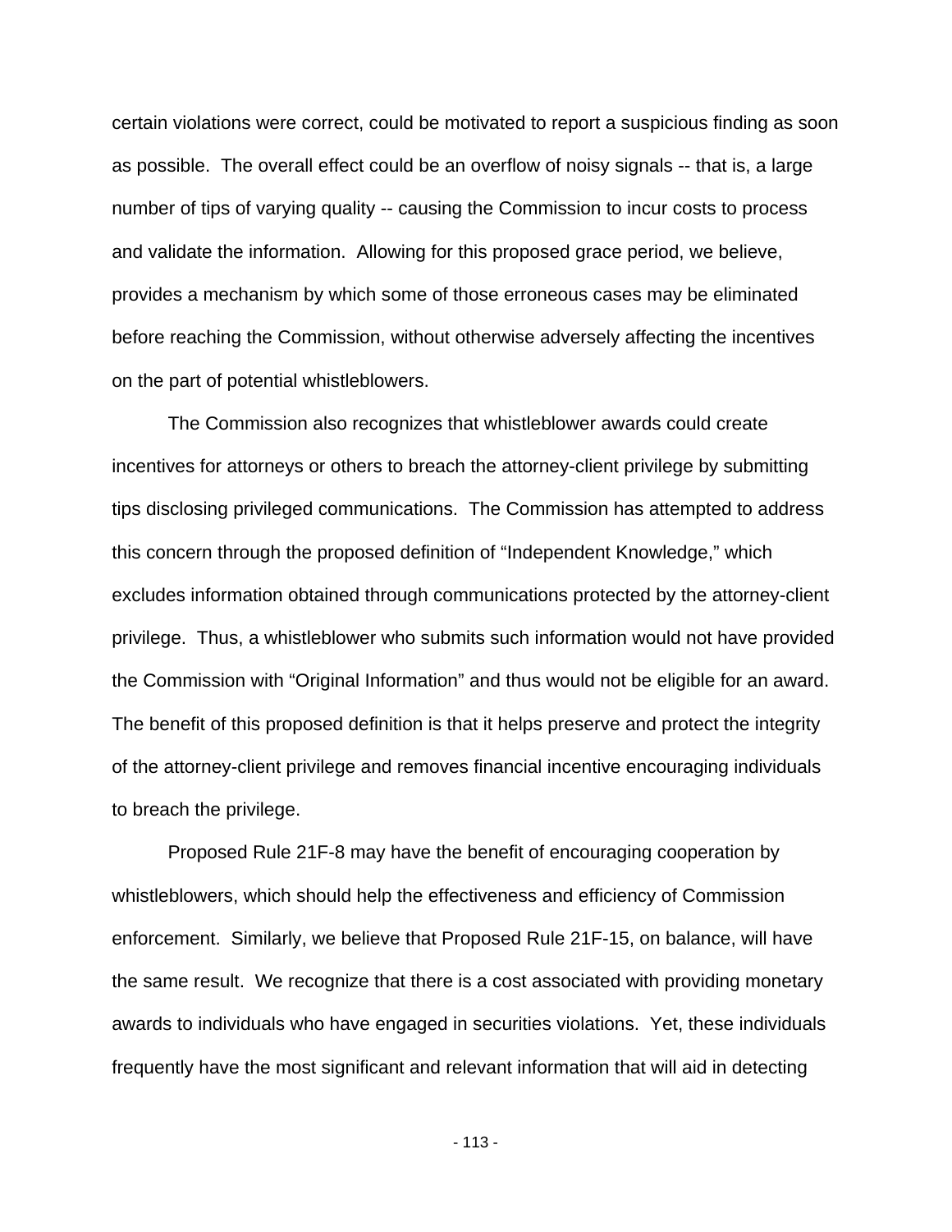certain violations were correct, could be motivated to report a suspicious finding as soon as possible. The overall effect could be an overflow of noisy signals -- that is, a large number of tips of varying quality -- causing the Commission to incur costs to process and validate the information. Allowing for this proposed grace period, we believe, provides a mechanism by which some of those erroneous cases may be eliminated before reaching the Commission, without otherwise adversely affecting the incentives on the part of potential whistleblowers.

The Commission also recognizes that whistleblower awards could create incentives for attorneys or others to breach the attorney-client privilege by submitting tips disclosing privileged communications. The Commission has attempted to address this concern through the proposed definition of "Independent Knowledge," which excludes information obtained through communications protected by the attorney-client privilege. Thus, a whistleblower who submits such information would not have provided the Commission with "Original Information" and thus would not be eligible for an award. The benefit of this proposed definition is that it helps preserve and protect the integrity of the attorney-client privilege and removes financial incentive encouraging individuals to breach the privilege.

Proposed Rule 21F-8 may have the benefit of encouraging cooperation by whistleblowers, which should help the effectiveness and efficiency of Commission enforcement. Similarly, we believe that Proposed Rule 21F-15, on balance, will have the same result. We recognize that there is a cost associated with providing monetary awards to individuals who have engaged in securities violations. Yet, these individuals frequently have the most significant and relevant information that will aid in detecting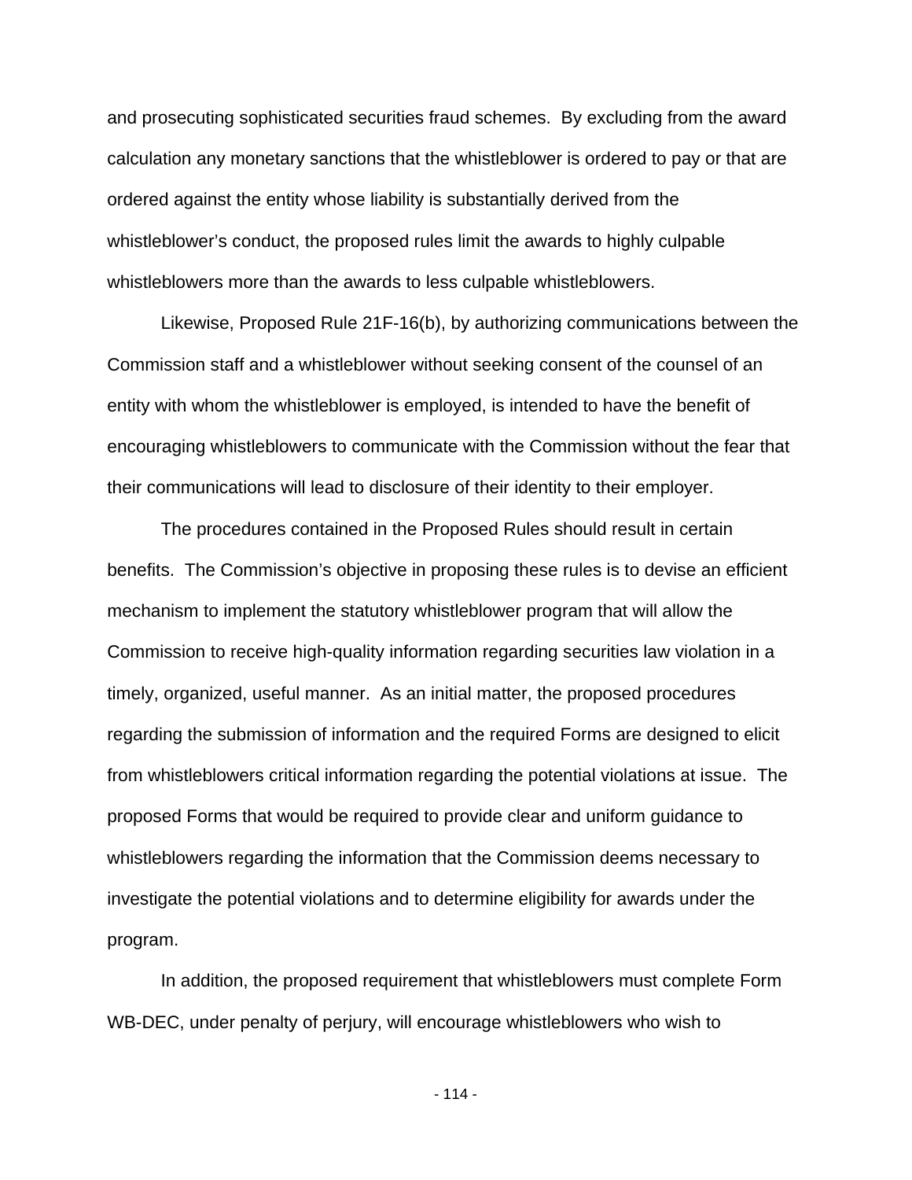and prosecuting sophisticated securities fraud schemes. By excluding from the award calculation any monetary sanctions that the whistleblower is ordered to pay or that are ordered against the entity whose liability is substantially derived from the whistleblower's conduct, the proposed rules limit the awards to highly culpable whistleblowers more than the awards to less culpable whistleblowers.

Likewise, Proposed Rule 21F-16(b), by authorizing communications between the Commission staff and a whistleblower without seeking consent of the counsel of an entity with whom the whistleblower is employed, is intended to have the benefit of encouraging whistleblowers to communicate with the Commission without the fear that their communications will lead to disclosure of their identity to their employer.

The procedures contained in the Proposed Rules should result in certain benefits. The Commission's objective in proposing these rules is to devise an efficient mechanism to implement the statutory whistleblower program that will allow the Commission to receive high-quality information regarding securities law violation in a timely, organized, useful manner. As an initial matter, the proposed procedures regarding the submission of information and the required Forms are designed to elicit from whistleblowers critical information regarding the potential violations at issue. The proposed Forms that would be required to provide clear and uniform guidance to whistleblowers regarding the information that the Commission deems necessary to investigate the potential violations and to determine eligibility for awards under the program.

In addition, the proposed requirement that whistleblowers must complete Form WB-DEC, under penalty of perjury, will encourage whistleblowers who wish to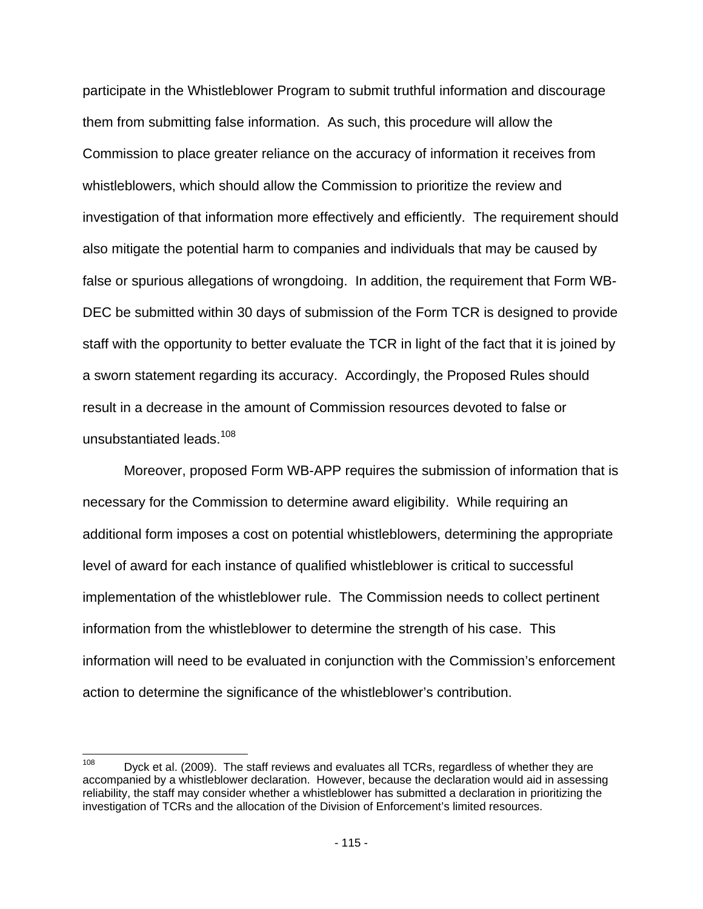participate in the Whistleblower Program to submit truthful information and discourage them from submitting false information. As such, this procedure will allow the Commission to place greater reliance on the accuracy of information it receives from whistleblowers, which should allow the Commission to prioritize the review and investigation of that information more effectively and efficiently. The requirement should also mitigate the potential harm to companies and individuals that may be caused by false or spurious allegations of wrongdoing. In addition, the requirement that Form WB-DEC be submitted within 30 days of submission of the Form TCR is designed to provide staff with the opportunity to better evaluate the TCR in light of the fact that it is joined by a sworn statement regarding its accuracy. Accordingly, the Proposed Rules should result in a decrease in the amount of Commission resources devoted to false or unsubstantiated leads.[108]

Moreover, proposed Form WB-APP requires the submission of information that is necessary for the Commission to determine award eligibility. While requiring an additional form imposes a cost on potential whistleblowers, determining the appropriate level of award for each instance of qualified whistleblower is critical to successful implementation of the whistleblower rule. The Commission needs to collect pertinent information from the whistleblower to determine the strength of his case. This information will need to be evaluated in conjunction with the Commission's enforcement action to determine the significance of the whistleblower's contribution.

---

[108] Dyck et al. (2009). The staff reviews and evaluates all TCRs, regardless of whether they are accompanied by a whistleblower declaration. However, because the declaration would aid in assessing reliability, the staff may consider whether a whistleblower has submitted a declaration in prioritizing the investigation of TCRs and the allocation of the Division of Enforcement's limited resources.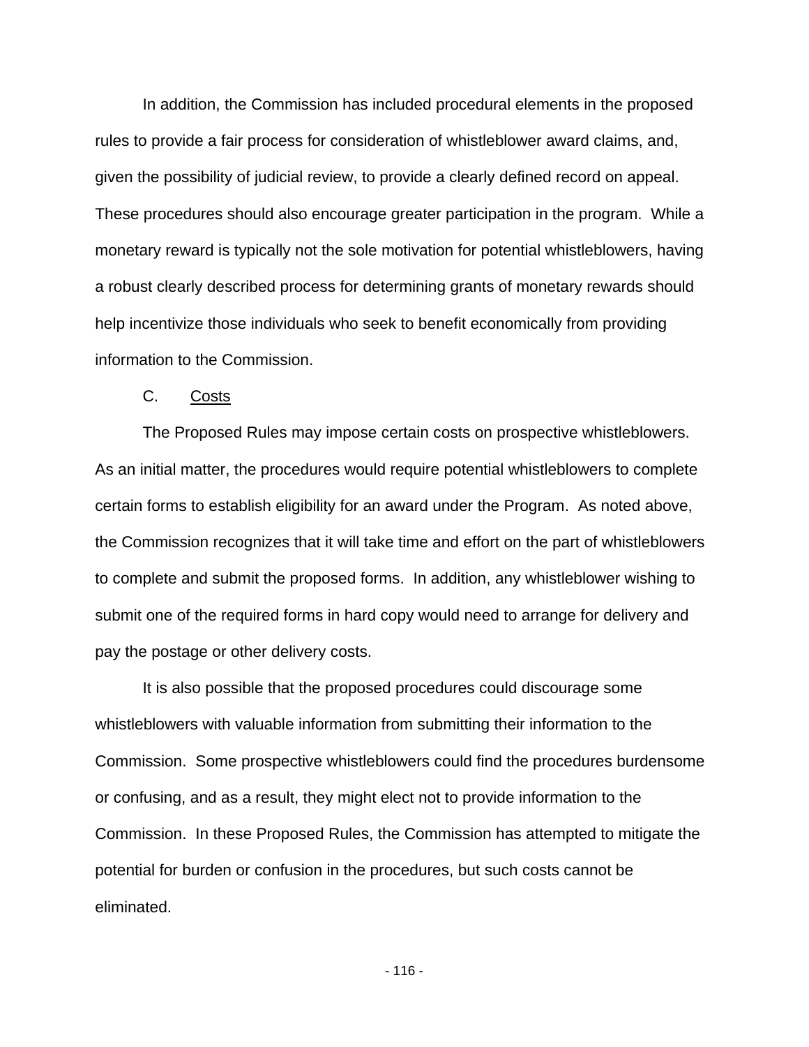In addition, the Commission has included procedural elements in the proposed rules to provide a fair process for consideration of whistleblower award claims, and, given the possibility of judicial review, to provide a clearly defined record on appeal. These procedures should also encourage greater participation in the program. While a monetary reward is typically not the sole motivation for potential whistleblowers, having a robust clearly described process for determining grants of monetary rewards should help incentivize those individuals who seek to benefit economically from providing information to the Commission.

### C. Costs

The Proposed Rules may impose certain costs on prospective whistleblowers. As an initial matter, the procedures would require potential whistleblowers to complete certain forms to establish eligibility for an award under the Program. As noted above, the Commission recognizes that it will take time and effort on the part of whistleblowers to complete and submit the proposed forms. In addition, any whistleblower wishing to submit one of the required forms in hard copy would need to arrange for delivery and pay the postage or other delivery costs.

It is also possible that the proposed procedures could discourage some whistleblowers with valuable information from submitting their information to the Commission. Some prospective whistleblowers could find the procedures burdensome or confusing, and as a result, they might elect not to provide information to the Commission. In these Proposed Rules, the Commission has attempted to mitigate the potential for burden or confusion in the procedures, but such costs cannot be eliminated.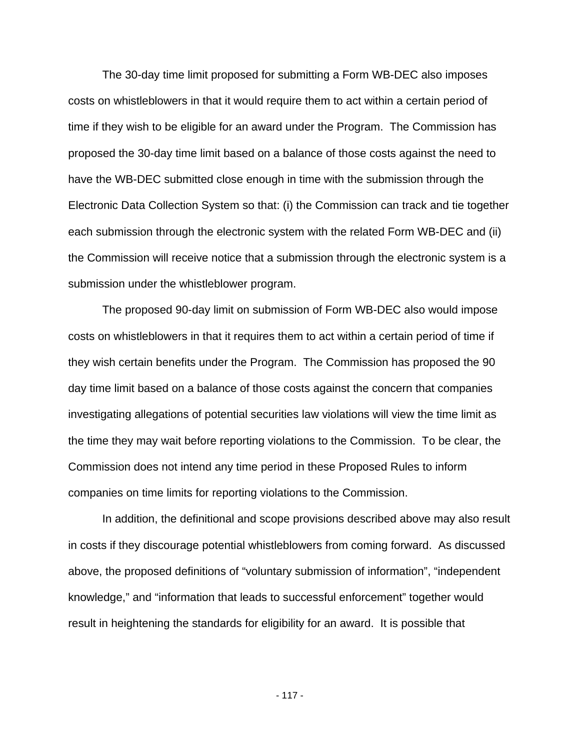The 30-day time limit proposed for submitting a Form WB-DEC also imposes costs on whistleblowers in that it would require them to act within a certain period of time if they wish to be eligible for an award under the Program. The Commission has proposed the 30-day time limit based on a balance of those costs against the need to have the WB-DEC submitted close enough in time with the submission through the Electronic Data Collection System so that: (i) the Commission can track and tie together each submission through the electronic system with the related Form WB-DEC and (ii) the Commission will receive notice that a submission through the electronic system is a submission under the whistleblower program.

The proposed 90-day limit on submission of Form WB-DEC also would impose costs on whistleblowers in that it requires them to act within a certain period of time if they wish certain benefits under the Program. The Commission has proposed the 90 day time limit based on a balance of those costs against the concern that companies investigating allegations of potential securities law violations will view the time limit as the time they may wait before reporting violations to the Commission. To be clear, the Commission does not intend any time period in these Proposed Rules to inform companies on time limits for reporting violations to the Commission.

In addition, the definitional and scope provisions described above may also result in costs if they discourage potential whistleblowers from coming forward. As discussed above, the proposed definitions of "voluntary submission of information", "independent knowledge," and "information that leads to successful enforcement" together would result in heightening the standards for eligibility for an award. It is possible that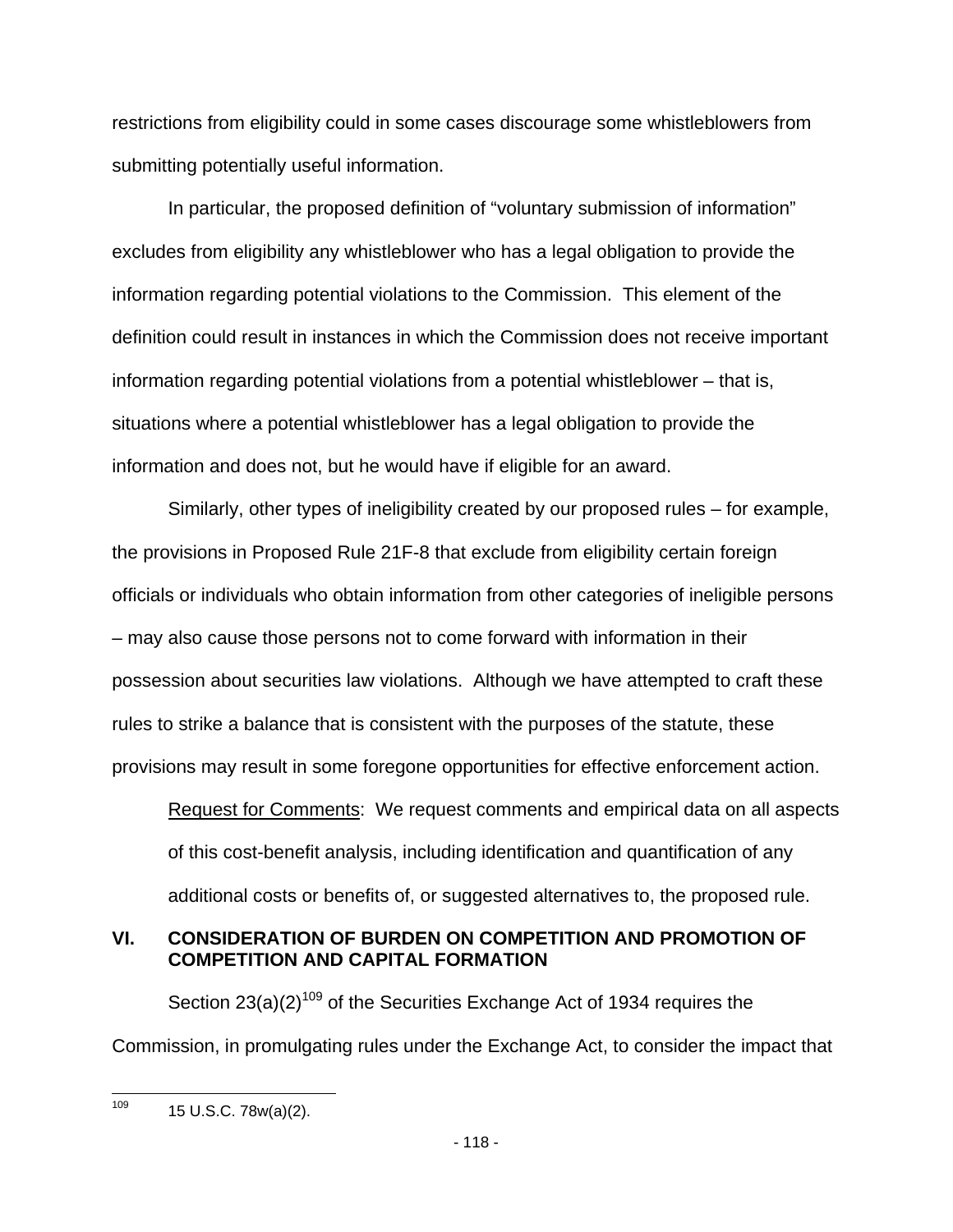restrictions from eligibility could in some cases discourage some whistleblowers from submitting potentially useful information.

In particular, the proposed definition of "voluntary submission of information" excludes from eligibility any whistleblower who has a legal obligation to provide the information regarding potential violations to the Commission. This element of the definition could result in instances in which the Commission does not receive important information regarding potential violations from a potential whistleblower – that is, situations where a potential whistleblower has a legal obligation to provide the information and does not, but he would have if eligible for an award.

Similarly, other types of ineligibility created by our proposed rules – for example, the provisions in Proposed Rule 21F-8 that exclude from eligibility certain foreign officials or individuals who obtain information from other categories of ineligible persons – may also cause those persons not to come forward with information in their possession about securities law violations. Although we have attempted to craft these rules to strike a balance that is consistent with the purposes of the statute, these provisions may result in some foregone opportunities for effective enforcement action.

> Request for Comments: We request comments and empirical data on all aspects of this cost-benefit analysis, including identification and quantification of any additional costs or benefits of, or suggested alternatives to, the proposed rule.

## VI. CONSIDERATION OF BURDEN ON COMPETITION AND PROMOTION OF COMPETITION AND CAPITAL FORMATION

Section 23(a)(2)[109] of the Securities Exchange Act of 1934 requires the Commission, in promulgating rules under the Exchange Act, to consider the impact that

---

[109] 15 U.S.C. 78w(a)(2).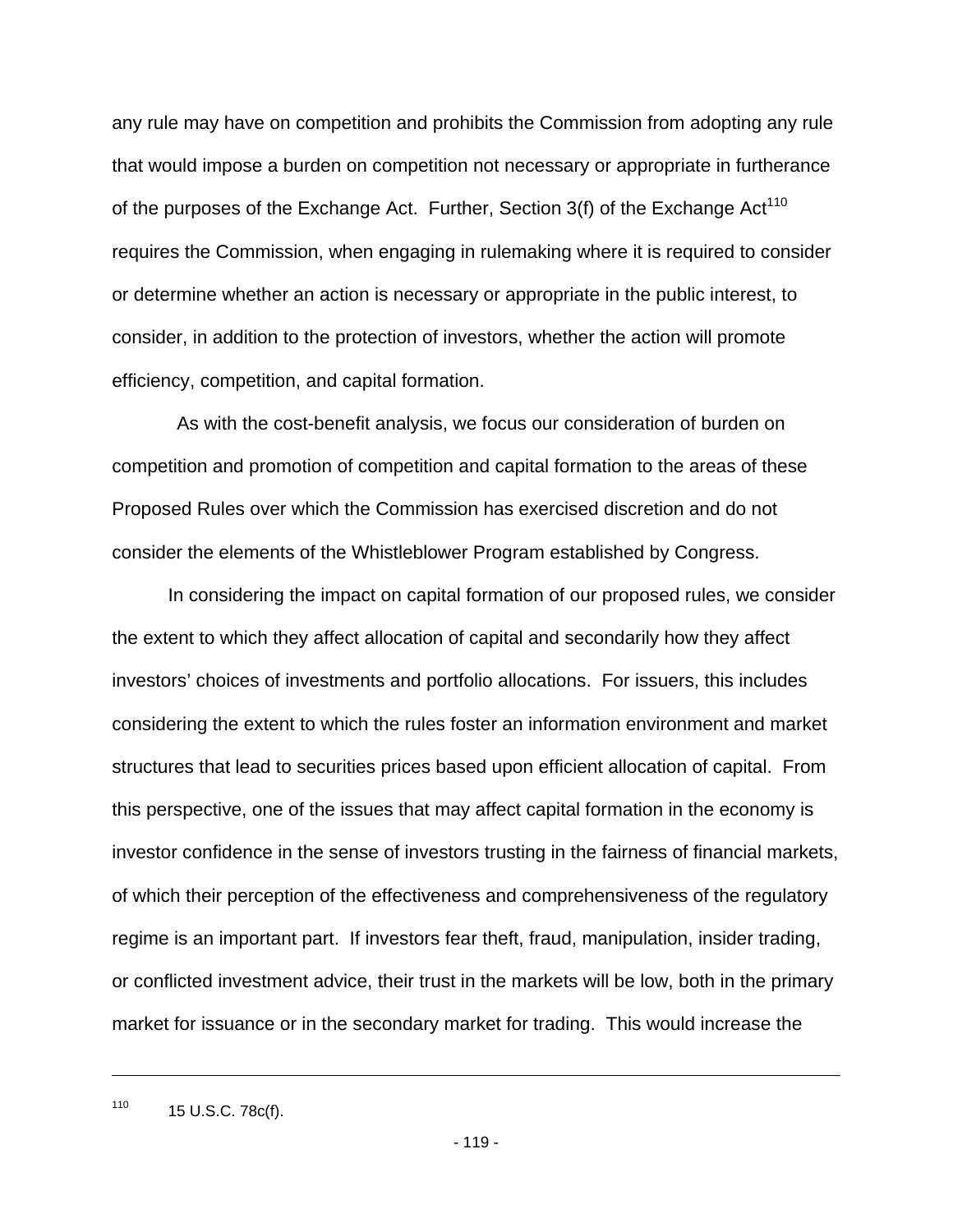any rule may have on competition and prohibits the Commission from adopting any rule that would impose a burden on competition not necessary or appropriate in furtherance of the purposes of the Exchange Act. Further, Section 3(f) of the Exchange Act[110] requires the Commission, when engaging in rulemaking where it is required to consider or determine whether an action is necessary or appropriate in the public interest, to consider, in addition to the protection of investors, whether the action will promote efficiency, competition, and capital formation.

As with the cost-benefit analysis, we focus our consideration of burden on competition and promotion of competition and capital formation to the areas of these Proposed Rules over which the Commission has exercised discretion and do not consider the elements of the Whistleblower Program established by Congress.

In considering the impact on capital formation of our proposed rules, we consider the extent to which they affect allocation of capital and secondarily how they affect investors' choices of investments and portfolio allocations. For issuers, this includes considering the extent to which the rules foster an information environment and market structures that lead to securities prices based upon efficient allocation of capital. From this perspective, one of the issues that may affect capital formation in the economy is investor confidence in the sense of investors trusting in the fairness of financial markets, of which their perception of the effectiveness and comprehensiveness of the regulatory regime is an important part. If investors fear theft, fraud, manipulation, insider trading, or conflicted investment advice, their trust in the markets will be low, both in the primary market for issuance or in the secondary market for trading. This would increase the

---

[110] 15 U.S.C. 78c(f).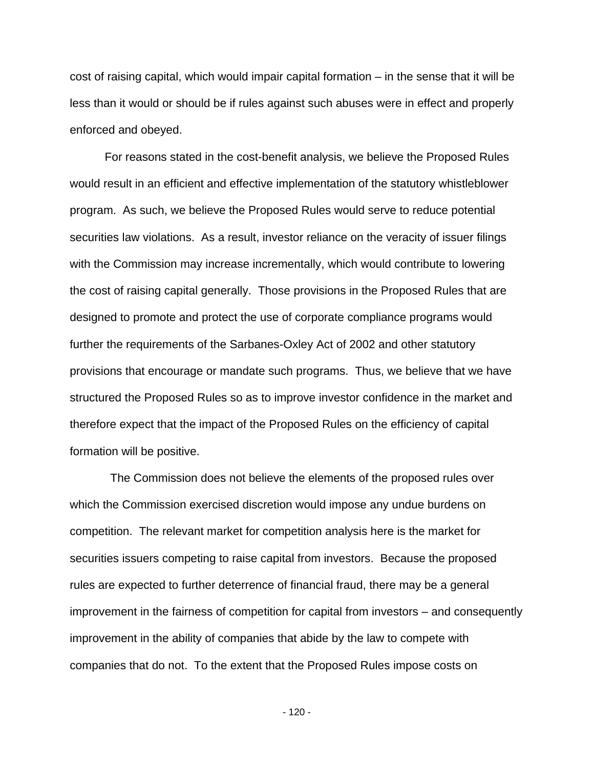cost of raising capital, which would impair capital formation – in the sense that it will be less than it would or should be if rules against such abuses were in effect and properly enforced and obeyed.

For reasons stated in the cost-benefit analysis, we believe the Proposed Rules would result in an efficient and effective implementation of the statutory whistleblower program. As such, we believe the Proposed Rules would serve to reduce potential securities law violations. As a result, investor reliance on the veracity of issuer filings with the Commission may increase incrementally, which would contribute to lowering the cost of raising capital generally. Those provisions in the Proposed Rules that are designed to promote and protect the use of corporate compliance programs would further the requirements of the Sarbanes-Oxley Act of 2002 and other statutory provisions that encourage or mandate such programs. Thus, we believe that we have structured the Proposed Rules so as to improve investor confidence in the market and therefore expect that the impact of the Proposed Rules on the efficiency of capital formation will be positive.

The Commission does not believe the elements of the proposed rules over which the Commission exercised discretion would impose any undue burdens on competition. The relevant market for competition analysis here is the market for securities issuers competing to raise capital from investors. Because the proposed rules are expected to further deterrence of financial fraud, there may be a general improvement in the fairness of competition for capital from investors – and consequently improvement in the ability of companies that abide by the law to compete with companies that do not. To the extent that the Proposed Rules impose costs on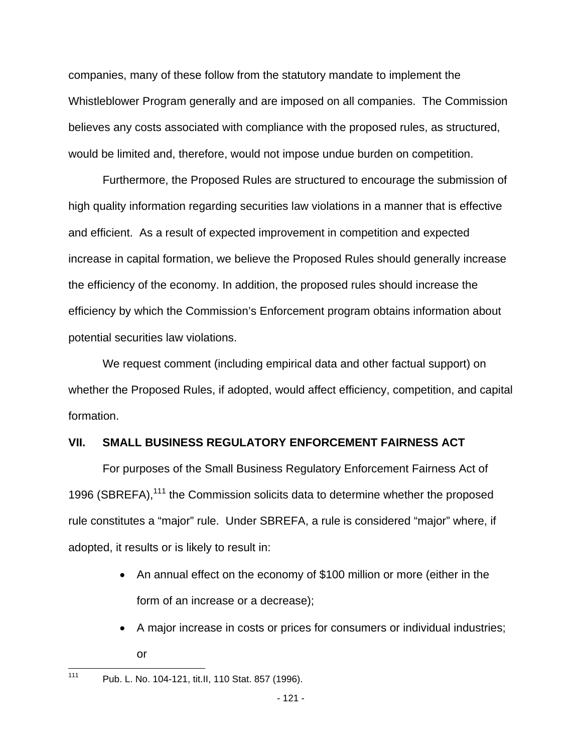companies, many of these follow from the statutory mandate to implement the Whistleblower Program generally and are imposed on all companies. The Commission believes any costs associated with compliance with the proposed rules, as structured, would be limited and, therefore, would not impose undue burden on competition.

Furthermore, the Proposed Rules are structured to encourage the submission of high quality information regarding securities law violations in a manner that is effective and efficient. As a result of expected improvement in competition and expected increase in capital formation, we believe the Proposed Rules should generally increase the efficiency of the economy. In addition, the proposed rules should increase the efficiency by which the Commission's Enforcement program obtains information about potential securities law violations.

We request comment (including empirical data and other factual support) on whether the Proposed Rules, if adopted, would affect efficiency, competition, and capital formation.

## VII. SMALL BUSINESS REGULATORY ENFORCEMENT FAIRNESS ACT

For purposes of the Small Business Regulatory Enforcement Fairness Act of 1996 (SBREFA),[111] the Commission solicits data to determine whether the proposed rule constitutes a "major" rule. Under SBREFA, a rule is considered "major" where, if adopted, it results or is likely to result in:

- An annual effect on the economy of $100 million or more (either in the form of an increase or a decrease);
- A major increase in costs or prices for consumers or individual industries; or

[111] Pub. L. No. 104-121, tit.II, 110 Stat. 857 (1996).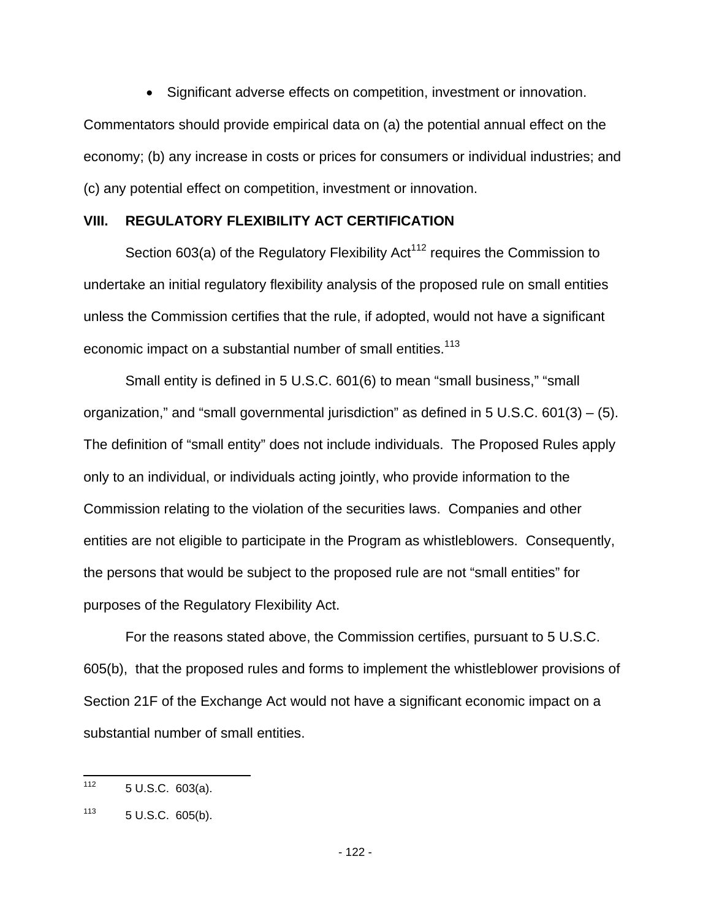- Significant adverse effects on competition, investment or innovation.

Commentators should provide empirical data on (a) the potential annual effect on the economy; (b) any increase in costs or prices for consumers or individual industries; and (c) any potential effect on competition, investment or innovation.

## VIII. REGULATORY FLEXIBILITY ACT CERTIFICATION

Section 603(a) of the Regulatory Flexibility Act[112] requires the Commission to undertake an initial regulatory flexibility analysis of the proposed rule on small entities unless the Commission certifies that the rule, if adopted, would not have a significant economic impact on a substantial number of small entities.[113]

Small entity is defined in 5 U.S.C. 601(6) to mean "small business," "small organization," and "small governmental jurisdiction" as defined in 5 U.S.C. 601(3) – (5). The definition of "small entity" does not include individuals. The Proposed Rules apply only to an individual, or individuals acting jointly, who provide information to the Commission relating to the violation of the securities laws. Companies and other entities are not eligible to participate in the Program as whistleblowers. Consequently, the persons that would be subject to the proposed rule are not "small entities" for purposes of the Regulatory Flexibility Act.

For the reasons stated above, the Commission certifies, pursuant to 5 U.S.C. 605(b), that the proposed rules and forms to implement the whistleblower provisions of Section 21F of the Exchange Act would not have a significant economic impact on a substantial number of small entities.

---

[112] 5 U.S.C. 603(a).

[113] 5 U.S.C. 605(b).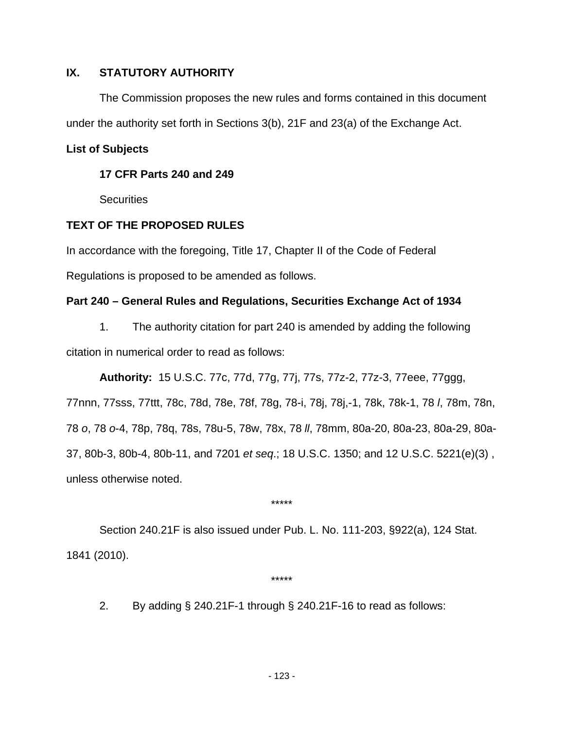## IX. STATUTORY AUTHORITY

The Commission proposes the new rules and forms contained in this document under the authority set forth in Sections 3(b), 21F and 23(a) of the Exchange Act.

**List of Subjects**

**17 CFR Parts 240 and 249**

Securities

**TEXT OF THE PROPOSED RULES**

In accordance with the foregoing, Title 17, Chapter II of the Code of Federal Regulations is proposed to be amended as follows.

**Part 240 – General Rules and Regulations, Securities Exchange Act of 1934**

1. The authority citation for part 240 is amended by adding the following citation in numerical order to read as follows:

**Authority:** 15 U.S.C. 77c, 77d, 77g, 77j, 77s, 77z-2, 77z-3, 77eee, 77ggg, 77nnn, 77sss, 77ttt, 78c, 78d, 78e, 78f, 78g, 78-i, 78j, 78j,-1, 78k, 78k-1, 78 *l*, 78m, 78n, 78 *o*, 78 *o*-4, 78p, 78q, 78s, 78u-5, 78w, 78x, 78 *ll*, 78mm, 80a-20, 80a-23, 80a-29, 80a-37, 80b-3, 80b-4, 80b-11, and 7201 *et seq*.; 18 U.S.C. 1350; and 12 U.S.C. 5221(e)(3) , unless otherwise noted.

*****

Section 240.21F is also issued under Pub. L. No. 111-203, §922(a), 124 Stat. 1841 (2010).

*****

2. By adding § 240.21F-1 through § 240.21F-16 to read as follows: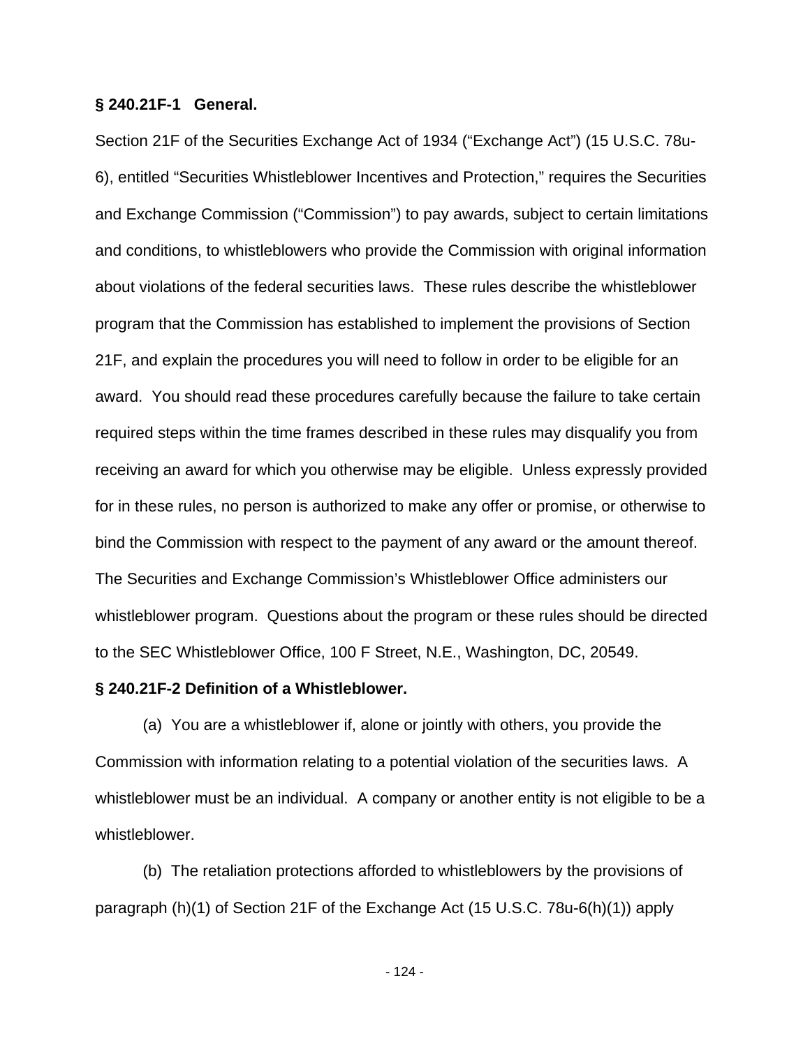**§ 240.21F-1 General.**

Section 21F of the Securities Exchange Act of 1934 ("Exchange Act") (15 U.S.C. 78u-6), entitled "Securities Whistleblower Incentives and Protection," requires the Securities and Exchange Commission ("Commission") to pay awards, subject to certain limitations and conditions, to whistleblowers who provide the Commission with original information about violations of the federal securities laws. These rules describe the whistleblower program that the Commission has established to implement the provisions of Section 21F, and explain the procedures you will need to follow in order to be eligible for an award. You should read these procedures carefully because the failure to take certain required steps within the time frames described in these rules may disqualify you from receiving an award for which you otherwise may be eligible. Unless expressly provided for in these rules, no person is authorized to make any offer or promise, or otherwise to bind the Commission with respect to the payment of any award or the amount thereof. The Securities and Exchange Commission's Whistleblower Office administers our whistleblower program. Questions about the program or these rules should be directed to the SEC Whistleblower Office, 100 F Street, N.E., Washington, DC, 20549.

**§ 240.21F-2 Definition of a Whistleblower.**

(a) You are a whistleblower if, alone or jointly with others, you provide the Commission with information relating to a potential violation of the securities laws. A whistleblower must be an individual. A company or another entity is not eligible to be a whistleblower.

(b) The retaliation protections afforded to whistleblowers by the provisions of paragraph (h)(1) of Section 21F of the Exchange Act (15 U.S.C. 78u-6(h)(1)) apply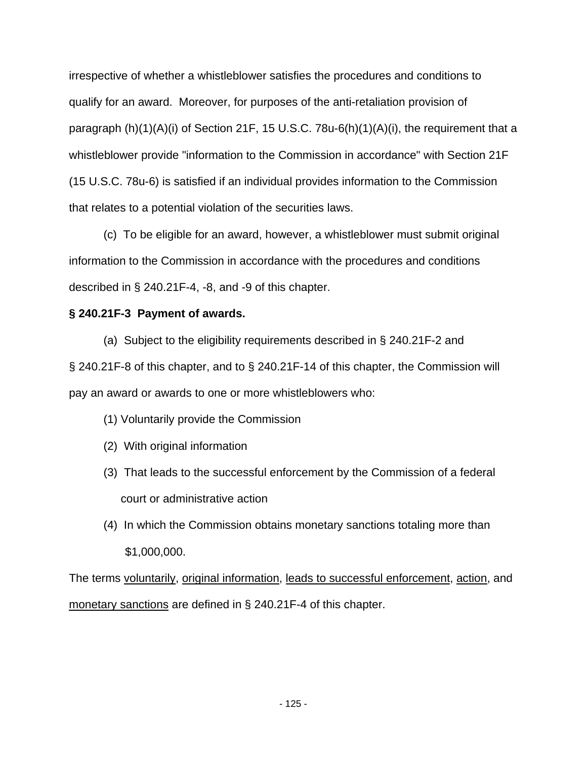irrespective of whether a whistleblower satisfies the procedures and conditions to qualify for an award. Moreover, for purposes of the anti-retaliation provision of paragraph (h)(1)(A)(i) of Section 21F, 15 U.S.C. 78u-6(h)(1)(A)(i), the requirement that a whistleblower provide "information to the Commission in accordance" with Section 21F (15 U.S.C. 78u-6) is satisfied if an individual provides information to the Commission that relates to a potential violation of the securities laws.

(c) To be eligible for an award, however, a whistleblower must submit original information to the Commission in accordance with the procedures and conditions described in § 240.21F-4, -8, and -9 of this chapter.

**§ 240.21F-3 Payment of awards.**

(a) Subject to the eligibility requirements described in § 240.21F-2 and § 240.21F-8 of this chapter, and to § 240.21F-14 of this chapter, the Commission will pay an award or awards to one or more whistleblowers who:

(1) Voluntarily provide the Commission

(2) With original information

(3) That leads to the successful enforcement by the Commission of a federal court or administrative action

(4) In which the Commission obtains monetary sanctions totaling more than $1,000,000.

The terms <u>voluntarily</u>, <u>original information</u>, <u>leads to successful enforcement</u>, <u>action</u>, and <u>monetary sanctions</u> are defined in § 240.21F-4 of this chapter.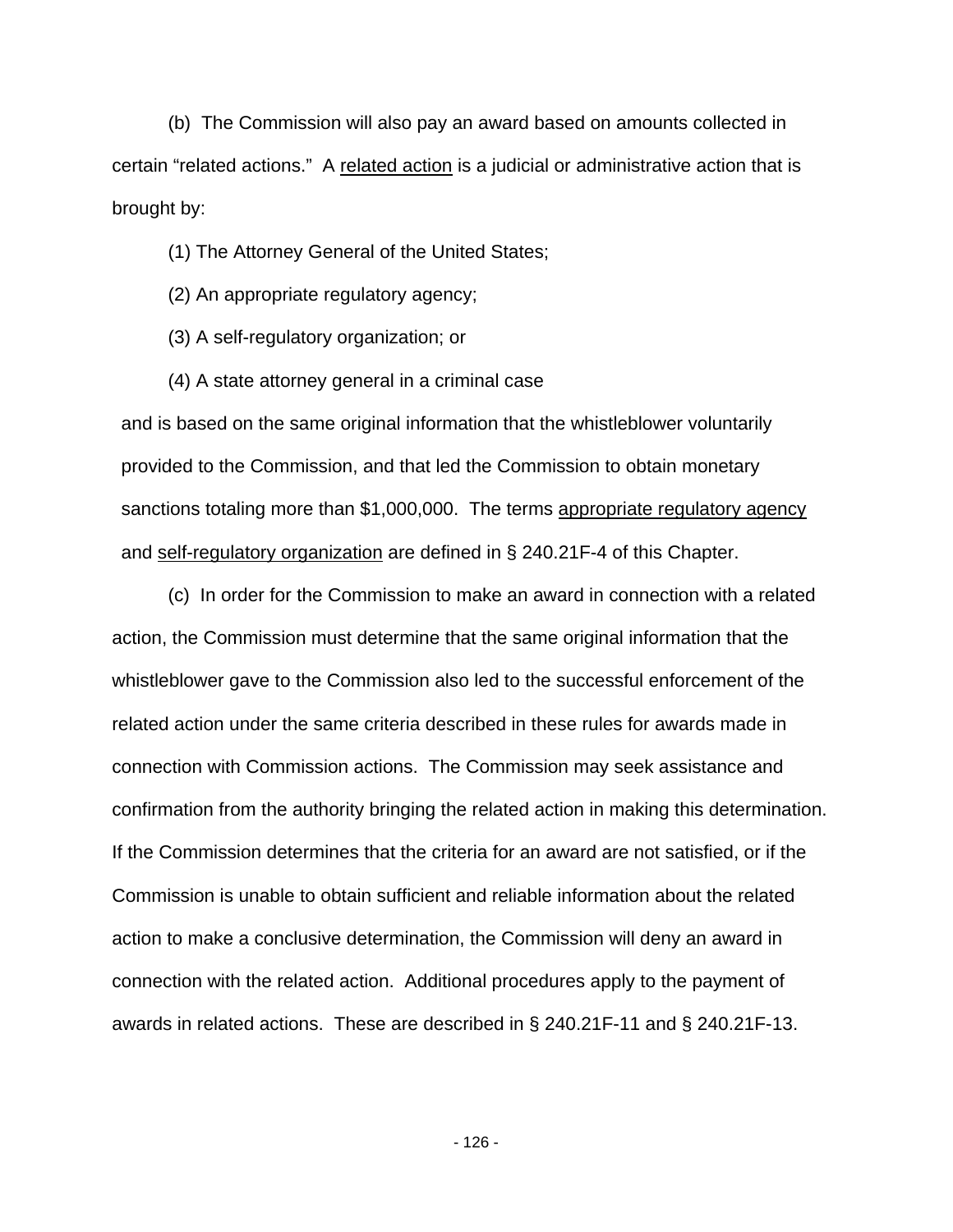(b) The Commission will also pay an award based on amounts collected in certain "related actions." A related action is a judicial or administrative action that is brought by:

(1) The Attorney General of the United States;

(2) An appropriate regulatory agency;

(3) A self-regulatory organization; or

(4) A state attorney general in a criminal case

and is based on the same original information that the whistleblower voluntarily provided to the Commission, and that led the Commission to obtain monetary sanctions totaling more than $1,000,000. The terms appropriate regulatory agency and self-regulatory organization are defined in § 240.21F-4 of this Chapter.

(c) In order for the Commission to make an award in connection with a related action, the Commission must determine that the same original information that the whistleblower gave to the Commission also led to the successful enforcement of the related action under the same criteria described in these rules for awards made in connection with Commission actions. The Commission may seek assistance and confirmation from the authority bringing the related action in making this determination. If the Commission determines that the criteria for an award are not satisfied, or if the Commission is unable to obtain sufficient and reliable information about the related action to make a conclusive determination, the Commission will deny an award in connection with the related action. Additional procedures apply to the payment of awards in related actions. These are described in § 240.21F-11 and § 240.21F-13.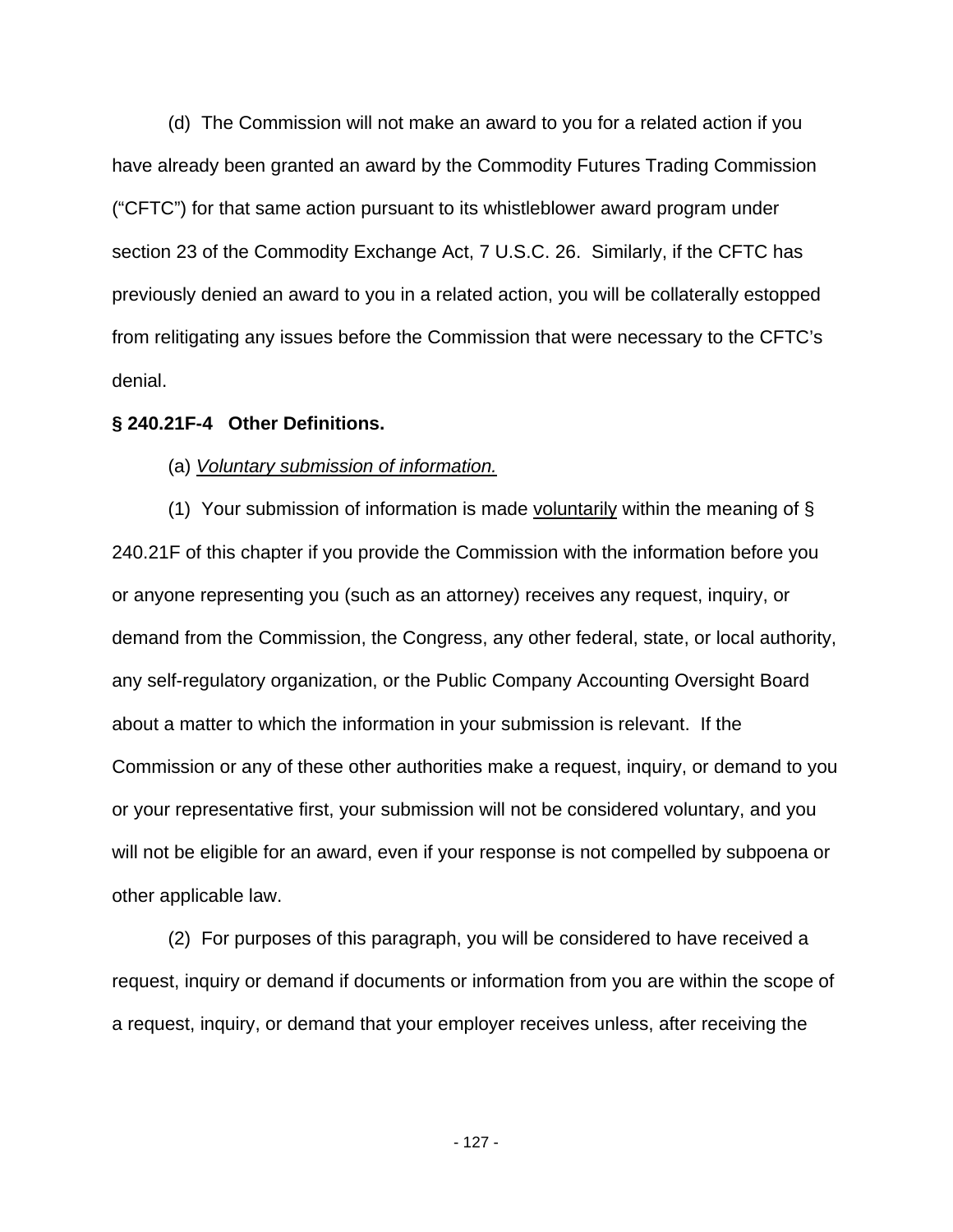(d) The Commission will not make an award to you for a related action if you have already been granted an award by the Commodity Futures Trading Commission ("CFTC") for that same action pursuant to its whistleblower award program under section 23 of the Commodity Exchange Act, 7 U.S.C. 26. Similarly, if the CFTC has previously denied an award to you in a related action, you will be collaterally estopped from relitigating any issues before the Commission that were necessary to the CFTC's denial.

**§ 240.21F-4 Other Definitions.**

(a) *Voluntary submission of information.*

(1) Your submission of information is made voluntarily within the meaning of § 240.21F of this chapter if you provide the Commission with the information before you or anyone representing you (such as an attorney) receives any request, inquiry, or demand from the Commission, the Congress, any other federal, state, or local authority, any self-regulatory organization, or the Public Company Accounting Oversight Board about a matter to which the information in your submission is relevant. If the Commission or any of these other authorities make a request, inquiry, or demand to you or your representative first, your submission will not be considered voluntary, and you will not be eligible for an award, even if your response is not compelled by subpoena or other applicable law.

(2) For purposes of this paragraph, you will be considered to have received a request, inquiry or demand if documents or information from you are within the scope of a request, inquiry, or demand that your employer receives unless, after receiving the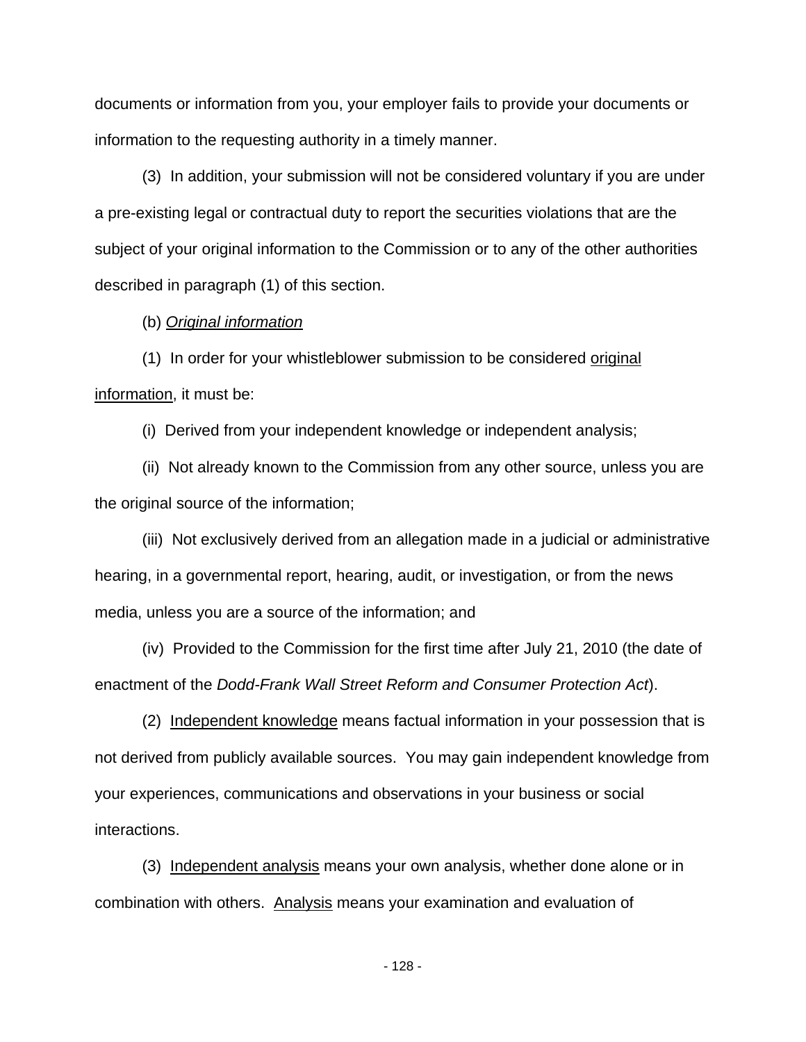documents or information from you, your employer fails to provide your documents or information to the requesting authority in a timely manner.

(3) In addition, your submission will not be considered voluntary if you are under a pre-existing legal or contractual duty to report the securities violations that are the subject of your original information to the Commission or to any of the other authorities described in paragraph (1) of this section.

(b) *Original information*

(1) In order for your whistleblower submission to be considered original information, it must be:

(i) Derived from your independent knowledge or independent analysis;

(ii) Not already known to the Commission from any other source, unless you are the original source of the information;

(iii) Not exclusively derived from an allegation made in a judicial or administrative hearing, in a governmental report, hearing, audit, or investigation, or from the news media, unless you are a source of the information; and

(iv) Provided to the Commission for the first time after July 21, 2010 (the date of enactment of the *Dodd-Frank Wall Street Reform and Consumer Protection Act*).

(2) Independent knowledge means factual information in your possession that is not derived from publicly available sources. You may gain independent knowledge from your experiences, communications and observations in your business or social interactions.

(3) Independent analysis means your own analysis, whether done alone or in combination with others. Analysis means your examination and evaluation of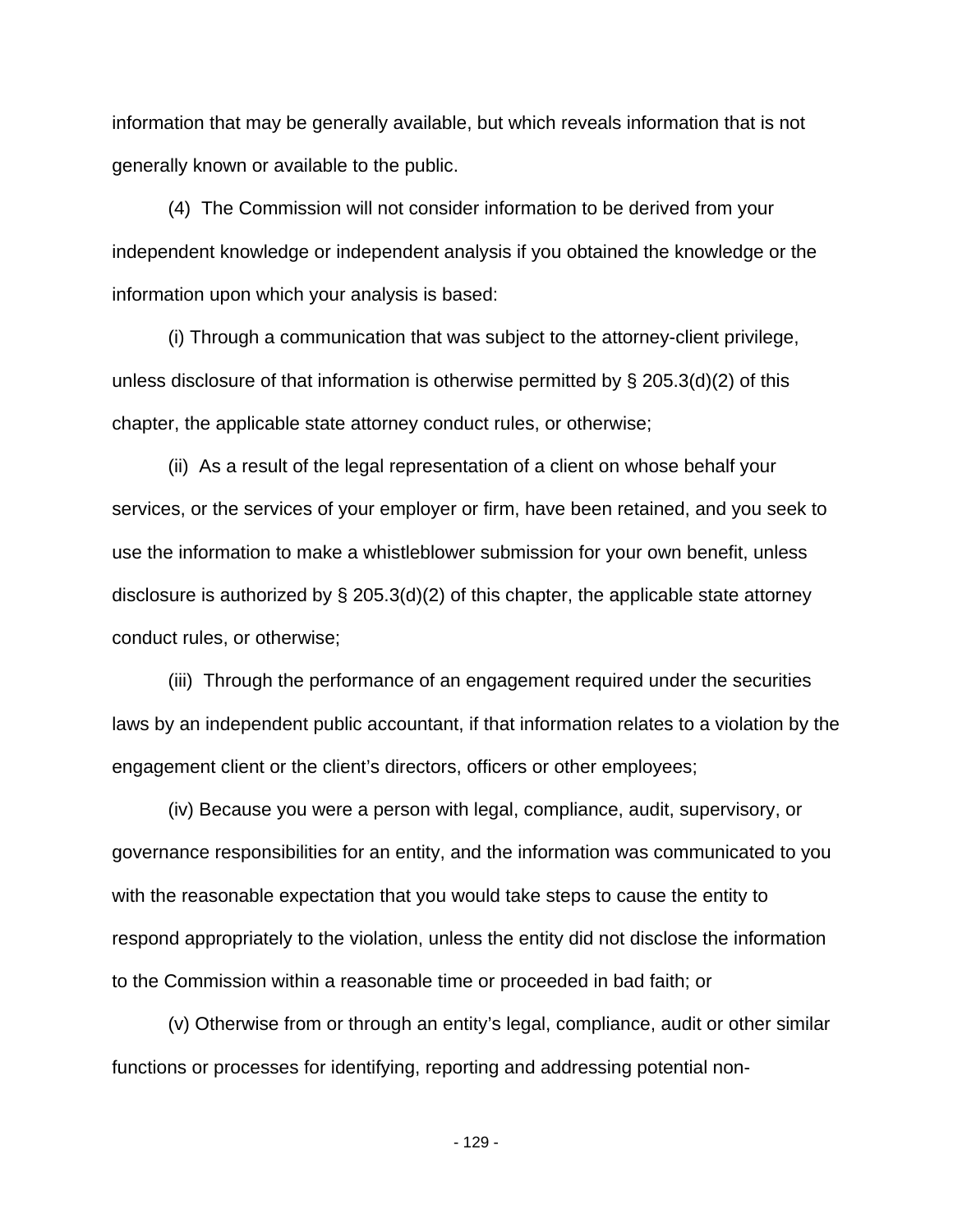information that may be generally available, but which reveals information that is not generally known or available to the public.

(4) The Commission will not consider information to be derived from your independent knowledge or independent analysis if you obtained the knowledge or the information upon which your analysis is based:

(i) Through a communication that was subject to the attorney-client privilege, unless disclosure of that information is otherwise permitted by § 205.3(d)(2) of this chapter, the applicable state attorney conduct rules, or otherwise;

(ii) As a result of the legal representation of a client on whose behalf your services, or the services of your employer or firm, have been retained, and you seek to use the information to make a whistleblower submission for your own benefit, unless disclosure is authorized by § 205.3(d)(2) of this chapter, the applicable state attorney conduct rules, or otherwise;

(iii) Through the performance of an engagement required under the securities laws by an independent public accountant, if that information relates to a violation by the engagement client or the client's directors, officers or other employees;

(iv) Because you were a person with legal, compliance, audit, supervisory, or governance responsibilities for an entity, and the information was communicated to you with the reasonable expectation that you would take steps to cause the entity to respond appropriately to the violation, unless the entity did not disclose the information to the Commission within a reasonable time or proceeded in bad faith; or

(v) Otherwise from or through an entity's legal, compliance, audit or other similar functions or processes for identifying, reporting and addressing potential non-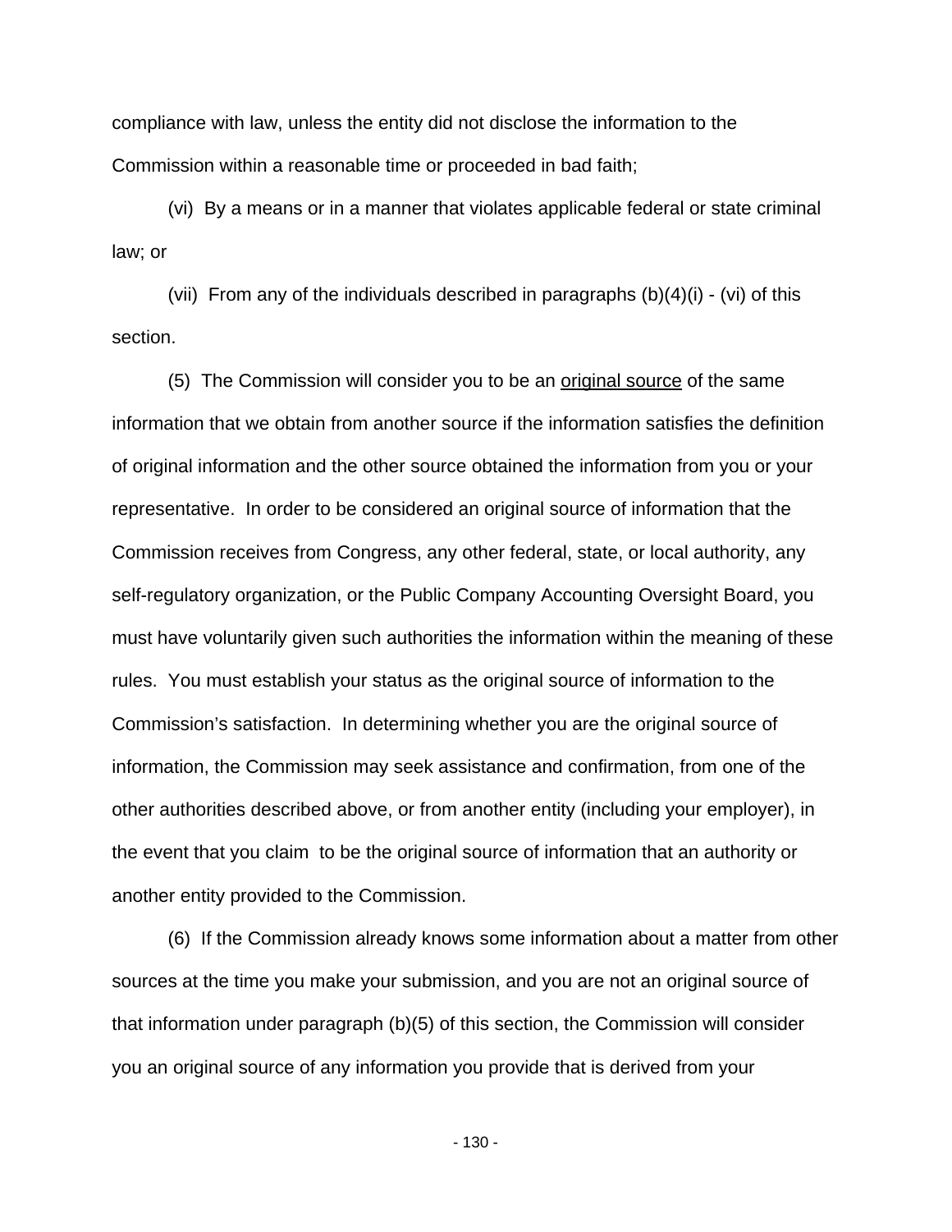compliance with law, unless the entity did not disclose the information to the Commission within a reasonable time or proceeded in bad faith;

(vi) By a means or in a manner that violates applicable federal or state criminal law; or

(vii) From any of the individuals described in paragraphs (b)(4)(i) - (vi) of this section.

(5) The Commission will consider you to be an original source of the same information that we obtain from another source if the information satisfies the definition of original information and the other source obtained the information from you or your representative. In order to be considered an original source of information that the Commission receives from Congress, any other federal, state, or local authority, any self-regulatory organization, or the Public Company Accounting Oversight Board, you must have voluntarily given such authorities the information within the meaning of these rules. You must establish your status as the original source of information to the Commission's satisfaction. In determining whether you are the original source of information, the Commission may seek assistance and confirmation, from one of the other authorities described above, or from another entity (including your employer), in the event that you claim to be the original source of information that an authority or another entity provided to the Commission.

(6) If the Commission already knows some information about a matter from other sources at the time you make your submission, and you are not an original source of that information under paragraph (b)(5) of this section, the Commission will consider you an original source of any information you provide that is derived from your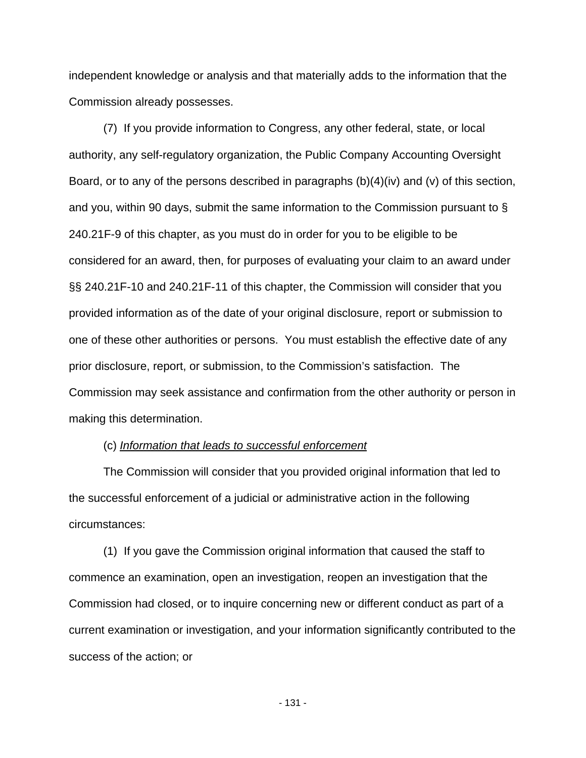independent knowledge or analysis and that materially adds to the information that the Commission already possesses.

(7) If you provide information to Congress, any other federal, state, or local authority, any self-regulatory organization, the Public Company Accounting Oversight Board, or to any of the persons described in paragraphs (b)(4)(iv) and (v) of this section, and you, within 90 days, submit the same information to the Commission pursuant to § 240.21F-9 of this chapter, as you must do in order for you to be eligible to be considered for an award, then, for purposes of evaluating your claim to an award under §§ 240.21F-10 and 240.21F-11 of this chapter, the Commission will consider that you provided information as of the date of your original disclosure, report or submission to one of these other authorities or persons. You must establish the effective date of any prior disclosure, report, or submission, to the Commission's satisfaction. The Commission may seek assistance and confirmation from the other authority or person in making this determination.

(c) *Information that leads to successful enforcement*

The Commission will consider that you provided original information that led to the successful enforcement of a judicial or administrative action in the following circumstances:

(1) If you gave the Commission original information that caused the staff to commence an examination, open an investigation, reopen an investigation that the Commission had closed, or to inquire concerning new or different conduct as part of a current examination or investigation, and your information significantly contributed to the success of the action; or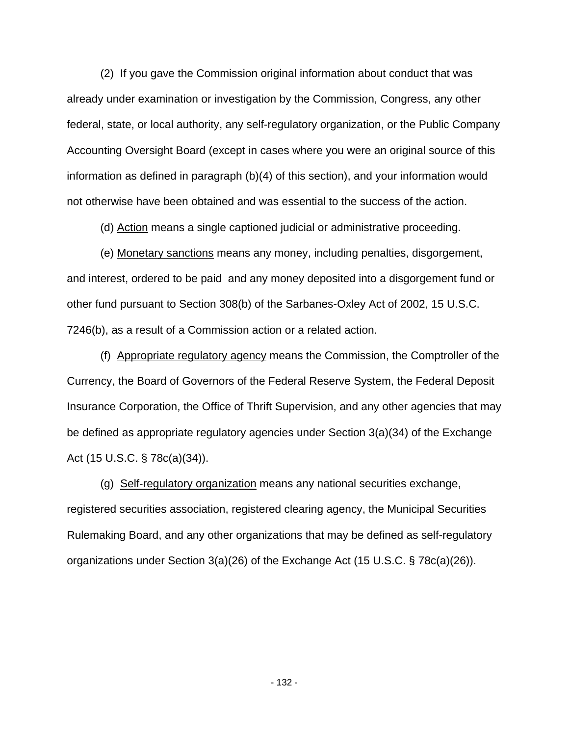(2) If you gave the Commission original information about conduct that was already under examination or investigation by the Commission, Congress, any other federal, state, or local authority, any self-regulatory organization, or the Public Company Accounting Oversight Board (except in cases where you were an original source of this information as defined in paragraph (b)(4) of this section), and your information would not otherwise have been obtained and was essential to the success of the action.

(d) <u>Action</u> means a single captioned judicial or administrative proceeding.

(e) <u>Monetary sanctions</u> means any money, including penalties, disgorgement, and interest, ordered to be paid and any money deposited into a disgorgement fund or other fund pursuant to Section 308(b) of the Sarbanes-Oxley Act of 2002, 15 U.S.C. 7246(b), as a result of a Commission action or a related action.

(f) <u>Appropriate regulatory agency</u> means the Commission, the Comptroller of the Currency, the Board of Governors of the Federal Reserve System, the Federal Deposit Insurance Corporation, the Office of Thrift Supervision, and any other agencies that may be defined as appropriate regulatory agencies under Section 3(a)(34) of the Exchange Act (15 U.S.C. § 78c(a)(34)).

(g) <u>Self-regulatory organization</u> means any national securities exchange, registered securities association, registered clearing agency, the Municipal Securities Rulemaking Board, and any other organizations that may be defined as self-regulatory organizations under Section 3(a)(26) of the Exchange Act (15 U.S.C. § 78c(a)(26)).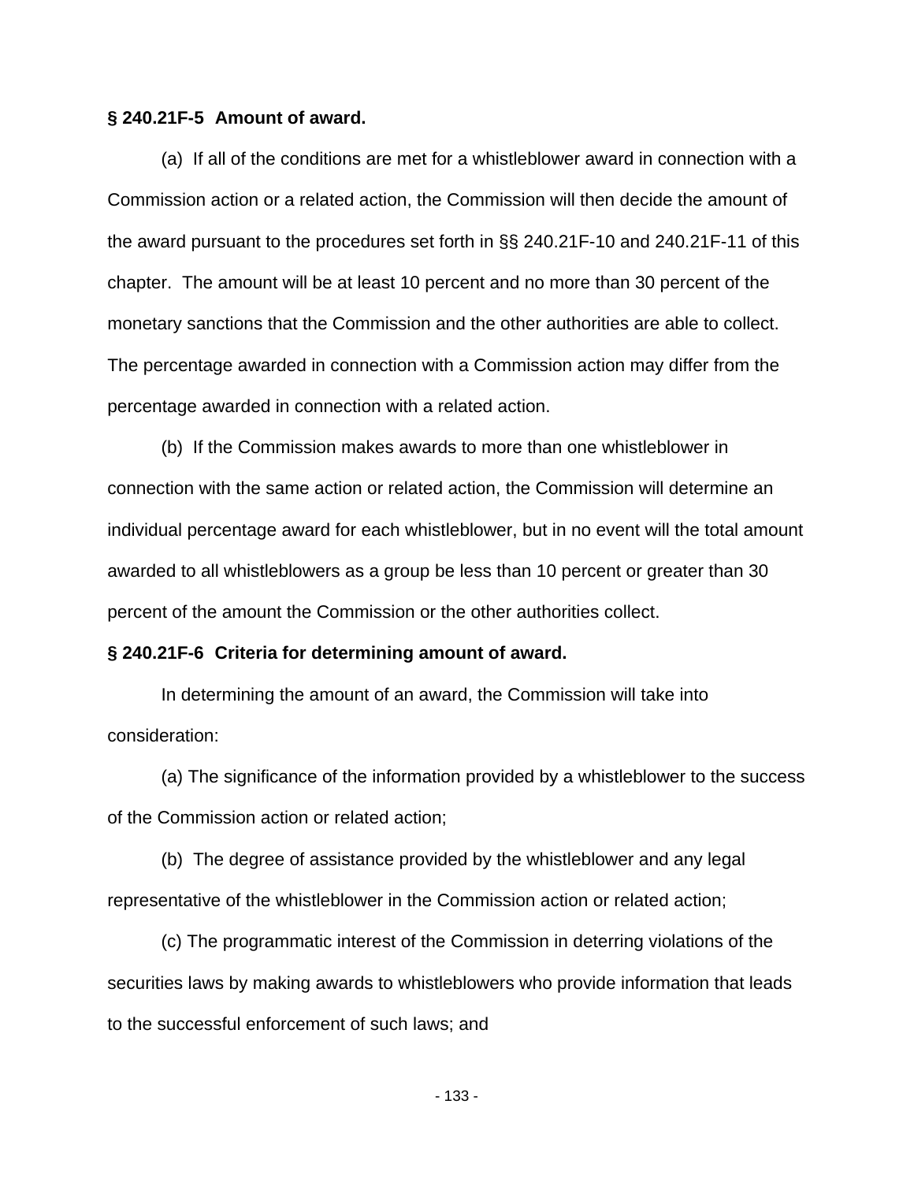**§ 240.21F-5 Amount of award.**

(a) If all of the conditions are met for a whistleblower award in connection with a Commission action or a related action, the Commission will then decide the amount of the award pursuant to the procedures set forth in §§ 240.21F-10 and 240.21F-11 of this chapter. The amount will be at least 10 percent and no more than 30 percent of the monetary sanctions that the Commission and the other authorities are able to collect. The percentage awarded in connection with a Commission action may differ from the percentage awarded in connection with a related action.

(b) If the Commission makes awards to more than one whistleblower in connection with the same action or related action, the Commission will determine an individual percentage award for each whistleblower, but in no event will the total amount awarded to all whistleblowers as a group be less than 10 percent or greater than 30 percent of the amount the Commission or the other authorities collect.

**§ 240.21F-6 Criteria for determining amount of award.**

In determining the amount of an award, the Commission will take into consideration:

(a) The significance of the information provided by a whistleblower to the success of the Commission action or related action;

(b) The degree of assistance provided by the whistleblower and any legal representative of the whistleblower in the Commission action or related action;

(c) The programmatic interest of the Commission in deterring violations of the securities laws by making awards to whistleblowers who provide information that leads to the successful enforcement of such laws; and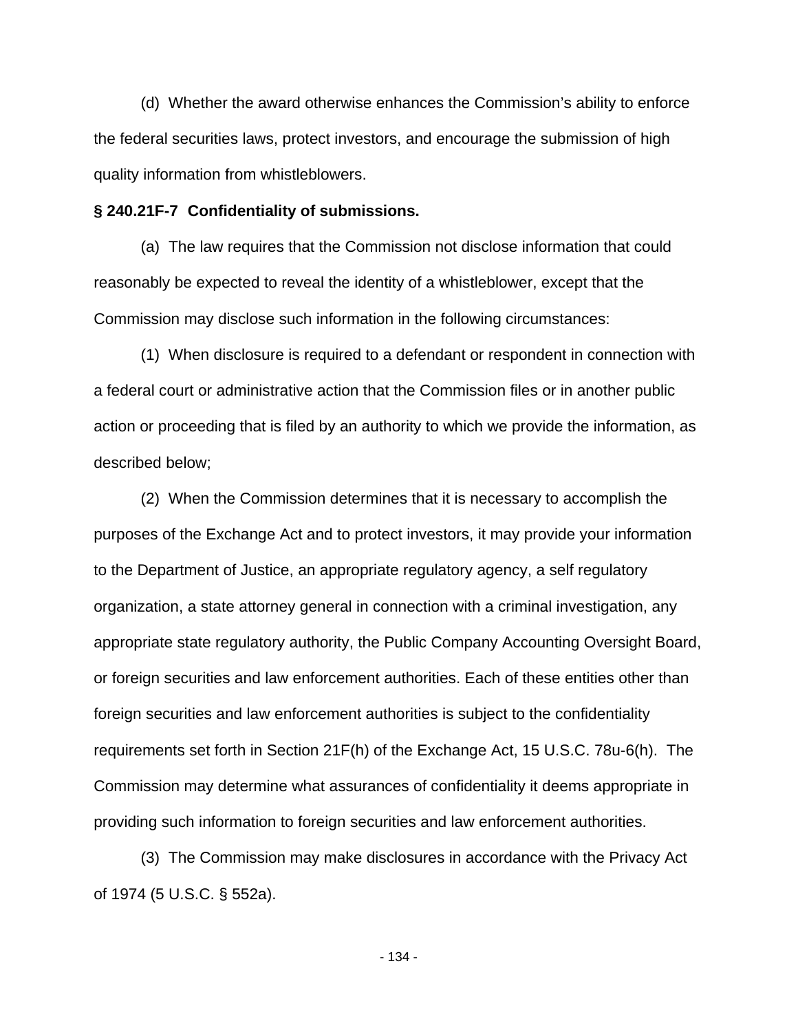(d) Whether the award otherwise enhances the Commission's ability to enforce the federal securities laws, protect investors, and encourage the submission of high quality information from whistleblowers.

**§ 240.21F-7 Confidentiality of submissions.**

(a) The law requires that the Commission not disclose information that could reasonably be expected to reveal the identity of a whistleblower, except that the Commission may disclose such information in the following circumstances:

(1) When disclosure is required to a defendant or respondent in connection with a federal court or administrative action that the Commission files or in another public action or proceeding that is filed by an authority to which we provide the information, as described below;

(2) When the Commission determines that it is necessary to accomplish the purposes of the Exchange Act and to protect investors, it may provide your information to the Department of Justice, an appropriate regulatory agency, a self regulatory organization, a state attorney general in connection with a criminal investigation, any appropriate state regulatory authority, the Public Company Accounting Oversight Board, or foreign securities and law enforcement authorities. Each of these entities other than foreign securities and law enforcement authorities is subject to the confidentiality requirements set forth in Section 21F(h) of the Exchange Act, 15 U.S.C. 78u-6(h). The Commission may determine what assurances of confidentiality it deems appropriate in providing such information to foreign securities and law enforcement authorities.

(3) The Commission may make disclosures in accordance with the Privacy Act of 1974 (5 U.S.C. § 552a).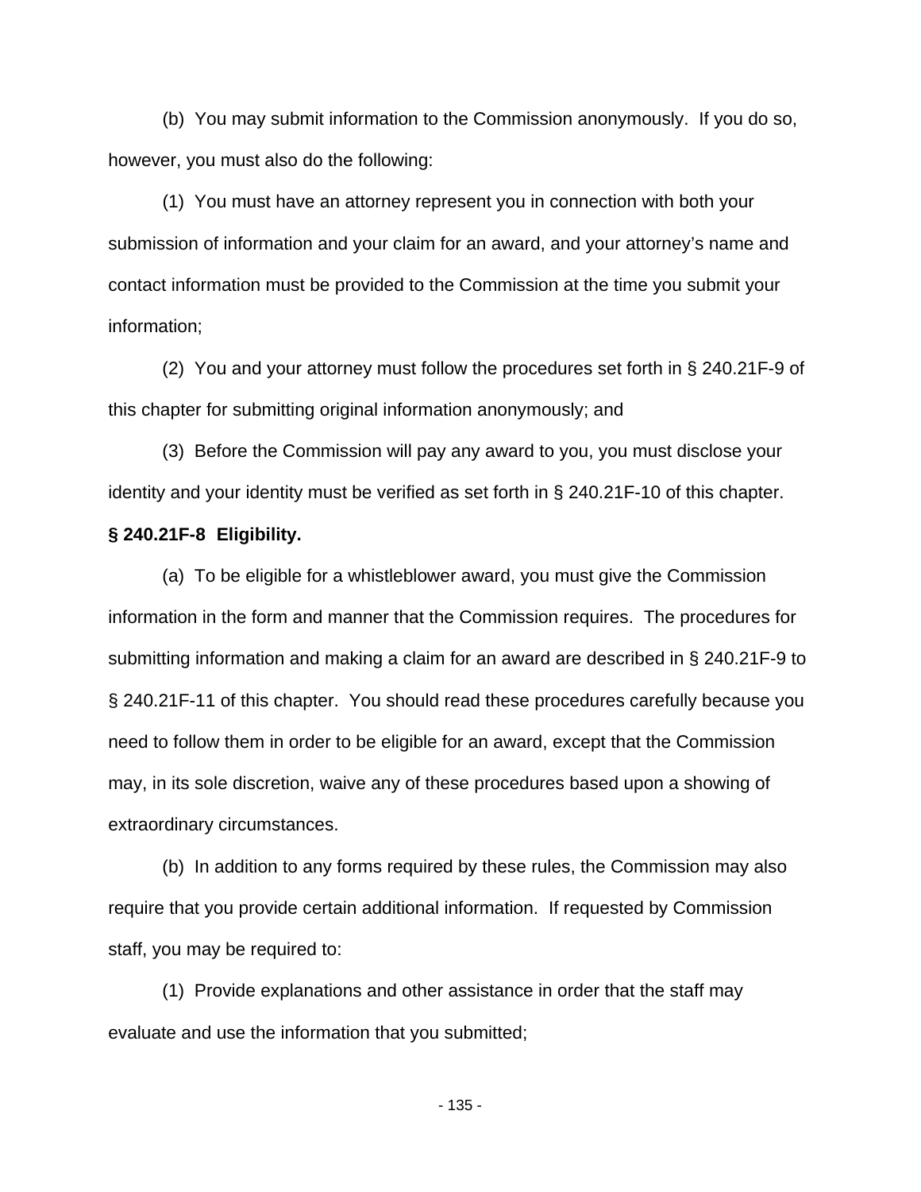(b) You may submit information to the Commission anonymously. If you do so, however, you must also do the following:

(1) You must have an attorney represent you in connection with both your submission of information and your claim for an award, and your attorney's name and contact information must be provided to the Commission at the time you submit your information;

(2) You and your attorney must follow the procedures set forth in § 240.21F-9 of this chapter for submitting original information anonymously; and

(3) Before the Commission will pay any award to you, you must disclose your identity and your identity must be verified as set forth in § 240.21F-10 of this chapter.

**§ 240.21F-8 Eligibility.**

(a) To be eligible for a whistleblower award, you must give the Commission information in the form and manner that the Commission requires. The procedures for submitting information and making a claim for an award are described in § 240.21F-9 to § 240.21F-11 of this chapter. You should read these procedures carefully because you need to follow them in order to be eligible for an award, except that the Commission may, in its sole discretion, waive any of these procedures based upon a showing of extraordinary circumstances.

(b) In addition to any forms required by these rules, the Commission may also require that you provide certain additional information. If requested by Commission staff, you may be required to:

(1) Provide explanations and other assistance in order that the staff may evaluate and use the information that you submitted;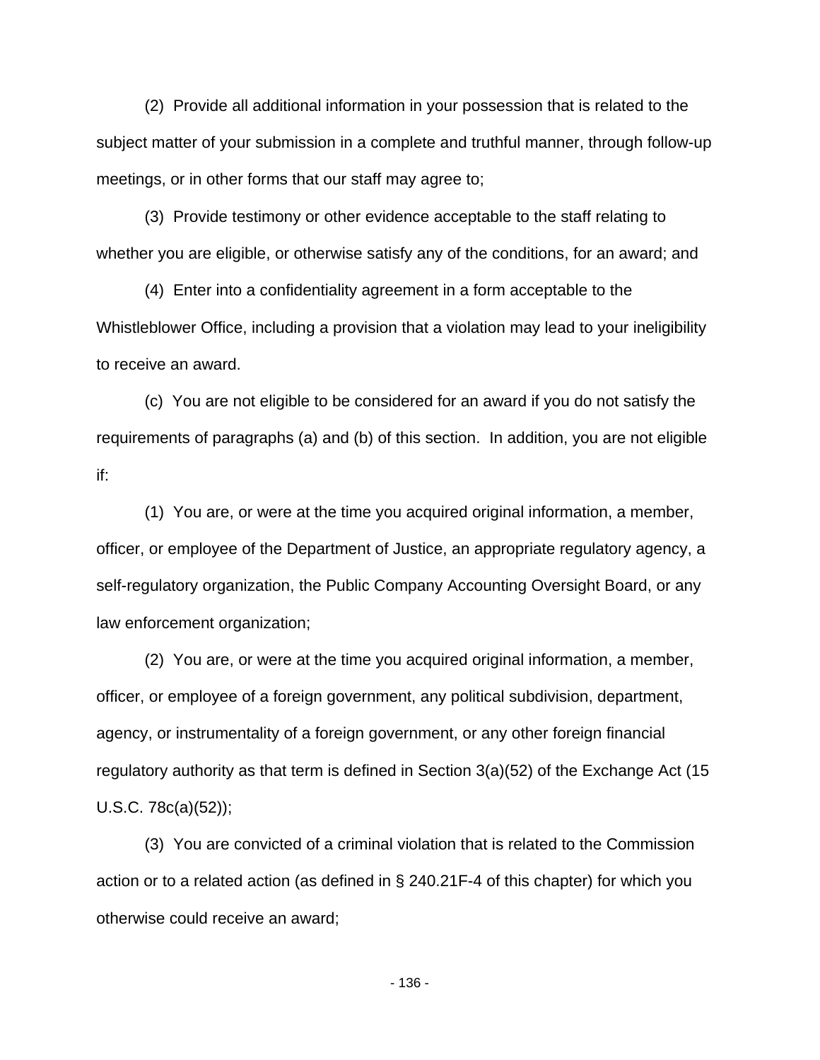(2) Provide all additional information in your possession that is related to the subject matter of your submission in a complete and truthful manner, through follow-up meetings, or in other forms that our staff may agree to;

(3) Provide testimony or other evidence acceptable to the staff relating to whether you are eligible, or otherwise satisfy any of the conditions, for an award; and

(4) Enter into a confidentiality agreement in a form acceptable to the Whistleblower Office, including a provision that a violation may lead to your ineligibility to receive an award.

(c) You are not eligible to be considered for an award if you do not satisfy the requirements of paragraphs (a) and (b) of this section. In addition, you are not eligible if:

(1) You are, or were at the time you acquired original information, a member, officer, or employee of the Department of Justice, an appropriate regulatory agency, a self-regulatory organization, the Public Company Accounting Oversight Board, or any law enforcement organization;

(2) You are, or were at the time you acquired original information, a member, officer, or employee of a foreign government, any political subdivision, department, agency, or instrumentality of a foreign government, or any other foreign financial regulatory authority as that term is defined in Section 3(a)(52) of the Exchange Act (15 U.S.C. 78c(a)(52));

(3) You are convicted of a criminal violation that is related to the Commission action or to a related action (as defined in § 240.21F-4 of this chapter) for which you otherwise could receive an award;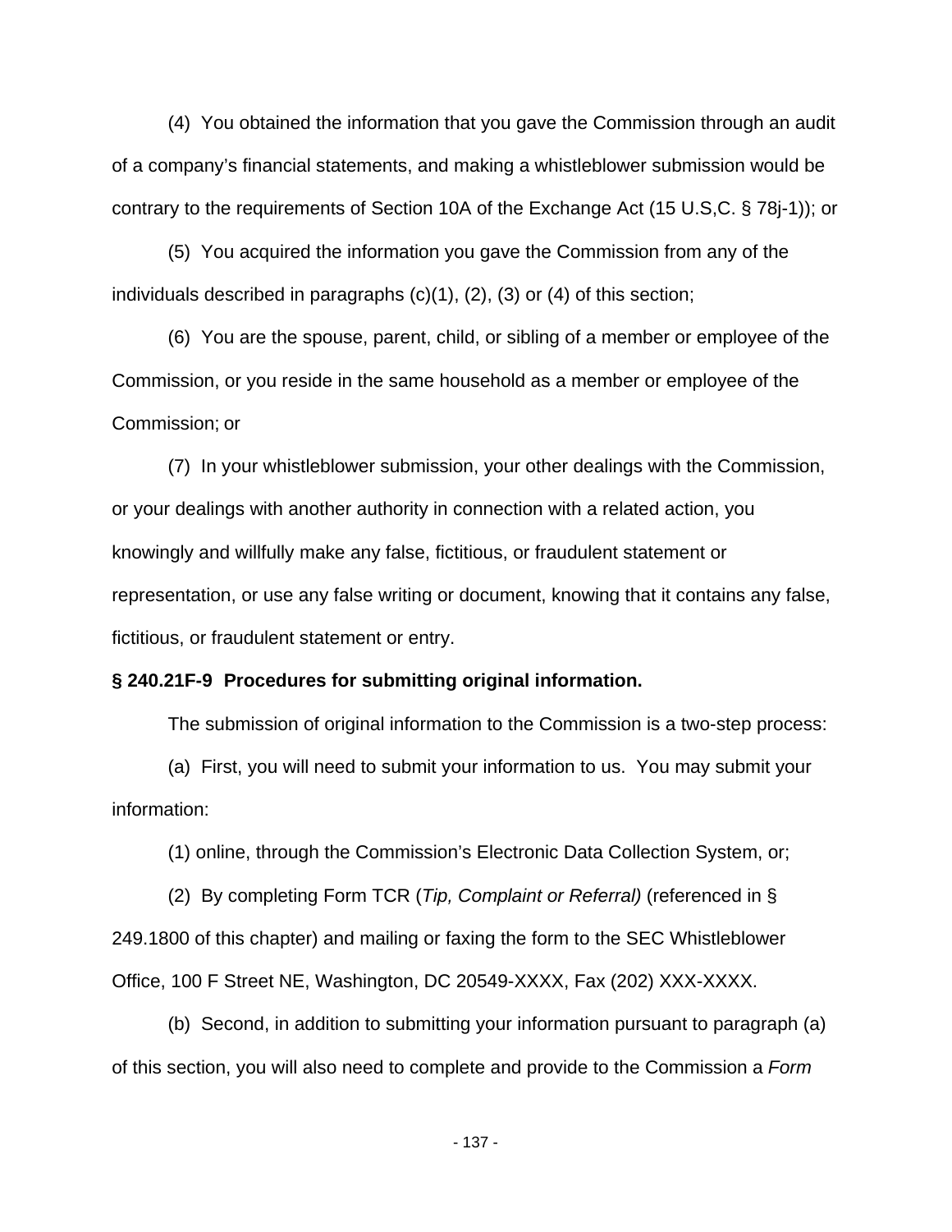(4) You obtained the information that you gave the Commission through an audit of a company's financial statements, and making a whistleblower submission would be contrary to the requirements of Section 10A of the Exchange Act (15 U.S,C. § 78j-1)); or

(5) You acquired the information you gave the Commission from any of the individuals described in paragraphs (c)(1), (2), (3) or (4) of this section;

(6) You are the spouse, parent, child, or sibling of a member or employee of the Commission, or you reside in the same household as a member or employee of the Commission; or

(7) In your whistleblower submission, your other dealings with the Commission, or your dealings with another authority in connection with a related action, you knowingly and willfully make any false, fictitious, or fraudulent statement or representation, or use any false writing or document, knowing that it contains any false, fictitious, or fraudulent statement or entry.

**§ 240.21F-9 Procedures for submitting original information.**

The submission of original information to the Commission is a two-step process:

(a) First, you will need to submit your information to us. You may submit your information:

(1) online, through the Commission's Electronic Data Collection System, or;

(2) By completing Form TCR (*Tip, Complaint or Referral)* (referenced in § 249.1800 of this chapter) and mailing or faxing the form to the SEC Whistleblower Office, 100 F Street NE, Washington, DC 20549-XXXX, Fax (202) XXX-XXXX.

(b) Second, in addition to submitting your information pursuant to paragraph (a) of this section, you will also need to complete and provide to the Commission a *Form*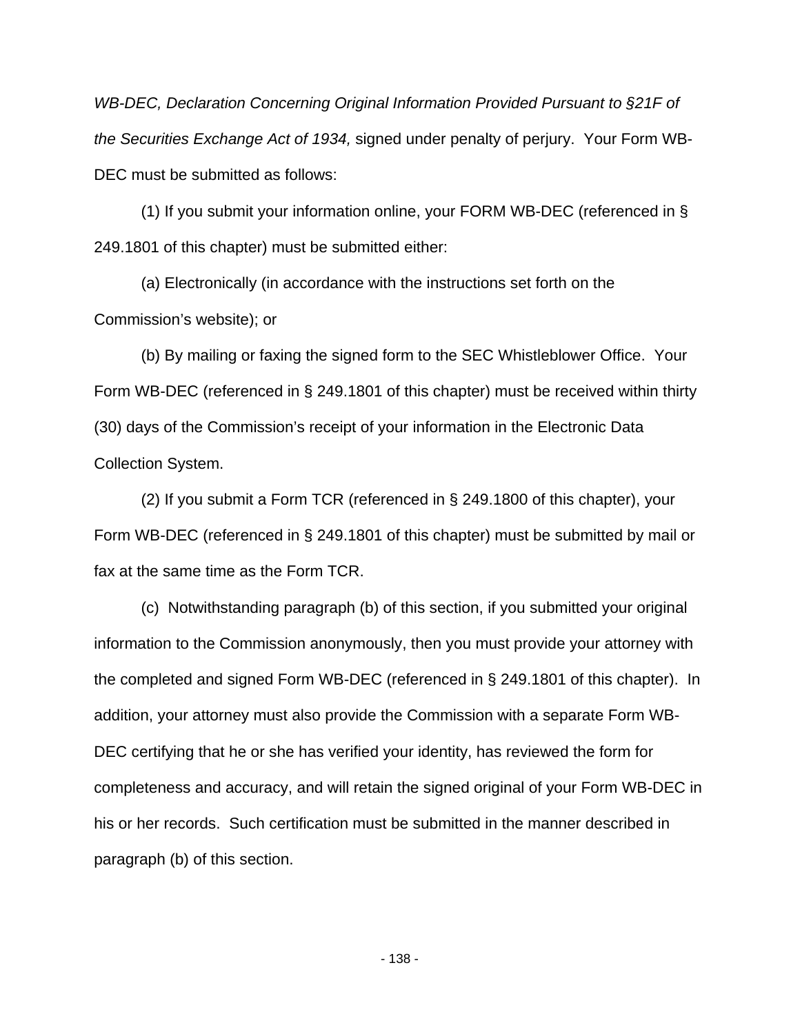*WB-DEC, Declaration Concerning Original Information Provided Pursuant to §21F of the Securities Exchange Act of 1934,* signed under penalty of perjury. Your Form WB-DEC must be submitted as follows:

(1) If you submit your information online, your FORM WB-DEC (referenced in § 249.1801 of this chapter) must be submitted either:

(a) Electronically (in accordance with the instructions set forth on the Commission's website); or

(b) By mailing or faxing the signed form to the SEC Whistleblower Office. Your Form WB-DEC (referenced in § 249.1801 of this chapter) must be received within thirty (30) days of the Commission's receipt of your information in the Electronic Data Collection System.

(2) If you submit a Form TCR (referenced in § 249.1800 of this chapter), your Form WB-DEC (referenced in § 249.1801 of this chapter) must be submitted by mail or fax at the same time as the Form TCR.

(c) Notwithstanding paragraph (b) of this section, if you submitted your original information to the Commission anonymously, then you must provide your attorney with the completed and signed Form WB-DEC (referenced in § 249.1801 of this chapter). In addition, your attorney must also provide the Commission with a separate Form WB-DEC certifying that he or she has verified your identity, has reviewed the form for completeness and accuracy, and will retain the signed original of your Form WB-DEC in his or her records. Such certification must be submitted in the manner described in paragraph (b) of this section.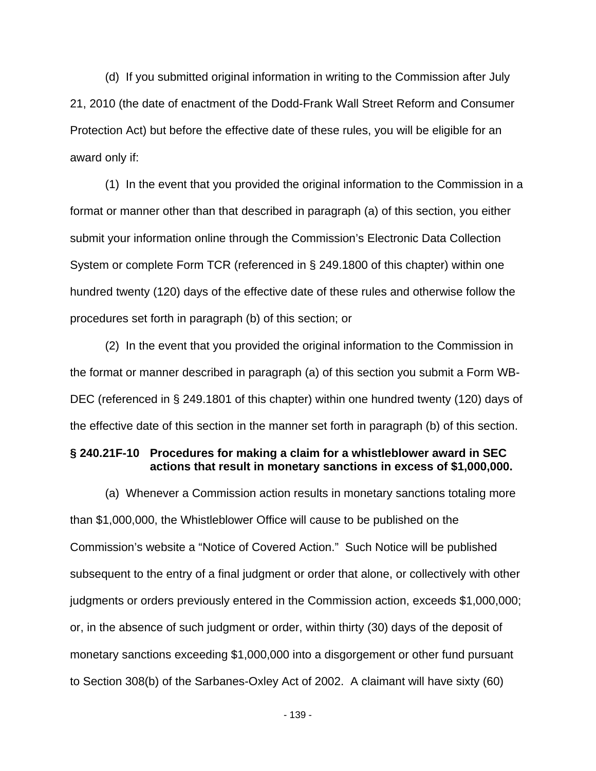(d) If you submitted original information in writing to the Commission after July 21, 2010 (the date of enactment of the Dodd-Frank Wall Street Reform and Consumer Protection Act) but before the effective date of these rules, you will be eligible for an award only if:

(1) In the event that you provided the original information to the Commission in a format or manner other than that described in paragraph (a) of this section, you either submit your information online through the Commission's Electronic Data Collection System or complete Form TCR (referenced in § 249.1800 of this chapter) within one hundred twenty (120) days of the effective date of these rules and otherwise follow the procedures set forth in paragraph (b) of this section; or

(2) In the event that you provided the original information to the Commission in the format or manner described in paragraph (a) of this section you submit a Form WB-DEC (referenced in § 249.1801 of this chapter) within one hundred twenty (120) days of the effective date of this section in the manner set forth in paragraph (b) of this section.

**§ 240.21F-10 Procedures for making a claim for a whistleblower award in SEC actions that result in monetary sanctions in excess of $1,000,000.**

(a) Whenever a Commission action results in monetary sanctions totaling more than $1,000,000, the Whistleblower Office will cause to be published on the Commission's website a "Notice of Covered Action." Such Notice will be published subsequent to the entry of a final judgment or order that alone, or collectively with other judgments or orders previously entered in the Commission action, exceeds $1,000,000; or, in the absence of such judgment or order, within thirty (30) days of the deposit of monetary sanctions exceeding $1,000,000 into a disgorgement or other fund pursuant to Section 308(b) of the Sarbanes-Oxley Act of 2002. A claimant will have sixty (60)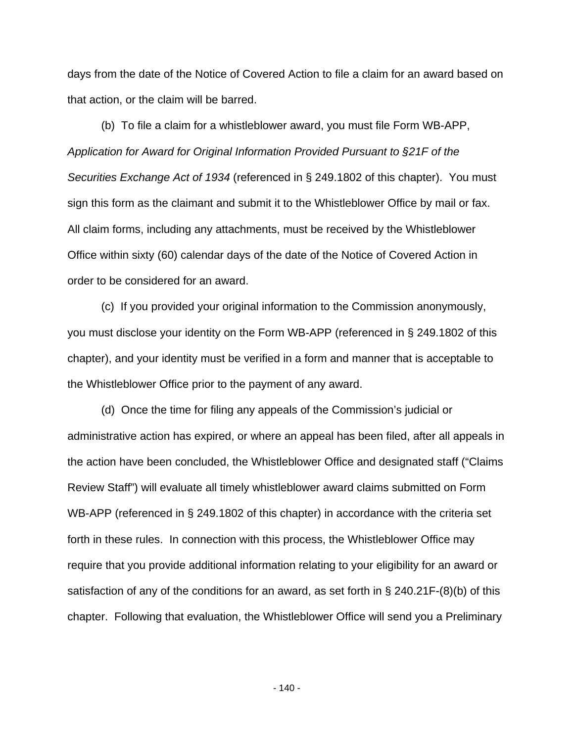days from the date of the Notice of Covered Action to file a claim for an award based on that action, or the claim will be barred.

(b) To file a claim for a whistleblower award, you must file Form WB-APP, *Application for Award for Original Information Provided Pursuant to §21F of the Securities Exchange Act of 1934* (referenced in § 249.1802 of this chapter). You must sign this form as the claimant and submit it to the Whistleblower Office by mail or fax. All claim forms, including any attachments, must be received by the Whistleblower Office within sixty (60) calendar days of the date of the Notice of Covered Action in order to be considered for an award.

(c) If you provided your original information to the Commission anonymously, you must disclose your identity on the Form WB-APP (referenced in § 249.1802 of this chapter), and your identity must be verified in a form and manner that is acceptable to the Whistleblower Office prior to the payment of any award.

(d) Once the time for filing any appeals of the Commission's judicial or administrative action has expired, or where an appeal has been filed, after all appeals in the action have been concluded, the Whistleblower Office and designated staff ("Claims Review Staff") will evaluate all timely whistleblower award claims submitted on Form WB-APP (referenced in § 249.1802 of this chapter) in accordance with the criteria set forth in these rules. In connection with this process, the Whistleblower Office may require that you provide additional information relating to your eligibility for an award or satisfaction of any of the conditions for an award, as set forth in § 240.21F-(8)(b) of this chapter. Following that evaluation, the Whistleblower Office will send you a Preliminary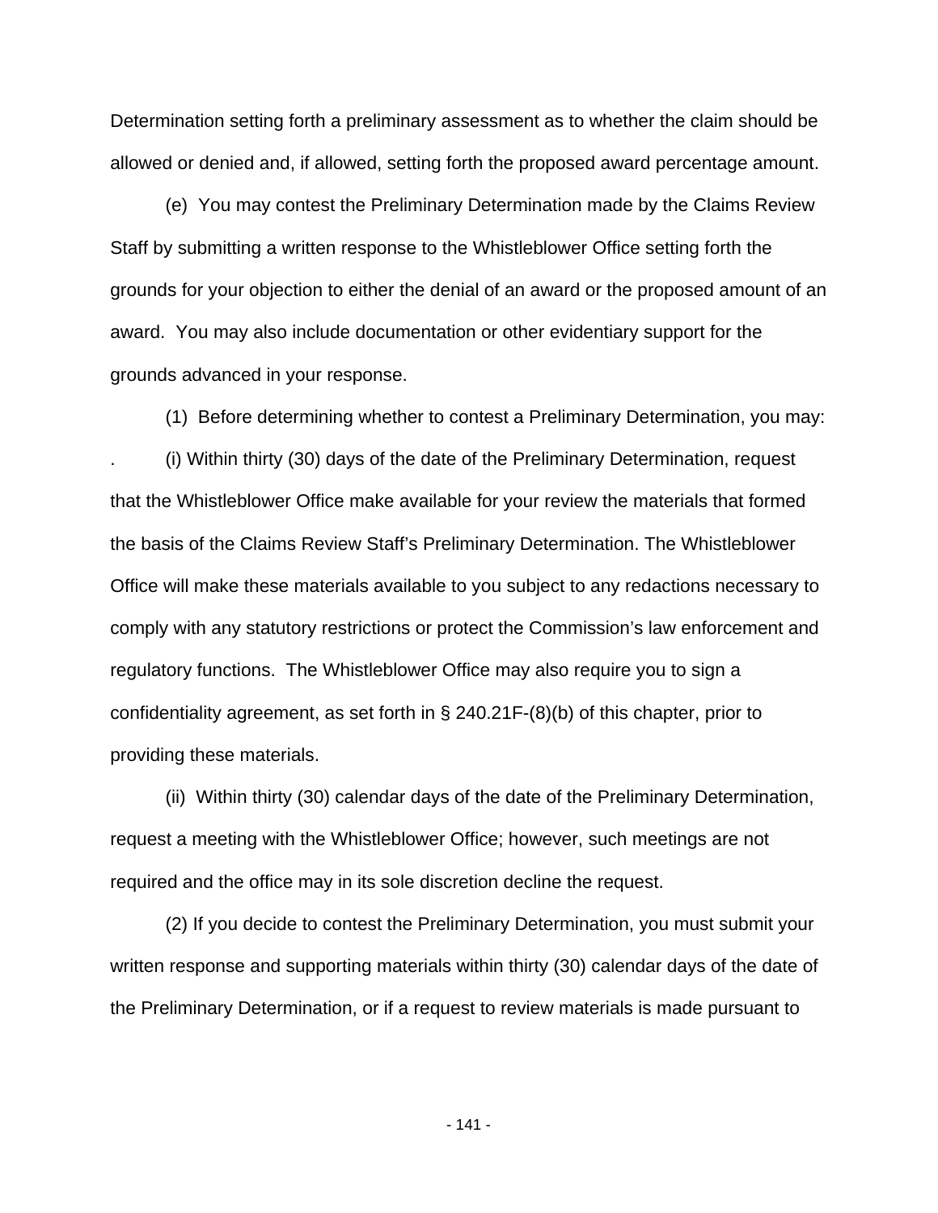Determination setting forth a preliminary assessment as to whether the claim should be allowed or denied and, if allowed, setting forth the proposed award percentage amount.

(e) You may contest the Preliminary Determination made by the Claims Review Staff by submitting a written response to the Whistleblower Office setting forth the grounds for your objection to either the denial of an award or the proposed amount of an award. You may also include documentation or other evidentiary support for the grounds advanced in your response.

(1) Before determining whether to contest a Preliminary Determination, you may:

. (i) Within thirty (30) days of the date of the Preliminary Determination, request that the Whistleblower Office make available for your review the materials that formed the basis of the Claims Review Staff's Preliminary Determination. The Whistleblower Office will make these materials available to you subject to any redactions necessary to comply with any statutory restrictions or protect the Commission's law enforcement and regulatory functions. The Whistleblower Office may also require you to sign a confidentiality agreement, as set forth in § 240.21F-(8)(b) of this chapter, prior to providing these materials.

(ii) Within thirty (30) calendar days of the date of the Preliminary Determination, request a meeting with the Whistleblower Office; however, such meetings are not required and the office may in its sole discretion decline the request.

(2) If you decide to contest the Preliminary Determination, you must submit your written response and supporting materials within thirty (30) calendar days of the date of the Preliminary Determination, or if a request to review materials is made pursuant to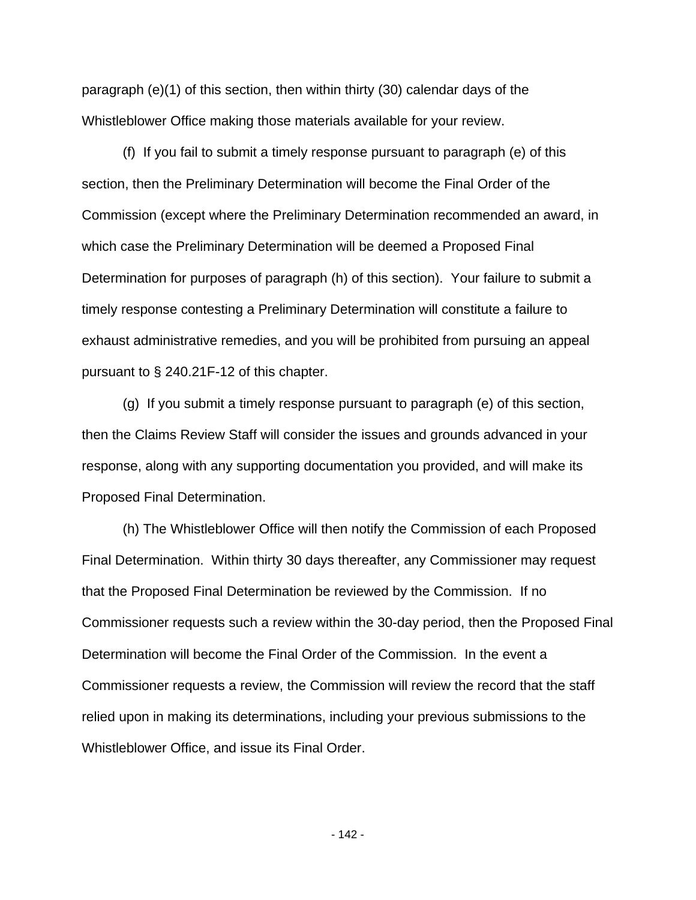paragraph (e)(1) of this section, then within thirty (30) calendar days of the Whistleblower Office making those materials available for your review.

(f) If you fail to submit a timely response pursuant to paragraph (e) of this section, then the Preliminary Determination will become the Final Order of the Commission (except where the Preliminary Determination recommended an award, in which case the Preliminary Determination will be deemed a Proposed Final Determination for purposes of paragraph (h) of this section). Your failure to submit a timely response contesting a Preliminary Determination will constitute a failure to exhaust administrative remedies, and you will be prohibited from pursuing an appeal pursuant to § 240.21F-12 of this chapter.

(g) If you submit a timely response pursuant to paragraph (e) of this section, then the Claims Review Staff will consider the issues and grounds advanced in your response, along with any supporting documentation you provided, and will make its Proposed Final Determination.

(h) The Whistleblower Office will then notify the Commission of each Proposed Final Determination. Within thirty 30 days thereafter, any Commissioner may request that the Proposed Final Determination be reviewed by the Commission. If no Commissioner requests such a review within the 30-day period, then the Proposed Final Determination will become the Final Order of the Commission. In the event a Commissioner requests a review, the Commission will review the record that the staff relied upon in making its determinations, including your previous submissions to the Whistleblower Office, and issue its Final Order.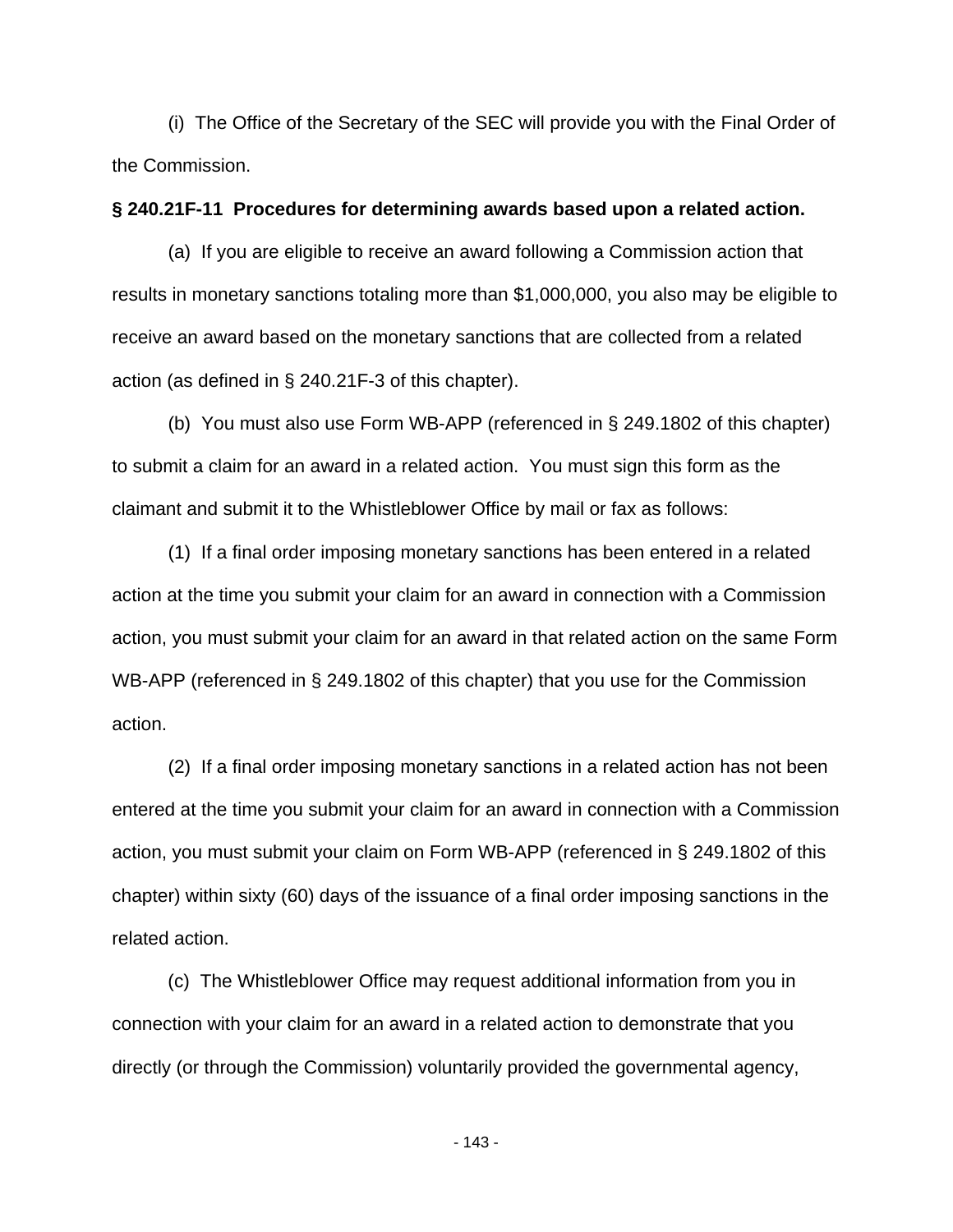(i) The Office of the Secretary of the SEC will provide you with the Final Order of the Commission.

**§ 240.21F-11 Procedures for determining awards based upon a related action.**

(a) If you are eligible to receive an award following a Commission action that results in monetary sanctions totaling more than $1,000,000, you also may be eligible to receive an award based on the monetary sanctions that are collected from a related action (as defined in § 240.21F-3 of this chapter).

(b) You must also use Form WB-APP (referenced in § 249.1802 of this chapter) to submit a claim for an award in a related action. You must sign this form as the claimant and submit it to the Whistleblower Office by mail or fax as follows:

(1) If a final order imposing monetary sanctions has been entered in a related action at the time you submit your claim for an award in connection with a Commission action, you must submit your claim for an award in that related action on the same Form WB-APP (referenced in § 249.1802 of this chapter) that you use for the Commission action.

(2) If a final order imposing monetary sanctions in a related action has not been entered at the time you submit your claim for an award in connection with a Commission action, you must submit your claim on Form WB-APP (referenced in § 249.1802 of this chapter) within sixty (60) days of the issuance of a final order imposing sanctions in the related action.

(c) The Whistleblower Office may request additional information from you in connection with your claim for an award in a related action to demonstrate that you directly (or through the Commission) voluntarily provided the governmental agency,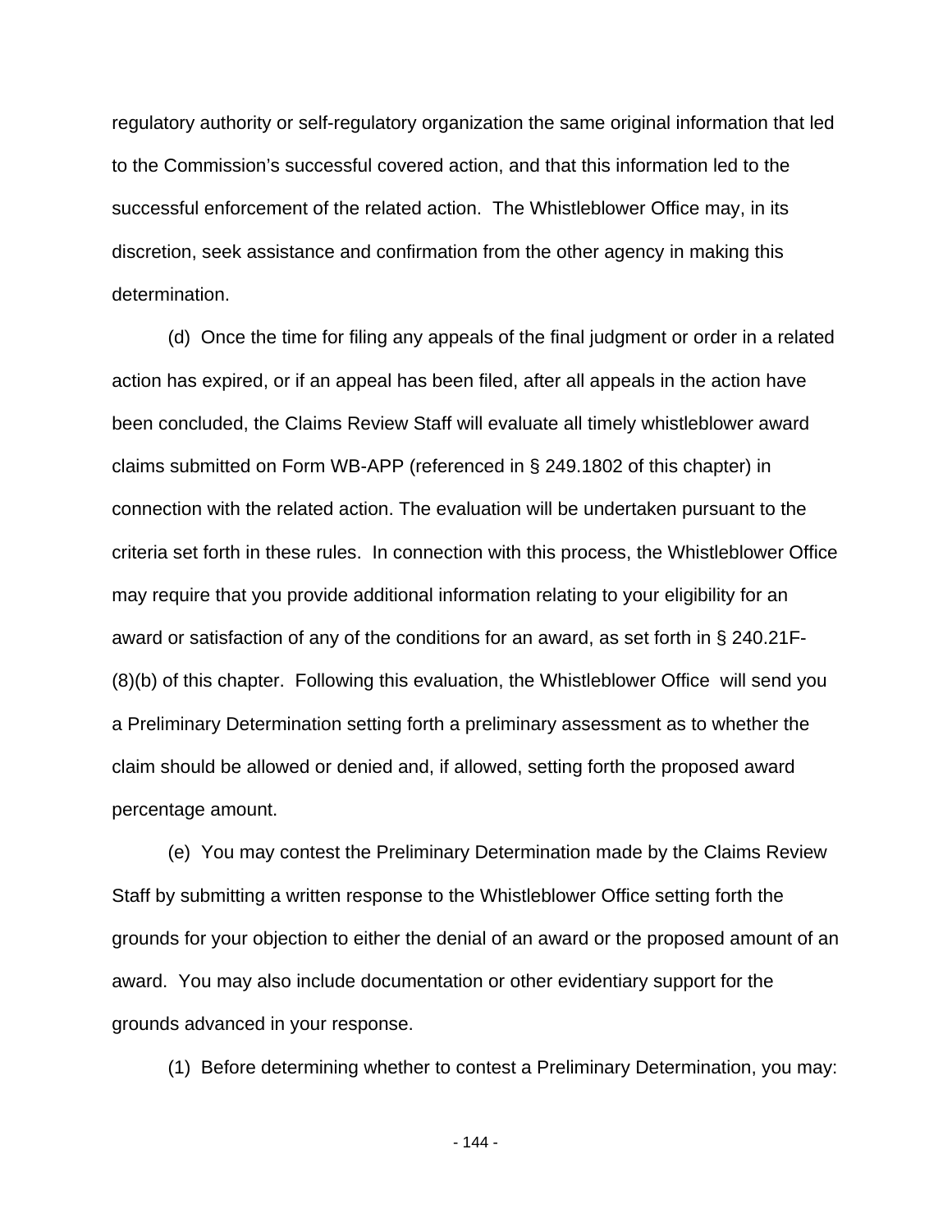regulatory authority or self-regulatory organization the same original information that led to the Commission's successful covered action, and that this information led to the successful enforcement of the related action. The Whistleblower Office may, in its discretion, seek assistance and confirmation from the other agency in making this determination.

(d) Once the time for filing any appeals of the final judgment or order in a related action has expired, or if an appeal has been filed, after all appeals in the action have been concluded, the Claims Review Staff will evaluate all timely whistleblower award claims submitted on Form WB-APP (referenced in § 249.1802 of this chapter) in connection with the related action. The evaluation will be undertaken pursuant to the criteria set forth in these rules. In connection with this process, the Whistleblower Office may require that you provide additional information relating to your eligibility for an award or satisfaction of any of the conditions for an award, as set forth in § 240.21F-(8)(b) of this chapter. Following this evaluation, the Whistleblower Office will send you a Preliminary Determination setting forth a preliminary assessment as to whether the claim should be allowed or denied and, if allowed, setting forth the proposed award percentage amount.

(e) You may contest the Preliminary Determination made by the Claims Review Staff by submitting a written response to the Whistleblower Office setting forth the grounds for your objection to either the denial of an award or the proposed amount of an award. You may also include documentation or other evidentiary support for the grounds advanced in your response.

(1) Before determining whether to contest a Preliminary Determination, you may: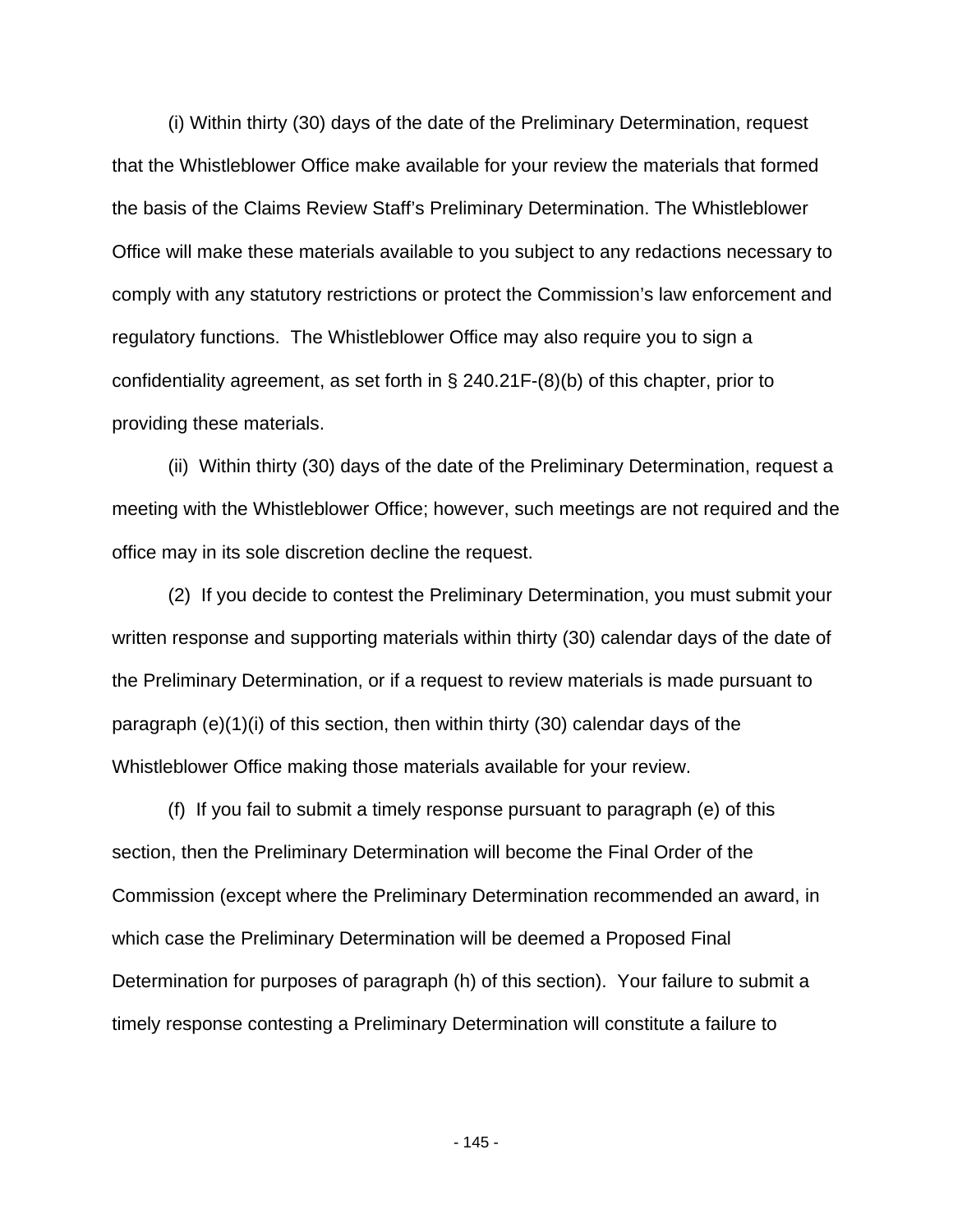(i) Within thirty (30) days of the date of the Preliminary Determination, request that the Whistleblower Office make available for your review the materials that formed the basis of the Claims Review Staff's Preliminary Determination. The Whistleblower Office will make these materials available to you subject to any redactions necessary to comply with any statutory restrictions or protect the Commission's law enforcement and regulatory functions. The Whistleblower Office may also require you to sign a confidentiality agreement, as set forth in § 240.21F-(8)(b) of this chapter, prior to providing these materials.

(ii) Within thirty (30) days of the date of the Preliminary Determination, request a meeting with the Whistleblower Office; however, such meetings are not required and the office may in its sole discretion decline the request.

(2) If you decide to contest the Preliminary Determination, you must submit your written response and supporting materials within thirty (30) calendar days of the date of the Preliminary Determination, or if a request to review materials is made pursuant to paragraph (e)(1)(i) of this section, then within thirty (30) calendar days of the Whistleblower Office making those materials available for your review.

(f) If you fail to submit a timely response pursuant to paragraph (e) of this section, then the Preliminary Determination will become the Final Order of the Commission (except where the Preliminary Determination recommended an award, in which case the Preliminary Determination will be deemed a Proposed Final Determination for purposes of paragraph (h) of this section). Your failure to submit a timely response contesting a Preliminary Determination will constitute a failure to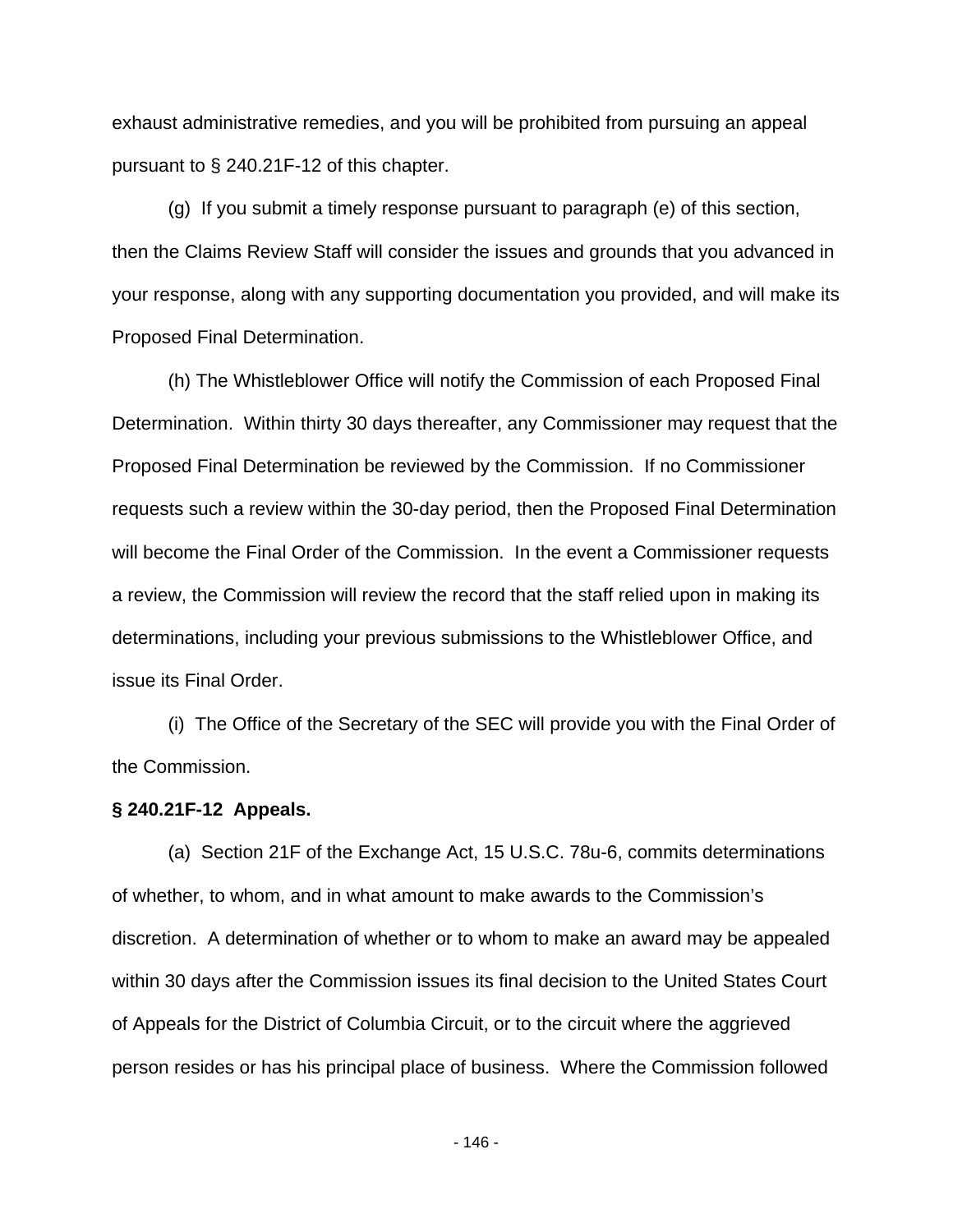exhaust administrative remedies, and you will be prohibited from pursuing an appeal pursuant to § 240.21F-12 of this chapter.

(g) If you submit a timely response pursuant to paragraph (e) of this section, then the Claims Review Staff will consider the issues and grounds that you advanced in your response, along with any supporting documentation you provided, and will make its Proposed Final Determination.

(h) The Whistleblower Office will notify the Commission of each Proposed Final Determination. Within thirty 30 days thereafter, any Commissioner may request that the Proposed Final Determination be reviewed by the Commission. If no Commissioner requests such a review within the 30-day period, then the Proposed Final Determination will become the Final Order of the Commission. In the event a Commissioner requests a review, the Commission will review the record that the staff relied upon in making its determinations, including your previous submissions to the Whistleblower Office, and issue its Final Order.

(i) The Office of the Secretary of the SEC will provide you with the Final Order of the Commission.

**§ 240.21F-12 Appeals.**

(a) Section 21F of the Exchange Act, 15 U.S.C. 78u-6, commits determinations of whether, to whom, and in what amount to make awards to the Commission's discretion. A determination of whether or to whom to make an award may be appealed within 30 days after the Commission issues its final decision to the United States Court of Appeals for the District of Columbia Circuit, or to the circuit where the aggrieved person resides or has his principal place of business. Where the Commission followed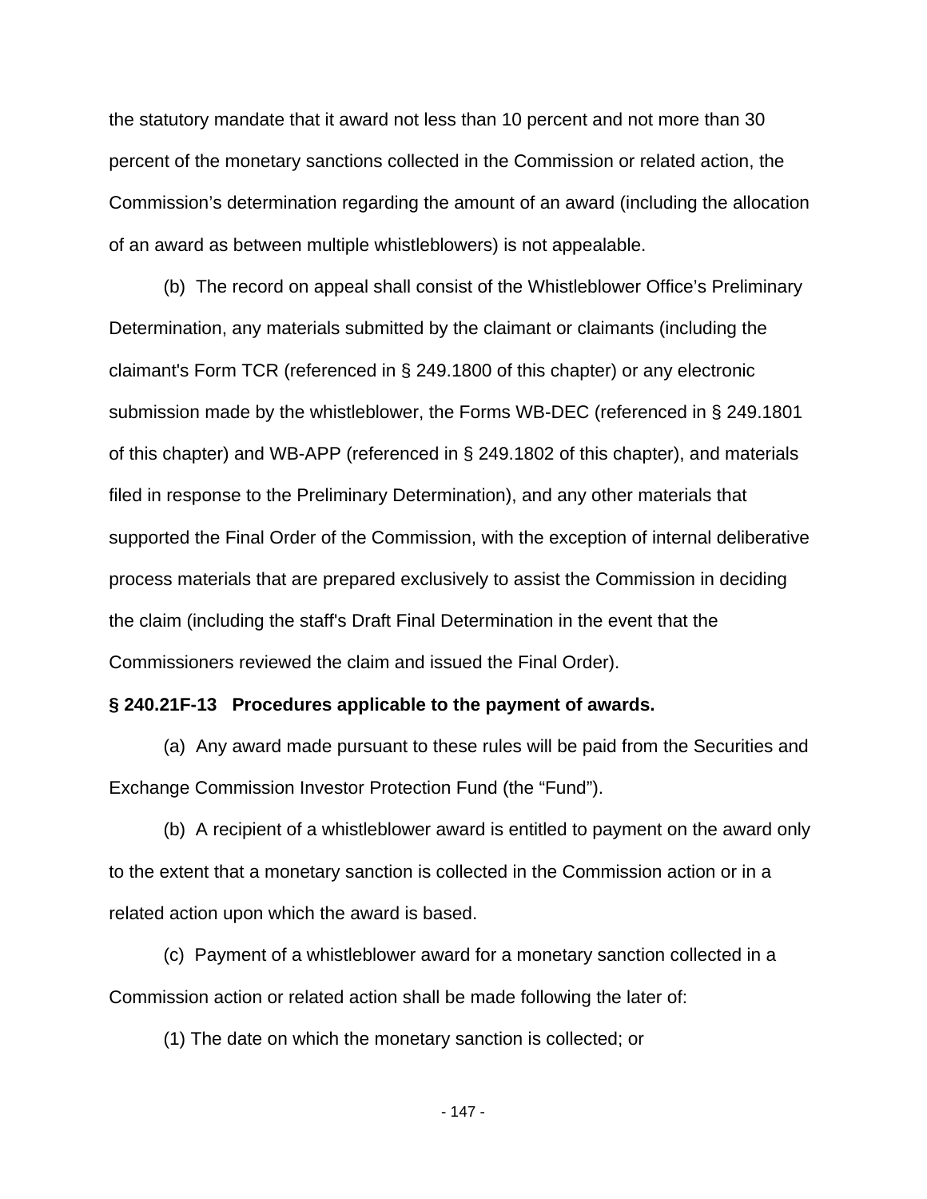the statutory mandate that it award not less than 10 percent and not more than 30 percent of the monetary sanctions collected in the Commission or related action, the Commission's determination regarding the amount of an award (including the allocation of an award as between multiple whistleblowers) is not appealable.

(b) The record on appeal shall consist of the Whistleblower Office's Preliminary Determination, any materials submitted by the claimant or claimants (including the claimant's Form TCR (referenced in § 249.1800 of this chapter) or any electronic submission made by the whistleblower, the Forms WB-DEC (referenced in § 249.1801 of this chapter) and WB-APP (referenced in § 249.1802 of this chapter), and materials filed in response to the Preliminary Determination), and any other materials that supported the Final Order of the Commission, with the exception of internal deliberative process materials that are prepared exclusively to assist the Commission in deciding the claim (including the staff's Draft Final Determination in the event that the Commissioners reviewed the claim and issued the Final Order).

**§ 240.21F-13 Procedures applicable to the payment of awards.**

(a) Any award made pursuant to these rules will be paid from the Securities and Exchange Commission Investor Protection Fund (the "Fund").

(b) A recipient of a whistleblower award is entitled to payment on the award only to the extent that a monetary sanction is collected in the Commission action or in a related action upon which the award is based.

(c) Payment of a whistleblower award for a monetary sanction collected in a Commission action or related action shall be made following the later of:

(1) The date on which the monetary sanction is collected; or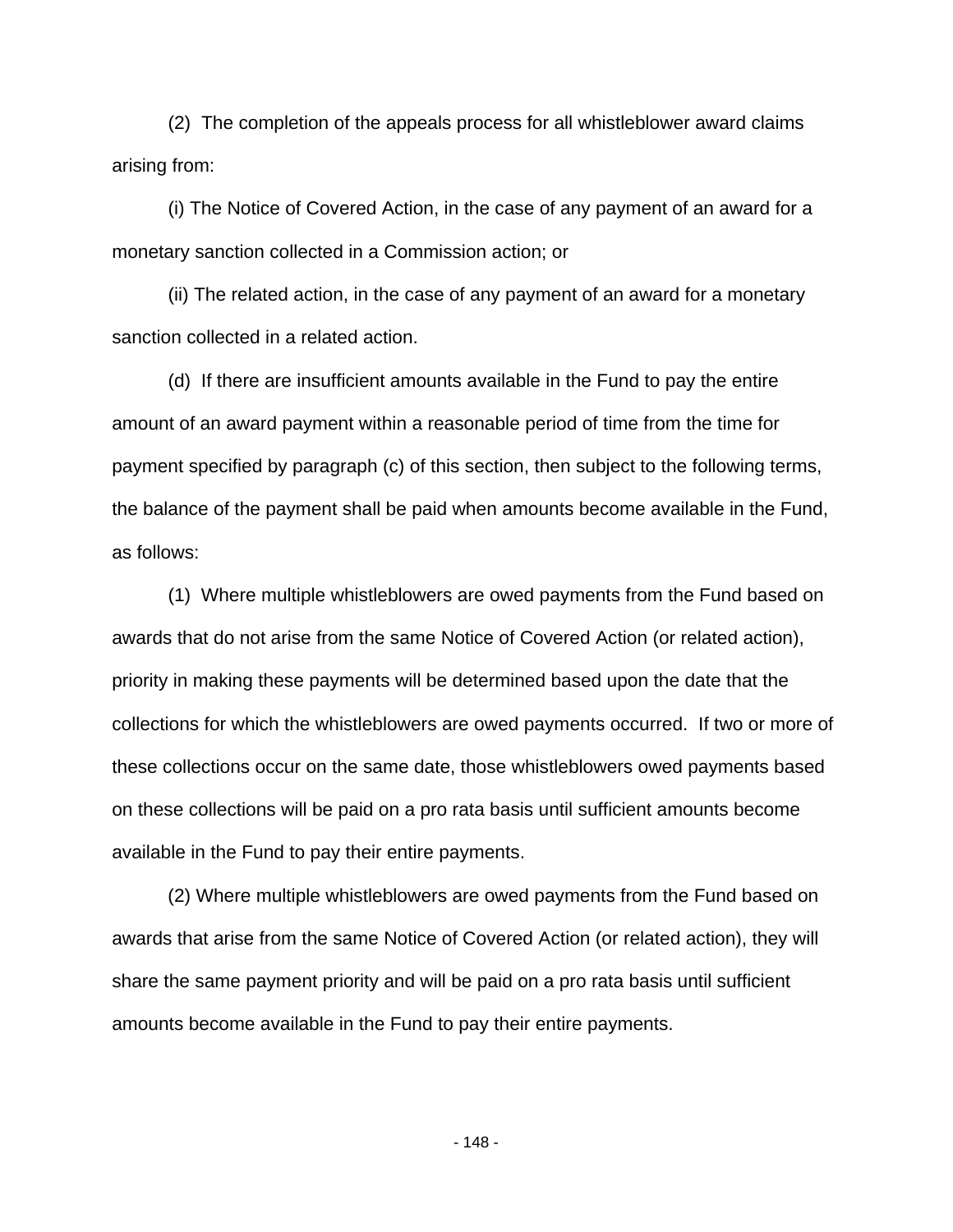(2) The completion of the appeals process for all whistleblower award claims arising from:

(i) The Notice of Covered Action, in the case of any payment of an award for a monetary sanction collected in a Commission action; or

(ii) The related action, in the case of any payment of an award for a monetary sanction collected in a related action.

(d) If there are insufficient amounts available in the Fund to pay the entire amount of an award payment within a reasonable period of time from the time for payment specified by paragraph (c) of this section, then subject to the following terms, the balance of the payment shall be paid when amounts become available in the Fund, as follows:

(1) Where multiple whistleblowers are owed payments from the Fund based on awards that do not arise from the same Notice of Covered Action (or related action), priority in making these payments will be determined based upon the date that the collections for which the whistleblowers are owed payments occurred. If two or more of these collections occur on the same date, those whistleblowers owed payments based on these collections will be paid on a pro rata basis until sufficient amounts become available in the Fund to pay their entire payments.

(2) Where multiple whistleblowers are owed payments from the Fund based on awards that arise from the same Notice of Covered Action (or related action), they will share the same payment priority and will be paid on a pro rata basis until sufficient amounts become available in the Fund to pay their entire payments.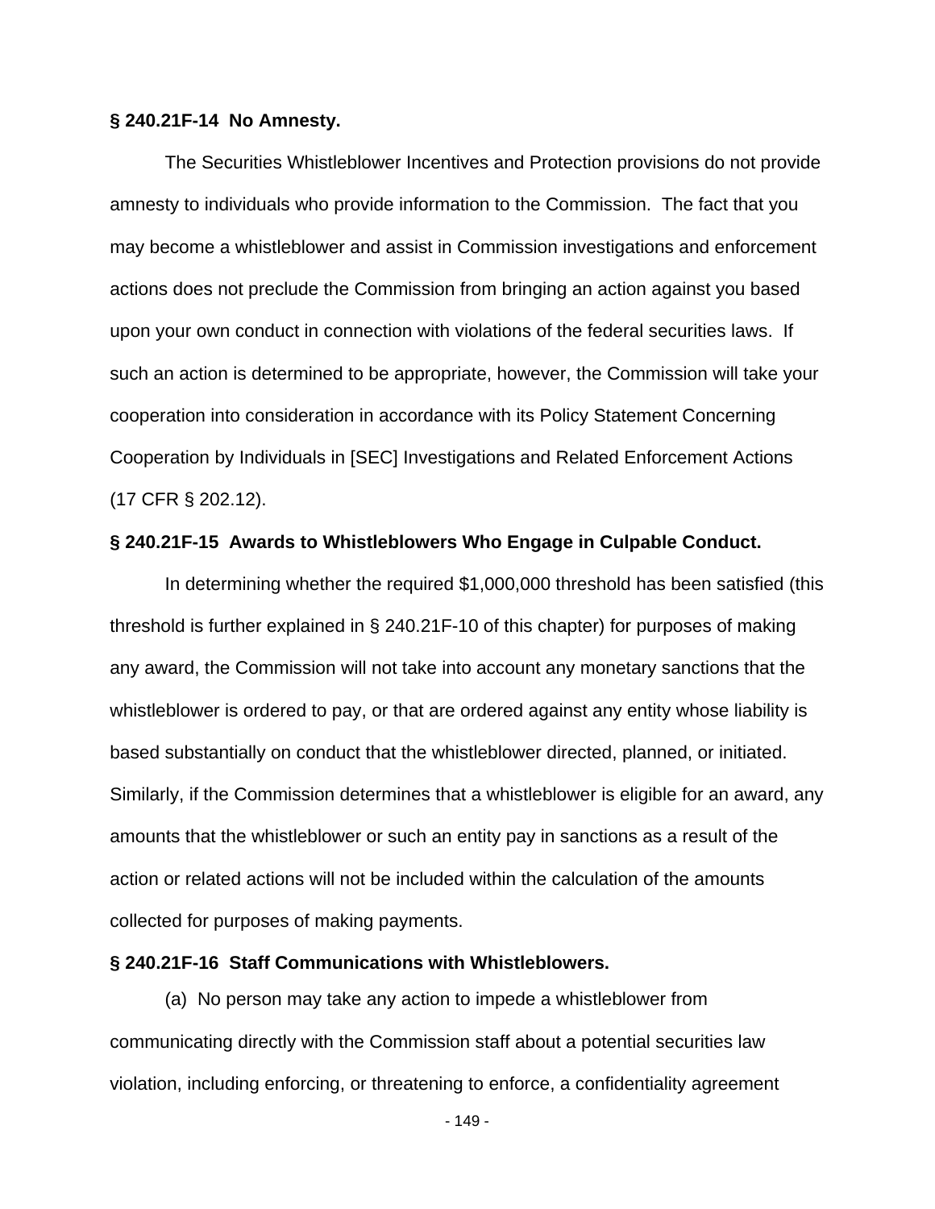**§ 240.21F-14 No Amnesty.**

The Securities Whistleblower Incentives and Protection provisions do not provide amnesty to individuals who provide information to the Commission. The fact that you may become a whistleblower and assist in Commission investigations and enforcement actions does not preclude the Commission from bringing an action against you based upon your own conduct in connection with violations of the federal securities laws. If such an action is determined to be appropriate, however, the Commission will take your cooperation into consideration in accordance with its Policy Statement Concerning Cooperation by Individuals in [SEC] Investigations and Related Enforcement Actions (17 CFR § 202.12).

**§ 240.21F-15 Awards to Whistleblowers Who Engage in Culpable Conduct.**

In determining whether the required $1,000,000 threshold has been satisfied (this threshold is further explained in § 240.21F-10 of this chapter) for purposes of making any award, the Commission will not take into account any monetary sanctions that the whistleblower is ordered to pay, or that are ordered against any entity whose liability is based substantially on conduct that the whistleblower directed, planned, or initiated. Similarly, if the Commission determines that a whistleblower is eligible for an award, any amounts that the whistleblower or such an entity pay in sanctions as a result of the action or related actions will not be included within the calculation of the amounts collected for purposes of making payments.

**§ 240.21F-16 Staff Communications with Whistleblowers.**

(a) No person may take any action to impede a whistleblower from communicating directly with the Commission staff about a potential securities law violation, including enforcing, or threatening to enforce, a confidentiality agreement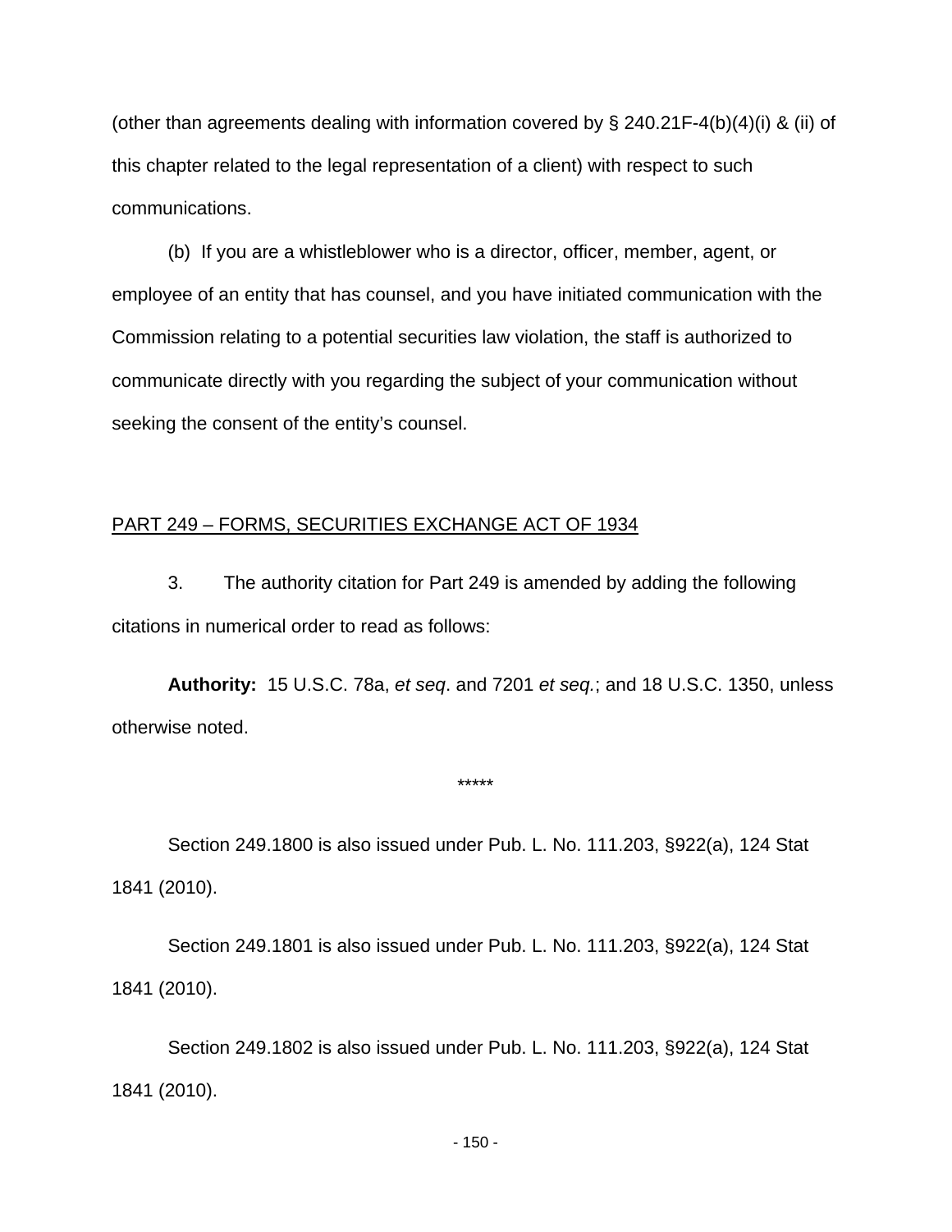(other than agreements dealing with information covered by § 240.21F-4(b)(4)(i) & (ii) of this chapter related to the legal representation of a client) with respect to such communications.

(b) If you are a whistleblower who is a director, officer, member, agent, or employee of an entity that has counsel, and you have initiated communication with the Commission relating to a potential securities law violation, the staff is authorized to communicate directly with you regarding the subject of your communication without seeking the consent of the entity's counsel.

PART 249 – FORMS, SECURITIES EXCHANGE ACT OF 1934

3. The authority citation for Part 249 is amended by adding the following citations in numerical order to read as follows:

**Authority:** 15 U.S.C. 78a, *et seq*. and 7201 *et seq.*; and 18 U.S.C. 1350, unless otherwise noted.

*****

Section 249.1800 is also issued under Pub. L. No. 111.203, §922(a), 124 Stat 1841 (2010).

Section 249.1801 is also issued under Pub. L. No. 111.203, §922(a), 124 Stat 1841 (2010).

Section 249.1802 is also issued under Pub. L. No. 111.203, §922(a), 124 Stat 1841 (2010).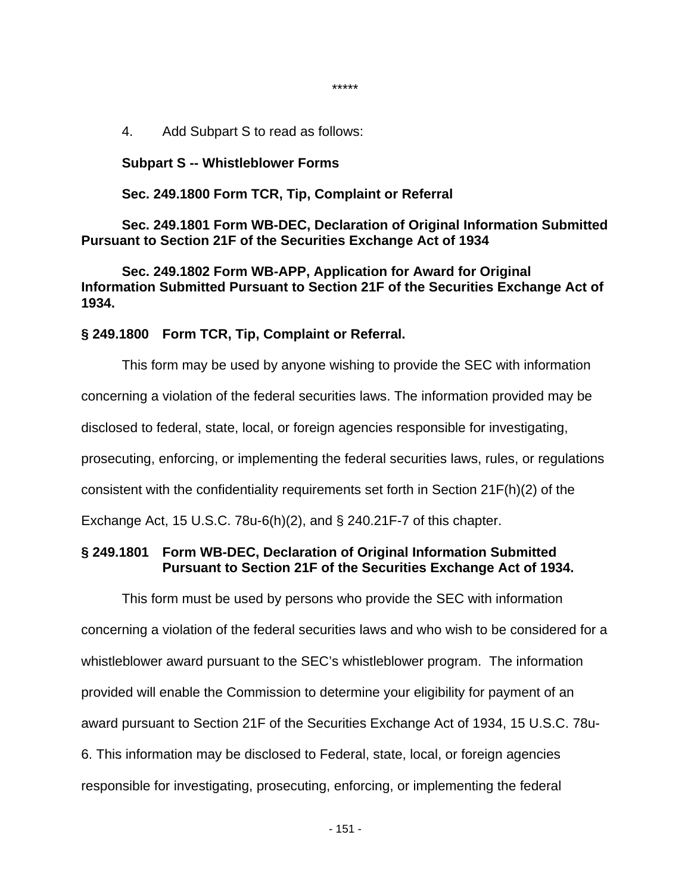*****

4. Add Subpart S to read as follows:

**Subpart S -- Whistleblower Forms**

**Sec. 249.1800 Form TCR, Tip, Complaint or Referral**

**Sec. 249.1801 Form WB-DEC, Declaration of Original Information Submitted Pursuant to Section 21F of the Securities Exchange Act of 1934**

**Sec. 249.1802 Form WB-APP, Application for Award for Original Information Submitted Pursuant to Section 21F of the Securities Exchange Act of 1934.**

**§ 249.1800 Form TCR, Tip, Complaint or Referral.**

This form may be used by anyone wishing to provide the SEC with information concerning a violation of the federal securities laws. The information provided may be disclosed to federal, state, local, or foreign agencies responsible for investigating, prosecuting, enforcing, or implementing the federal securities laws, rules, or regulations consistent with the confidentiality requirements set forth in Section 21F(h)(2) of the Exchange Act, 15 U.S.C. 78u-6(h)(2), and § 240.21F-7 of this chapter.

**§ 249.1801 Form WB-DEC, Declaration of Original Information Submitted Pursuant to Section 21F of the Securities Exchange Act of 1934.**

This form must be used by persons who provide the SEC with information concerning a violation of the federal securities laws and who wish to be considered for a whistleblower award pursuant to the SEC's whistleblower program. The information provided will enable the Commission to determine your eligibility for payment of an award pursuant to Section 21F of the Securities Exchange Act of 1934, 15 U.S.C. 78u-6. This information may be disclosed to Federal, state, local, or foreign agencies responsible for investigating, prosecuting, enforcing, or implementing the federal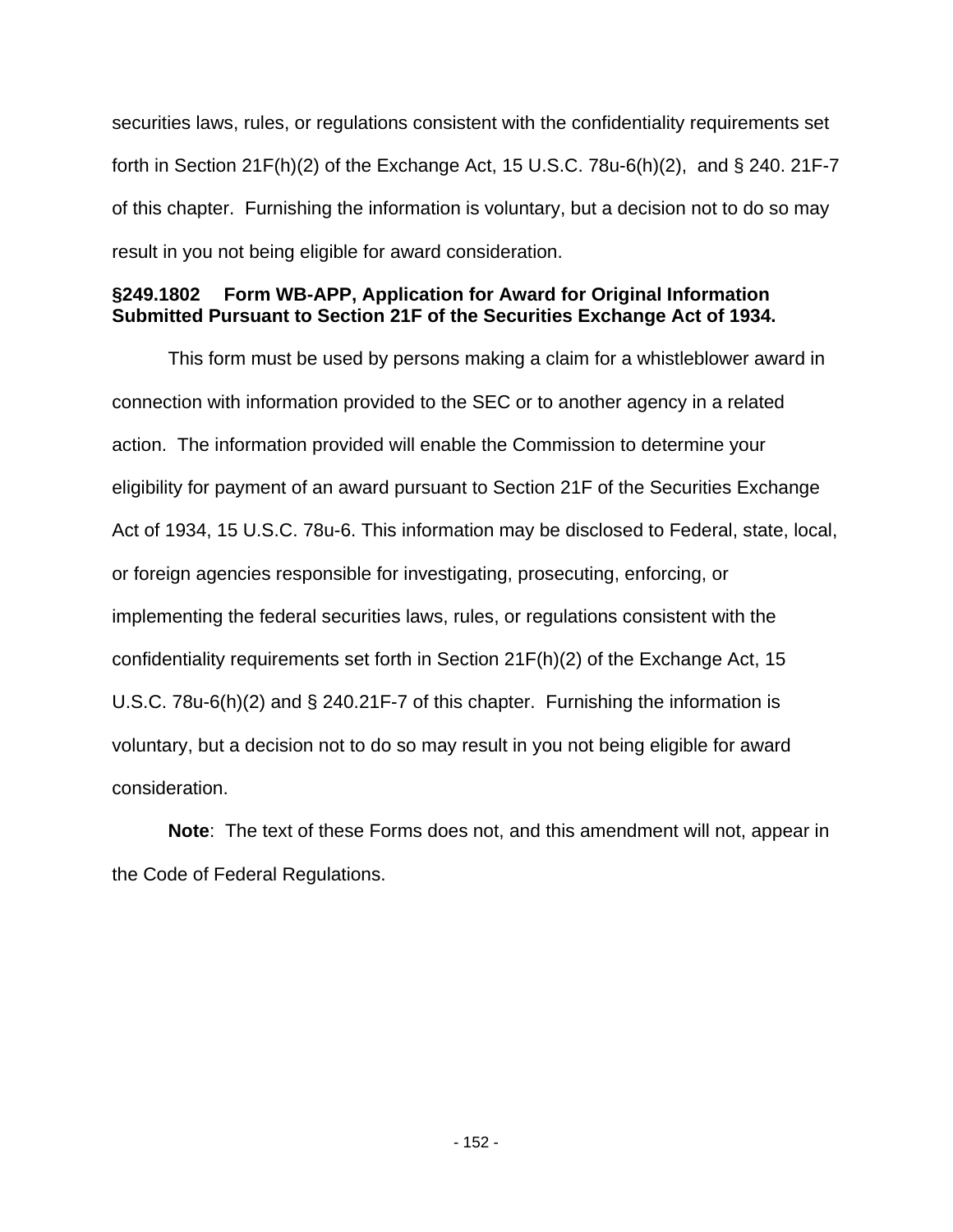securities laws, rules, or regulations consistent with the confidentiality requirements set forth in Section 21F(h)(2) of the Exchange Act, 15 U.S.C. 78u-6(h)(2), and § 240. 21F-7 of this chapter. Furnishing the information is voluntary, but a decision not to do so may result in you not being eligible for award consideration.

**§249.1802 Form WB-APP, Application for Award for Original Information Submitted Pursuant to Section 21F of the Securities Exchange Act of 1934.**

This form must be used by persons making a claim for a whistleblower award in connection with information provided to the SEC or to another agency in a related action. The information provided will enable the Commission to determine your eligibility for payment of an award pursuant to Section 21F of the Securities Exchange Act of 1934, 15 U.S.C. 78u-6. This information may be disclosed to Federal, state, local, or foreign agencies responsible for investigating, prosecuting, enforcing, or implementing the federal securities laws, rules, or regulations consistent with the confidentiality requirements set forth in Section 21F(h)(2) of the Exchange Act, 15 U.S.C. 78u-6(h)(2) and § 240.21F-7 of this chapter. Furnishing the information is voluntary, but a decision not to do so may result in you not being eligible for award consideration.

**Note**: The text of these Forms does not, and this amendment will not, appear in the Code of Federal Regulations.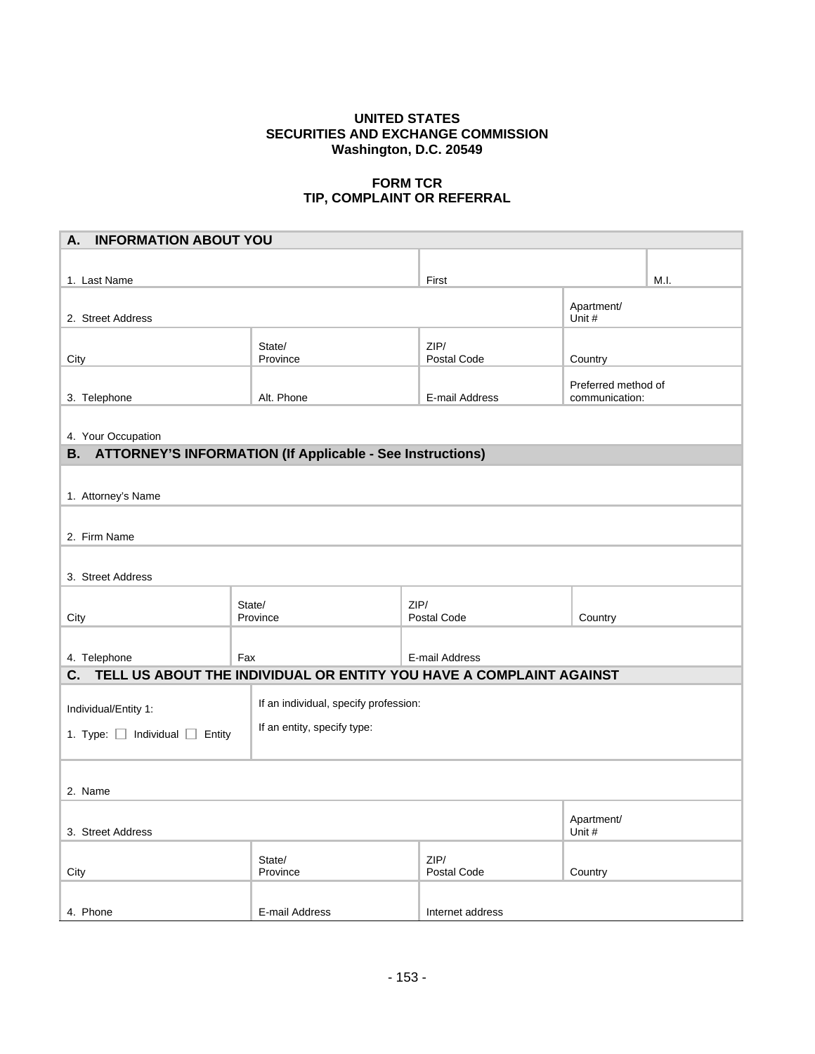**UNITED STATES**
**SECURITIES AND EXCHANGE COMMISSION**
**Washington, D.C. 20549**

**FORM TCR**
**TIP, COMPLAINT OR REFERRAL**

## A. INFORMATION ABOUT YOU

| | | | | |
|---|---|---|---|---|
| 1. Last Name | | First | | M.I. |
| 2. Street Address | | | Apartment/ Unit # | |
| City | State/ Province | ZIP/ Postal Code | Country | |
| 3. Telephone | Alt. Phone | E-mail Address | Preferred method of communication: | |
| 4. Your Occupation | | | | |

## B. ATTORNEY'S INFORMATION (If Applicable - See Instructions)

| | | | |
|---|---|---|---|
| 1. Attorney's Name | | | |
| 2. Firm Name | | | |
| 3. Street Address | | | |
| City | State/ Province | ZIP/ Postal Code | Country |
| 4. Telephone | Fax | E-mail Address | |

## C. TELL US ABOUT THE INDIVIDUAL OR ENTITY YOU HAVE A COMPLAINT AGAINST

| | | | |
|---|---|---|---|
| Individual/Entity 1: 1. Type: ☐ Individual ☐ Entity | If an individual, specify profession: If an entity, specify type: | | |
| 2. Name | | | |
| 3. Street Address | | | Apartment/ Unit # |
| City | State/ Province | ZIP/ Postal Code | Country |
| 4. Phone | E-mail Address | Internet address | |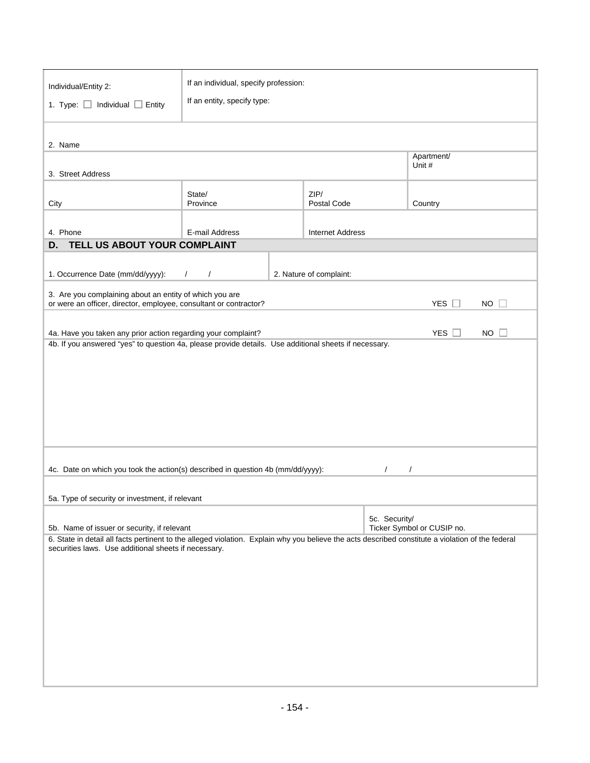| Individual/Entity 2:<br>1. Type: ☐ Individual ☐ Entity | If an individual, specify profession:<br>If an entity, specify type: | | |
|---|---|---|---|
| 2. Name | | | |
| 3. Street Address | | | Apartment/ Unit # |
| City | State/ Province | ZIP/ Postal Code | Country |
| 4. Phone | E-mail Address | Internet Address | |

## D. TELL US ABOUT YOUR COMPLAINT

1. Occurrence Date (mm/dd/yyyy): / /

2. Nature of complaint:

3. Are you complaining about an entity of which you are or were an officer, director, employee, consultant or contractor? YES ☐ NO ☐

4a. Have you taken any prior action regarding your complaint? YES ☐ NO ☐

4b. If you answered "yes" to question 4a, please provide details. Use additional sheets if necessary.

4c. Date on which you took the action(s) described in question 4b (mm/dd/yyyy): / /

5a. Type of security or investment, if relevant

5b. Name of issuer or security, if relevant

5c. Security/ Ticker Symbol or CUSIP no.

6. State in detail all facts pertinent to the alleged violation. Explain why you believe the acts described constitute a violation of the federal securities laws. Use additional sheets if necessary.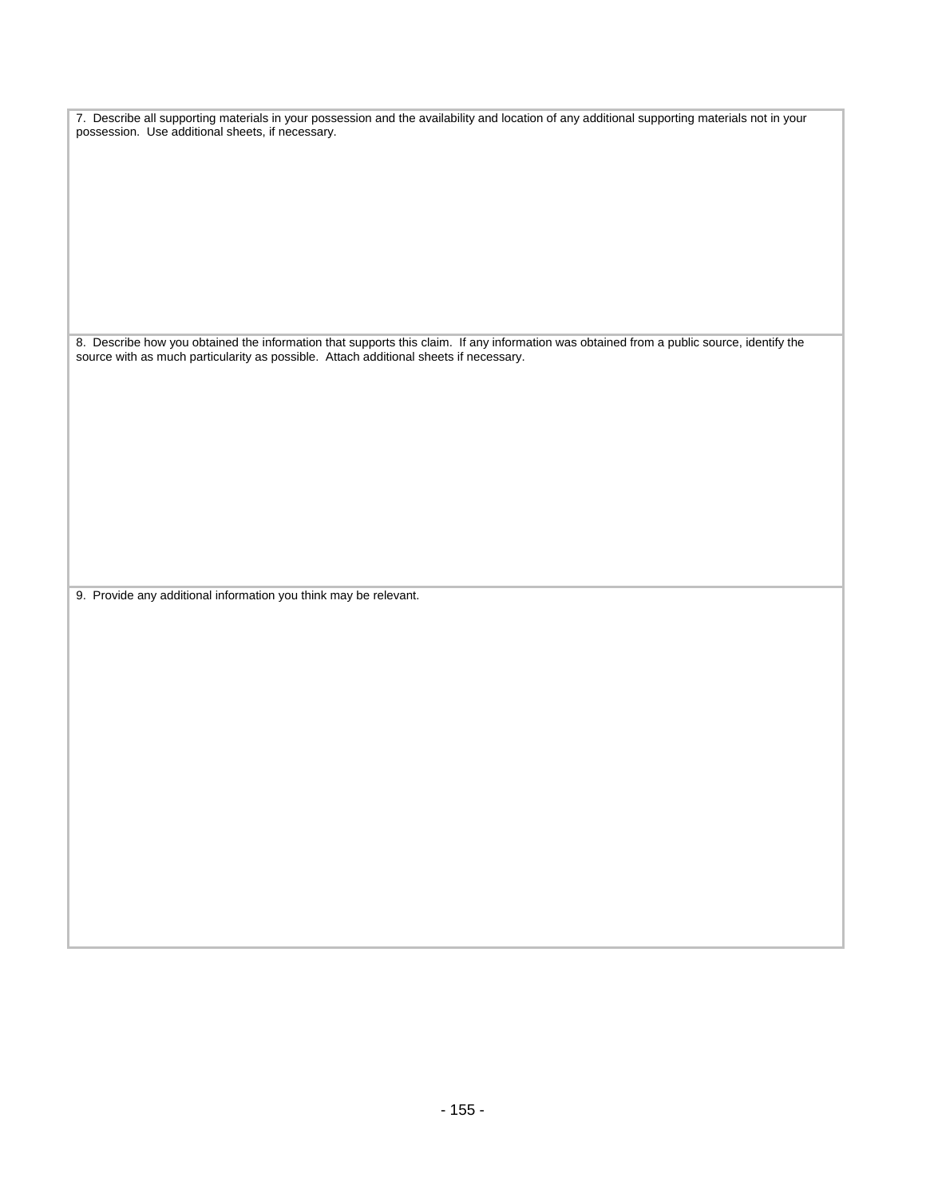7. Describe all supporting materials in your possession and the availability and location of any additional supporting materials not in your possession. Use additional sheets, if necessary.

8. Describe how you obtained the information that supports this claim. If any information was obtained from a public source, identify the source with as much particularity as possible. Attach additional sheets if necessary.

9. Provide any additional information you think may be relevant.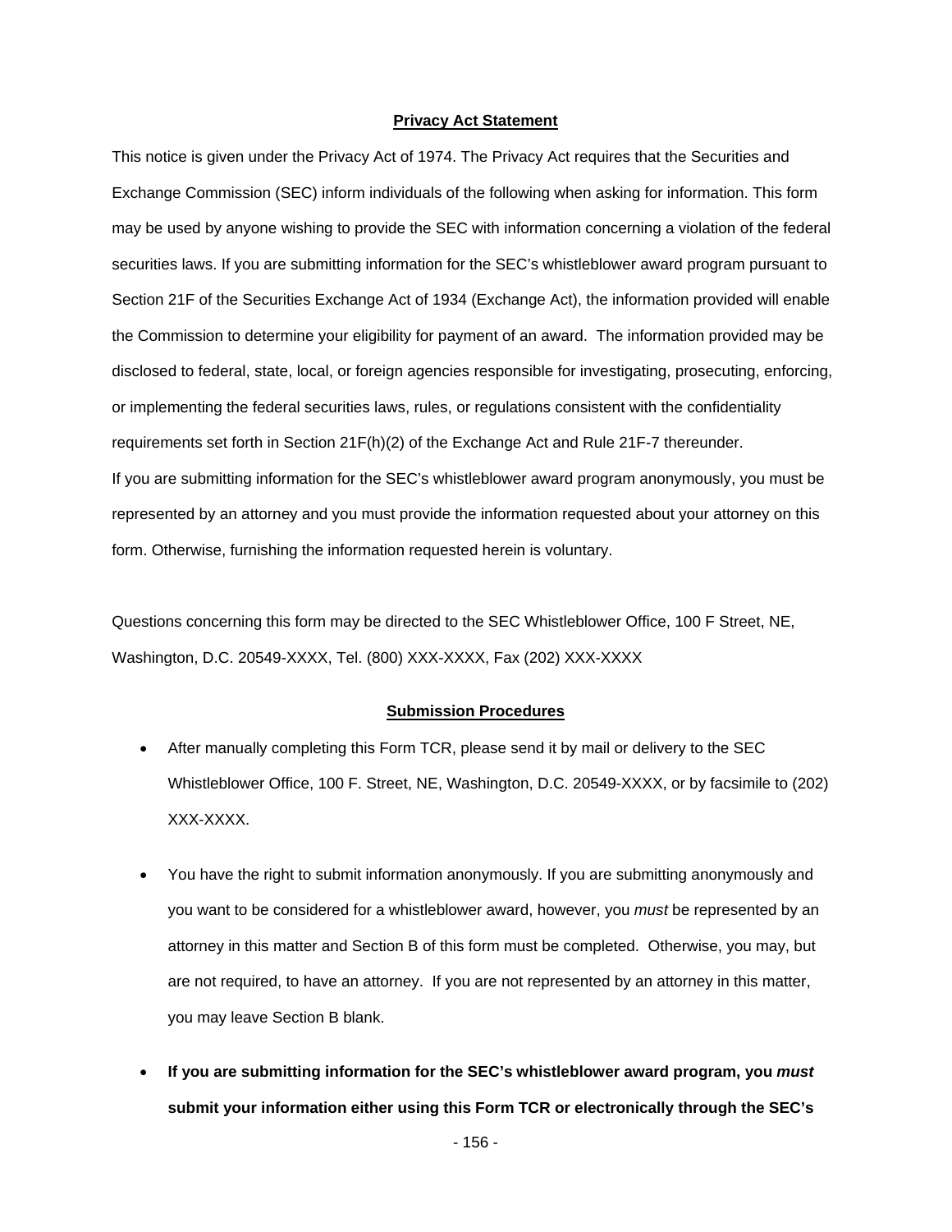## Privacy Act Statement

This notice is given under the Privacy Act of 1974. The Privacy Act requires that the Securities and Exchange Commission (SEC) inform individuals of the following when asking for information. This form may be used by anyone wishing to provide the SEC with information concerning a violation of the federal securities laws. If you are submitting information for the SEC's whistleblower award program pursuant to Section 21F of the Securities Exchange Act of 1934 (Exchange Act), the information provided will enable the Commission to determine your eligibility for payment of an award. The information provided may be disclosed to federal, state, local, or foreign agencies responsible for investigating, prosecuting, enforcing, or implementing the federal securities laws, rules, or regulations consistent with the confidentiality requirements set forth in Section 21F(h)(2) of the Exchange Act and Rule 21F-7 thereunder.
If you are submitting information for the SEC's whistleblower award program anonymously, you must be represented by an attorney and you must provide the information requested about your attorney on this form. Otherwise, furnishing the information requested herein is voluntary.

Questions concerning this form may be directed to the SEC Whistleblower Office, 100 F Street, NE, Washington, D.C. 20549-XXXX, Tel. (800) XXX-XXXX, Fax (202) XXX-XXXX

## Submission Procedures

- After manually completing this Form TCR, please send it by mail or delivery to the SEC Whistleblower Office, 100 F. Street, NE, Washington, D.C. 20549-XXXX, or by facsimile to (202) XXX-XXXX.

- You have the right to submit information anonymously. If you are submitting anonymously and you want to be considered for a whistleblower award, however, you *must* be represented by an attorney in this matter and Section B of this form must be completed. Otherwise, you may, but are not required, to have an attorney. If you are not represented by an attorney in this matter, you may leave Section B blank.

- **If you are submitting information for the SEC's whistleblower award program, you *must* submit your information either using this Form TCR or electronically through the SEC's**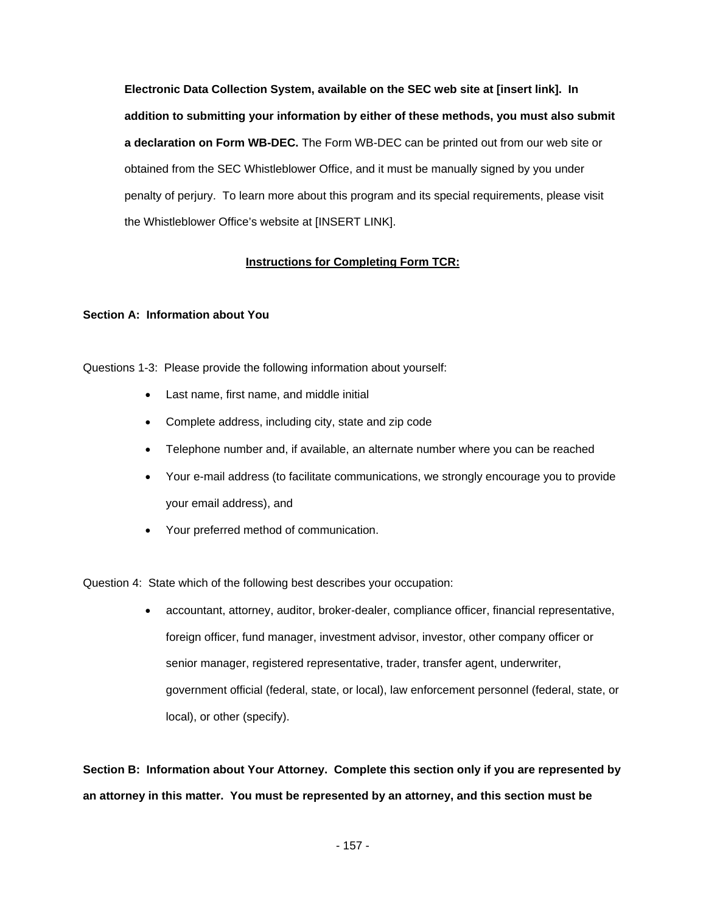**Electronic Data Collection System, available on the SEC web site at [insert link]. In addition to submitting your information by either of these methods, you must also submit a declaration on Form WB-DEC.** The Form WB-DEC can be printed out from our web site or obtained from the SEC Whistleblower Office, and it must be manually signed by you under penalty of perjury. To learn more about this program and its special requirements, please visit the Whistleblower Office's website at [INSERT LINK].

**Instructions for Completing Form TCR:**

**Section A: Information about You**

Questions 1-3: Please provide the following information about yourself:

- Last name, first name, and middle initial
- Complete address, including city, state and zip code
- Telephone number and, if available, an alternate number where you can be reached
- Your e-mail address (to facilitate communications, we strongly encourage you to provide your email address), and
- Your preferred method of communication.

Question 4: State which of the following best describes your occupation:

- accountant, attorney, auditor, broker-dealer, compliance officer, financial representative, foreign officer, fund manager, investment advisor, investor, other company officer or senior manager, registered representative, trader, transfer agent, underwriter, government official (federal, state, or local), law enforcement personnel (federal, state, or local), or other (specify).

**Section B: Information about Your Attorney. Complete this section only if you are represented by an attorney in this matter. You must be represented by an attorney, and this section must be**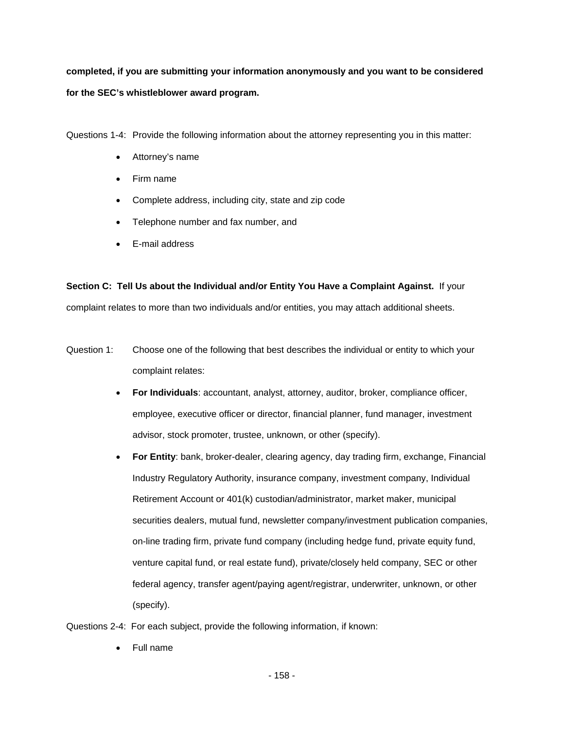**completed, if you are submitting your information anonymously and you want to be considered for the SEC's whistleblower award program.**

Questions 1-4: Provide the following information about the attorney representing you in this matter:

- Attorney's name
- Firm name
- Complete address, including city, state and zip code
- Telephone number and fax number, and
- E-mail address

**Section C: Tell Us about the Individual and/or Entity You Have a Complaint Against.** If your complaint relates to more than two individuals and/or entities, you may attach additional sheets.

Question 1: Choose one of the following that best describes the individual or entity to which your complaint relates:

- **For Individuals**: accountant, analyst, attorney, auditor, broker, compliance officer, employee, executive officer or director, financial planner, fund manager, investment advisor, stock promoter, trustee, unknown, or other (specify).
- **For Entity**: bank, broker-dealer, clearing agency, day trading firm, exchange, Financial Industry Regulatory Authority, insurance company, investment company, Individual Retirement Account or 401(k) custodian/administrator, market maker, municipal securities dealers, mutual fund, newsletter company/investment publication companies, on-line trading firm, private fund company (including hedge fund, private equity fund, venture capital fund, or real estate fund), private/closely held company, SEC or other federal agency, transfer agent/paying agent/registrar, underwriter, unknown, or other (specify).

Questions 2-4: For each subject, provide the following information, if known:

- Full name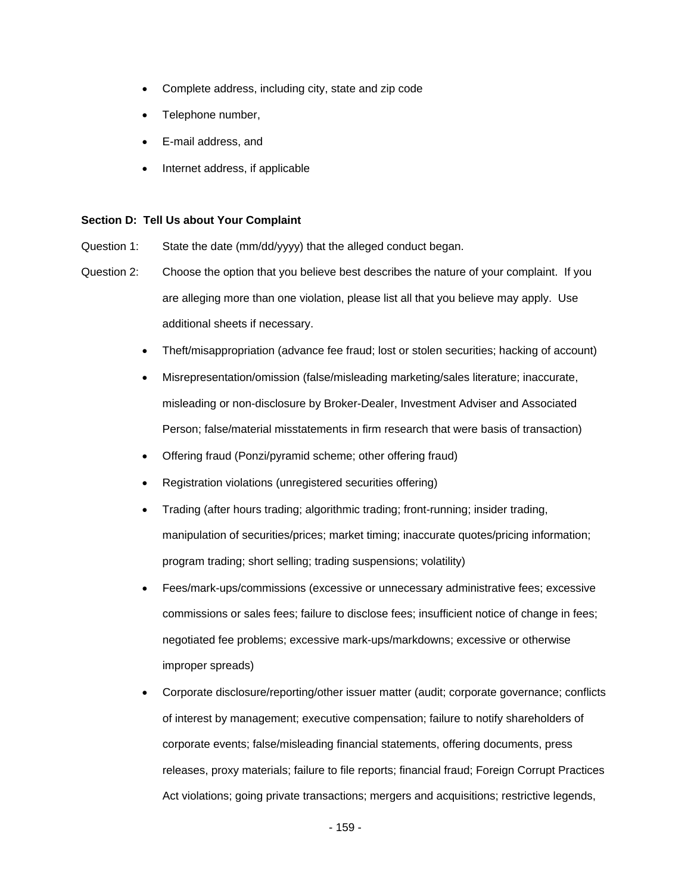- Complete address, including city, state and zip code
- Telephone number,
- E-mail address, and
- Internet address, if applicable

**Section D: Tell Us about Your Complaint**

Question 1: State the date (mm/dd/yyyy) that the alleged conduct began.

Question 2: Choose the option that you believe best describes the nature of your complaint. If you are alleging more than one violation, please list all that you believe may apply. Use additional sheets if necessary.

- Theft/misappropriation (advance fee fraud; lost or stolen securities; hacking of account)
- Misrepresentation/omission (false/misleading marketing/sales literature; inaccurate, misleading or non-disclosure by Broker-Dealer, Investment Adviser and Associated Person; false/material misstatements in firm research that were basis of transaction)
- Offering fraud (Ponzi/pyramid scheme; other offering fraud)
- Registration violations (unregistered securities offering)
- Trading (after hours trading; algorithmic trading; front-running; insider trading, manipulation of securities/prices; market timing; inaccurate quotes/pricing information; program trading; short selling; trading suspensions; volatility)
- Fees/mark-ups/commissions (excessive or unnecessary administrative fees; excessive commissions or sales fees; failure to disclose fees; insufficient notice of change in fees; negotiated fee problems; excessive mark-ups/markdowns; excessive or otherwise improper spreads)
- Corporate disclosure/reporting/other issuer matter (audit; corporate governance; conflicts of interest by management; executive compensation; failure to notify shareholders of corporate events; false/misleading financial statements, offering documents, press releases, proxy materials; failure to file reports; financial fraud; Foreign Corrupt Practices Act violations; going private transactions; mergers and acquisitions; restrictive legends,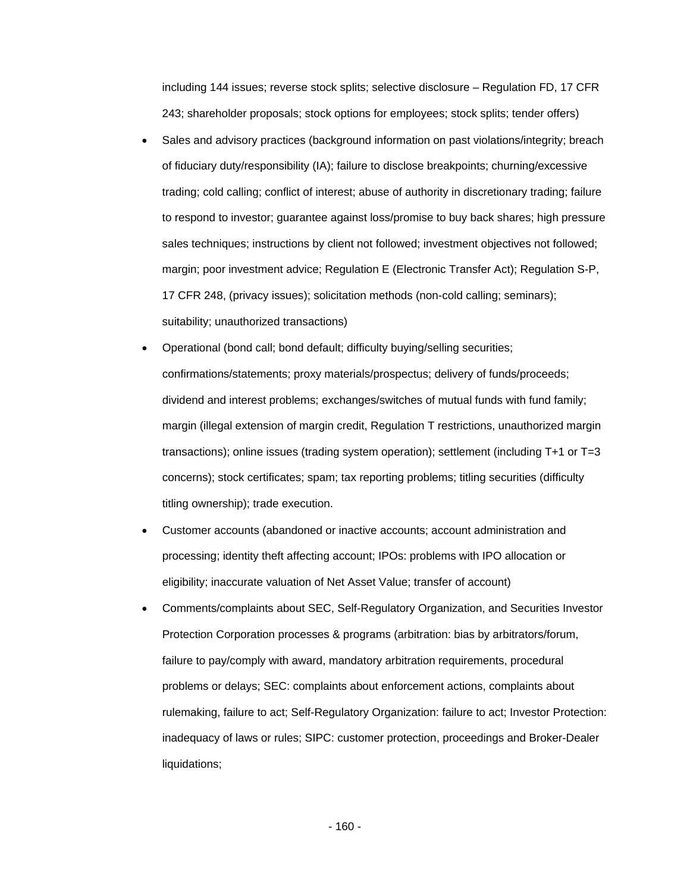including 144 issues; reverse stock splits; selective disclosure – Regulation FD, 17 CFR 243; shareholder proposals; stock options for employees; stock splits; tender offers)

- Sales and advisory practices (background information on past violations/integrity; breach of fiduciary duty/responsibility (IA); failure to disclose breakpoints; churning/excessive trading; cold calling; conflict of interest; abuse of authority in discretionary trading; failure to respond to investor; guarantee against loss/promise to buy back shares; high pressure sales techniques; instructions by client not followed; investment objectives not followed; margin; poor investment advice; Regulation E (Electronic Transfer Act); Regulation S-P, 17 CFR 248, (privacy issues); solicitation methods (non-cold calling; seminars); suitability; unauthorized transactions)
- Operational (bond call; bond default; difficulty buying/selling securities; confirmations/statements; proxy materials/prospectus; delivery of funds/proceeds; dividend and interest problems; exchanges/switches of mutual funds with fund family; margin (illegal extension of margin credit, Regulation T restrictions, unauthorized margin transactions); online issues (trading system operation); settlement (including T+1 or T=3 concerns); stock certificates; spam; tax reporting problems; titling securities (difficulty titling ownership); trade execution.
- Customer accounts (abandoned or inactive accounts; account administration and processing; identity theft affecting account; IPOs: problems with IPO allocation or eligibility; inaccurate valuation of Net Asset Value; transfer of account)
- Comments/complaints about SEC, Self-Regulatory Organization, and Securities Investor Protection Corporation processes & programs (arbitration: bias by arbitrators/forum, failure to pay/comply with award, mandatory arbitration requirements, procedural problems or delays; SEC: complaints about enforcement actions, complaints about rulemaking, failure to act; Self-Regulatory Organization: failure to act; Investor Protection: inadequacy of laws or rules; SIPC: customer protection, proceedings and Broker-Dealer liquidations;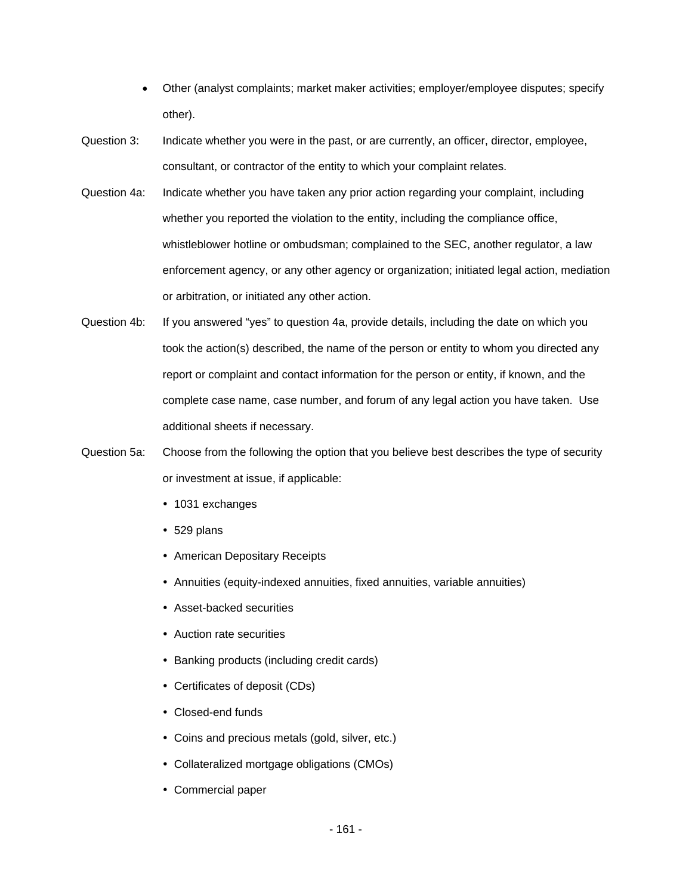- Other (analyst complaints; market maker activities; employer/employee disputes; specify other).

Question 3: Indicate whether you were in the past, or are currently, an officer, director, employee, consultant, or contractor of the entity to which your complaint relates.

Question 4a: Indicate whether you have taken any prior action regarding your complaint, including whether you reported the violation to the entity, including the compliance office, whistleblower hotline or ombudsman; complained to the SEC, another regulator, a law enforcement agency, or any other agency or organization; initiated legal action, mediation or arbitration, or initiated any other action.

Question 4b: If you answered "yes" to question 4a, provide details, including the date on which you took the action(s) described, the name of the person or entity to whom you directed any report or complaint and contact information for the person or entity, if known, and the complete case name, case number, and forum of any legal action you have taken. Use additional sheets if necessary.

Question 5a: Choose from the following the option that you believe best describes the type of security or investment at issue, if applicable:

- 1031 exchanges
- 529 plans
- American Depositary Receipts
- Annuities (equity-indexed annuities, fixed annuities, variable annuities)
- Asset-backed securities
- Auction rate securities
- Banking products (including credit cards)
- Certificates of deposit (CDs)
- Closed-end funds
- Coins and precious metals (gold, silver, etc.)
- Collateralized mortgage obligations (CMOs)
- Commercial paper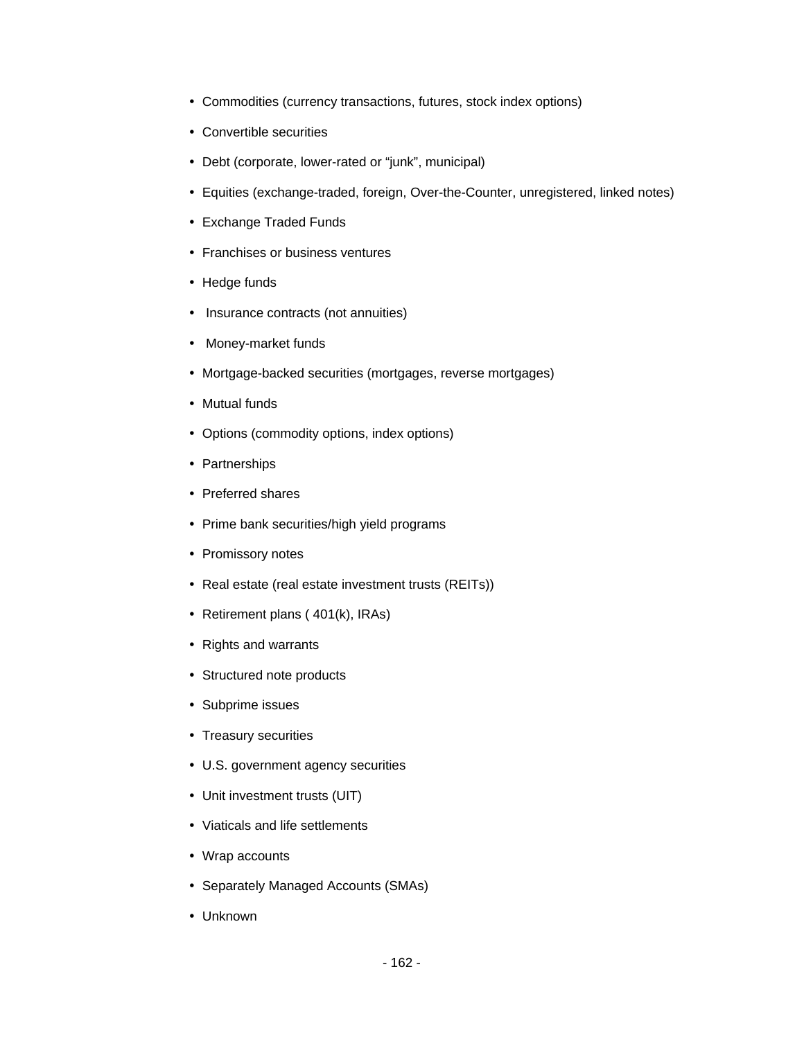- Commodities (currency transactions, futures, stock index options)
- Convertible securities
- Debt (corporate, lower-rated or "junk", municipal)
- Equities (exchange-traded, foreign, Over-the-Counter, unregistered, linked notes)
- Exchange Traded Funds
- Franchises or business ventures
- Hedge funds
- Insurance contracts (not annuities)
- Money-market funds
- Mortgage-backed securities (mortgages, reverse mortgages)
- Mutual funds
- Options (commodity options, index options)
- Partnerships
- Preferred shares
- Prime bank securities/high yield programs
- Promissory notes
- Real estate (real estate investment trusts (REITs))
- Retirement plans ( 401(k), IRAs)
- Rights and warrants
- Structured note products
- Subprime issues
- Treasury securities
- U.S. government agency securities
- Unit investment trusts (UIT)
- Viaticals and life settlements
- Wrap accounts
- Separately Managed Accounts (SMAs)
- Unknown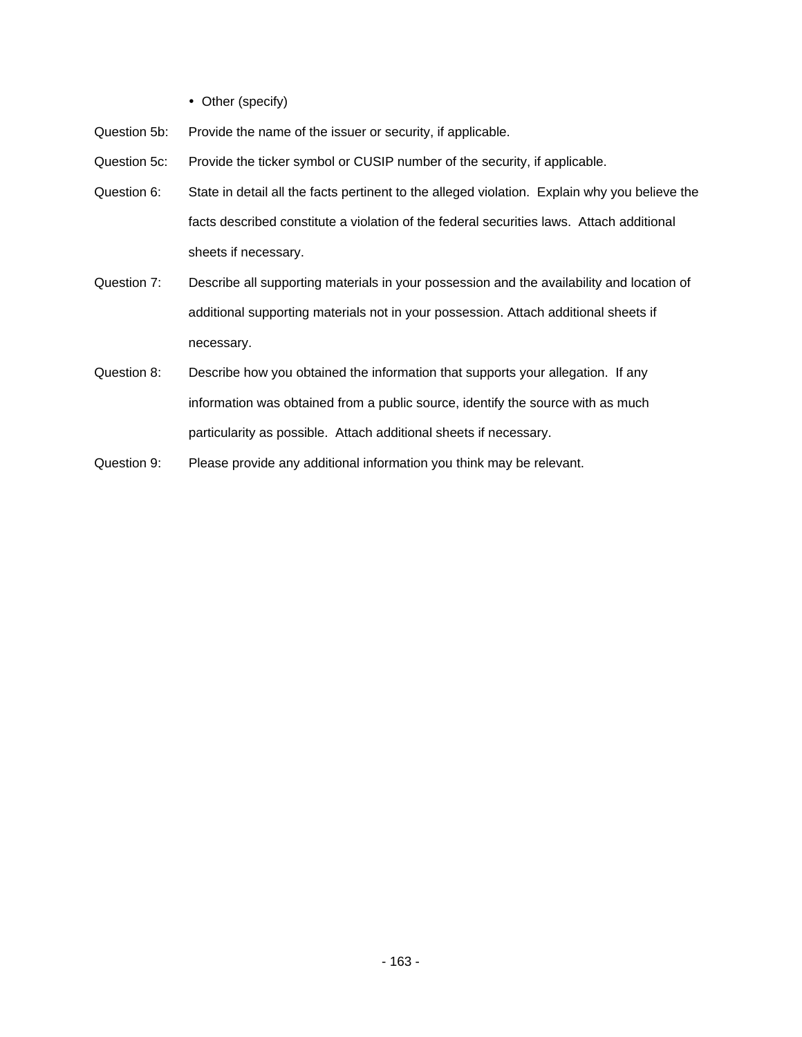- Other (specify)

Question 5b: Provide the name of the issuer or security, if applicable.

Question 5c: Provide the ticker symbol or CUSIP number of the security, if applicable.

Question 6: State in detail all the facts pertinent to the alleged violation. Explain why you believe the facts described constitute a violation of the federal securities laws. Attach additional sheets if necessary.

Question 7: Describe all supporting materials in your possession and the availability and location of additional supporting materials not in your possession. Attach additional sheets if necessary.

Question 8: Describe how you obtained the information that supports your allegation. If any information was obtained from a public source, identify the source with as much particularity as possible. Attach additional sheets if necessary.

Question 9: Please provide any additional information you think may be relevant.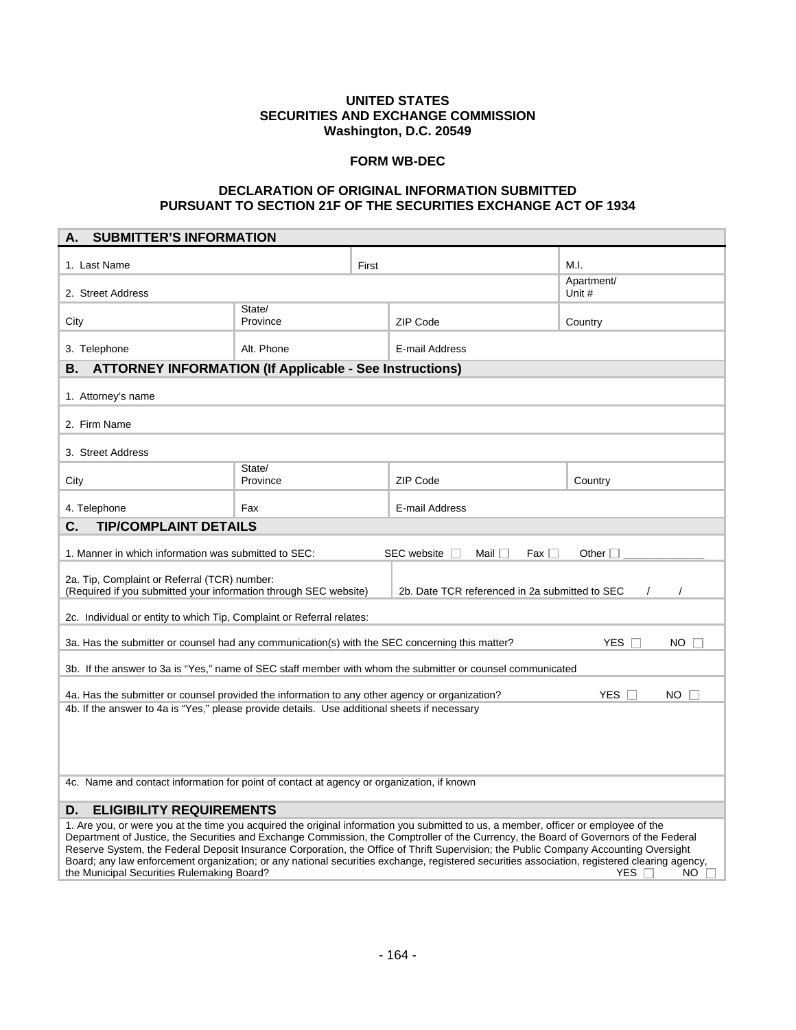**UNITED STATES**
**SECURITIES AND EXCHANGE COMMISSION**
**Washington, D.C. 20549**

**FORM WB-DEC**

**DECLARATION OF ORIGINAL INFORMATION SUBMITTED PURSUANT TO SECTION 21F OF THE SECURITIES EXCHANGE ACT OF 1934**

## A. SUBMITTER'S INFORMATION

| | | | |
|---|---|---|---|
| 1. Last Name | First | | M.I. |
| 2. Street Address | | | Apartment/ Unit # |
| City | State/ Province | ZIP Code | Country |
| 3. Telephone | Alt. Phone | E-mail Address | |

## B. ATTORNEY INFORMATION (If Applicable - See Instructions)

| | | | |
|---|---|---|---|
| 1. Attorney's name | | | |
| 2. Firm Name | | | |
| 3. Street Address | | | |
| City | State/ Province | ZIP Code | Country |
| 4. Telephone | Fax | E-mail Address | |

## C. TIP/COMPLAINT DETAILS

1. Manner in which information was submitted to SEC: SEC website ☐ Mail ☐ Fax ☐ Other ☐ ______________

| | |
|---|---|
| 2a. Tip, Complaint or Referral (TCR) number: (Required if you submitted your information through SEC website) | 2b. Date TCR referenced in 2a submitted to SEC / / |

2c. Individual or entity to which Tip, Complaint or Referral relates:

3a. Has the submitter or counsel had any communication(s) with the SEC concerning this matter? YES ☐ NO ☐

3b. If the answer to 3a is "Yes," name of SEC staff member with whom the submitter or counsel communicated

4a. Has the submitter or counsel provided the information to any other agency or organization? YES ☐ NO ☐

4b. If the answer to 4a is "Yes," please provide details. Use additional sheets if necessary

4c. Name and contact information for point of contact at agency or organization, if known

## D. ELIGIBILITY REQUIREMENTS

1. Are you, or were you at the time you acquired the original information you submitted to us, a member, officer or employee of the Department of Justice, the Securities and Exchange Commission, the Comptroller of the Currency, the Board of Governors of the Federal Reserve System, the Federal Deposit Insurance Corporation, the Office of Thrift Supervision; the Public Company Accounting Oversight Board; any law enforcement organization; or any national securities exchange, registered securities association, registered clearing agency, the Municipal Securities Rulemaking Board? YES ☐ NO ☐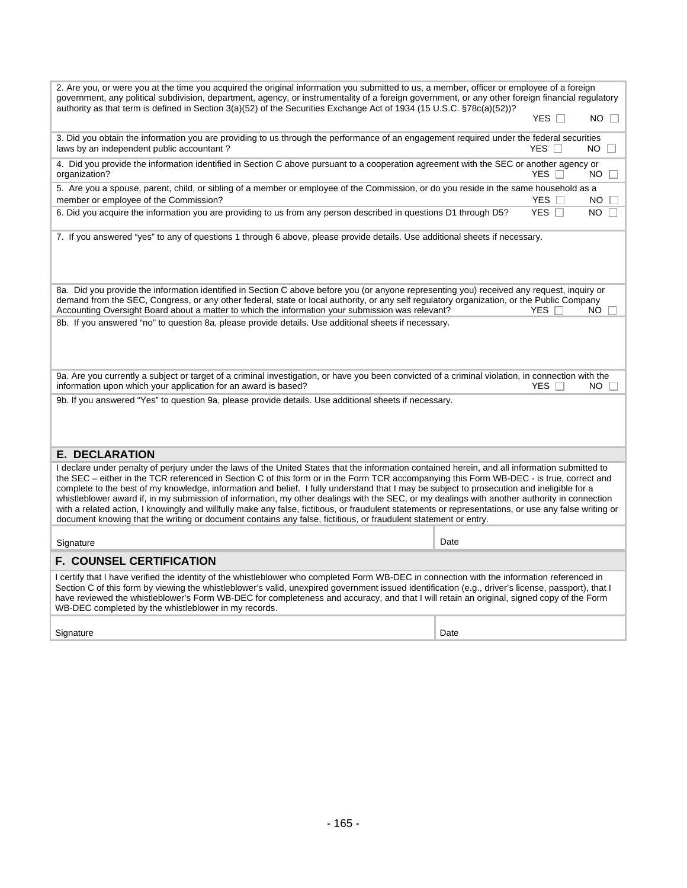2. Are you, or were you at the time you acquired the original information you submitted to us, a member, officer or employee of a foreign government, any political subdivision, department, agency, or instrumentality of a foreign government, or any other foreign financial regulatory authority as that term is defined in Section 3(a)(52) of the Securities Exchange Act of 1934 (15 U.S.C. §78c(a)(52))?

YES ☐ NO ☐

3. Did you obtain the information you are providing to us through the performance of an engagement required under the federal securities laws by an independent public accountant ?

YES ☐ NO ☐

4. Did you provide the information identified in Section C above pursuant to a cooperation agreement with the SEC or another agency or organization?

YES ☐ NO ☐

5. Are you a spouse, parent, child, or sibling of a member or employee of the Commission, or do you reside in the same household as a member or employee of the Commission?

YES ☐ NO ☐

6. Did you acquire the information you are providing to us from any person described in questions D1 through D5?

YES ☐ NO ☐

7. If you answered "yes" to any of questions 1 through 6 above, please provide details. Use additional sheets if necessary.

8a. Did you provide the information identified in Section C above before you (or anyone representing you) received any request, inquiry or demand from the SEC, Congress, or any other federal, state or local authority, or any self regulatory organization, or the Public Company Accounting Oversight Board about a matter to which the information your submission was relevant?

YES ☐ NO ☐

8b. If you answered "no" to question 8a, please provide details. Use additional sheets if necessary.

9a. Are you currently a subject or target of a criminal investigation, or have you been convicted of a criminal violation, in connection with the information upon which your application for an award is based?

YES ☐ NO ☐

9b. If you answered "Yes" to question 9a, please provide details. Use additional sheets if necessary.

## E. DECLARATION

I declare under penalty of perjury under the laws of the United States that the information contained herein, and all information submitted to the SEC – either in the TCR referenced in Section C of this form or in the Form TCR accompanying this Form WB-DEC - is true, correct and complete to the best of my knowledge, information and belief. I fully understand that I may be subject to prosecution and ineligible for a whistleblower award if, in my submission of information, my other dealings with the SEC, or my dealings with another authority in connection with a related action, I knowingly and willfully make any false, fictitious, or fraudulent statements or representations, or use any false writing or document knowing that the writing or document contains any false, fictitious, or fraudulent statement or entry.

| Signature | Date |
|---|---|

## F. COUNSEL CERTIFICATION

I certify that I have verified the identity of the whistleblower who completed Form WB-DEC in connection with the information referenced in Section C of this form by viewing the whistleblower's valid, unexpired government issued identification (e.g., driver's license, passport), that I have reviewed the whistleblower's Form WB-DEC for completeness and accuracy, and that I will retain an original, signed copy of the Form WB-DEC completed by the whistleblower in my records.

| Signature | Date |
|---|---|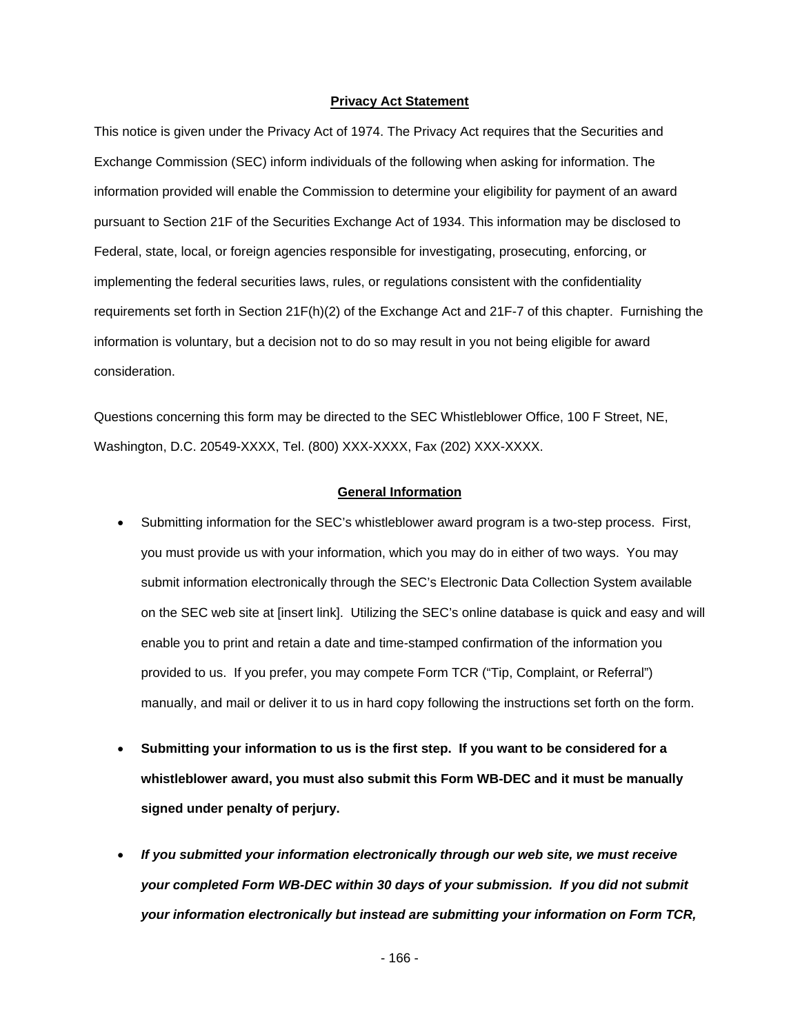## Privacy Act Statement

This notice is given under the Privacy Act of 1974. The Privacy Act requires that the Securities and Exchange Commission (SEC) inform individuals of the following when asking for information. The information provided will enable the Commission to determine your eligibility for payment of an award pursuant to Section 21F of the Securities Exchange Act of 1934. This information may be disclosed to Federal, state, local, or foreign agencies responsible for investigating, prosecuting, enforcing, or implementing the federal securities laws, rules, or regulations consistent with the confidentiality requirements set forth in Section 21F(h)(2) of the Exchange Act and 21F-7 of this chapter. Furnishing the information is voluntary, but a decision not to do so may result in you not being eligible for award consideration.

Questions concerning this form may be directed to the SEC Whistleblower Office, 100 F Street, NE, Washington, D.C. 20549-XXXX, Tel. (800) XXX-XXXX, Fax (202) XXX-XXXX.

## General Information

- Submitting information for the SEC's whistleblower award program is a two-step process. First, you must provide us with your information, which you may do in either of two ways. You may submit information electronically through the SEC's Electronic Data Collection System available on the SEC web site at [insert link]. Utilizing the SEC's online database is quick and easy and will enable you to print and retain a date and time-stamped confirmation of the information you provided to us. If you prefer, you may compete Form TCR ("Tip, Complaint, or Referral") manually, and mail or deliver it to us in hard copy following the instructions set forth on the form.

- **Submitting your information to us is the first step. If you want to be considered for a whistleblower award, you must also submit this Form WB-DEC and it must be manually signed under penalty of perjury.**

- ***If you submitted your information electronically through our web site, we must receive your completed Form WB-DEC within 30 days of your submission. If you did not submit your information electronically but instead are submitting your information on Form TCR,***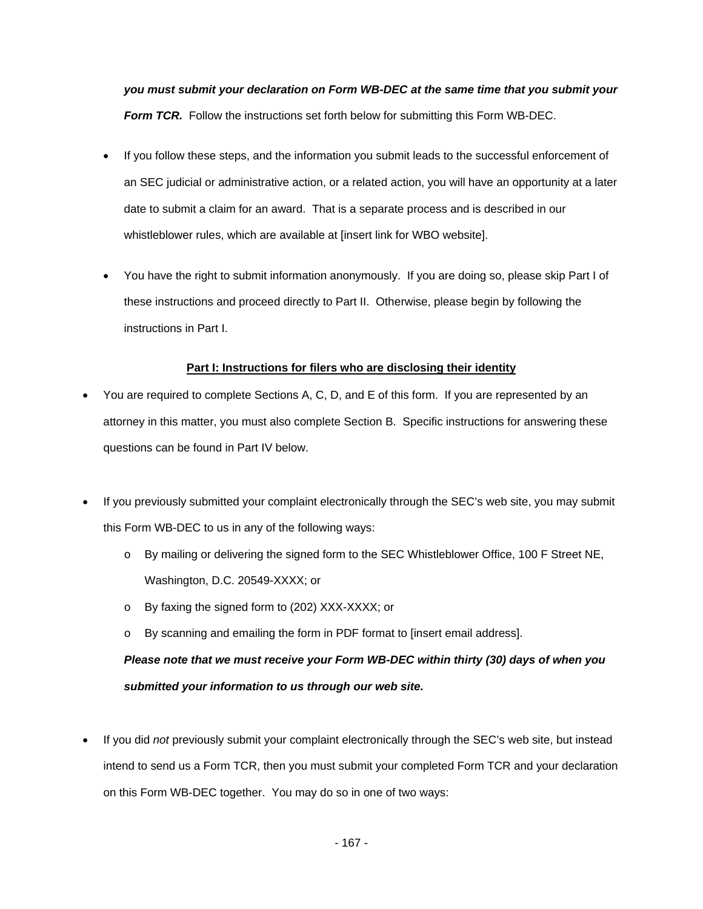*you must submit your declaration on Form WB-DEC at the same time that you submit your* ***Form TCR.*** Follow the instructions set forth below for submitting this Form WB-DEC.

- If you follow these steps, and the information you submit leads to the successful enforcement of an SEC judicial or administrative action, or a related action, you will have an opportunity at a later date to submit a claim for an award. That is a separate process and is described in our whistleblower rules, which are available at [insert link for WBO website].
- You have the right to submit information anonymously. If you are doing so, please skip Part I of these instructions and proceed directly to Part II. Otherwise, please begin by following the instructions in Part I.

**Part I: Instructions for filers who are disclosing their identity**

- You are required to complete Sections A, C, D, and E of this form. If you are represented by an attorney in this matter, you must also complete Section B. Specific instructions for answering these questions can be found in Part IV below.
- If you previously submitted your complaint electronically through the SEC's web site, you may submit this Form WB-DEC to us in any of the following ways:
  - By mailing or delivering the signed form to the SEC Whistleblower Office, 100 F Street NE, Washington, D.C. 20549-XXXX; or
  - By faxing the signed form to (202) XXX-XXXX; or
  - By scanning and emailing the form in PDF format to [insert email address].

  ***Please note that we must receive your Form WB-DEC within thirty (30) days of when you submitted your information to us through our web site.***
- If you did *not* previously submit your complaint electronically through the SEC's web site, but instead intend to send us a Form TCR, then you must submit your completed Form TCR and your declaration on this Form WB-DEC together. You may do so in one of two ways: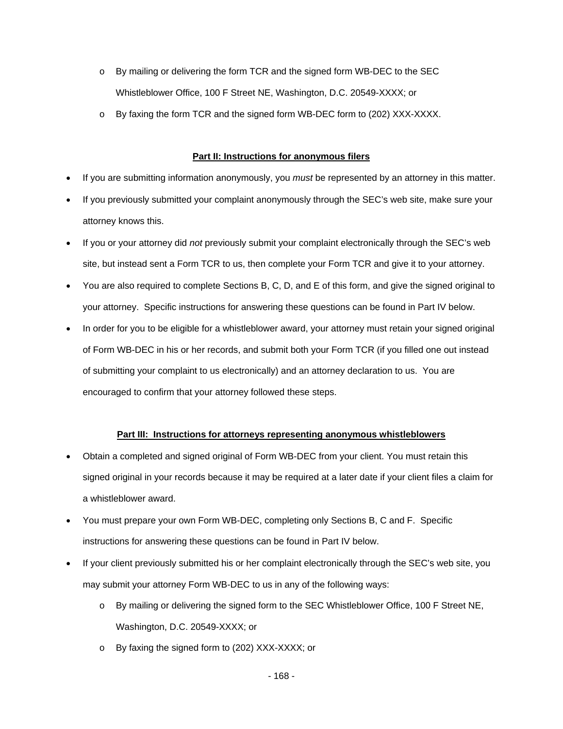- By mailing or delivering the form TCR and the signed form WB-DEC to the SEC Whistleblower Office, 100 F Street NE, Washington, D.C. 20549-XXXX; or
- By faxing the form TCR and the signed form WB-DEC form to (202) XXX-XXXX.

**Part II: Instructions for anonymous filers**

- If you are submitting information anonymously, you *must* be represented by an attorney in this matter.
- If you previously submitted your complaint anonymously through the SEC's web site, make sure your attorney knows this.
- If you or your attorney did *not* previously submit your complaint electronically through the SEC's web site, but instead sent a Form TCR to us, then complete your Form TCR and give it to your attorney.
- You are also required to complete Sections B, C, D, and E of this form, and give the signed original to your attorney. Specific instructions for answering these questions can be found in Part IV below.
- In order for you to be eligible for a whistleblower award, your attorney must retain your signed original of Form WB-DEC in his or her records, and submit both your Form TCR (if you filled one out instead of submitting your complaint to us electronically) and an attorney declaration to us. You are encouraged to confirm that your attorney followed these steps.

**Part III: Instructions for attorneys representing anonymous whistleblowers**

- Obtain a completed and signed original of Form WB-DEC from your client. You must retain this signed original in your records because it may be required at a later date if your client files a claim for a whistleblower award.
- You must prepare your own Form WB-DEC, completing only Sections B, C and F. Specific instructions for answering these questions can be found in Part IV below.
- If your client previously submitted his or her complaint electronically through the SEC's web site, you may submit your attorney Form WB-DEC to us in any of the following ways:
  - By mailing or delivering the signed form to the SEC Whistleblower Office, 100 F Street NE, Washington, D.C. 20549-XXXX; or
  - By faxing the signed form to (202) XXX-XXXX; or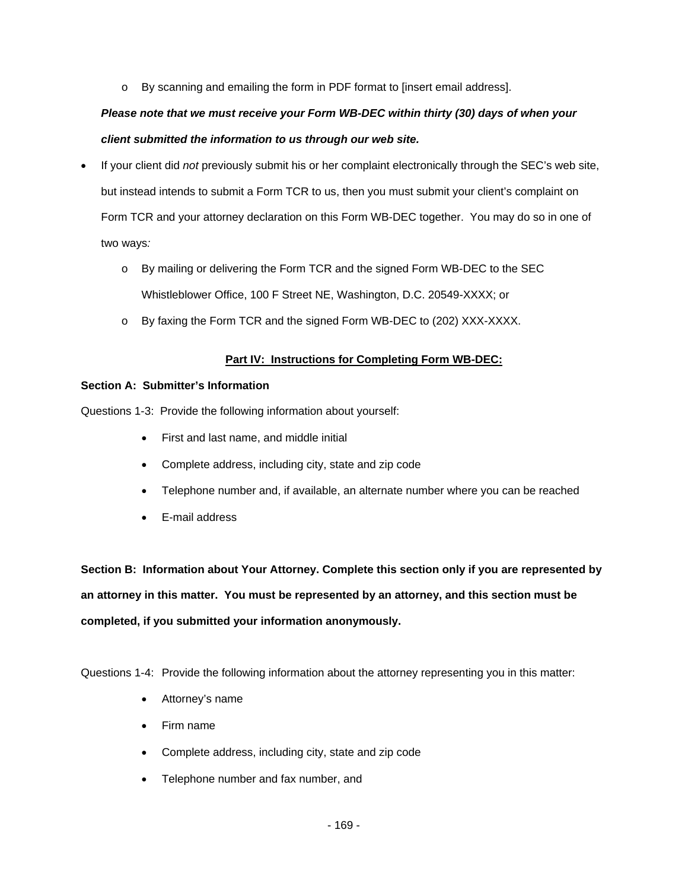- By scanning and emailing the form in PDF format to [insert email address].

  ***Please note that we must receive your Form WB-DEC within thirty (30) days of when your client submitted the information to us through our web site.***

- If your client did *not* previously submit his or her complaint electronically through the SEC's web site, but instead intends to submit a Form TCR to us, then you must submit your client's complaint on Form TCR and your attorney declaration on this Form WB-DEC together. You may do so in one of two ways*:*
    - By mailing or delivering the Form TCR and the signed Form WB-DEC to the SEC Whistleblower Office, 100 F Street NE, Washington, D.C. 20549-XXXX; or
    - By faxing the Form TCR and the signed Form WB-DEC to (202) XXX-XXXX.

## <u>Part IV: Instructions for Completing Form WB-DEC:</u>

**Section A: Submitter's Information**

Questions 1-3: Provide the following information about yourself:

- First and last name, and middle initial
- Complete address, including city, state and zip code
- Telephone number and, if available, an alternate number where you can be reached
- E-mail address

**Section B: Information about Your Attorney. Complete this section only if you are represented by an attorney in this matter. You must be represented by an attorney, and this section must be completed, if you submitted your information anonymously.**

Questions 1-4: Provide the following information about the attorney representing you in this matter:

- Attorney's name
- Firm name
- Complete address, including city, state and zip code
- Telephone number and fax number, and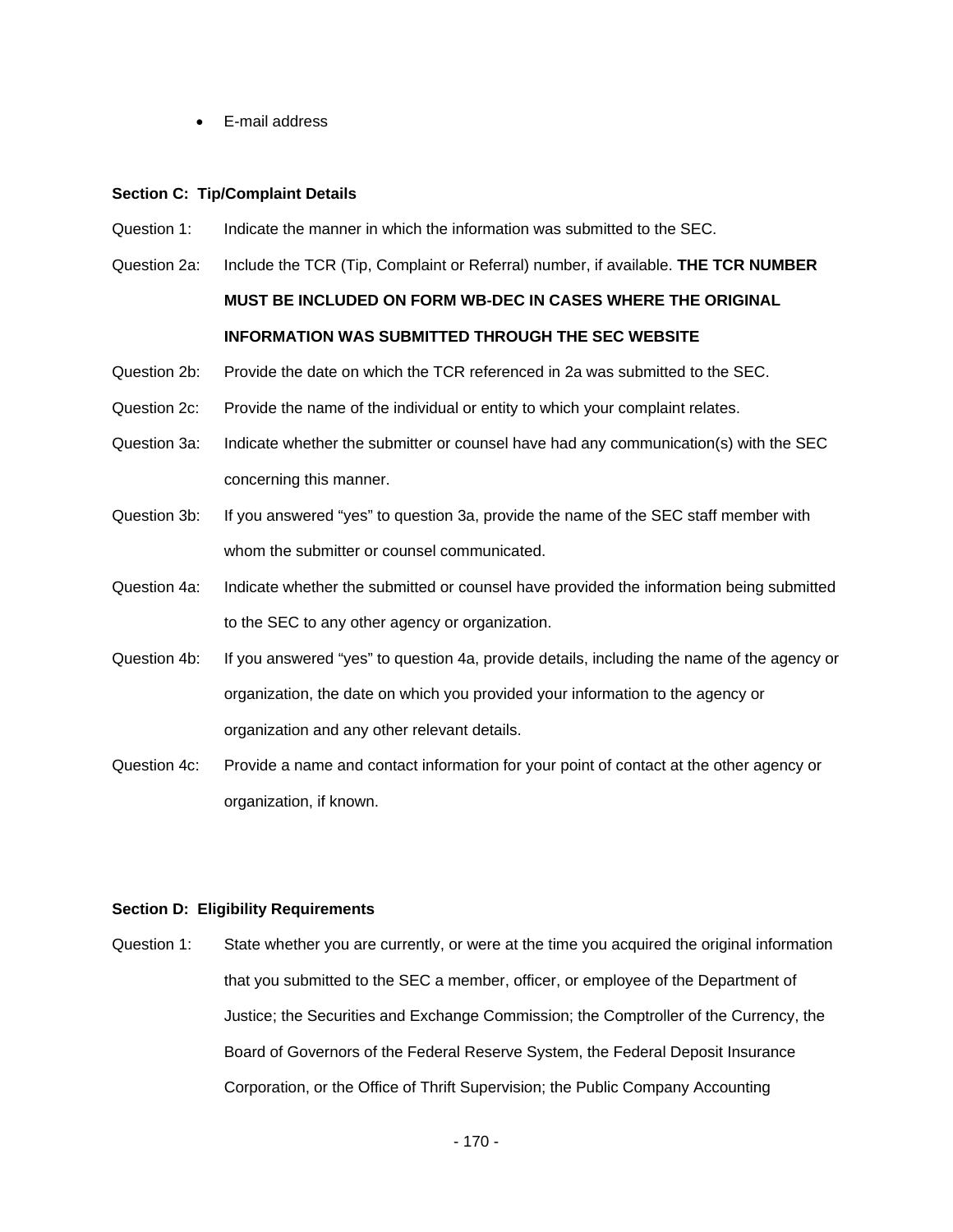- E-mail address

**Section C: Tip/Complaint Details**

Question 1: Indicate the manner in which the information was submitted to the SEC.

Question 2a: Include the TCR (Tip, Complaint or Referral) number, if available. **THE TCR NUMBER MUST BE INCLUDED ON FORM WB-DEC IN CASES WHERE THE ORIGINAL INFORMATION WAS SUBMITTED THROUGH THE SEC WEBSITE**

Question 2b: Provide the date on which the TCR referenced in 2a was submitted to the SEC.

Question 2c: Provide the name of the individual or entity to which your complaint relates.

Question 3a: Indicate whether the submitter or counsel have had any communication(s) with the SEC concerning this manner.

Question 3b: If you answered "yes" to question 3a, provide the name of the SEC staff member with whom the submitter or counsel communicated.

Question 4a: Indicate whether the submitted or counsel have provided the information being submitted to the SEC to any other agency or organization.

Question 4b: If you answered "yes" to question 4a, provide details, including the name of the agency or organization, the date on which you provided your information to the agency or organization and any other relevant details.

Question 4c: Provide a name and contact information for your point of contact at the other agency or organization, if known.

**Section D: Eligibility Requirements**

Question 1: State whether you are currently, or were at the time you acquired the original information that you submitted to the SEC a member, officer, or employee of the Department of Justice; the Securities and Exchange Commission; the Comptroller of the Currency, the Board of Governors of the Federal Reserve System, the Federal Deposit Insurance Corporation, or the Office of Thrift Supervision; the Public Company Accounting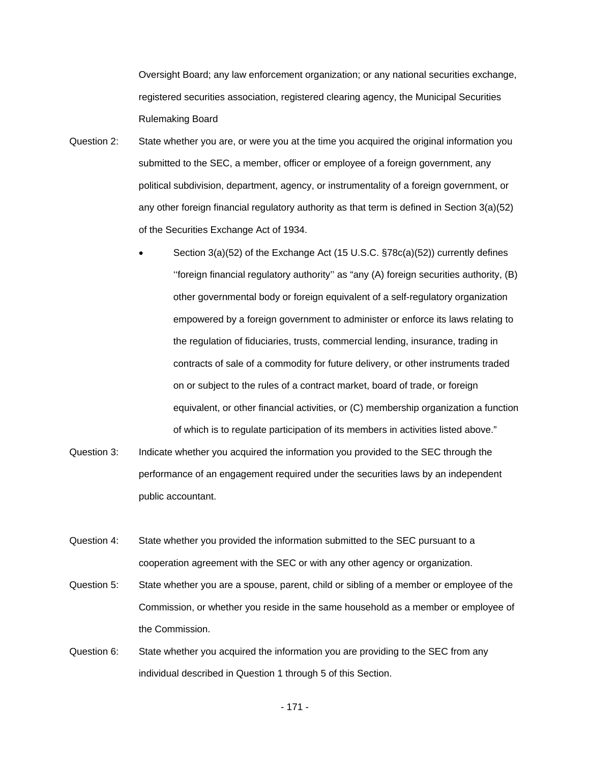Oversight Board; any law enforcement organization; or any national securities exchange, registered securities association, registered clearing agency, the Municipal Securities Rulemaking Board

Question 2: State whether you are, or were you at the time you acquired the original information you submitted to the SEC, a member, officer or employee of a foreign government, any political subdivision, department, agency, or instrumentality of a foreign government, or any other foreign financial regulatory authority as that term is defined in Section 3(a)(52) of the Securities Exchange Act of 1934.

- Section 3(a)(52) of the Exchange Act (15 U.S.C. §78c(a)(52)) currently defines ''foreign financial regulatory authority'' as "any (A) foreign securities authority, (B) other governmental body or foreign equivalent of a self-regulatory organization empowered by a foreign government to administer or enforce its laws relating to the regulation of fiduciaries, trusts, commercial lending, insurance, trading in contracts of sale of a commodity for future delivery, or other instruments traded on or subject to the rules of a contract market, board of trade, or foreign equivalent, or other financial activities, or (C) membership organization a function of which is to regulate participation of its members in activities listed above."

Question 3: Indicate whether you acquired the information you provided to the SEC through the performance of an engagement required under the securities laws by an independent public accountant.

Question 4: State whether you provided the information submitted to the SEC pursuant to a cooperation agreement with the SEC or with any other agency or organization.

Question 5: State whether you are a spouse, parent, child or sibling of a member or employee of the Commission, or whether you reside in the same household as a member or employee of the Commission.

Question 6: State whether you acquired the information you are providing to the SEC from any individual described in Question 1 through 5 of this Section.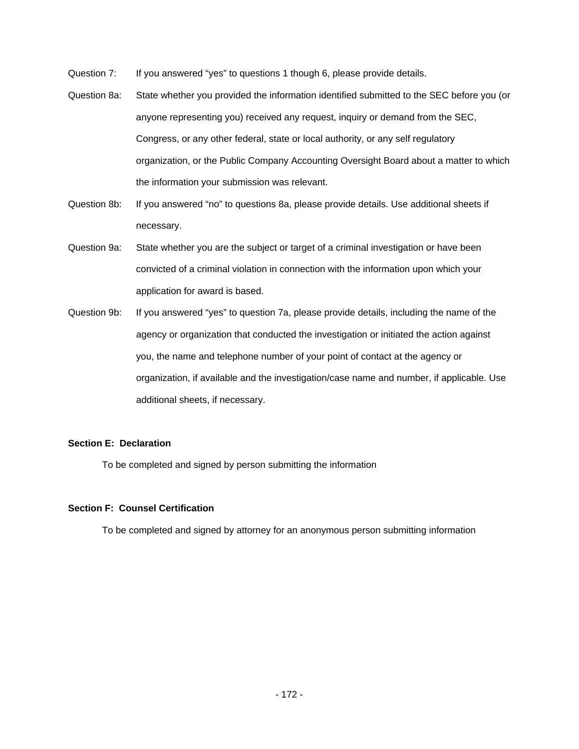Question 7: If you answered "yes" to questions 1 though 6, please provide details.

Question 8a: State whether you provided the information identified submitted to the SEC before you (or anyone representing you) received any request, inquiry or demand from the SEC, Congress, or any other federal, state or local authority, or any self regulatory organization, or the Public Company Accounting Oversight Board about a matter to which the information your submission was relevant.

Question 8b: If you answered "no" to questions 8a, please provide details. Use additional sheets if necessary.

Question 9a: State whether you are the subject or target of a criminal investigation or have been convicted of a criminal violation in connection with the information upon which your application for award is based.

Question 9b: If you answered "yes" to question 7a, please provide details, including the name of the agency or organization that conducted the investigation or initiated the action against you, the name and telephone number of your point of contact at the agency or organization, if available and the investigation/case name and number, if applicable. Use additional sheets, if necessary.

**Section E: Declaration**

To be completed and signed by person submitting the information

**Section F: Counsel Certification**

To be completed and signed by attorney for an anonymous person submitting information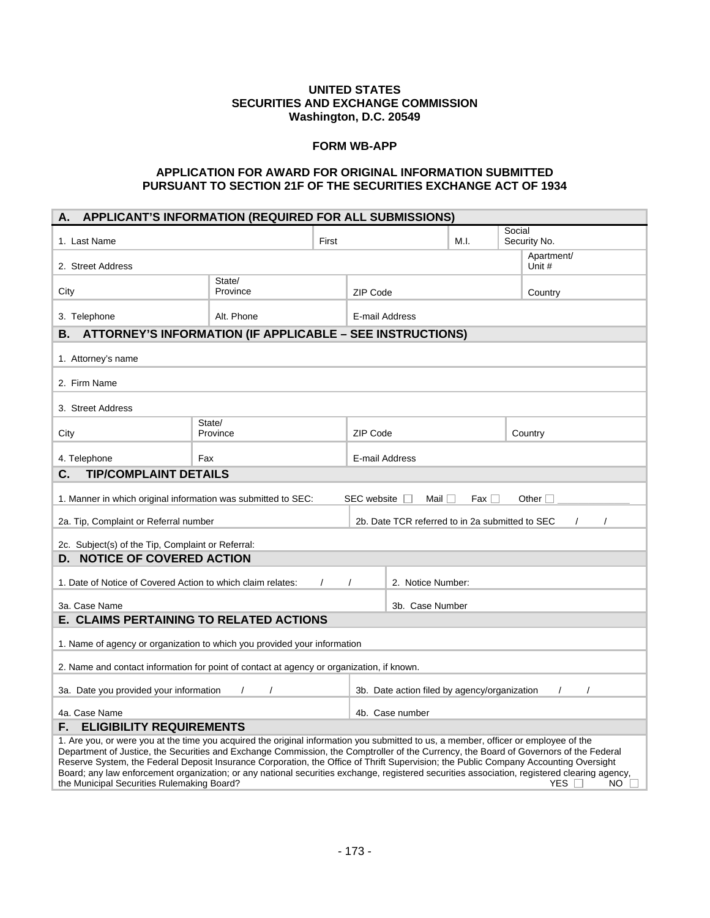**UNITED STATES**
**SECURITIES AND EXCHANGE COMMISSION**
**Washington, D.C. 20549**

**FORM WB-APP**

**APPLICATION FOR AWARD FOR ORIGINAL INFORMATION SUBMITTED PURSUANT TO SECTION 21F OF THE SECURITIES EXCHANGE ACT OF 1934**

| **A. APPLICANT'S INFORMATION (REQUIRED FOR ALL SUBMISSIONS)** | | | | |
|---|---|---|---|---|
| 1. Last Name | First | M.I. | Social Security No. | |
| 2. Street Address | | | | Apartment/ Unit # |
| City | State/ Province | ZIP Code | | Country |
| 3. Telephone | Alt. Phone | E-mail Address | | |

| **B. ATTORNEY'S INFORMATION (IF APPLICABLE – SEE INSTRUCTIONS)** | | | |
|---|---|---|---|
| 1. Attorney's name | | | |
| 2. Firm Name | | | |
| 3. Street Address | | | |
| City | State/ Province | ZIP Code | Country |
| 4. Telephone | Fax | E-mail Address | |

| **C. TIP/COMPLAINT DETAILS** | |
|---|---|
| 1. Manner in which original information was submitted to SEC: | SEC website ☐ Mail ☐ Fax ☐ Other ☐ ____________ |
| 2a. Tip, Complaint or Referral number | 2b. Date TCR referred to in 2a submitted to SEC / / |
| 2c. Subject(s) of the Tip, Complaint or Referral: | |

| **D. NOTICE OF COVERED ACTION** | |
|---|---|
| 1. Date of Notice of Covered Action to which claim relates: / / | 2. Notice Number: |
| 3a. Case Name | 3b. Case Number |

| **E. CLAIMS PERTAINING TO RELATED ACTIONS** | |
|---|---|
| 1. Name of agency or organization to which you provided your information | |
| 2. Name and contact information for point of contact at agency or organization, if known. | |
| 3a. Date you provided your information / / | 3b. Date action filed by agency/organization / / |
| 4a. Case Name | 4b. Case number |

**F. ELIGIBILITY REQUIREMENTS**

1. Are you, or were you at the time you acquired the original information you submitted to us, a member, officer or employee of the Department of Justice, the Securities and Exchange Commission, the Comptroller of the Currency, the Board of Governors of the Federal Reserve System, the Federal Deposit Insurance Corporation, the Office of Thrift Supervision; the Public Company Accounting Oversight Board; any law enforcement organization; or any national securities exchange, registered securities association, registered clearing agency, the Municipal Securities Rulemaking Board? YES ☐ NO ☐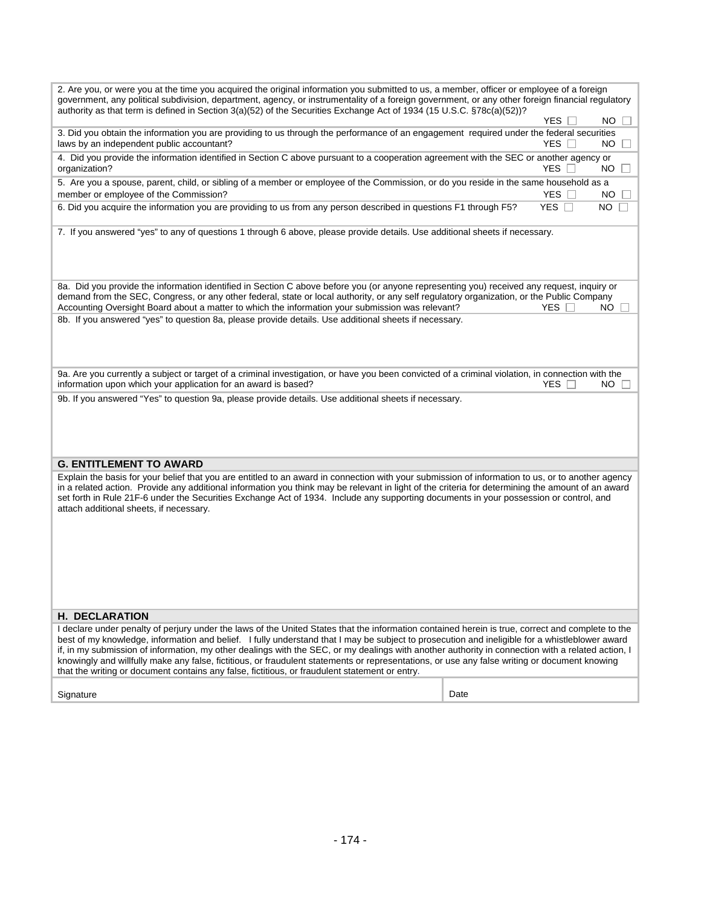2. Are you, or were you at the time you acquired the original information you submitted to us, a member, officer or employee of a foreign government, any political subdivision, department, agency, or instrumentality of a foreign government, or any other foreign financial regulatory authority as that term is defined in Section 3(a)(52) of the Securities Exchange Act of 1934 (15 U.S.C. §78c(a)(52))?

YES ☐ NO ☐

3. Did you obtain the information you are providing to us through the performance of an engagement required under the federal securities laws by an independent public accountant? YES ☐ NO ☐

4. Did you provide the information identified in Section C above pursuant to a cooperation agreement with the SEC or another agency or organization? YES ☐ NO ☐

5. Are you a spouse, parent, child, or sibling of a member or employee of the Commission, or do you reside in the same household as a member or employee of the Commission? YES ☐ NO ☐

6. Did you acquire the information you are providing to us from any person described in questions F1 through F5? YES ☐ NO ☐

7. If you answered "yes" to any of questions 1 through 6 above, please provide details. Use additional sheets if necessary.

8a. Did you provide the information identified in Section C above before you (or anyone representing you) received any request, inquiry or demand from the SEC, Congress, or any other federal, state or local authority, or any self regulatory organization, or the Public Company Accounting Oversight Board about a matter to which the information your submission was relevant? YES ☐ NO ☐

8b. If you answered "yes" to question 8a, please provide details. Use additional sheets if necessary.

9a. Are you currently a subject or target of a criminal investigation, or have you been convicted of a criminal violation, in connection with the information upon which your application for an award is based? YES ☐ NO ☐

9b. If you answered "Yes" to question 9a, please provide details. Use additional sheets if necessary.

## G. ENTITLEMENT TO AWARD

Explain the basis for your belief that you are entitled to an award in connection with your submission of information to us, or to another agency in a related action. Provide any additional information you think may be relevant in light of the criteria for determining the amount of an award set forth in Rule 21F-6 under the Securities Exchange Act of 1934. Include any supporting documents in your possession or control, and attach additional sheets, if necessary.

## H. DECLARATION

I declare under penalty of perjury under the laws of the United States that the information contained herein is true, correct and complete to the best of my knowledge, information and belief. I fully understand that I may be subject to prosecution and ineligible for a whistleblower award if, in my submission of information, my other dealings with the SEC, or my dealings with another authority in connection with a related action, I knowingly and willfully make any false, fictitious, or fraudulent statements or representations, or use any false writing or document knowing that the writing or document contains any false, fictitious, or fraudulent statement or entry.

| Signature | Date |
|---|---|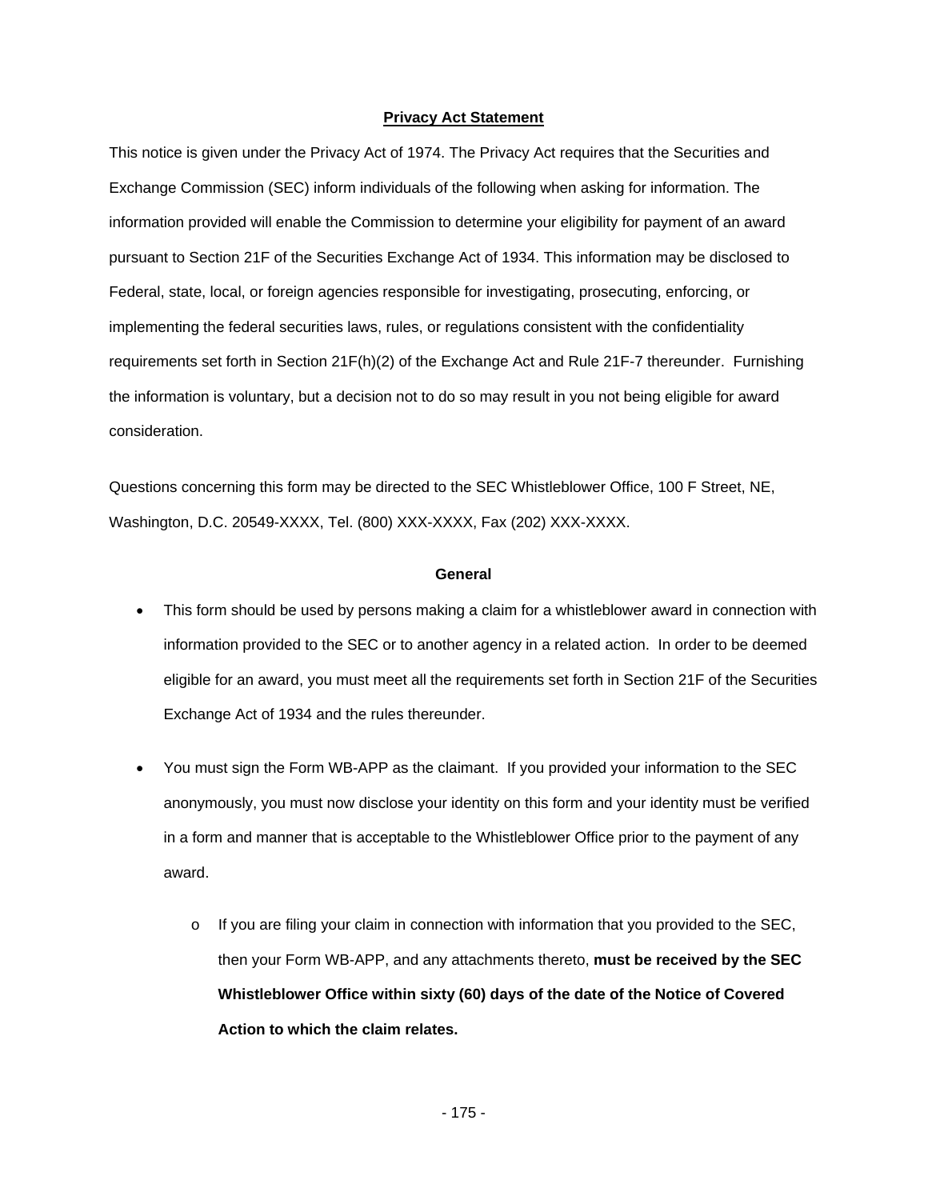## Privacy Act Statement

This notice is given under the Privacy Act of 1974. The Privacy Act requires that the Securities and Exchange Commission (SEC) inform individuals of the following when asking for information. The information provided will enable the Commission to determine your eligibility for payment of an award pursuant to Section 21F of the Securities Exchange Act of 1934. This information may be disclosed to Federal, state, local, or foreign agencies responsible for investigating, prosecuting, enforcing, or implementing the federal securities laws, rules, or regulations consistent with the confidentiality requirements set forth in Section 21F(h)(2) of the Exchange Act and Rule 21F-7 thereunder. Furnishing the information is voluntary, but a decision not to do so may result in you not being eligible for award consideration.

Questions concerning this form may be directed to the SEC Whistleblower Office, 100 F Street, NE, Washington, D.C. 20549-XXXX, Tel. (800) XXX-XXXX, Fax (202) XXX-XXXX.

### General

- This form should be used by persons making a claim for a whistleblower award in connection with information provided to the SEC or to another agency in a related action. In order to be deemed eligible for an award, you must meet all the requirements set forth in Section 21F of the Securities Exchange Act of 1934 and the rules thereunder.

- You must sign the Form WB-APP as the claimant. If you provided your information to the SEC anonymously, you must now disclose your identity on this form and your identity must be verified in a form and manner that is acceptable to the Whistleblower Office prior to the payment of any award.

  - If you are filing your claim in connection with information that you provided to the SEC, then your Form WB-APP, and any attachments thereto, **must be received by the SEC Whistleblower Office within sixty (60) days of the date of the Notice of Covered Action to which the claim relates.**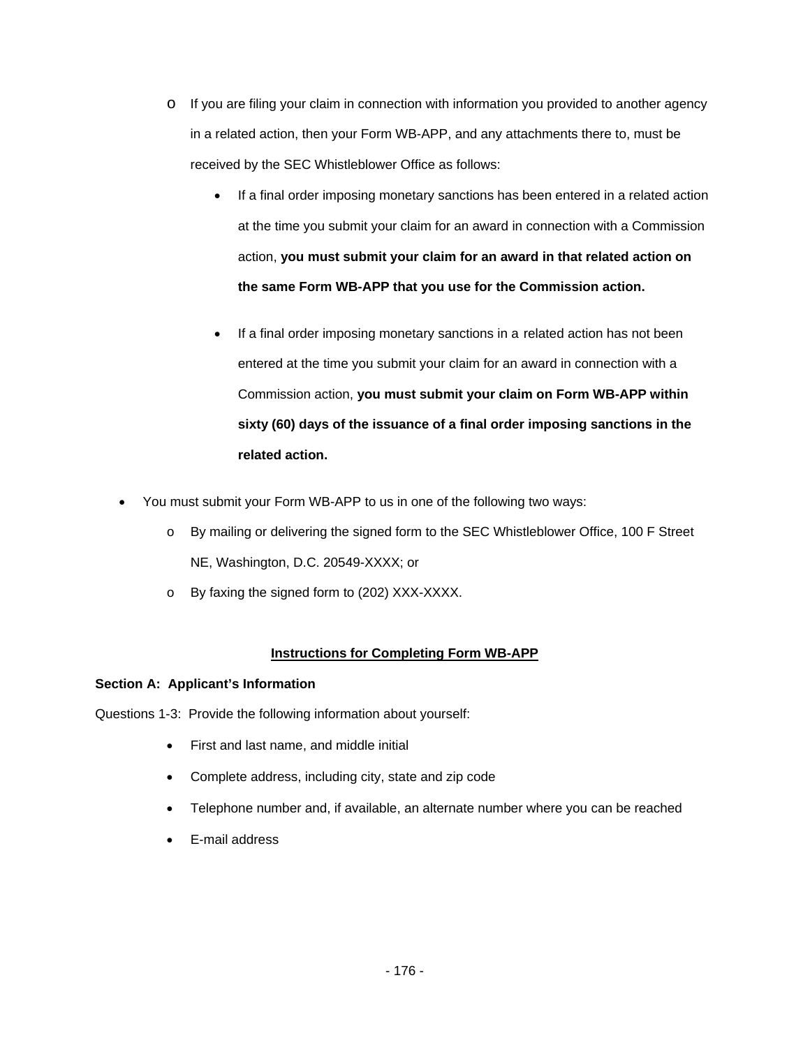- If you are filing your claim in connection with information you provided to another agency in a related action, then your Form WB-APP, and any attachments there to, must be received by the SEC Whistleblower Office as follows:
  - If a final order imposing monetary sanctions has been entered in a related action at the time you submit your claim for an award in connection with a Commission action, **you must submit your claim for an award in that related action on the same Form WB-APP that you use for the Commission action.**
  - If a final order imposing monetary sanctions in a related action has not been entered at the time you submit your claim for an award in connection with a Commission action, **you must submit your claim on Form WB-APP within sixty (60) days of the issuance of a final order imposing sanctions in the related action.**

- You must submit your Form WB-APP to us in one of the following two ways:
  - By mailing or delivering the signed form to the SEC Whistleblower Office, 100 F Street NE, Washington, D.C. 20549-XXXX; or
  - By faxing the signed form to (202) XXX-XXXX.

## Instructions for Completing Form WB-APP

**Section A: Applicant's Information**

Questions 1-3: Provide the following information about yourself:

- First and last name, and middle initial
- Complete address, including city, state and zip code
- Telephone number and, if available, an alternate number where you can be reached
- E-mail address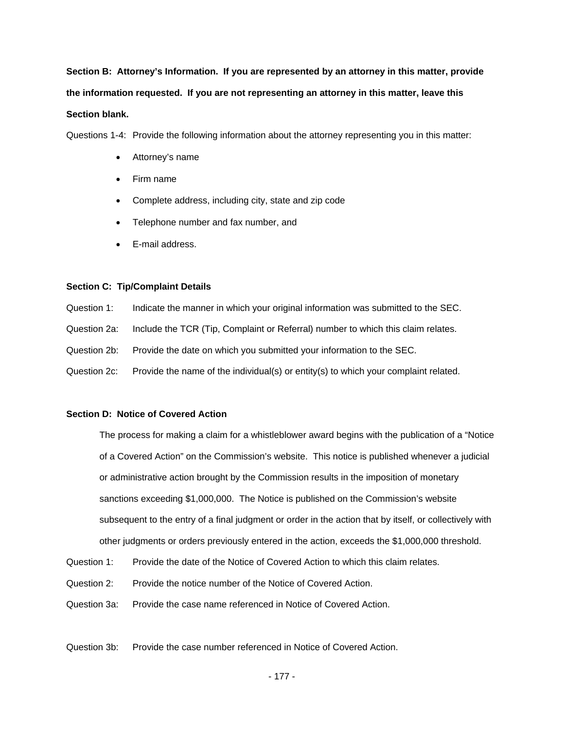**Section B: Attorney's Information. If you are represented by an attorney in this matter, provide the information requested. If you are not representing an attorney in this matter, leave this Section blank.**

Questions 1-4: Provide the following information about the attorney representing you in this matter:

- Attorney's name
- Firm name
- Complete address, including city, state and zip code
- Telephone number and fax number, and
- E-mail address.

**Section C: Tip/Complaint Details**

Question 1: Indicate the manner in which your original information was submitted to the SEC.

Question 2a: Include the TCR (Tip, Complaint or Referral) number to which this claim relates.

Question 2b: Provide the date on which you submitted your information to the SEC.

Question 2c: Provide the name of the individual(s) or entity(s) to which your complaint related.

**Section D: Notice of Covered Action**

The process for making a claim for a whistleblower award begins with the publication of a "Notice of a Covered Action" on the Commission's website. This notice is published whenever a judicial or administrative action brought by the Commission results in the imposition of monetary sanctions exceeding $1,000,000. The Notice is published on the Commission's website subsequent to the entry of a final judgment or order in the action that by itself, or collectively with other judgments or orders previously entered in the action, exceeds the $1,000,000 threshold.

Question 1: Provide the date of the Notice of Covered Action to which this claim relates.

Question 2: Provide the notice number of the Notice of Covered Action.

Question 3a: Provide the case name referenced in Notice of Covered Action.

Question 3b: Provide the case number referenced in Notice of Covered Action.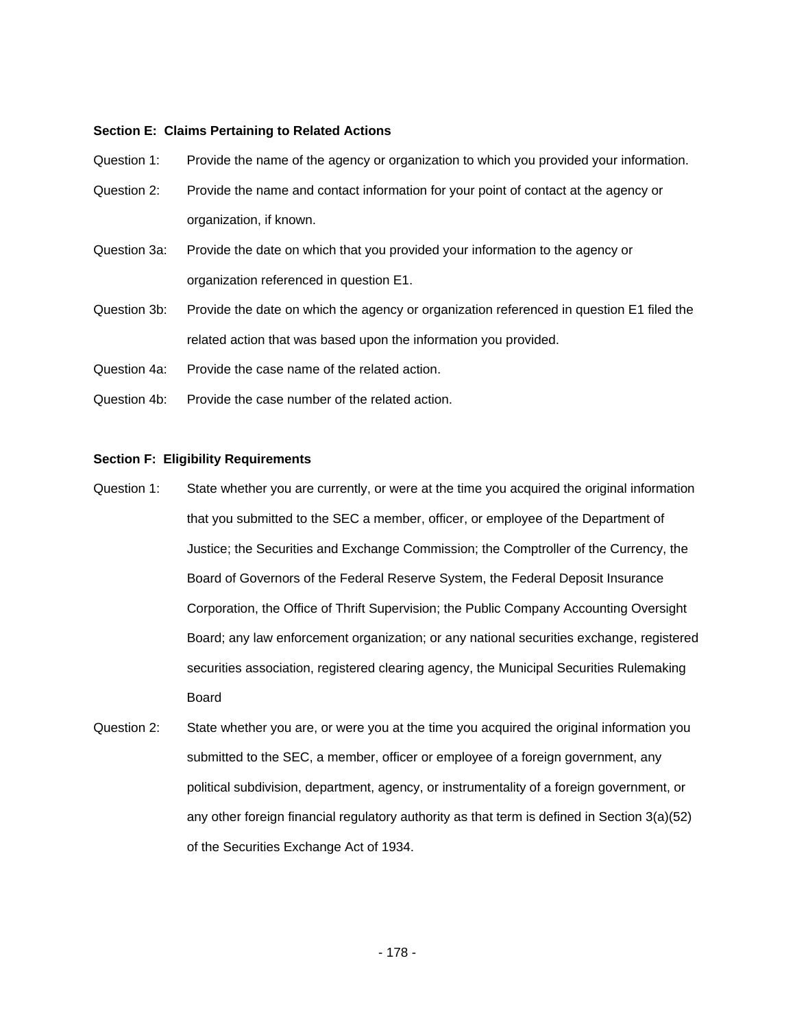**Section E: Claims Pertaining to Related Actions**

Question 1: Provide the name of the agency or organization to which you provided your information.

Question 2: Provide the name and contact information for your point of contact at the agency or organization, if known.

Question 3a: Provide the date on which that you provided your information to the agency or organization referenced in question E1.

Question 3b: Provide the date on which the agency or organization referenced in question E1 filed the related action that was based upon the information you provided.

Question 4a: Provide the case name of the related action.

Question 4b: Provide the case number of the related action.

**Section F: Eligibility Requirements**

Question 1: State whether you are currently, or were at the time you acquired the original information that you submitted to the SEC a member, officer, or employee of the Department of Justice; the Securities and Exchange Commission; the Comptroller of the Currency, the Board of Governors of the Federal Reserve System, the Federal Deposit Insurance Corporation, the Office of Thrift Supervision; the Public Company Accounting Oversight Board; any law enforcement organization; or any national securities exchange, registered securities association, registered clearing agency, the Municipal Securities Rulemaking Board

Question 2: State whether you are, or were you at the time you acquired the original information you submitted to the SEC, a member, officer or employee of a foreign government, any political subdivision, department, agency, or instrumentality of a foreign government, or any other foreign financial regulatory authority as that term is defined in Section 3(a)(52) of the Securities Exchange Act of 1934.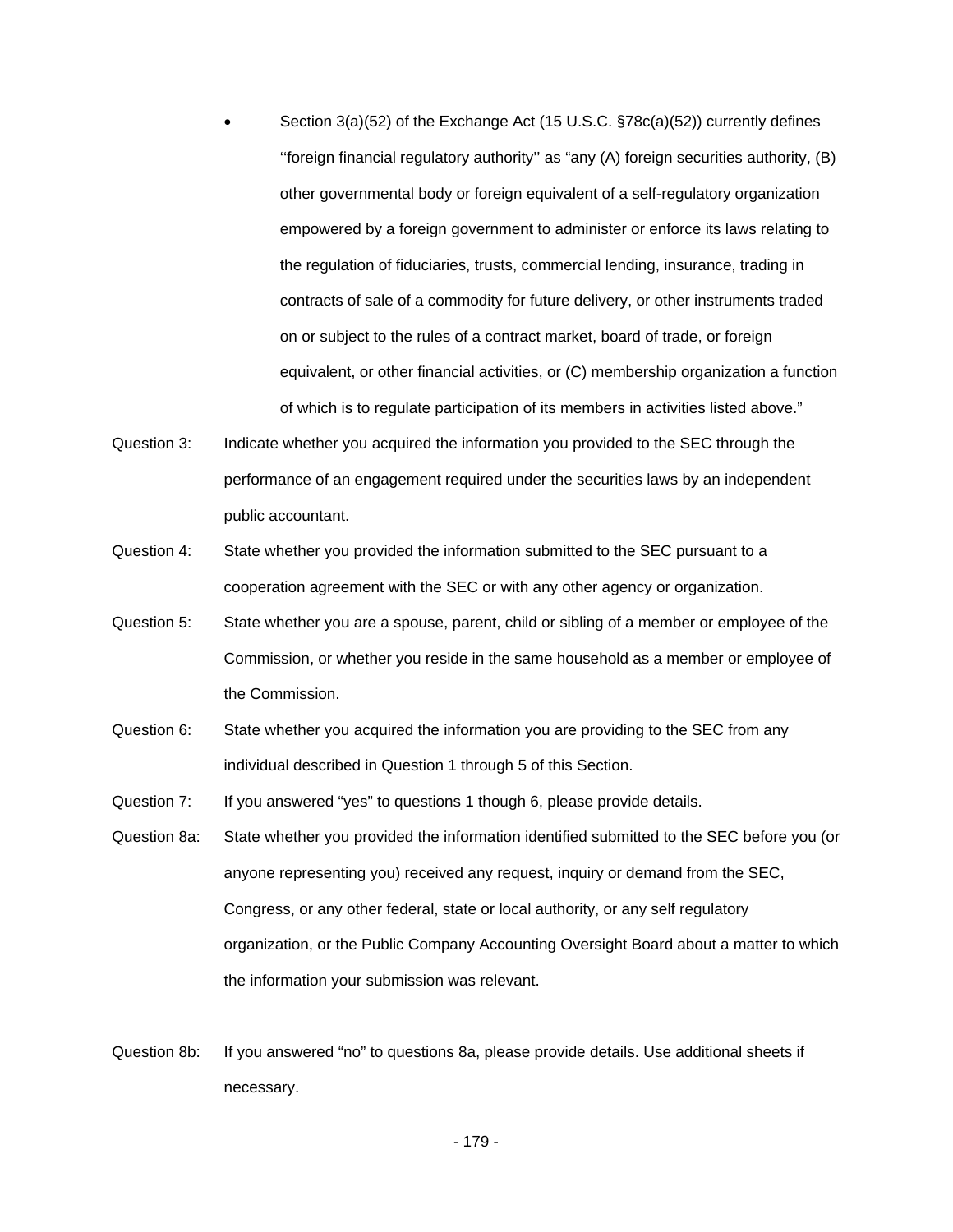- Section 3(a)(52) of the Exchange Act (15 U.S.C. §78c(a)(52)) currently defines ''foreign financial regulatory authority'' as "any (A) foreign securities authority, (B) other governmental body or foreign equivalent of a self-regulatory organization empowered by a foreign government to administer or enforce its laws relating to the regulation of fiduciaries, trusts, commercial lending, insurance, trading in contracts of sale of a commodity for future delivery, or other instruments traded on or subject to the rules of a contract market, board of trade, or foreign equivalent, or other financial activities, or (C) membership organization a function of which is to regulate participation of its members in activities listed above."

Question 3: Indicate whether you acquired the information you provided to the SEC through the performance of an engagement required under the securities laws by an independent public accountant.

Question 4: State whether you provided the information submitted to the SEC pursuant to a cooperation agreement with the SEC or with any other agency or organization.

Question 5: State whether you are a spouse, parent, child or sibling of a member or employee of the Commission, or whether you reside in the same household as a member or employee of the Commission.

Question 6: State whether you acquired the information you are providing to the SEC from any individual described in Question 1 through 5 of this Section.

Question 7: If you answered "yes" to questions 1 though 6, please provide details.

Question 8a: State whether you provided the information identified submitted to the SEC before you (or anyone representing you) received any request, inquiry or demand from the SEC, Congress, or any other federal, state or local authority, or any self regulatory organization, or the Public Company Accounting Oversight Board about a matter to which the information your submission was relevant.

Question 8b: If you answered "no" to questions 8a, please provide details. Use additional sheets if necessary.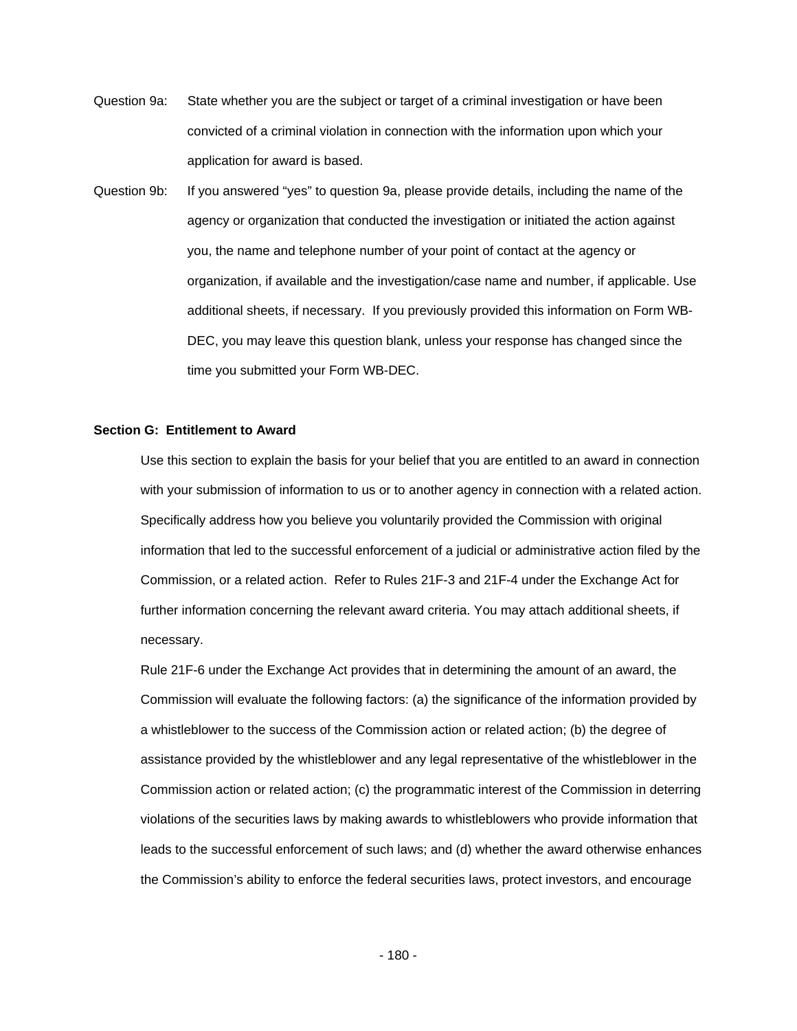Question 9a: State whether you are the subject or target of a criminal investigation or have been convicted of a criminal violation in connection with the information upon which your application for award is based.

Question 9b: If you answered "yes" to question 9a, please provide details, including the name of the agency or organization that conducted the investigation or initiated the action against you, the name and telephone number of your point of contact at the agency or organization, if available and the investigation/case name and number, if applicable. Use additional sheets, if necessary. If you previously provided this information on Form WB-DEC, you may leave this question blank, unless your response has changed since the time you submitted your Form WB-DEC.

**Section G: Entitlement to Award**

Use this section to explain the basis for your belief that you are entitled to an award in connection with your submission of information to us or to another agency in connection with a related action. Specifically address how you believe you voluntarily provided the Commission with original information that led to the successful enforcement of a judicial or administrative action filed by the Commission, or a related action. Refer to Rules 21F-3 and 21F-4 under the Exchange Act for further information concerning the relevant award criteria. You may attach additional sheets, if necessary.

Rule 21F-6 under the Exchange Act provides that in determining the amount of an award, the Commission will evaluate the following factors: (a) the significance of the information provided by a whistleblower to the success of the Commission action or related action; (b) the degree of assistance provided by the whistleblower and any legal representative of the whistleblower in the Commission action or related action; (c) the programmatic interest of the Commission in deterring violations of the securities laws by making awards to whistleblowers who provide information that leads to the successful enforcement of such laws; and (d) whether the award otherwise enhances the Commission's ability to enforce the federal securities laws, protect investors, and encourage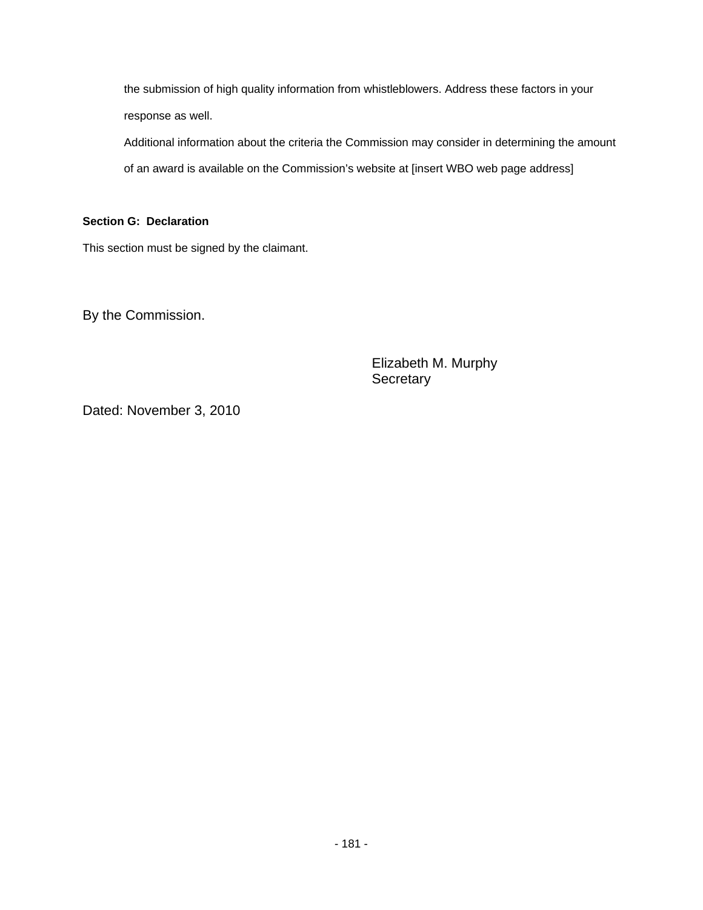the submission of high quality information from whistleblowers. Address these factors in your response as well.

Additional information about the criteria the Commission may consider in determining the amount of an award is available on the Commission's website at [insert WBO web page address]

**Section G: Declaration**

This section must be signed by the claimant.

By the Commission.

Elizabeth M. Murphy
Secretary

Dated: November 3, 2010